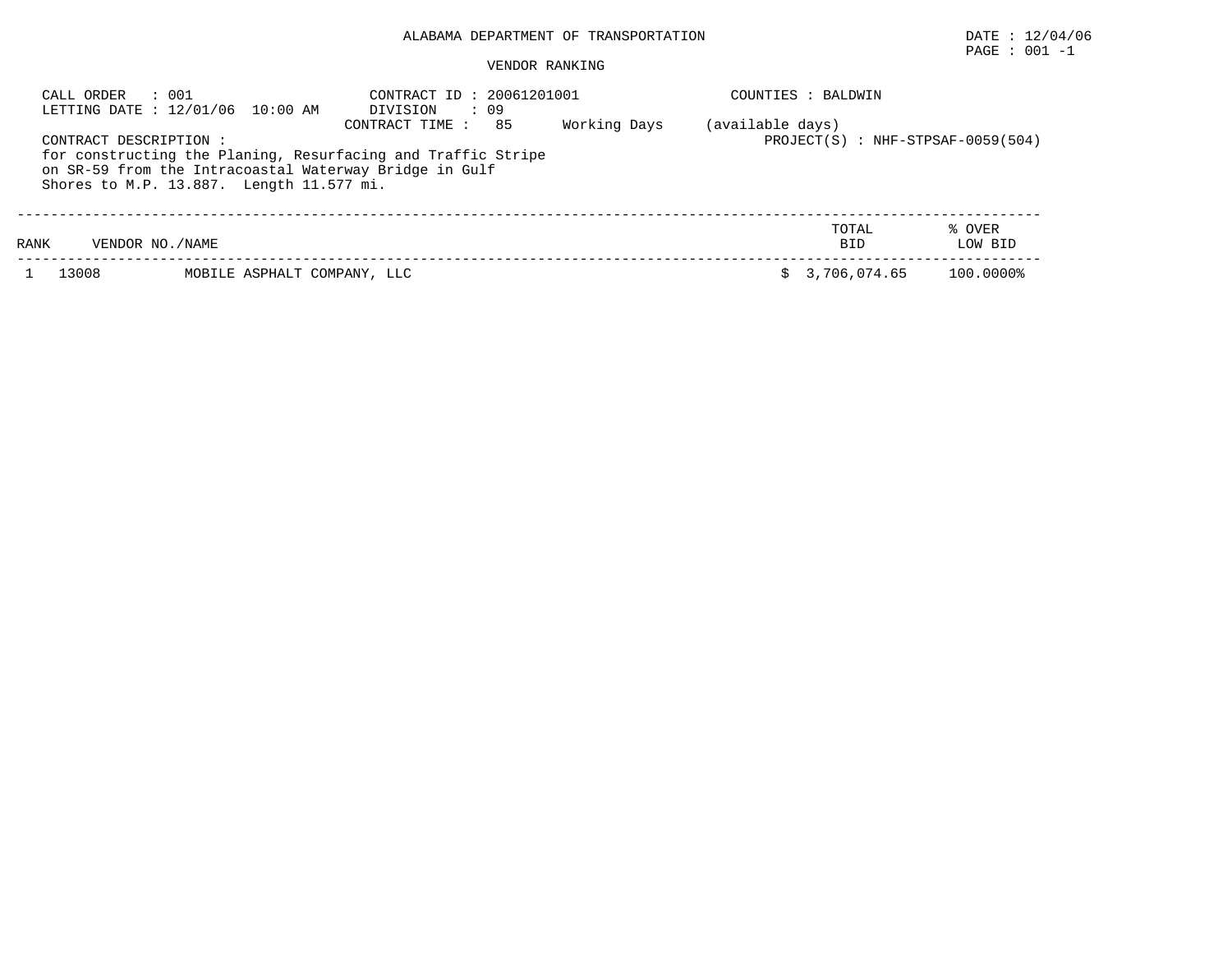# ALABAMA DEPARTMENT OF TRANSPORTATION

DATE : 12/04/06

## VENDOR RANKING

CALL ORDER : 001
LETTING DATE : 12/01/06 10:00 AM

CONTRACT ID : 20061201001
DIVISION : 09
CONTRACT TIME : 85 Working Days (available days)

COUNTIES : BALDWIN

PROJECT(S) : NHF-STPSAF-0059(504)

CONTRACT DESCRIPTION :
for constructing the Planing, Resurfacing and Traffic Stripe on SR-59 from the Intracoastal Waterway Bridge in Gulf Shores to M.P. 13.887. Length 11.577 mi.

| RANK | VENDOR NO./NAME | | TOTAL BID | % OVER LOW BID |
|---|---|---|---|---|
| 1 | 13008 | MOBILE ASPHALT COMPANY, LLC | $ 3,706,074.65 | 100.0000% |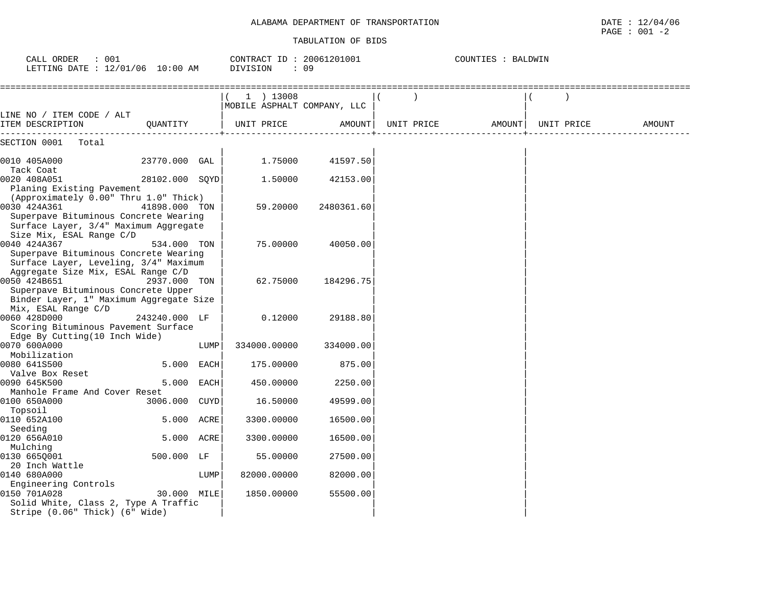ALABAMA DEPARTMENT OF TRANSPORTATION

TABULATION OF BIDS

DATE : 12/04/06
PAGE : 001 -2

CALL ORDER : 001
LETTING DATE : 12/01/06 10:00 AM

CONTRACT ID : 20061201001
DIVISION : 09

COUNTIES : BALDWIN

| LINE NO / ITEM CODE / ALT ITEM DESCRIPTION | QUANTITY | ( 1 ) 13008 MOBILE ASPHALT COMPANY, LLC UNIT PRICE | AMOUNT | ( ) UNIT PRICE | AMOUNT | ( ) UNIT PRICE | AMOUNT |
|---|---|---|---|---|---|---|---|
| SECTION 0001 Total | | | | | | | |
| 0010 405A000 Tack Coat | 23770.000 GAL | 1.75000 | 41597.50 | | | | |
| 0020 408A051 Planing Existing Pavement (Approximately 0.00" Thru 1.0" Thick) | 28102.000 SQYD | 1.50000 | 42153.00 | | | | |
| 0030 424A361 Superpave Bituminous Concrete Wearing Surface Layer, 3/4" Maximum Aggregate Size Mix, ESAL Range C/D | 41898.000 TON | 59.20000 | 2480361.60 | | | | |
| 0040 424A367 Superpave Bituminous Concrete Wearing Surface Layer, Leveling, 3/4" Maximum Aggregate Size Mix, ESAL Range C/D | 534.000 TON | 75.00000 | 40050.00 | | | | |
| 0050 424B651 Superpave Bituminous Concrete Upper Binder Layer, 1" Maximum Aggregate Size Mix, ESAL Range C/D | 2937.000 TON | 62.75000 | 184296.75 | | | | |
| 0060 428D000 Scoring Bituminous Pavement Surface Edge By Cutting(10 Inch Wide) | 243240.000 LF | 0.12000 | 29188.80 | | | | |
| 0070 600A000 Mobilization | LUMP | 334000.00000 | 334000.00 | | | | |
| 0080 641S500 Valve Box Reset | 5.000 EACH | 175.00000 | 875.00 | | | | |
| 0090 645K500 Manhole Frame And Cover Reset | 5.000 EACH | 450.00000 | 2250.00 | | | | |
| 0100 650A000 Topsoil | 3006.000 CUYD | 16.50000 | 49599.00 | | | | |
| 0110 652A100 Seeding | 5.000 ACRE | 3300.00000 | 16500.00 | | | | |
| 0120 656A010 Mulching | 5.000 ACRE | 3300.00000 | 16500.00 | | | | |
| 0130 665Q001 20 Inch Wattle | 500.000 LF | 55.00000 | 27500.00 | | | | |
| 0140 680A000 Engineering Controls | LUMP | 82000.00000 | 82000.00 | | | | |
| 0150 701A028 Solid White, Class 2, Type A Traffic Stripe (0.06" Thick) (6" Wide) | 30.000 MILE | 1850.00000 | 55500.00 | | | | |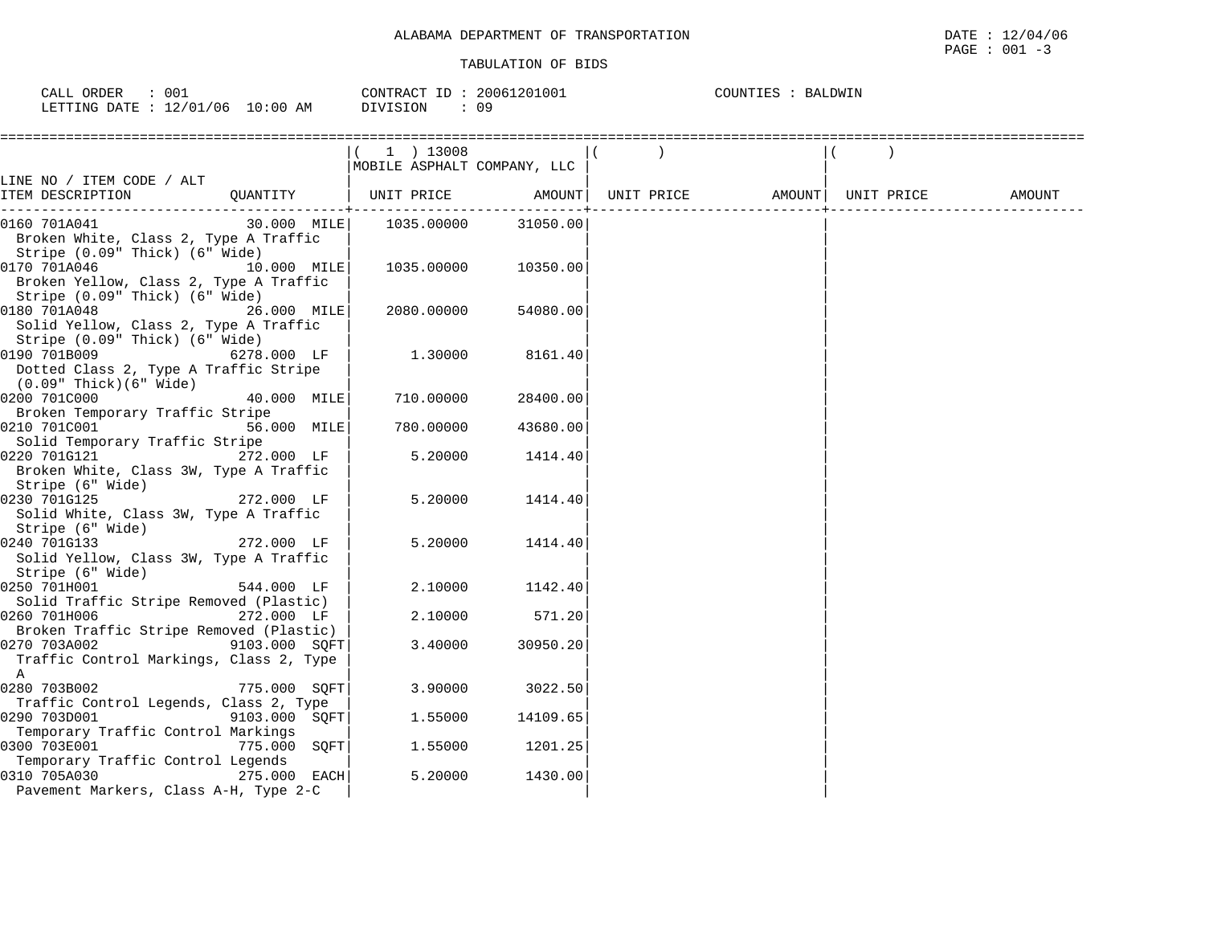ALABAMA DEPARTMENT OF TRANSPORTATION

TABULATION OF BIDS

DATE : 12/04/06
PAGE : 001 -3

CALL ORDER : 001
LETTING DATE : 12/01/06 10:00 AM

CONTRACT ID : 20061201001
DIVISION : 09

COUNTIES : BALDWIN

| LINE NO / ITEM CODE / ALT ITEM DESCRIPTION | QUANTITY | ( 1 ) 13008 MOBILE ASPHALT COMPANY, LLC UNIT PRICE | AMOUNT | ( ) UNIT PRICE | AMOUNT | ( ) UNIT PRICE | AMOUNT |
|---|---|---|---|---|---|---|---|
| 0160 701A041 Broken White, Class 2, Type A Traffic Stripe (0.09" Thick) (6" Wide) | 30.000 MILE | 1035.00000 | 31050.00 | | | | |
| 0170 701A046 Broken Yellow, Class 2, Type A Traffic Stripe (0.09" Thick) (6" Wide) | 10.000 MILE | 1035.00000 | 10350.00 | | | | |
| 0180 701A048 Solid Yellow, Class 2, Type A Traffic Stripe (0.09" Thick) (6" Wide) | 26.000 MILE | 2080.00000 | 54080.00 | | | | |
| 0190 701B009 Dotted Class 2, Type A Traffic Stripe (0.09" Thick)(6" Wide) | 6278.000 LF | 1.30000 | 8161.40 | | | | |
| 0200 701C000 Broken Temporary Traffic Stripe | 40.000 MILE | 710.00000 | 28400.00 | | | | |
| 0210 701C001 Solid Temporary Traffic Stripe | 56.000 MILE | 780.00000 | 43680.00 | | | | |
| 0220 701G121 Broken White, Class 3W, Type A Traffic Stripe (6" Wide) | 272.000 LF | 5.20000 | 1414.40 | | | | |
| 0230 701G125 Solid White, Class 3W, Type A Traffic Stripe (6" Wide) | 272.000 LF | 5.20000 | 1414.40 | | | | |
| 0240 701G133 Solid Yellow, Class 3W, Type A Traffic Stripe (6" Wide) | 272.000 LF | 5.20000 | 1414.40 | | | | |
| 0250 701H001 Solid Traffic Stripe Removed (Plastic) | 544.000 LF | 2.10000 | 1142.40 | | | | |
| 0260 701H006 Broken Traffic Stripe Removed (Plastic) | 272.000 LF | 2.10000 | 571.20 | | | | |
| 0270 703A002 Traffic Control Markings, Class 2, Type A | 9103.000 SQFT | 3.40000 | 30950.20 | | | | |
| 0280 703B002 Traffic Control Legends, Class 2, Type | 775.000 SQFT | 3.90000 | 3022.50 | | | | |
| 0290 703D001 Temporary Traffic Control Markings | 9103.000 SQFT | 1.55000 | 14109.65 | | | | |
| 0300 703E001 Temporary Traffic Control Legends | 775.000 SQFT | 1.55000 | 1201.25 | | | | |
| 0310 705A030 Pavement Markers, Class A-H, Type 2-C | 275.000 EACH | 5.20000 | 1430.00 | | | | |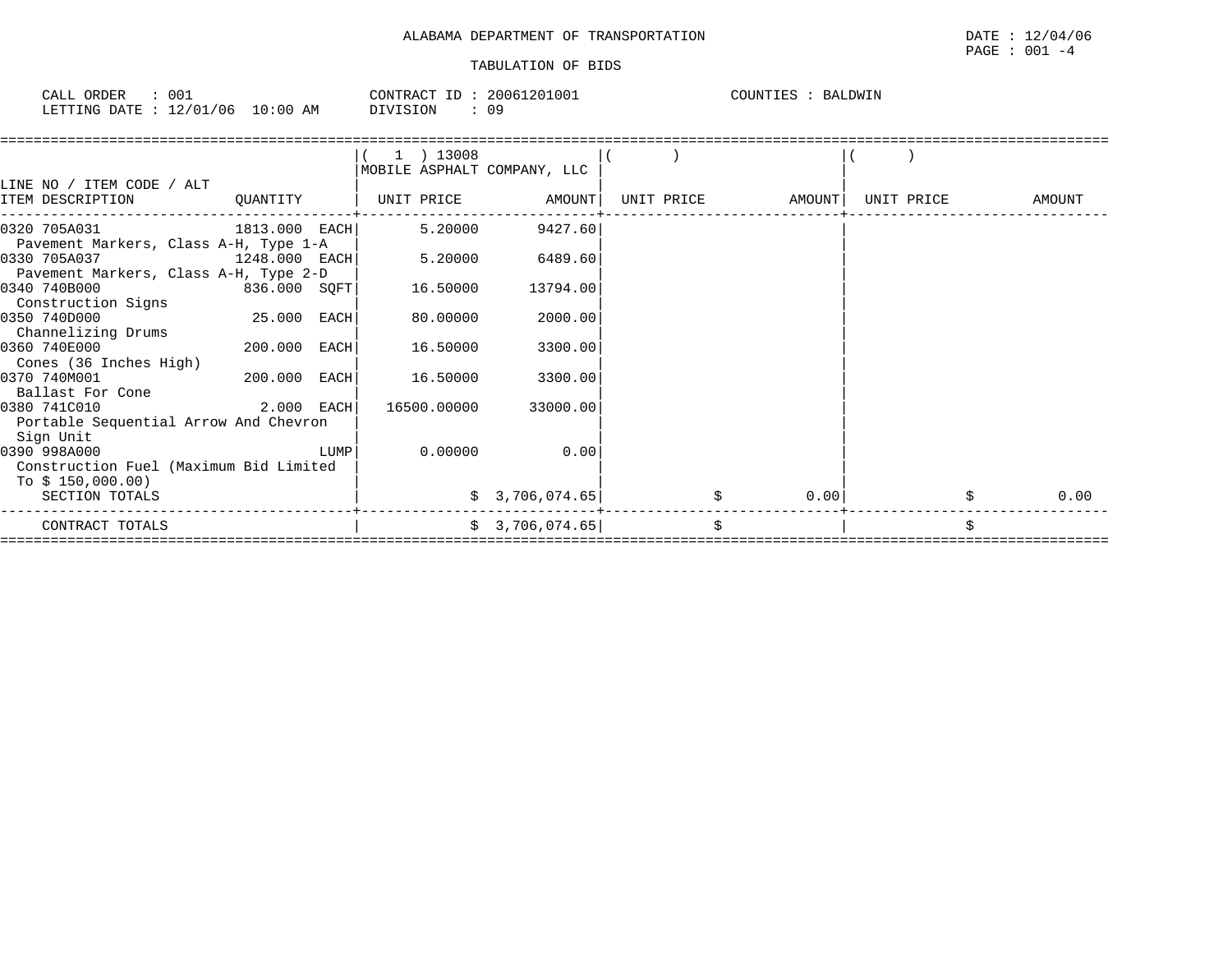ALABAMA DEPARTMENT OF TRANSPORTATION

TABULATION OF BIDS

CALL ORDER : 001    CONTRACT ID : 20061201001    COUNTIES : BALDWIN
LETTING DATE : 12/01/06 10:00 AM    DIVISION : 09

| LINE NO / ITEM CODE / ALT ITEM DESCRIPTION | QUANTITY | ( 1 ) 13008 MOBILE ASPHALT COMPANY, LLC UNIT PRICE | AMOUNT | ( ) UNIT PRICE | AMOUNT | ( ) UNIT PRICE | AMOUNT |
|---|---|---|---|---|---|---|---|
| 0320 705A031 Pavement Markers, Class A-H, Type 1-A | 1813.000 EACH | 5.20000 | 9427.60 | | | | |
| 0330 705A037 Pavement Markers, Class A-H, Type 2-D | 1248.000 EACH | 5.20000 | 6489.60 | | | | |
| 0340 740B000 Construction Signs | 836.000 SQFT | 16.50000 | 13794.00 | | | | |
| 0350 740D000 Channelizing Drums | 25.000 EACH | 80.00000 | 2000.00 | | | | |
| 0360 740E000 Cones (36 Inches High) | 200.000 EACH | 16.50000 | 3300.00 | | | | |
| 0370 740M001 Ballast For Cone | 200.000 EACH | 16.50000 | 3300.00 | | | | |
| 0380 741C010 Portable Sequential Arrow And Chevron Sign Unit | 2.000 EACH | 16500.00000 | 33000.00 | | | | |
| 0390 998A000 Construction Fuel (Maximum Bid Limited To $ 150,000.00) | LUMP | 0.00000 | 0.00 | | | | |
| SECTION TOTALS | | | $ 3,706,074.65 | | $ 0.00 | | $ 0.00 |
| CONTRACT TOTALS | | | $ 3,706,074.65 | | $ | | $ |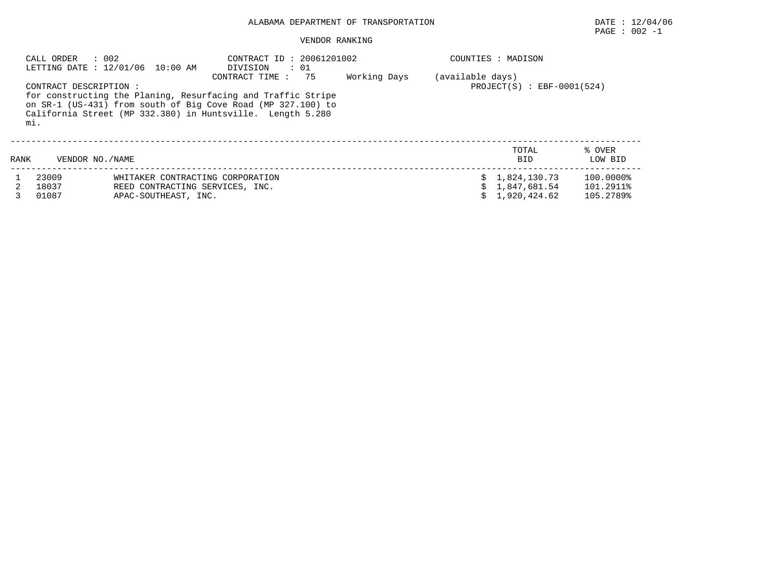ALABAMA DEPARTMENT OF TRANSPORTATION

DATE : 12/04/06
PAGE : 002 -1

VENDOR RANKING

CALL ORDER : 002
LETTING DATE : 12/01/06 10:00 AM

CONTRACT ID : 20061201002
DIVISION : 01
CONTRACT TIME : 75 Working Days (available days)

COUNTIES : MADISON

PROJECT(S) : EBF-0001(524)

CONTRACT DESCRIPTION :
for constructing the Planing, Resurfacing and Traffic Stripe on SR-1 (US-431) from south of Big Cove Road (MP 327.100) to California Street (MP 332.380) in Huntsville. Length 5.280 mi.

| RANK | VENDOR NO./NAME | | TOTAL BID | % OVER LOW BID |
|---|---|---|---|---|
| 1 | 23009 | WHITAKER CONTRACTING CORPORATION | $ 1,824,130.73 | 100.0000% |
| 2 | 18037 | REED CONTRACTING SERVICES, INC. | $ 1,847,681.54 | 101.2911% |
| 3 | 01087 | APAC-SOUTHEAST, INC. | $ 1,920,424.62 | 105.2789% |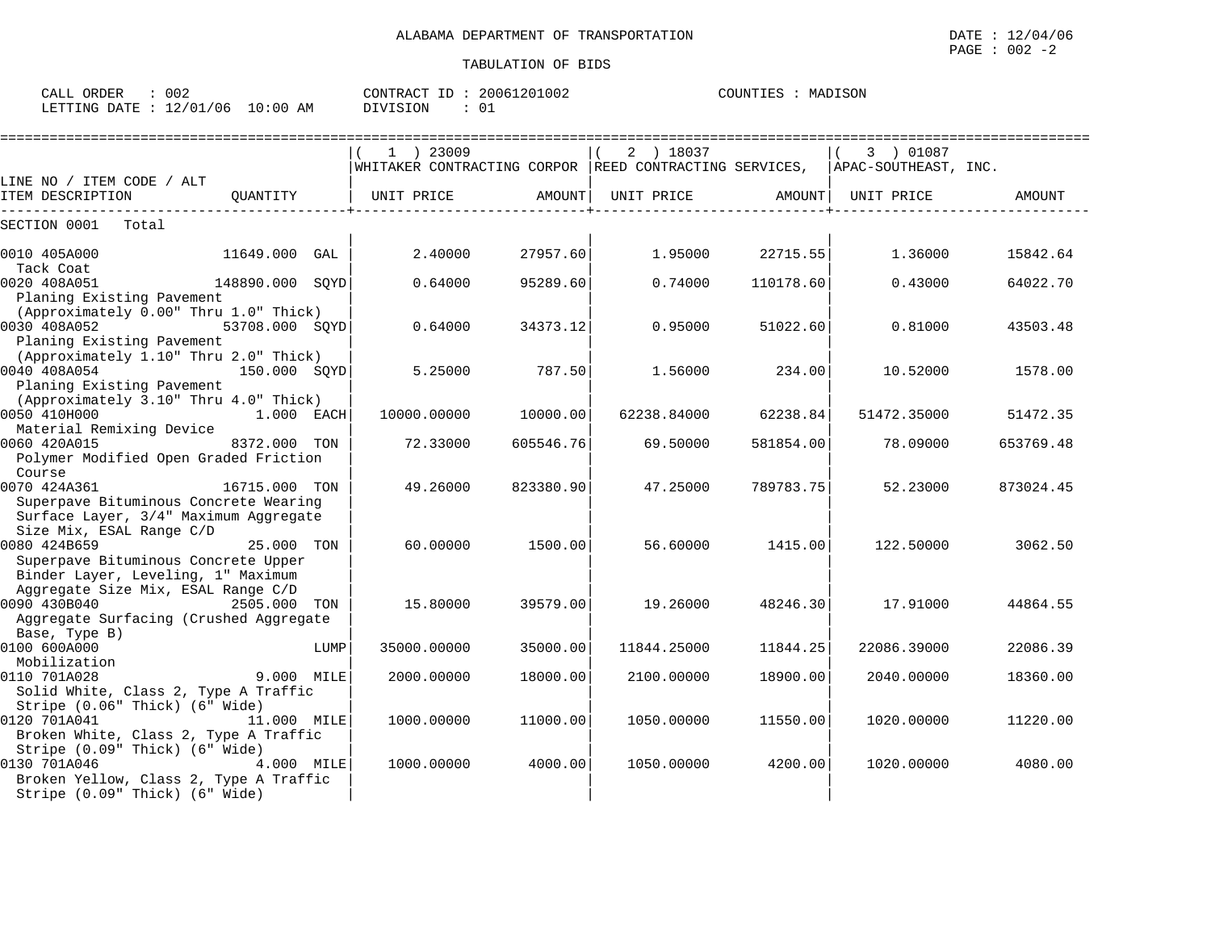ALABAMA DEPARTMENT OF TRANSPORTATION

TABULATION OF BIDS

CALL ORDER : 002 CONTRACT ID : 20061201002 COUNTIES : MADISON
LETTING DATE : 12/01/06 10:00 AM DIVISION : 01

| LINE NO / ITEM CODE / ALT ITEM DESCRIPTION | QUANTITY | (1) 23009 WHITAKER CONTRACTING CORPOR UNIT PRICE | AMOUNT | (2) 18037 REED CONTRACTING SERVICES, UNIT PRICE | AMOUNT | (3) 01087 APAC-SOUTHEAST, INC. UNIT PRICE | AMOUNT |
|---|---|---|---|---|---|---|---|
| SECTION 0001 Total | | | | | | | |
| 0010 405A000 Tack Coat | 11649.000 GAL | 2.40000 | 27957.60 | 1.95000 | 22715.55 | 1.36000 | 15842.64 |
| 0020 408A051 Planing Existing Pavement (Approximately 0.00" Thru 1.0" Thick) | 148890.000 SQYD | 0.64000 | 95289.60 | 0.74000 | 110178.60 | 0.43000 | 64022.70 |
| 0030 408A052 Planing Existing Pavement (Approximately 1.10" Thru 2.0" Thick) | 53708.000 SQYD | 0.64000 | 34373.12 | 0.95000 | 51022.60 | 0.81000 | 43503.48 |
| 0040 408A054 Planing Existing Pavement (Approximately 3.10" Thru 4.0" Thick) | 150.000 SQYD | 5.25000 | 787.50 | 1.56000 | 234.00 | 10.52000 | 1578.00 |
| 0050 410H000 Material Remixing Device | 1.000 EACH | 10000.00000 | 10000.00 | 62238.84000 | 62238.84 | 51472.35000 | 51472.35 |
| 0060 420A015 Polymer Modified Open Graded Friction Course | 8372.000 TON | 72.33000 | 605546.76 | 69.50000 | 581854.00 | 78.09000 | 653769.48 |
| 0070 424A361 Superpave Bituminous Concrete Wearing Surface Layer, 3/4" Maximum Aggregate Size Mix, ESAL Range C/D | 16715.000 TON | 49.26000 | 823380.90 | 47.25000 | 789783.75 | 52.23000 | 873024.45 |
| 0080 424B659 Superpave Bituminous Concrete Upper Binder Layer, Leveling, 1" Maximum Aggregate Size Mix, ESAL Range C/D | 25.000 TON | 60.00000 | 1500.00 | 56.60000 | 1415.00 | 122.50000 | 3062.50 |
| 0090 430B040 Aggregate Surfacing (Crushed Aggregate Base, Type B) | 2505.000 TON | 15.80000 | 39579.00 | 19.26000 | 48246.30 | 17.91000 | 44864.55 |
| 0100 600A000 Mobilization | LUMP | 35000.00000 | 35000.00 | 11844.25000 | 11844.25 | 22086.39000 | 22086.39 |
| 0110 701A028 Solid White, Class 2, Type A Traffic Stripe (0.06" Thick) (6" Wide) | 9.000 MILE | 2000.00000 | 18000.00 | 2100.00000 | 18900.00 | 2040.00000 | 18360.00 |
| 0120 701A041 Broken White, Class 2, Type A Traffic Stripe (0.09" Thick) (6" Wide) | 11.000 MILE | 1000.00000 | 11000.00 | 1050.00000 | 11550.00 | 1020.00000 | 11220.00 |
| 0130 701A046 Broken Yellow, Class 2, Type A Traffic Stripe (0.09" Thick) (6" Wide) | 4.000 MILE | 1000.00000 | 4000.00 | 1050.00000 | 4200.00 | 1020.00000 | 4080.00 |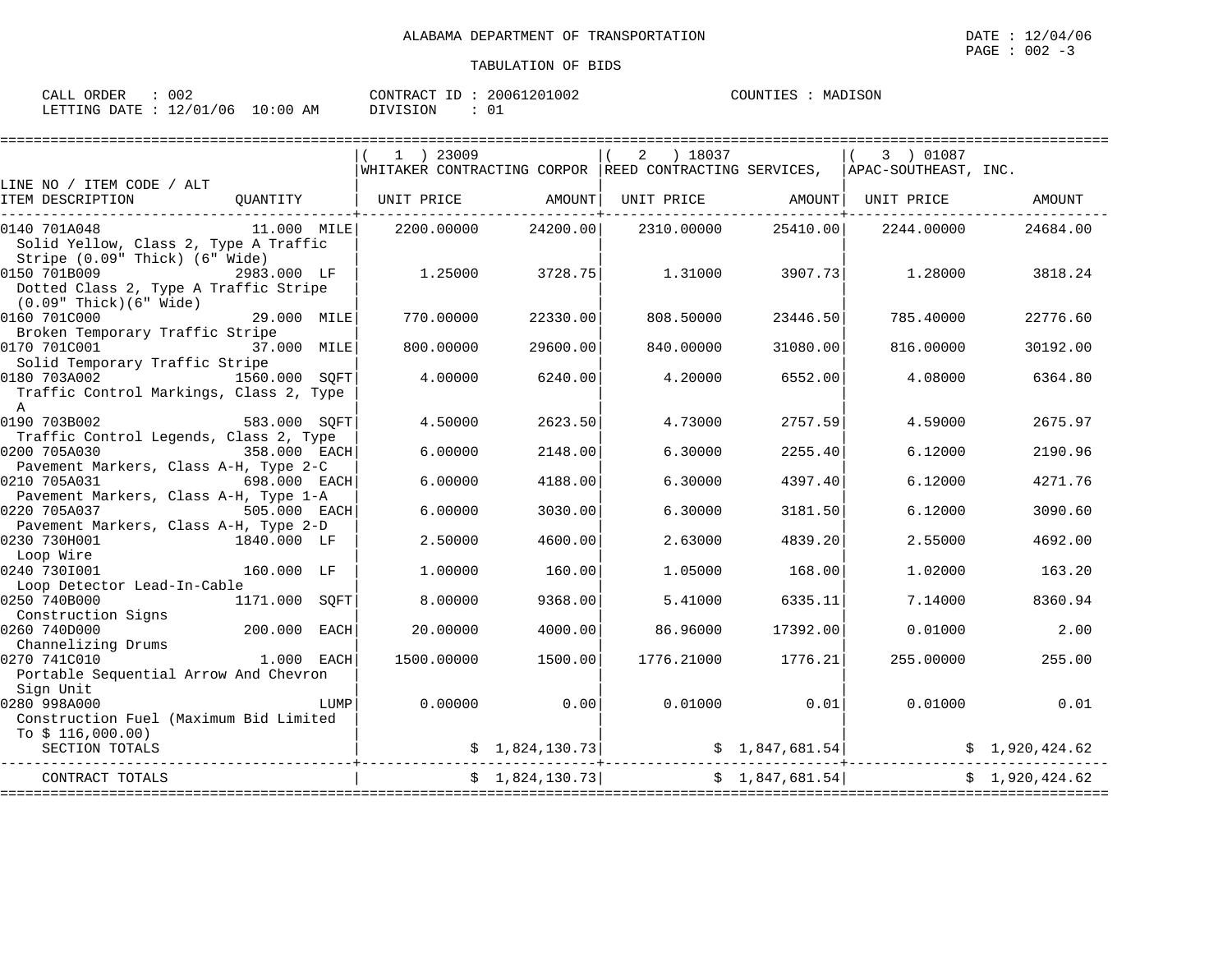ALABAMA DEPARTMENT OF TRANSPORTATION

TABULATION OF BIDS

DATE : 12/04/06

CALL ORDER : 002 CONTRACT ID : 20061201002 COUNTIES : MADISON
LETTING DATE : 12/01/06 10:00 AM DIVISION : 01

| LINE NO / ITEM CODE / ALT ITEM DESCRIPTION | QUANTITY | ( 1 ) 23009 WHITAKER CONTRACTING CORPOR UNIT PRICE | AMOUNT | ( 2 ) 18037 REED CONTRACTING SERVICES, UNIT PRICE | AMOUNT | ( 3 ) 01087 APAC-SOUTHEAST, INC. UNIT PRICE | AMOUNT |
|---|---|---|---|---|---|---|---|
| 0140 701A048 Solid Yellow, Class 2, Type A Traffic Stripe (0.09" Thick) (6" Wide) | 11.000 MILE | 2200.00000 | 24200.00 | 2310.00000 | 25410.00 | 2244.00000 | 24684.00 |
| 0150 701B009 Dotted Class 2, Type A Traffic Stripe (0.09" Thick)(6" Wide) | 2983.000 LF | 1.25000 | 3728.75 | 1.31000 | 3907.73 | 1.28000 | 3818.24 |
| 0160 701C000 Broken Temporary Traffic Stripe | 29.000 MILE | 770.00000 | 22330.00 | 808.50000 | 23446.50 | 785.40000 | 22776.60 |
| 0170 701C001 Solid Temporary Traffic Stripe | 37.000 MILE | 800.00000 | 29600.00 | 840.00000 | 31080.00 | 816.00000 | 30192.00 |
| 0180 703A002 Traffic Control Markings, Class 2, Type A | 1560.000 SQFT | 4.00000 | 6240.00 | 4.20000 | 6552.00 | 4.08000 | 6364.80 |
| 0190 703B002 Traffic Control Legends, Class 2, Type | 583.000 SQFT | 4.50000 | 2623.50 | 4.73000 | 2757.59 | 4.59000 | 2675.97 |
| 0200 705A030 Pavement Markers, Class A-H, Type 2-C | 358.000 EACH | 6.00000 | 2148.00 | 6.30000 | 2255.40 | 6.12000 | 2190.96 |
| 0210 705A031 Pavement Markers, Class A-H, Type 1-A | 698.000 EACH | 6.00000 | 4188.00 | 6.30000 | 4397.40 | 6.12000 | 4271.76 |
| 0220 705A037 Pavement Markers, Class A-H, Type 2-D | 505.000 EACH | 6.00000 | 3030.00 | 6.30000 | 3181.50 | 6.12000 | 3090.60 |
| 0230 730H001 Loop Wire | 1840.000 LF | 2.50000 | 4600.00 | 2.63000 | 4839.20 | 2.55000 | 4692.00 |
| 0240 730I001 Loop Detector Lead-In-Cable | 160.000 LF | 1.00000 | 160.00 | 1.05000 | 168.00 | 1.02000 | 163.20 |
| 0250 740B000 Construction Signs | 1171.000 SQFT | 8.00000 | 9368.00 | 5.41000 | 6335.11 | 7.14000 | 8360.94 |
| 0260 740D000 Channelizing Drums | 200.000 EACH | 20.00000 | 4000.00 | 86.96000 | 17392.00 | 0.01000 | 2.00 |
| 0270 741C010 Portable Sequential Arrow And Chevron Sign Unit | 1.000 EACH | 1500.00000 | 1500.00 | 1776.21000 | 1776.21 | 255.00000 | 255.00 |
| 0280 998A000 Construction Fuel (Maximum Bid Limited To $ 116,000.00) | LUMP | 0.00000 | 0.00 | 0.01000 | 0.01 | 0.01000 | 0.01 |
| SECTION TOTALS | | | $ 1,824,130.73 | | $ 1,847,681.54 | | $ 1,920,424.62 |
| CONTRACT TOTALS | | | $ 1,824,130.73 | | $ 1,847,681.54 | | $ 1,920,424.62 |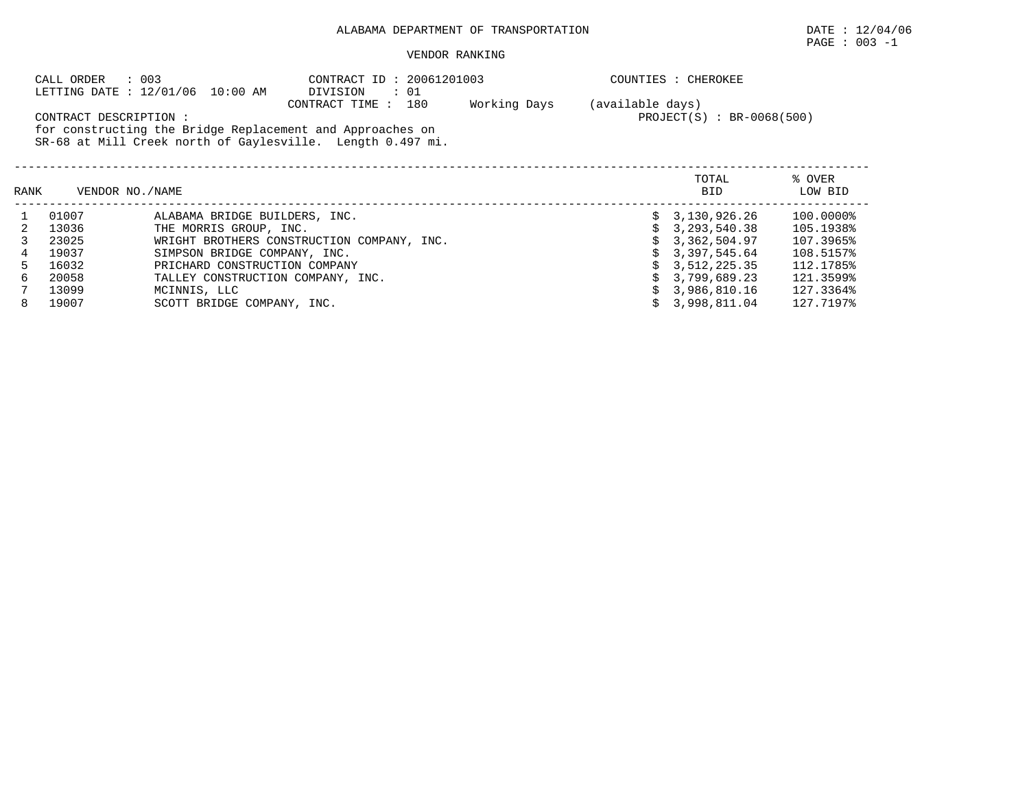ALABAMA DEPARTMENT OF TRANSPORTATION

DATE : 12/04/06

PAGE : 003 -1

VENDOR RANKING

CALL ORDER : 003
LETTING DATE : 12/01/06 10:00 AM

CONTRACT ID : 20061201003
DIVISION : 01
CONTRACT TIME : 180 Working Days (available days)

COUNTIES : CHEROKEE

PROJECT(S) : BR-0068(500)

CONTRACT DESCRIPTION :
for constructing the Bridge Replacement and Approaches on SR-68 at Mill Creek north of Gaylesville. Length 0.497 mi.

| RANK | VENDOR NO./NAME | | TOTAL BID | % OVER LOW BID |
|---|---|---|---|---|
| 1 | 01007 | ALABAMA BRIDGE BUILDERS, INC. | $ 3,130,926.26 | 100.0000% |
| 2 | 13036 | THE MORRIS GROUP, INC. | $ 3,293,540.38 | 105.1938% |
| 3 | 23025 | WRIGHT BROTHERS CONSTRUCTION COMPANY, INC. | $ 3,362,504.97 | 107.3965% |
| 4 | 19037 | SIMPSON BRIDGE COMPANY, INC. | $ 3,397,545.64 | 108.5157% |
| 5 | 16032 | PRICHARD CONSTRUCTION COMPANY | $ 3,512,225.35 | 112.1785% |
| 6 | 20058 | TALLEY CONSTRUCTION COMPANY, INC. | $ 3,799,689.23 | 121.3599% |
| 7 | 13099 | MCINNIS, LLC | $ 3,986,810.16 | 127.3364% |
| 8 | 19007 | SCOTT BRIDGE COMPANY, INC. | $ 3,998,811.04 | 127.7197% |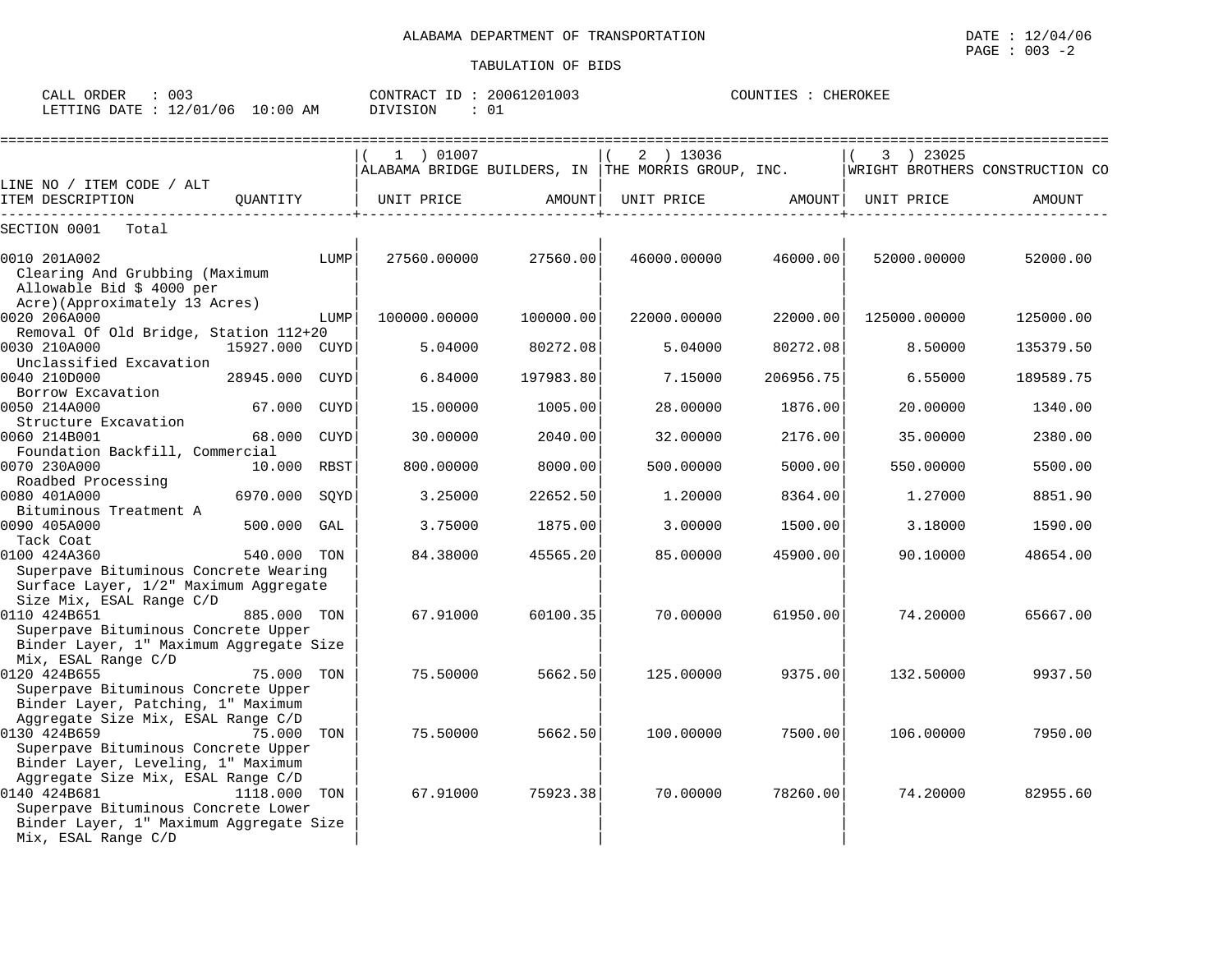ALABAMA DEPARTMENT OF TRANSPORTATION

TABULATION OF BIDS

DATE : 12/04/06
PAGE : 003 -2

CALL ORDER : 003
LETTING DATE : 12/01/06 10:00 AM

CONTRACT ID : 20061201003
DIVISION : 01

COUNTIES : CHEROKEE

| LINE NO / ITEM CODE / ALT<br>ITEM DESCRIPTION | QUANTITY | | ( 1 ) 01007 ALABAMA BRIDGE BUILDERS, IN<br>UNIT PRICE | AMOUNT | ( 2 ) 13036 THE MORRIS GROUP, INC.<br>UNIT PRICE | AMOUNT | ( 3 ) 23025 WRIGHT BROTHERS CONSTRUCTION CO<br>UNIT PRICE | AMOUNT |
|---|---|---|---|---|---|---|---|---|
| SECTION 0001 Total | | | | | | | | |
| 0010 201A002 Clearing And Grubbing (Maximum Allowable Bid $ 4000 per Acre)(Approximately 13 Acres) | | LUMP | 27560.00000 | 27560.00 | 46000.00000 | 46000.00 | 52000.00000 | 52000.00 |
| 0020 206A000 Removal Of Old Bridge, Station 112+20 | | LUMP | 100000.00000 | 100000.00 | 22000.00000 | 22000.00 | 125000.00000 | 125000.00 |
| 0030 210A000 Unclassified Excavation | 15927.000 | CUYD | 5.04000 | 80272.08 | 5.04000 | 80272.08 | 8.50000 | 135379.50 |
| 0040 210D000 Borrow Excavation | 28945.000 | CUYD | 6.84000 | 197983.80 | 7.15000 | 206956.75 | 6.55000 | 189589.75 |
| 0050 214A000 Structure Excavation | 67.000 | CUYD | 15.00000 | 1005.00 | 28.00000 | 1876.00 | 20.00000 | 1340.00 |
| 0060 214B001 Foundation Backfill, Commercial | 68.000 | CUYD | 30.00000 | 2040.00 | 32.00000 | 2176.00 | 35.00000 | 2380.00 |
| 0070 230A000 Roadbed Processing | 10.000 | RBST | 800.00000 | 8000.00 | 500.00000 | 5000.00 | 550.00000 | 5500.00 |
| 0080 401A000 Bituminous Treatment A | 6970.000 | SQYD | 3.25000 | 22652.50 | 1.20000 | 8364.00 | 1.27000 | 8851.90 |
| 0090 405A000 Tack Coat | 500.000 | GAL | 3.75000 | 1875.00 | 3.00000 | 1500.00 | 3.18000 | 1590.00 |
| 0100 424A360 Superpave Bituminous Concrete Wearing Surface Layer, 1/2" Maximum Aggregate Size Mix, ESAL Range C/D | 540.000 | TON | 84.38000 | 45565.20 | 85.00000 | 45900.00 | 90.10000 | 48654.00 |
| 0110 424B651 Superpave Bituminous Concrete Upper Binder Layer, 1" Maximum Aggregate Size Mix, ESAL Range C/D | 885.000 | TON | 67.91000 | 60100.35 | 70.00000 | 61950.00 | 74.20000 | 65667.00 |
| 0120 424B655 Superpave Bituminous Concrete Upper Binder Layer, Patching, 1" Maximum Aggregate Size Mix, ESAL Range C/D | 75.000 | TON | 75.50000 | 5662.50 | 125.00000 | 9375.00 | 132.50000 | 9937.50 |
| 0130 424B659 Superpave Bituminous Concrete Upper Binder Layer, Leveling, 1" Maximum Aggregate Size Mix, ESAL Range C/D | 75.000 | TON | 75.50000 | 5662.50 | 100.00000 | 7500.00 | 106.00000 | 7950.00 |
| 0140 424B681 Superpave Bituminous Concrete Lower Binder Layer, 1" Maximum Aggregate Size Mix, ESAL Range C/D | 1118.000 | TON | 67.91000 | 75923.38 | 70.00000 | 78260.00 | 74.20000 | 82955.60 |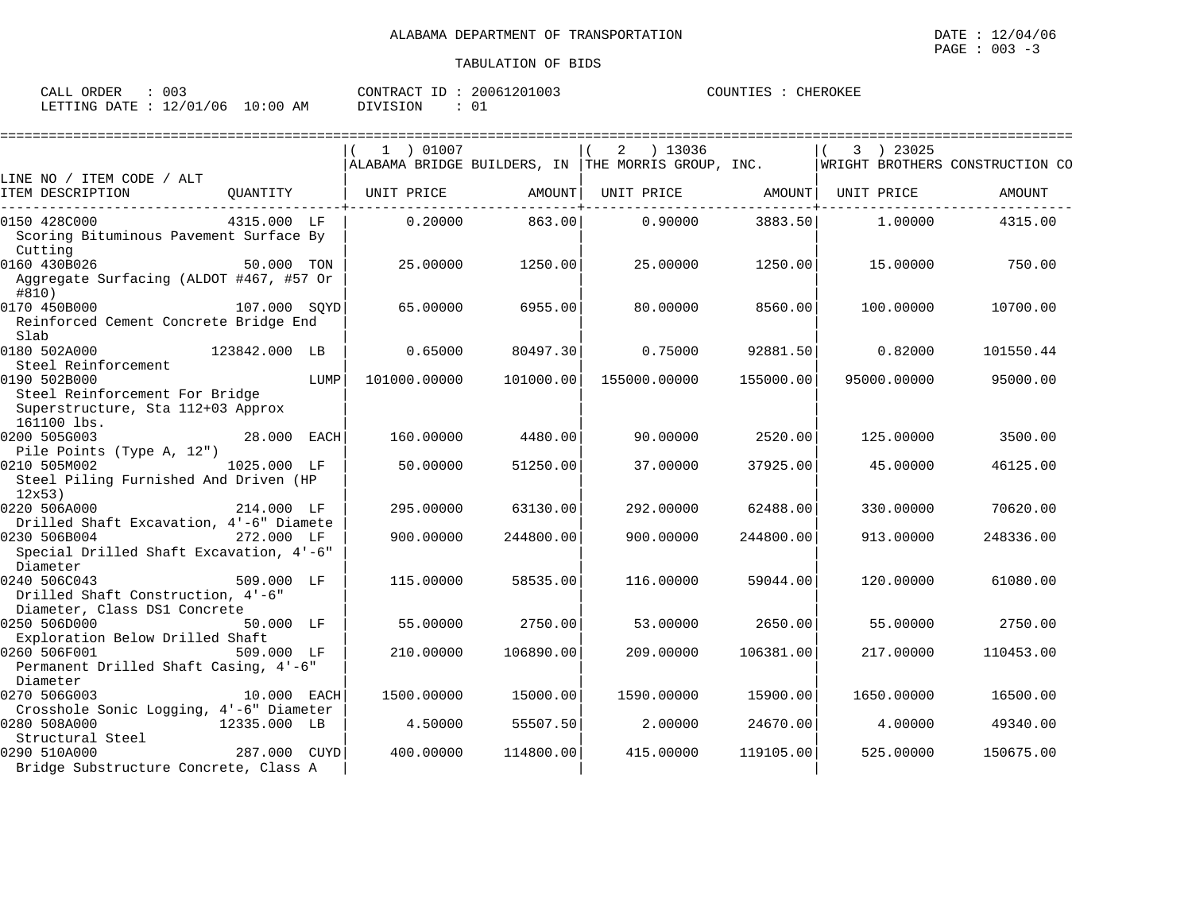ALABAMA DEPARTMENT OF TRANSPORTATION

TABULATION OF BIDS

DATE : 12/04/06
PAGE : 003 -3

CALL ORDER : 003 &nbsp;&nbsp;&nbsp; CONTRACT ID : 20061201003 &nbsp;&nbsp;&nbsp; COUNTIES : CHEROKEE
LETTING DATE : 12/01/06 10:00 AM &nbsp;&nbsp;&nbsp; DIVISION : 01

| LINE NO / ITEM CODE / ALT ITEM DESCRIPTION | QUANTITY | ( 1 ) 01007 ALABAMA BRIDGE BUILDERS, IN UNIT PRICE | AMOUNT | ( 2 ) 13036 THE MORRIS GROUP, INC. UNIT PRICE | AMOUNT | ( 3 ) 23025 WRIGHT BROTHERS CONSTRUCTION CO UNIT PRICE | AMOUNT |
|---|---|---|---|---|---|---|---|
| 0150 428C000 Scoring Bituminous Pavement Surface By Cutting | 4315.000 LF | 0.20000 | 863.00 | 0.90000 | 3883.50 | 1.00000 | 4315.00 |
| 0160 430B026 Aggregate Surfacing (ALDOT #467, #57 Or #810) | 50.000 TON | 25.00000 | 1250.00 | 25.00000 | 1250.00 | 15.00000 | 750.00 |
| 0170 450B000 Reinforced Cement Concrete Bridge End Slab | 107.000 SQYD | 65.00000 | 6955.00 | 80.00000 | 8560.00 | 100.00000 | 10700.00 |
| 0180 502A000 Steel Reinforcement | 123842.000 LB | 0.65000 | 80497.30 | 0.75000 | 92881.50 | 0.82000 | 101550.44 |
| 0190 502B000 Steel Reinforcement For Bridge Superstructure, Sta 112+03 Approx 161100 lbs. | LUMP | 101000.00000 | 101000.00 | 155000.00000 | 155000.00 | 95000.00000 | 95000.00 |
| 0200 505G003 Pile Points (Type A, 12") | 28.000 EACH | 160.00000 | 4480.00 | 90.00000 | 2520.00 | 125.00000 | 3500.00 |
| 0210 505M002 Steel Piling Furnished And Driven (HP 12x53) | 1025.000 LF | 50.00000 | 51250.00 | 37.00000 | 37925.00 | 45.00000 | 46125.00 |
| 0220 506A000 Drilled Shaft Excavation, 4'-6" Diamete | 214.000 LF | 295.00000 | 63130.00 | 292.00000 | 62488.00 | 330.00000 | 70620.00 |
| 0230 506B004 Special Drilled Shaft Excavation, 4'-6" Diameter | 272.000 LF | 900.00000 | 244800.00 | 900.00000 | 244800.00 | 913.00000 | 248336.00 |
| 0240 506C043 Drilled Shaft Construction, 4'-6" Diameter, Class DS1 Concrete | 509.000 LF | 115.00000 | 58535.00 | 116.00000 | 59044.00 | 120.00000 | 61080.00 |
| 0250 506D000 Exploration Below Drilled Shaft | 50.000 LF | 55.00000 | 2750.00 | 53.00000 | 2650.00 | 55.00000 | 2750.00 |
| 0260 506F001 Permanent Drilled Shaft Casing, 4'-6" Diameter | 509.000 LF | 210.00000 | 106890.00 | 209.00000 | 106381.00 | 217.00000 | 110453.00 |
| 0270 506G003 Crosshole Sonic Logging, 4'-6" Diameter | 10.000 EACH | 1500.00000 | 15000.00 | 1590.00000 | 15900.00 | 1650.00000 | 16500.00 |
| 0280 508A000 Structural Steel | 12335.000 LB | 4.50000 | 55507.50 | 2.00000 | 24670.00 | 4.00000 | 49340.00 |
| 0290 510A000 Bridge Substructure Concrete, Class A | 287.000 CUYD | 400.00000 | 114800.00 | 415.00000 | 119105.00 | 525.00000 | 150675.00 |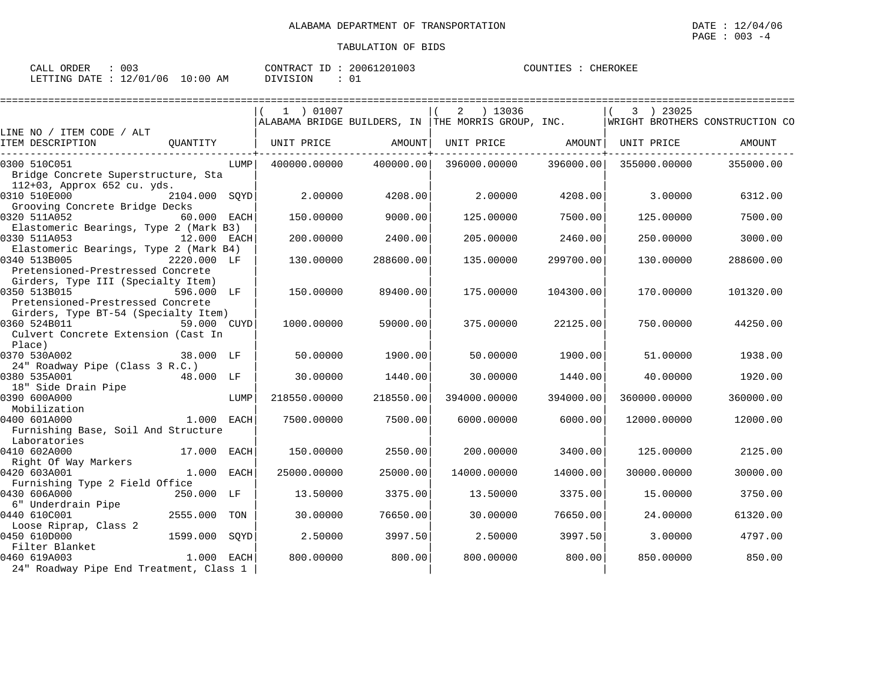ALABAMA DEPARTMENT OF TRANSPORTATION

DATE : 12/04/06
PAGE : 003 -4

TABULATION OF BIDS

CALL ORDER : 003 CONTRACT ID : 20061201003 COUNTIES : CHEROKEE
LETTING DATE : 12/01/06 10:00 AM DIVISION : 01

| LINE NO / ITEM CODE / ALT ITEM DESCRIPTION | QUANTITY | (1) 01007 ALABAMA BRIDGE BUILDERS, IN UNIT PRICE | AMOUNT | (2) 13036 THE MORRIS GROUP, INC. UNIT PRICE | AMOUNT | (3) 23025 WRIGHT BROTHERS CONSTRUCTION CO UNIT PRICE | AMOUNT |
|---|---|---|---|---|---|---|---|
| 0300 510C051 Bridge Concrete Superstructure, Sta 112+03, Approx 652 cu. yds. | LUMP | 400000.00000 | 400000.00 | 396000.00000 | 396000.00 | 355000.00000 | 355000.00 |
| 0310 510E000 Grooving Concrete Bridge Decks | 2104.000 SQYD | 2.00000 | 4208.00 | 2.00000 | 4208.00 | 3.00000 | 6312.00 |
| 0320 511A052 Elastomeric Bearings, Type 2 (Mark B3) | 60.000 EACH | 150.00000 | 9000.00 | 125.00000 | 7500.00 | 125.00000 | 7500.00 |
| 0330 511A053 Elastomeric Bearings, Type 2 (Mark B4) | 12.000 EACH | 200.00000 | 2400.00 | 205.00000 | 2460.00 | 250.00000 | 3000.00 |
| 0340 513B005 Pretensioned-Prestressed Concrete Girders, Type III (Specialty Item) | 2220.000 LF | 130.00000 | 288600.00 | 135.00000 | 299700.00 | 130.00000 | 288600.00 |
| 0350 513B015 Pretensioned-Prestressed Concrete Girders, Type BT-54 (Specialty Item) | 596.000 LF | 150.00000 | 89400.00 | 175.00000 | 104300.00 | 170.00000 | 101320.00 |
| 0360 524B011 Culvert Concrete Extension (Cast In Place) | 59.000 CUYD | 1000.00000 | 59000.00 | 375.00000 | 22125.00 | 750.00000 | 44250.00 |
| 0370 530A002 24" Roadway Pipe (Class 3 R.C.) | 38.000 LF | 50.00000 | 1900.00 | 50.00000 | 1900.00 | 51.00000 | 1938.00 |
| 0380 535A001 18" Side Drain Pipe | 48.000 LF | 30.00000 | 1440.00 | 30.00000 | 1440.00 | 40.00000 | 1920.00 |
| 0390 600A000 Mobilization | LUMP | 218550.00000 | 218550.00 | 394000.00000 | 394000.00 | 360000.00000 | 360000.00 |
| 0400 601A000 Furnishing Base, Soil And Structure Laboratories | 1.000 EACH | 7500.00000 | 7500.00 | 6000.00000 | 6000.00 | 12000.00000 | 12000.00 |
| 0410 602A000 Right Of Way Markers | 17.000 EACH | 150.00000 | 2550.00 | 200.00000 | 3400.00 | 125.00000 | 2125.00 |
| 0420 603A001 Furnishing Type 2 Field Office | 1.000 EACH | 25000.00000 | 25000.00 | 14000.00000 | 14000.00 | 30000.00000 | 30000.00 |
| 0430 606A000 6" Underdrain Pipe | 250.000 LF | 13.50000 | 3375.00 | 13.50000 | 3375.00 | 15.00000 | 3750.00 |
| 0440 610C001 Loose Riprap, Class 2 | 2555.000 TON | 30.00000 | 76650.00 | 30.00000 | 76650.00 | 24.00000 | 61320.00 |
| 0450 610D000 Filter Blanket | 1599.000 SQYD | 2.50000 | 3997.50 | 2.50000 | 3997.50 | 3.00000 | 4797.00 |
| 0460 619A003 24" Roadway Pipe End Treatment, Class 1 | 1.000 EACH | 800.00000 | 800.00 | 800.00000 | 800.00 | 850.00000 | 850.00 |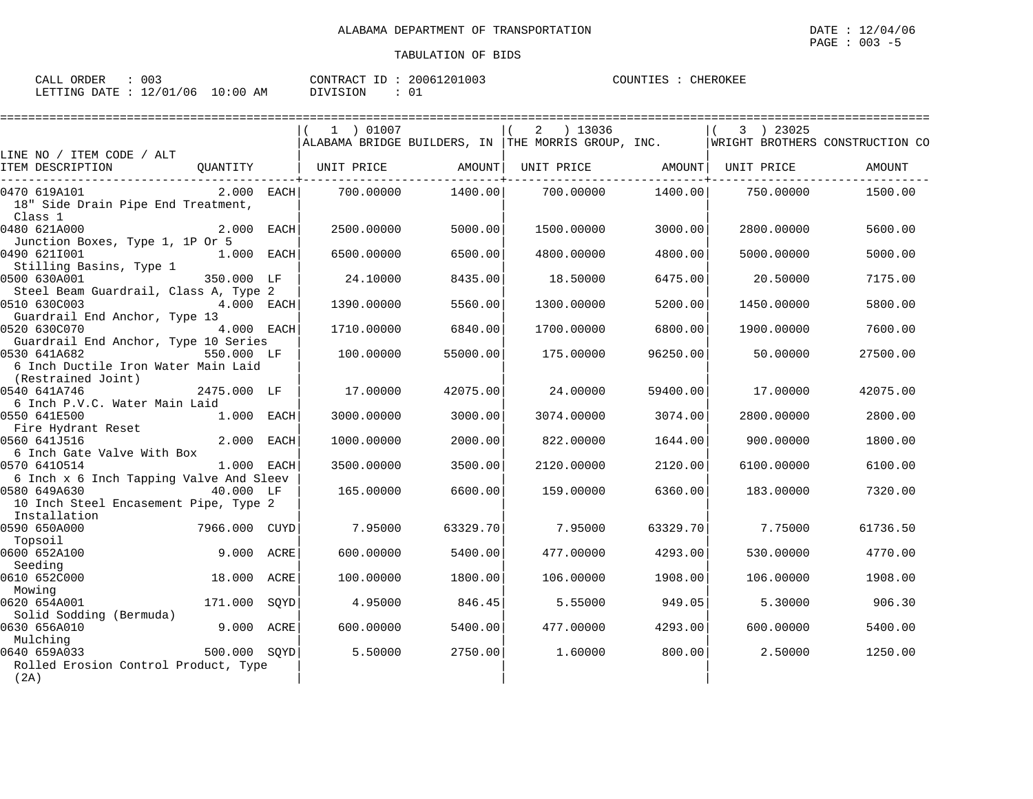ALABAMA DEPARTMENT OF TRANSPORTATION

TABULATION OF BIDS

DATE : 12/04/06
PAGE : 003 -5

CALL ORDER : 003
LETTING DATE : 12/01/06 10:00 AM

CONTRACT ID : 20061201003
DIVISION : 01

COUNTIES : CHEROKEE

| LINE NO / ITEM CODE / ALT ITEM DESCRIPTION | QUANTITY | ( 1 ) 01007 ALABAMA BRIDGE BUILDERS, IN UNIT PRICE | AMOUNT | ( 2 ) 13036 THE MORRIS GROUP, INC. UNIT PRICE | AMOUNT | ( 3 ) 23025 WRIGHT BROTHERS CONSTRUCTION CO UNIT PRICE | AMOUNT |
|---|---|---|---|---|---|---|---|
| 0470 619A101 18" Side Drain Pipe End Treatment, Class 1 | 2.000 EACH | 700.00000 | 1400.00 | 700.00000 | 1400.00 | 750.00000 | 1500.00 |
| 0480 621A000 Junction Boxes, Type 1, 1P Or 5 | 2.000 EACH | 2500.00000 | 5000.00 | 1500.00000 | 3000.00 | 2800.00000 | 5600.00 |
| 0490 621I001 Stilling Basins, Type 1 | 1.000 EACH | 6500.00000 | 6500.00 | 4800.00000 | 4800.00 | 5000.00000 | 5000.00 |
| 0500 630A001 Steel Beam Guardrail, Class A, Type 2 | 350.000 LF | 24.10000 | 8435.00 | 18.50000 | 6475.00 | 20.50000 | 7175.00 |
| 0510 630C003 Guardrail End Anchor, Type 13 | 4.000 EACH | 1390.00000 | 5560.00 | 1300.00000 | 5200.00 | 1450.00000 | 5800.00 |
| 0520 630C070 Guardrail End Anchor, Type 10 Series | 4.000 EACH | 1710.00000 | 6840.00 | 1700.00000 | 6800.00 | 1900.00000 | 7600.00 |
| 0530 641A682 6 Inch Ductile Iron Water Main Laid (Restrained Joint) | 550.000 LF | 100.00000 | 55000.00 | 175.00000 | 96250.00 | 50.00000 | 27500.00 |
| 0540 641A746 6 Inch P.V.C. Water Main Laid | 2475.000 LF | 17.00000 | 42075.00 | 24.00000 | 59400.00 | 17.00000 | 42075.00 |
| 0550 641E500 Fire Hydrant Reset | 1.000 EACH | 3000.00000 | 3000.00 | 3074.00000 | 3074.00 | 2800.00000 | 2800.00 |
| 0560 641J516 6 Inch Gate Valve With Box | 2.000 EACH | 1000.00000 | 2000.00 | 822.00000 | 1644.00 | 900.00000 | 1800.00 |
| 0570 641O514 6 Inch x 6 Inch Tapping Valve And Sleev | 1.000 EACH | 3500.00000 | 3500.00 | 2120.00000 | 2120.00 | 6100.00000 | 6100.00 |
| 0580 649A630 10 Inch Steel Encasement Pipe, Type 2 Installation | 40.000 LF | 165.00000 | 6600.00 | 159.00000 | 6360.00 | 183.00000 | 7320.00 |
| 0590 650A000 Topsoil | 7966.000 CUYD | 7.95000 | 63329.70 | 7.95000 | 63329.70 | 7.75000 | 61736.50 |
| 0600 652A100 Seeding | 9.000 ACRE | 600.00000 | 5400.00 | 477.00000 | 4293.00 | 530.00000 | 4770.00 |
| 0610 652C000 Mowing | 18.000 ACRE | 100.00000 | 1800.00 | 106.00000 | 1908.00 | 106.00000 | 1908.00 |
| 0620 654A001 Solid Sodding (Bermuda) | 171.000 SQYD | 4.95000 | 846.45 | 5.55000 | 949.05 | 5.30000 | 906.30 |
| 0630 656A010 Mulching | 9.000 ACRE | 600.00000 | 5400.00 | 477.00000 | 4293.00 | 600.00000 | 5400.00 |
| 0640 659A033 Rolled Erosion Control Product, Type (2A) | 500.000 SQYD | 5.50000 | 2750.00 | 1.60000 | 800.00 | 2.50000 | 1250.00 |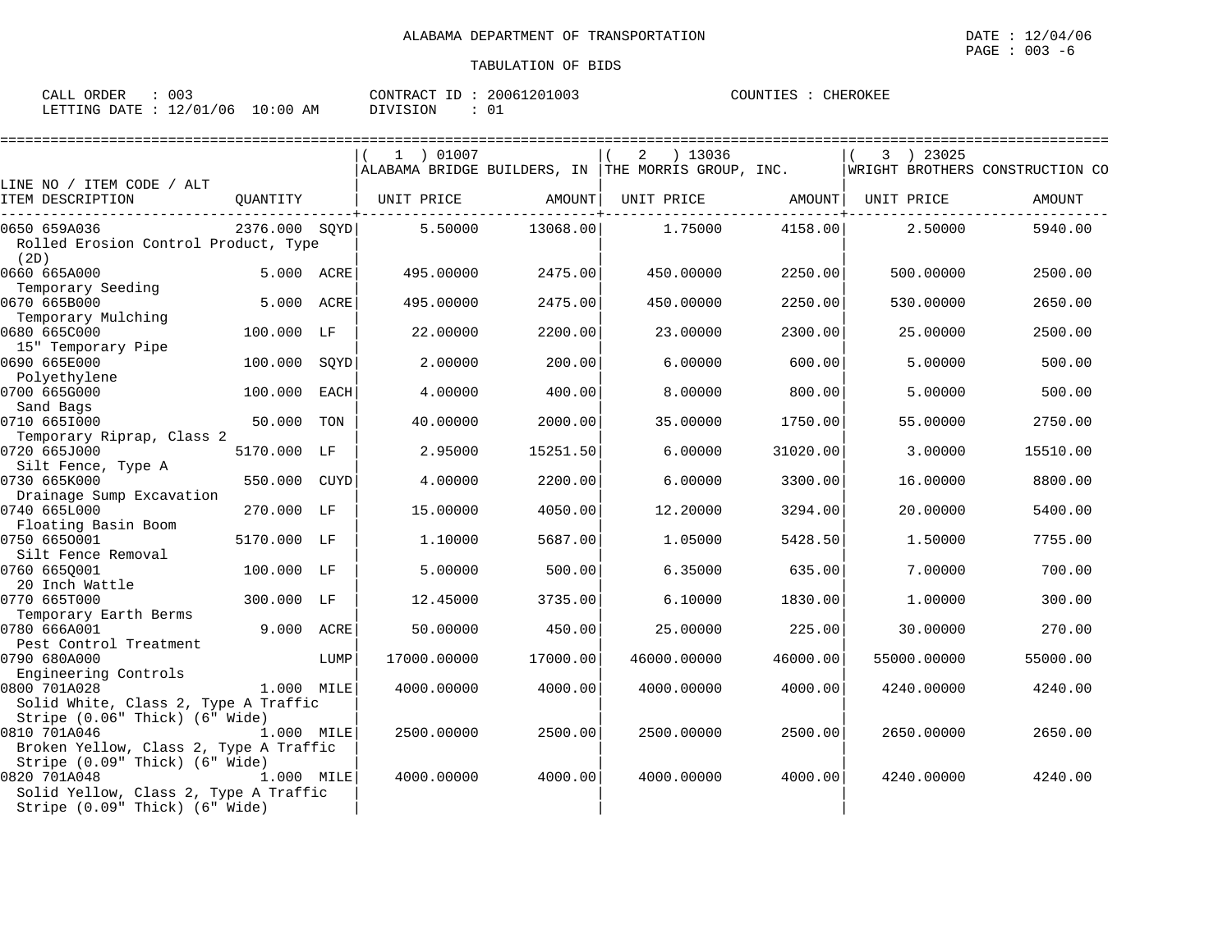ALABAMA DEPARTMENT OF TRANSPORTATION

TABULATION OF BIDS

DATE : 12/04/06
PAGE : 003 -6

CALL ORDER : 003 | CONTRACT ID : 20061201003 | COUNTIES : CHEROKEE
LETTING DATE : 12/01/06 10:00 AM | DIVISION : 01

| LINE NO / ITEM CODE / ALT ITEM DESCRIPTION | QUANTITY | | ( 1 ) 01007 ALABAMA BRIDGE BUILDERS, IN UNIT PRICE | AMOUNT | ( 2 ) 13036 THE MORRIS GROUP, INC. UNIT PRICE | AMOUNT | ( 3 ) 23025 WRIGHT BROTHERS CONSTRUCTION CO UNIT PRICE | AMOUNT |
|---|---|---|---|---|---|---|---|---|
| 0650 659A036 Rolled Erosion Control Product, Type (2D) | 2376.000 | SQYD | 5.50000 | 13068.00 | 1.75000 | 4158.00 | 2.50000 | 5940.00 |
| 0660 665A000 Temporary Seeding | 5.000 | ACRE | 495.00000 | 2475.00 | 450.00000 | 2250.00 | 500.00000 | 2500.00 |
| 0670 665B000 Temporary Mulching | 5.000 | ACRE | 495.00000 | 2475.00 | 450.00000 | 2250.00 | 530.00000 | 2650.00 |
| 0680 665C000 15" Temporary Pipe | 100.000 | LF | 22.00000 | 2200.00 | 23.00000 | 2300.00 | 25.00000 | 2500.00 |
| 0690 665E000 Polyethylene | 100.000 | SQYD | 2.00000 | 200.00 | 6.00000 | 600.00 | 5.00000 | 500.00 |
| 0700 665G000 Sand Bags | 100.000 | EACH | 4.00000 | 400.00 | 8.00000 | 800.00 | 5.00000 | 500.00 |
| 0710 665I000 Temporary Riprap, Class 2 | 50.000 | TON | 40.00000 | 2000.00 | 35.00000 | 1750.00 | 55.00000 | 2750.00 |
| 0720 665J000 Silt Fence, Type A | 5170.000 | LF | 2.95000 | 15251.50 | 6.00000 | 31020.00 | 3.00000 | 15510.00 |
| 0730 665K000 Drainage Sump Excavation | 550.000 | CUYD | 4.00000 | 2200.00 | 6.00000 | 3300.00 | 16.00000 | 8800.00 |
| 0740 665L000 Floating Basin Boom | 270.000 | LF | 15.00000 | 4050.00 | 12.20000 | 3294.00 | 20.00000 | 5400.00 |
| 0750 665O001 Silt Fence Removal | 5170.000 | LF | 1.10000 | 5687.00 | 1.05000 | 5428.50 | 1.50000 | 7755.00 |
| 0760 665Q001 20 Inch Wattle | 100.000 | LF | 5.00000 | 500.00 | 6.35000 | 635.00 | 7.00000 | 700.00 |
| 0770 665T000 Temporary Earth Berms | 300.000 | LF | 12.45000 | 3735.00 | 6.10000 | 1830.00 | 1.00000 | 300.00 |
| 0780 666A001 Pest Control Treatment | 9.000 | ACRE | 50.00000 | 450.00 | 25.00000 | 225.00 | 30.00000 | 270.00 |
| 0790 680A000 Engineering Controls | | LUMP | 17000.00000 | 17000.00 | 46000.00000 | 46000.00 | 55000.00000 | 55000.00 |
| 0800 701A028 Solid White, Class 2, Type A Traffic Stripe (0.06" Thick) (6" Wide) | 1.000 | MILE | 4000.00000 | 4000.00 | 4000.00000 | 4000.00 | 4240.00000 | 4240.00 |
| 0810 701A046 Broken Yellow, Class 2, Type A Traffic Stripe (0.09" Thick) (6" Wide) | 1.000 | MILE | 2500.00000 | 2500.00 | 2500.00000 | 2500.00 | 2650.00000 | 2650.00 |
| 0820 701A048 Solid Yellow, Class 2, Type A Traffic Stripe (0.09" Thick) (6" Wide) | 1.000 | MILE | 4000.00000 | 4000.00 | 4000.00000 | 4000.00 | 4240.00000 | 4240.00 |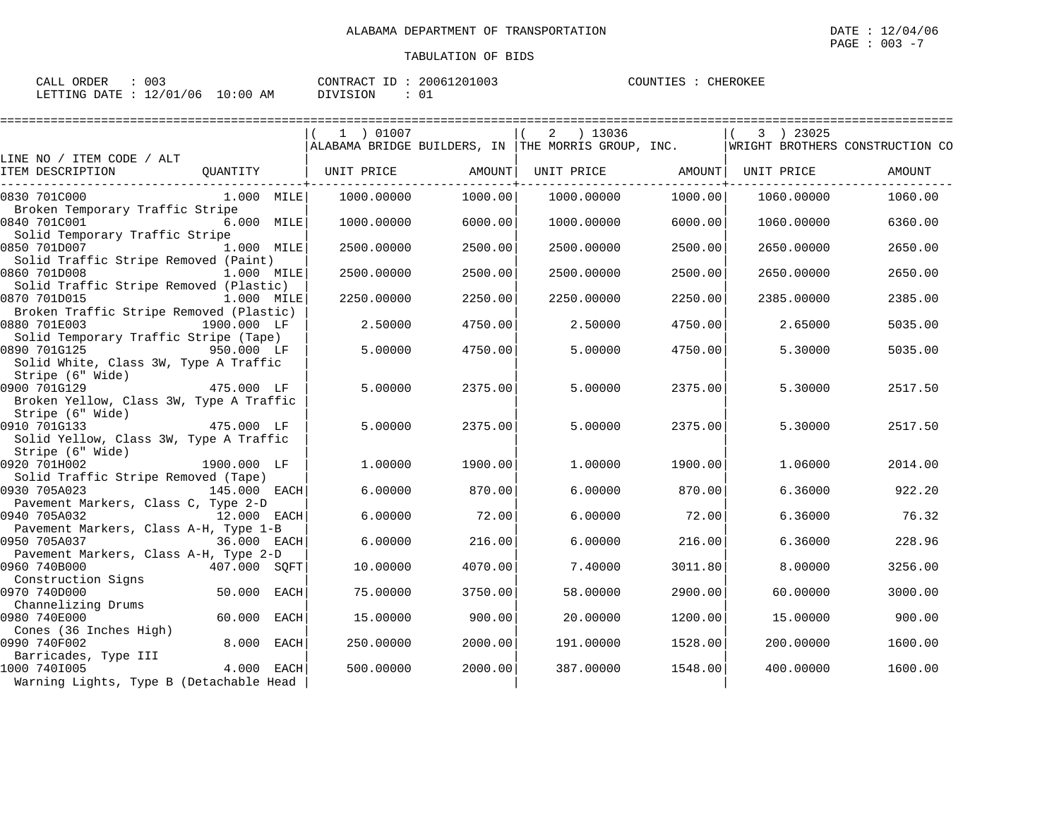ALABAMA DEPARTMENT OF TRANSPORTATION

TABULATION OF BIDS

DATE : 12/04/06
PAGE : 003 -7

CALL ORDER : 003  CONTRACT ID : 20061201003  COUNTIES : CHEROKEE
LETTING DATE : 12/01/06 10:00 AM  DIVISION : 01

| LINE NO / ITEM CODE / ALT ITEM DESCRIPTION | QUANTITY | ( 1 ) 01007 ALABAMA BRIDGE BUILDERS, IN UNIT PRICE | AMOUNT | ( 2 ) 13036 THE MORRIS GROUP, INC. UNIT PRICE | AMOUNT | ( 3 ) 23025 WRIGHT BROTHERS CONSTRUCTION CO UNIT PRICE | AMOUNT |
|---|---|---|---|---|---|---|---|
| 0830 701C000 Broken Temporary Traffic Stripe | 1.000 MILE | 1000.00000 | 1000.00 | 1000.00000 | 1000.00 | 1060.00000 | 1060.00 |
| 0840 701C001 Solid Temporary Traffic Stripe | 6.000 MILE | 1000.00000 | 6000.00 | 1000.00000 | 6000.00 | 1060.00000 | 6360.00 |
| 0850 701D007 Solid Traffic Stripe Removed (Paint) | 1.000 MILE | 2500.00000 | 2500.00 | 2500.00000 | 2500.00 | 2650.00000 | 2650.00 |
| 0860 701D008 Solid Traffic Stripe Removed (Plastic) | 1.000 MILE | 2500.00000 | 2500.00 | 2500.00000 | 2500.00 | 2650.00000 | 2650.00 |
| 0870 701D015 Broken Traffic Stripe Removed (Plastic) | 1.000 MILE | 2250.00000 | 2250.00 | 2250.00000 | 2250.00 | 2385.00000 | 2385.00 |
| 0880 701E003 Solid Temporary Traffic Stripe (Tape) | 1900.000 LF | 2.50000 | 4750.00 | 2.50000 | 4750.00 | 2.65000 | 5035.00 |
| 0890 701G125 Solid White, Class 3W, Type A Traffic Stripe (6" Wide) | 950.000 LF | 5.00000 | 4750.00 | 5.00000 | 4750.00 | 5.30000 | 5035.00 |
| 0900 701G129 Broken Yellow, Class 3W, Type A Traffic Stripe (6" Wide) | 475.000 LF | 5.00000 | 2375.00 | 5.00000 | 2375.00 | 5.30000 | 2517.50 |
| 0910 701G133 Solid Yellow, Class 3W, Type A Traffic Stripe (6" Wide) | 475.000 LF | 5.00000 | 2375.00 | 5.00000 | 2375.00 | 5.30000 | 2517.50 |
| 0920 701H002 Solid Traffic Stripe Removed (Tape) | 1900.000 LF | 1.00000 | 1900.00 | 1.00000 | 1900.00 | 1.06000 | 2014.00 |
| 0930 705A023 Pavement Markers, Class C, Type 2-D | 145.000 EACH | 6.00000 | 870.00 | 6.00000 | 870.00 | 6.36000 | 922.20 |
| 0940 705A032 Pavement Markers, Class A-H, Type 1-B | 12.000 EACH | 6.00000 | 72.00 | 6.00000 | 72.00 | 6.36000 | 76.32 |
| 0950 705A037 Pavement Markers, Class A-H, Type 2-D | 36.000 EACH | 6.00000 | 216.00 | 6.00000 | 216.00 | 6.36000 | 228.96 |
| 0960 740B000 Construction Signs | 407.000 SQFT | 10.00000 | 4070.00 | 7.40000 | 3011.80 | 8.00000 | 3256.00 |
| 0970 740D000 Channelizing Drums | 50.000 EACH | 75.00000 | 3750.00 | 58.00000 | 2900.00 | 60.00000 | 3000.00 |
| 0980 740E000 Cones (36 Inches High) | 60.000 EACH | 15.00000 | 900.00 | 20.00000 | 1200.00 | 15.00000 | 900.00 |
| 0990 740F002 Barricades, Type III | 8.000 EACH | 250.00000 | 2000.00 | 191.00000 | 1528.00 | 200.00000 | 1600.00 |
| 1000 740I005 Warning Lights, Type B (Detachable Head | 4.000 EACH | 500.00000 | 2000.00 | 387.00000 | 1548.00 | 400.00000 | 1600.00 |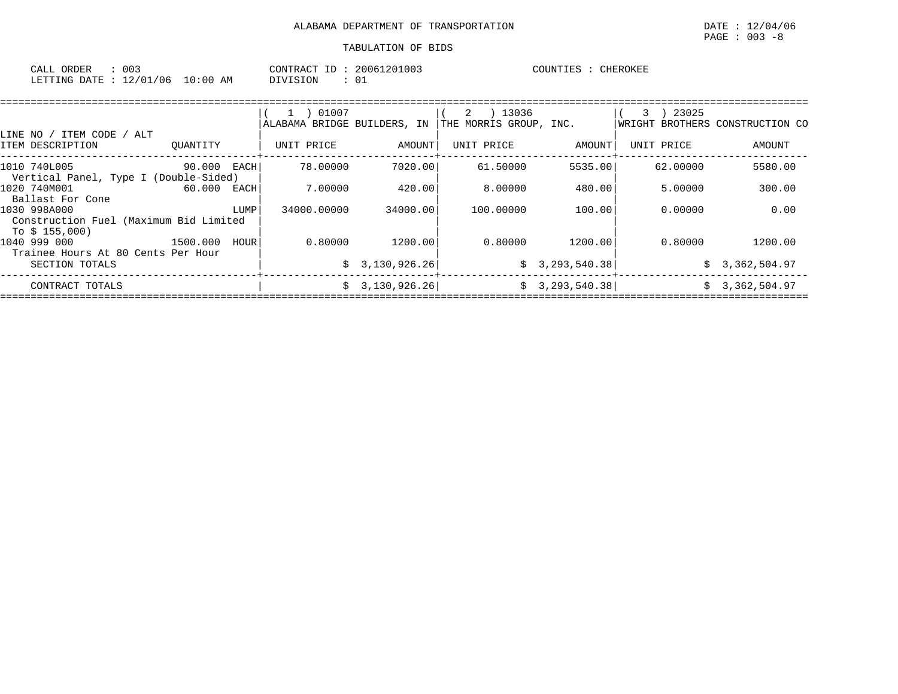ALABAMA DEPARTMENT OF TRANSPORTATION

TABULATION OF BIDS

DATE : 12/04/06

CALL ORDER : 003 &nbsp;&nbsp;&nbsp; CONTRACT ID : 20061201003 &nbsp;&nbsp;&nbsp; COUNTIES : CHEROKEE

LETTING DATE : 12/01/06 10:00 AM &nbsp;&nbsp;&nbsp; DIVISION : 01

| LINE NO / ITEM CODE / ALT<br>ITEM DESCRIPTION | QUANTITY | ( 1 ) 01007<br>ALABAMA BRIDGE BUILDERS, IN<br>UNIT PRICE | AMOUNT | ( 2 ) 13036<br>THE MORRIS GROUP, INC.<br>UNIT PRICE | AMOUNT | ( 3 ) 23025<br>WRIGHT BROTHERS CONSTRUCTION CO<br>UNIT PRICE | AMOUNT |
|---|---|---|---|---|---|---|---|
| 1010 740L005<br>Vertical Panel, Type I (Double-Sided) | 90.000 EACH | 78.00000 | 7020.00 | 61.50000 | 5535.00 | 62.00000 | 5580.00 |
| 1020 740M001<br>Ballast For Cone | 60.000 EACH | 7.00000 | 420.00 | 8.00000 | 480.00 | 5.00000 | 300.00 |
| 1030 998A000<br>Construction Fuel (Maximum Bid Limited To $ 155,000) | LUMP | 34000.00000 | 34000.00 | 100.00000 | 100.00 | 0.00000 | 0.00 |
| 1040 999 000<br>Trainee Hours At 80 Cents Per Hour | 1500.000 HOUR | 0.80000 | 1200.00 | 0.80000 | 1200.00 | 0.80000 | 1200.00 |
| SECTION TOTALS | | | $ 3,130,926.26 | | $ 3,293,540.38 | | $ 3,362,504.97 |
| CONTRACT TOTALS | | | $ 3,130,926.26 | | $ 3,293,540.38 | | $ 3,362,504.97 |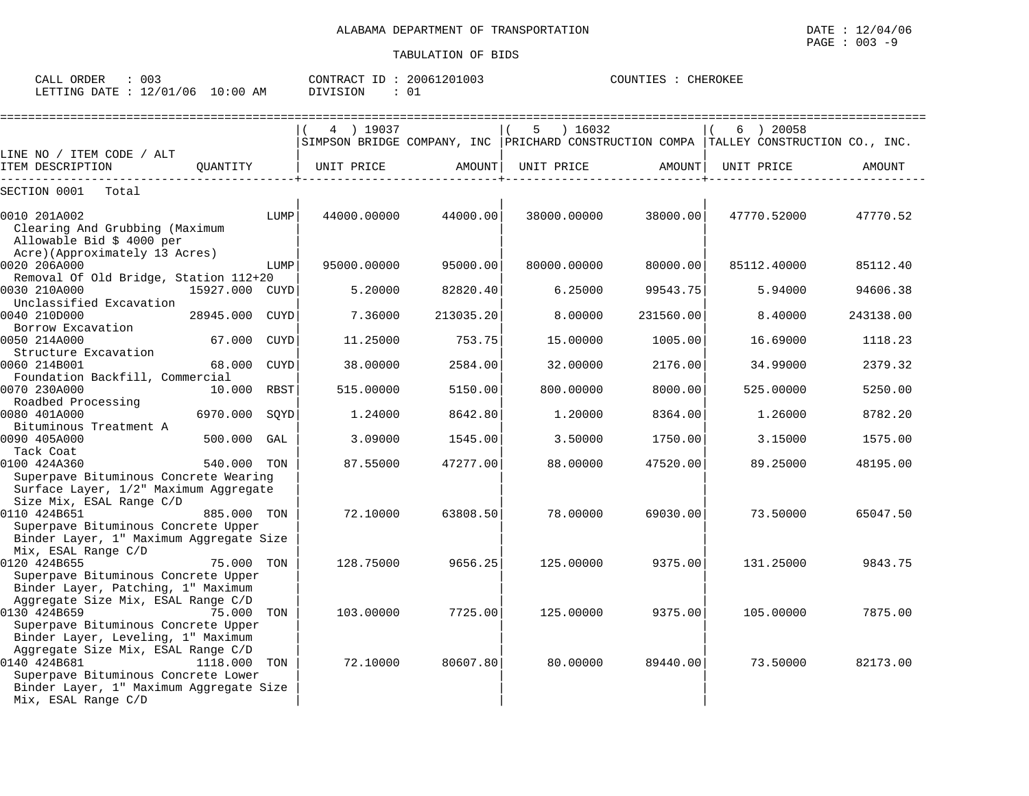ALABAMA DEPARTMENT OF TRANSPORTATION

DATE : 12/04/06

TABULATION OF BIDS

CALL ORDER : 003 CONTRACT ID : 20061201003 COUNTIES : CHEROKEE
LETTING DATE : 12/01/06 10:00 AM DIVISION : 01

| LINE NO / ITEM CODE / ALT ITEM DESCRIPTION | QUANTITY | (4) 19037 SIMPSON BRIDGE COMPANY, INC UNIT PRICE | AMOUNT | (5) 16032 PRICHARD CONSTRUCTION COMPA UNIT PRICE | AMOUNT | (6) 20058 TALLEY CONSTRUCTION CO., INC. UNIT PRICE | AMOUNT |
|---|---|---|---|---|---|---|---|
| SECTION 0001 Total | | | | | | | |
| 0010 201A002 Clearing And Grubbing (Maximum Allowable Bid $ 4000 per Acre)(Approximately 13 Acres) | LUMP | 44000.00000 | 44000.00 | 38000.00000 | 38000.00 | 47770.52000 | 47770.52 |
| 0020 206A000 Removal Of Old Bridge, Station 112+20 | LUMP | 95000.00000 | 95000.00 | 80000.00000 | 80000.00 | 85112.40000 | 85112.40 |
| 0030 210A000 Unclassified Excavation | 15927.000 CUYD | 5.20000 | 82820.40 | 6.25000 | 99543.75 | 5.94000 | 94606.38 |
| 0040 210D000 Borrow Excavation | 28945.000 CUYD | 7.36000 | 213035.20 | 8.00000 | 231560.00 | 8.40000 | 243138.00 |
| 0050 214A000 Structure Excavation | 67.000 CUYD | 11.25000 | 753.75 | 15.00000 | 1005.00 | 16.69000 | 1118.23 |
| 0060 214B001 Foundation Backfill, Commercial | 68.000 CUYD | 38.00000 | 2584.00 | 32.00000 | 2176.00 | 34.99000 | 2379.32 |
| 0070 230A000 Roadbed Processing | 10.000 RBST | 515.00000 | 5150.00 | 800.00000 | 8000.00 | 525.00000 | 5250.00 |
| 0080 401A000 Bituminous Treatment A | 6970.000 SQYD | 1.24000 | 8642.80 | 1.20000 | 8364.00 | 1.26000 | 8782.20 |
| 0090 405A000 Tack Coat | 500.000 GAL | 3.09000 | 1545.00 | 3.50000 | 1750.00 | 3.15000 | 1575.00 |
| 0100 424A360 Superpave Bituminous Concrete Wearing Surface Layer, 1/2" Maximum Aggregate Size Mix, ESAL Range C/D | 540.000 TON | 87.55000 | 47277.00 | 88.00000 | 47520.00 | 89.25000 | 48195.00 |
| 0110 424B651 Superpave Bituminous Concrete Upper Binder Layer, 1" Maximum Aggregate Size Mix, ESAL Range C/D | 885.000 TON | 72.10000 | 63808.50 | 78.00000 | 69030.00 | 73.50000 | 65047.50 |
| 0120 424B655 Superpave Bituminous Concrete Upper Binder Layer, Patching, 1" Maximum Aggregate Size Mix, ESAL Range C/D | 75.000 TON | 128.75000 | 9656.25 | 125.00000 | 9375.00 | 131.25000 | 9843.75 |
| 0130 424B659 Superpave Bituminous Concrete Upper Binder Layer, Leveling, 1" Maximum Aggregate Size Mix, ESAL Range C/D | 75.000 TON | 103.00000 | 7725.00 | 125.00000 | 9375.00 | 105.00000 | 7875.00 |
| 0140 424B681 Superpave Bituminous Concrete Lower Binder Layer, 1" Maximum Aggregate Size Mix, ESAL Range C/D | 1118.000 TON | 72.10000 | 80607.80 | 80.00000 | 89440.00 | 73.50000 | 82173.00 |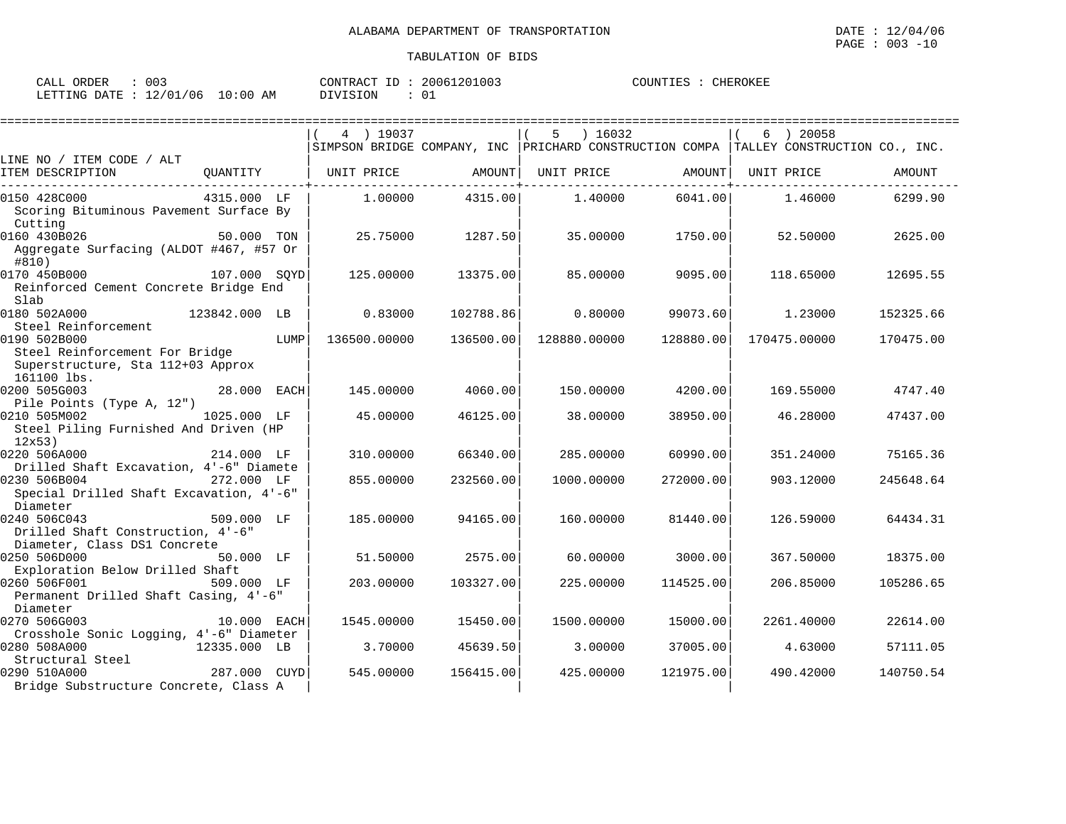ALABAMA DEPARTMENT OF TRANSPORTATION

TABULATION OF BIDS

DATE : 12/04/06
PAGE : 003 -10

CALL ORDER : 003
LETTING DATE : 12/01/06 10:00 AM

CONTRACT ID : 20061201003
DIVISION : 01

COUNTIES : CHEROKEE

| LINE NO / ITEM CODE / ALT ITEM DESCRIPTION | QUANTITY | ( 4 ) 19037 SIMPSON BRIDGE COMPANY, INC UNIT PRICE | AMOUNT | ( 5 ) 16032 PRICHARD CONSTRUCTION COMPA UNIT PRICE | AMOUNT | ( 6 ) 20058 TALLEY CONSTRUCTION CO., INC. UNIT PRICE | AMOUNT |
|---|---|---|---|---|---|---|---|
| 0150 428C000 Scoring Bituminous Pavement Surface By Cutting | 4315.000 LF | 1.00000 | 4315.00 | 1.40000 | 6041.00 | 1.46000 | 6299.90 |
| 0160 430B026 Aggregate Surfacing (ALDOT #467, #57 Or #810) | 50.000 TON | 25.75000 | 1287.50 | 35.00000 | 1750.00 | 52.50000 | 2625.00 |
| 0170 450B000 Reinforced Cement Concrete Bridge End Slab | 107.000 SQYD | 125.00000 | 13375.00 | 85.00000 | 9095.00 | 118.65000 | 12695.55 |
| 0180 502A000 Steel Reinforcement | 123842.000 LB | 0.83000 | 102788.86 | 0.80000 | 99073.60 | 1.23000 | 152325.66 |
| 0190 502B000 Steel Reinforcement For Bridge Superstructure, Sta 112+03 Approx 161100 lbs. | LUMP | 136500.00000 | 136500.00 | 128880.00000 | 128880.00 | 170475.00000 | 170475.00 |
| 0200 505G003 Pile Points (Type A, 12") | 28.000 EACH | 145.00000 | 4060.00 | 150.00000 | 4200.00 | 169.55000 | 4747.40 |
| 0210 505M002 Steel Piling Furnished And Driven (HP 12x53) | 1025.000 LF | 45.00000 | 46125.00 | 38.00000 | 38950.00 | 46.28000 | 47437.00 |
| 0220 506A000 Drilled Shaft Excavation, 4'-6" Diamete | 214.000 LF | 310.00000 | 66340.00 | 285.00000 | 60990.00 | 351.24000 | 75165.36 |
| 0230 506B004 Special Drilled Shaft Excavation, 4'-6" Diameter | 272.000 LF | 855.00000 | 232560.00 | 1000.00000 | 272000.00 | 903.12000 | 245648.64 |
| 0240 506C043 Drilled Shaft Construction, 4'-6" Diameter, Class DS1 Concrete | 509.000 LF | 185.00000 | 94165.00 | 160.00000 | 81440.00 | 126.59000 | 64434.31 |
| 0250 506D000 Exploration Below Drilled Shaft | 50.000 LF | 51.50000 | 2575.00 | 60.00000 | 3000.00 | 367.50000 | 18375.00 |
| 0260 506F001 Permanent Drilled Shaft Casing, 4'-6" Diameter | 509.000 LF | 203.00000 | 103327.00 | 225.00000 | 114525.00 | 206.85000 | 105286.65 |
| 0270 506G003 Crosshole Sonic Logging, 4'-6" Diameter | 10.000 EACH | 1545.00000 | 15450.00 | 1500.00000 | 15000.00 | 2261.40000 | 22614.00 |
| 0280 508A000 Structural Steel | 12335.000 LB | 3.70000 | 45639.50 | 3.00000 | 37005.00 | 4.63000 | 57111.05 |
| 0290 510A000 Bridge Substructure Concrete, Class A | 287.000 CUYD | 545.00000 | 156415.00 | 425.00000 | 121975.00 | 490.42000 | 140750.54 |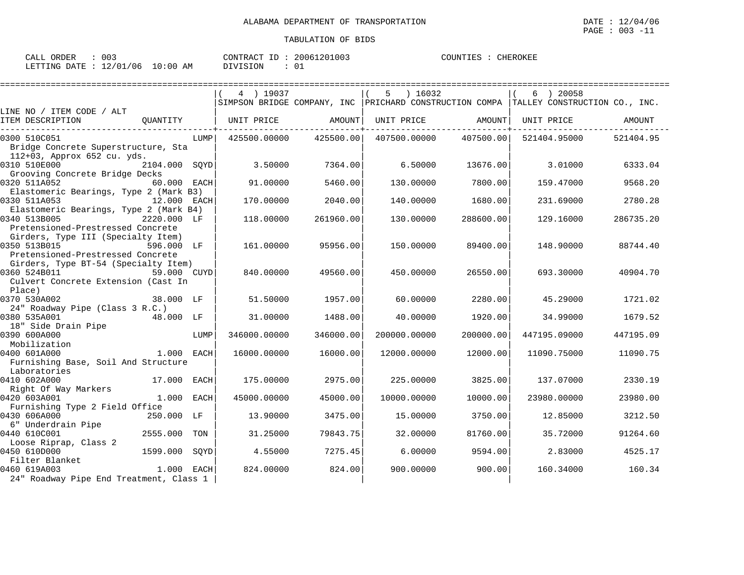ALABAMA DEPARTMENT OF TRANSPORTATION

TABULATION OF BIDS

CALL ORDER : 003 CONTRACT ID : 20061201003 COUNTIES : CHEROKEE
LETTING DATE : 12/01/06 10:00 AM DIVISION : 01

| LINE NO / ITEM CODE / ALT ITEM DESCRIPTION | QUANTITY | ( 4 ) 19037 SIMPSON BRIDGE COMPANY, INC UNIT PRICE | AMOUNT | ( 5 ) 16032 PRICHARD CONSTRUCTION COMPA UNIT PRICE | AMOUNT | ( 6 ) 20058 TALLEY CONSTRUCTION CO., INC. UNIT PRICE | AMOUNT |
|---|---|---|---|---|---|---|---|
| 0300 510C051 Bridge Concrete Superstructure, Sta 112+03, Approx 652 cu. yds. | LUMP | 425500.00000 | 425500.00 | 407500.00000 | 407500.00 | 521404.95000 | 521404.95 |
| 0310 510E000 Grooving Concrete Bridge Decks | 2104.000 SQYD | 3.50000 | 7364.00 | 6.50000 | 13676.00 | 3.01000 | 6333.04 |
| 0320 511A052 Elastomeric Bearings, Type 2 (Mark B3) | 60.000 EACH | 91.00000 | 5460.00 | 130.00000 | 7800.00 | 159.47000 | 9568.20 |
| 0330 511A053 Elastomeric Bearings, Type 2 (Mark B4) | 12.000 EACH | 170.00000 | 2040.00 | 140.00000 | 1680.00 | 231.69000 | 2780.28 |
| 0340 513B005 Pretensioned-Prestressed Concrete Girders, Type III (Specialty Item) | 2220.000 LF | 118.00000 | 261960.00 | 130.00000 | 288600.00 | 129.16000 | 286735.20 |
| 0350 513B015 Pretensioned-Prestressed Concrete Girders, Type BT-54 (Specialty Item) | 596.000 LF | 161.00000 | 95956.00 | 150.00000 | 89400.00 | 148.90000 | 88744.40 |
| 0360 524B011 Culvert Concrete Extension (Cast In Place) | 59.000 CUYD | 840.00000 | 49560.00 | 450.00000 | 26550.00 | 693.30000 | 40904.70 |
| 0370 530A002 24" Roadway Pipe (Class 3 R.C.) | 38.000 LF | 51.50000 | 1957.00 | 60.00000 | 2280.00 | 45.29000 | 1721.02 |
| 0380 535A001 18" Side Drain Pipe | 48.000 LF | 31.00000 | 1488.00 | 40.00000 | 1920.00 | 34.99000 | 1679.52 |
| 0390 600A000 Mobilization | LUMP | 346000.00000 | 346000.00 | 200000.00000 | 200000.00 | 447195.09000 | 447195.09 |
| 0400 601A000 Furnishing Base, Soil And Structure Laboratories | 1.000 EACH | 16000.00000 | 16000.00 | 12000.00000 | 12000.00 | 11090.75000 | 11090.75 |
| 0410 602A000 Right Of Way Markers | 17.000 EACH | 175.00000 | 2975.00 | 225.00000 | 3825.00 | 137.07000 | 2330.19 |
| 0420 603A001 Furnishing Type 2 Field Office | 1.000 EACH | 45000.00000 | 45000.00 | 10000.00000 | 10000.00 | 23980.00000 | 23980.00 |
| 0430 606A000 6" Underdrain Pipe | 250.000 LF | 13.90000 | 3475.00 | 15.00000 | 3750.00 | 12.85000 | 3212.50 |
| 0440 610C001 Loose Riprap, Class 2 | 2555.000 TON | 31.25000 | 79843.75 | 32.00000 | 81760.00 | 35.72000 | 91264.60 |
| 0450 610D000 Filter Blanket | 1599.000 SQYD | 4.55000 | 7275.45 | 6.00000 | 9594.00 | 2.83000 | 4525.17 |
| 0460 619A003 24" Roadway Pipe End Treatment, Class 1 | 1.000 EACH | 824.00000 | 824.00 | 900.00000 | 900.00 | 160.34000 | 160.34 |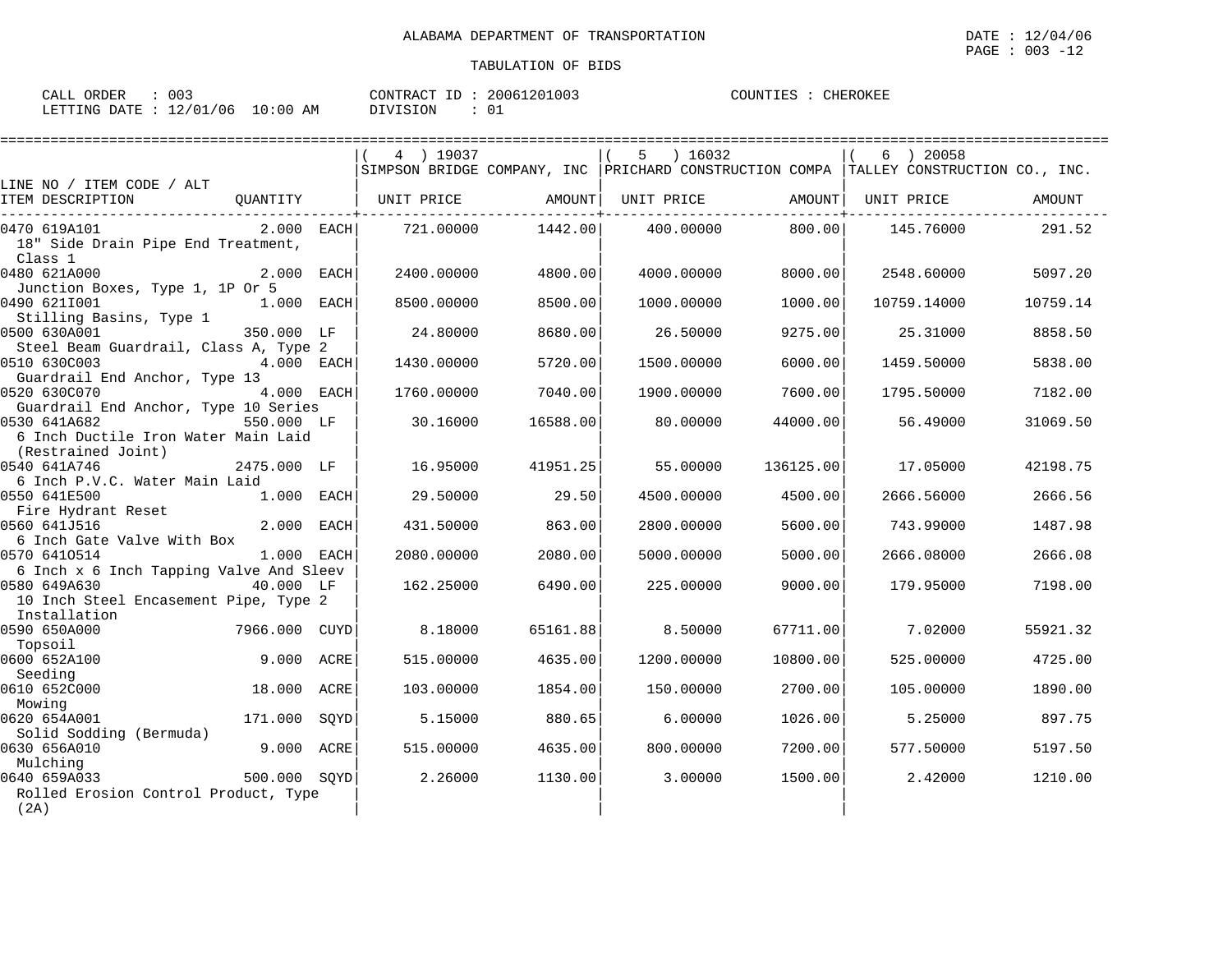ALABAMA DEPARTMENT OF TRANSPORTATION

DATE : 12/04/06

TABULATION OF BIDS

CALL ORDER : 003 &nbsp;&nbsp;&nbsp; CONTRACT ID : 20061201003 &nbsp;&nbsp;&nbsp; COUNTIES : CHEROKEE

LETTING DATE : 12/01/06 10:00 AM &nbsp;&nbsp;&nbsp; DIVISION : 01

| LINE NO / ITEM CODE / ALT ITEM DESCRIPTION | QUANTITY | ( 4 ) 19037 SIMPSON BRIDGE COMPANY, INC UNIT PRICE | AMOUNT | ( 5 ) 16032 PRICHARD CONSTRUCTION COMPA UNIT PRICE | AMOUNT | ( 6 ) 20058 TALLEY CONSTRUCTION CO., INC. UNIT PRICE | AMOUNT |
|---|---|---|---|---|---|---|---|
| 0470 619A101 18" Side Drain Pipe End Treatment, Class 1 | 2.000 EACH | 721.00000 | 1442.00 | 400.00000 | 800.00 | 145.76000 | 291.52 |
| 0480 621A000 Junction Boxes, Type 1, 1P Or 5 | 2.000 EACH | 2400.00000 | 4800.00 | 4000.00000 | 8000.00 | 2548.60000 | 5097.20 |
| 0490 621I001 Stilling Basins, Type 1 | 1.000 EACH | 8500.00000 | 8500.00 | 1000.00000 | 1000.00 | 10759.14000 | 10759.14 |
| 0500 630A001 Steel Beam Guardrail, Class A, Type 2 | 350.000 LF | 24.80000 | 8680.00 | 26.50000 | 9275.00 | 25.31000 | 8858.50 |
| 0510 630C003 Guardrail End Anchor, Type 13 | 4.000 EACH | 1430.00000 | 5720.00 | 1500.00000 | 6000.00 | 1459.50000 | 5838.00 |
| 0520 630C070 Guardrail End Anchor, Type 10 Series | 4.000 EACH | 1760.00000 | 7040.00 | 1900.00000 | 7600.00 | 1795.50000 | 7182.00 |
| 0530 641A682 6 Inch Ductile Iron Water Main Laid (Restrained Joint) | 550.000 LF | 30.16000 | 16588.00 | 80.00000 | 44000.00 | 56.49000 | 31069.50 |
| 0540 641A746 6 Inch P.V.C. Water Main Laid | 2475.000 LF | 16.95000 | 41951.25 | 55.00000 | 136125.00 | 17.05000 | 42198.75 |
| 0550 641E500 Fire Hydrant Reset | 1.000 EACH | 29.50000 | 29.50 | 4500.00000 | 4500.00 | 2666.56000 | 2666.56 |
| 0560 641J516 6 Inch Gate Valve With Box | 2.000 EACH | 431.50000 | 863.00 | 2800.00000 | 5600.00 | 743.99000 | 1487.98 |
| 0570 641O514 6 Inch x 6 Inch Tapping Valve And Sleev | 1.000 EACH | 2080.00000 | 2080.00 | 5000.00000 | 5000.00 | 2666.08000 | 2666.08 |
| 0580 649A630 10 Inch Steel Encasement Pipe, Type 2 Installation | 40.000 LF | 162.25000 | 6490.00 | 225.00000 | 9000.00 | 179.95000 | 7198.00 |
| 0590 650A000 Topsoil | 7966.000 CUYD | 8.18000 | 65161.88 | 8.50000 | 67711.00 | 7.02000 | 55921.32 |
| 0600 652A100 Seeding | 9.000 ACRE | 515.00000 | 4635.00 | 1200.00000 | 10800.00 | 525.00000 | 4725.00 |
| 0610 652C000 Mowing | 18.000 ACRE | 103.00000 | 1854.00 | 150.00000 | 2700.00 | 105.00000 | 1890.00 |
| 0620 654A001 Solid Sodding (Bermuda) | 171.000 SQYD | 5.15000 | 880.65 | 6.00000 | 1026.00 | 5.25000 | 897.75 |
| 0630 656A010 Mulching | 9.000 ACRE | 515.00000 | 4635.00 | 800.00000 | 7200.00 | 577.50000 | 5197.50 |
| 0640 659A033 Rolled Erosion Control Product, Type (2A) | 500.000 SQYD | 2.26000 | 1130.00 | 3.00000 | 1500.00 | 2.42000 | 1210.00 |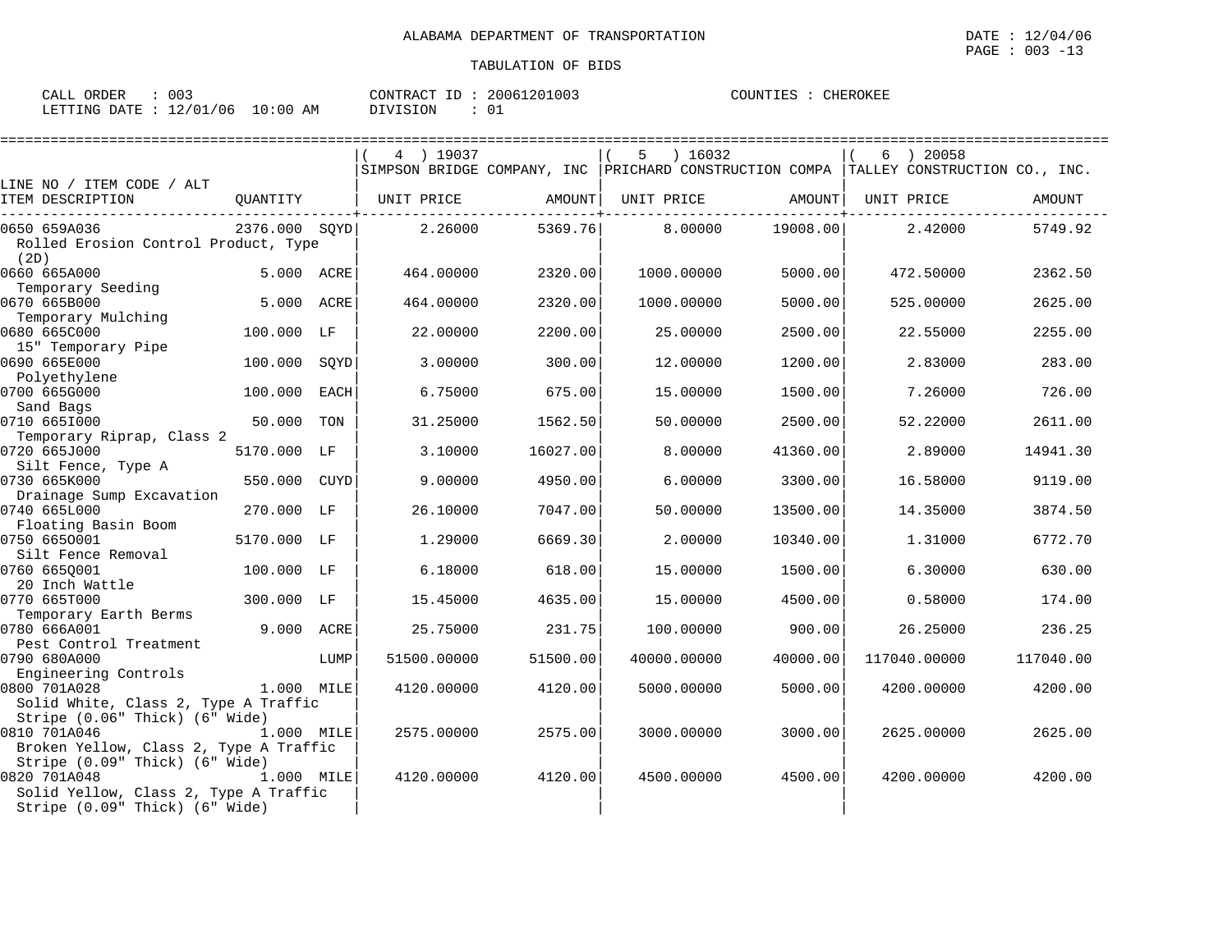ALABAMA DEPARTMENT OF TRANSPORTATION

TABULATION OF BIDS

CALL ORDER : 003 CONTRACT ID : 20061201003 COUNTIES : CHEROKEE
LETTING DATE : 12/01/06 10:00 AM DIVISION : 01

| LINE NO / ITEM CODE / ALT ITEM DESCRIPTION | QUANTITY | ( 4 ) 19037 SIMPSON BRIDGE COMPANY, INC UNIT PRICE | AMOUNT | ( 5 ) 16032 PRICHARD CONSTRUCTION COMPA UNIT PRICE | AMOUNT | ( 6 ) 20058 TALLEY CONSTRUCTION CO., INC. UNIT PRICE | AMOUNT |
|---|---|---|---|---|---|---|---|
| 0650 659A036 Rolled Erosion Control Product, Type (2D) | 2376.000 SQYD | 2.26000 | 5369.76 | 8.00000 | 19008.00 | 2.42000 | 5749.92 |
| 0660 665A000 Temporary Seeding | 5.000 ACRE | 464.00000 | 2320.00 | 1000.00000 | 5000.00 | 472.50000 | 2362.50 |
| 0670 665B000 Temporary Mulching | 5.000 ACRE | 464.00000 | 2320.00 | 1000.00000 | 5000.00 | 525.00000 | 2625.00 |
| 0680 665C000 15" Temporary Pipe | 100.000 LF | 22.00000 | 2200.00 | 25.00000 | 2500.00 | 22.55000 | 2255.00 |
| 0690 665E000 Polyethylene | 100.000 SQYD | 3.00000 | 300.00 | 12.00000 | 1200.00 | 2.83000 | 283.00 |
| 0700 665G000 Sand Bags | 100.000 EACH | 6.75000 | 675.00 | 15.00000 | 1500.00 | 7.26000 | 726.00 |
| 0710 665I000 Temporary Riprap, Class 2 | 50.000 TON | 31.25000 | 1562.50 | 50.00000 | 2500.00 | 52.22000 | 2611.00 |
| 0720 665J000 Silt Fence, Type A | 5170.000 LF | 3.10000 | 16027.00 | 8.00000 | 41360.00 | 2.89000 | 14941.30 |
| 0730 665K000 Drainage Sump Excavation | 550.000 CUYD | 9.00000 | 4950.00 | 6.00000 | 3300.00 | 16.58000 | 9119.00 |
| 0740 665L000 Floating Basin Boom | 270.000 LF | 26.10000 | 7047.00 | 50.00000 | 13500.00 | 14.35000 | 3874.50 |
| 0750 665O001 Silt Fence Removal | 5170.000 LF | 1.29000 | 6669.30 | 2.00000 | 10340.00 | 1.31000 | 6772.70 |
| 0760 665Q001 20 Inch Wattle | 100.000 LF | 6.18000 | 618.00 | 15.00000 | 1500.00 | 6.30000 | 630.00 |
| 0770 665T000 Temporary Earth Berms | 300.000 LF | 15.45000 | 4635.00 | 15.00000 | 4500.00 | 0.58000 | 174.00 |
| 0780 666A001 Pest Control Treatment | 9.000 ACRE | 25.75000 | 231.75 | 100.00000 | 900.00 | 26.25000 | 236.25 |
| 0790 680A000 Engineering Controls | LUMP | 51500.00000 | 51500.00 | 40000.00000 | 40000.00 | 117040.00000 | 117040.00 |
| 0800 701A028 Solid White, Class 2, Type A Traffic Stripe (0.06" Thick) (6" Wide) | 1.000 MILE | 4120.00000 | 4120.00 | 5000.00000 | 5000.00 | 4200.00000 | 4200.00 |
| 0810 701A046 Broken Yellow, Class 2, Type A Traffic Stripe (0.09" Thick) (6" Wide) | 1.000 MILE | 2575.00000 | 2575.00 | 3000.00000 | 3000.00 | 2625.00000 | 2625.00 |
| 0820 701A048 Solid Yellow, Class 2, Type A Traffic Stripe (0.09" Thick) (6" Wide) | 1.000 MILE | 4120.00000 | 4120.00 | 4500.00000 | 4500.00 | 4200.00000 | 4200.00 |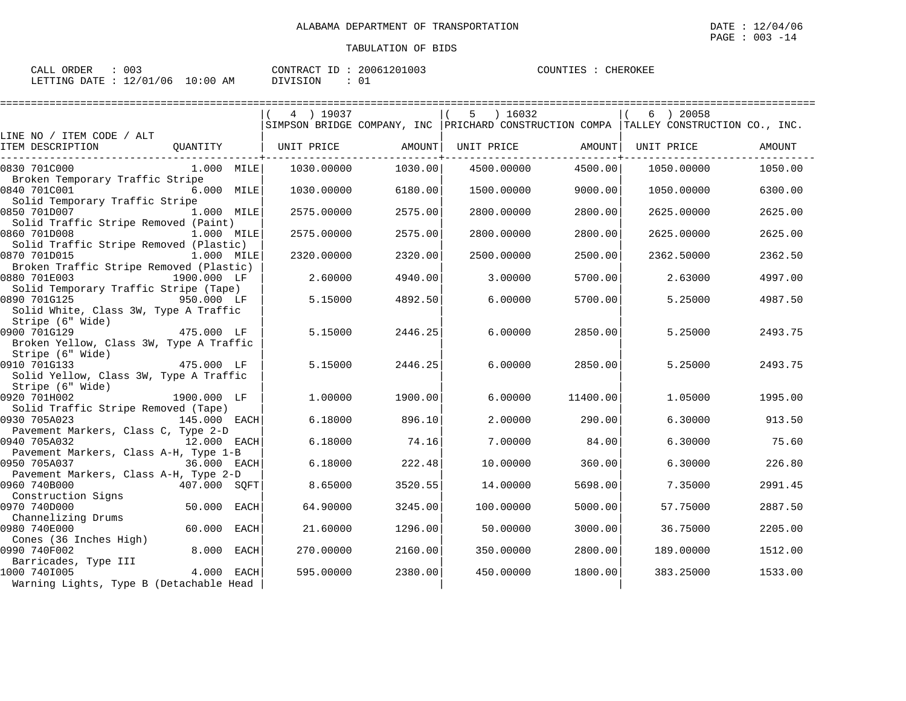ALABAMA DEPARTMENT OF TRANSPORTATION

DATE : 12/04/06
PAGE : 003 -14

TABULATION OF BIDS

CALL ORDER : 003 CONTRACT ID : 20061201003 COUNTIES : CHEROKEE
LETTING DATE : 12/01/06 10:00 AM DIVISION : 01

| LINE NO / ITEM CODE / ALT ITEM DESCRIPTION | QUANTITY | ( 4 ) 19037 SIMPSON BRIDGE COMPANY, INC UNIT PRICE | AMOUNT | ( 5 ) 16032 PRICHARD CONSTRUCTION COMPA UNIT PRICE | AMOUNT | ( 6 ) 20058 TALLEY CONSTRUCTION CO., INC. UNIT PRICE | AMOUNT |
|---|---|---|---|---|---|---|---|
| 0830 701C000 Broken Temporary Traffic Stripe | 1.000 MILE | 1030.00000 | 1030.00 | 4500.00000 | 4500.00 | 1050.00000 | 1050.00 |
| 0840 701C001 Solid Temporary Traffic Stripe | 6.000 MILE | 1030.00000 | 6180.00 | 1500.00000 | 9000.00 | 1050.00000 | 6300.00 |
| 0850 701D007 Solid Traffic Stripe Removed (Paint) | 1.000 MILE | 2575.00000 | 2575.00 | 2800.00000 | 2800.00 | 2625.00000 | 2625.00 |
| 0860 701D008 Solid Traffic Stripe Removed (Plastic) | 1.000 MILE | 2575.00000 | 2575.00 | 2800.00000 | 2800.00 | 2625.00000 | 2625.00 |
| 0870 701D015 Broken Traffic Stripe Removed (Plastic) | 1.000 MILE | 2320.00000 | 2320.00 | 2500.00000 | 2500.00 | 2362.50000 | 2362.50 |
| 0880 701E003 Solid Temporary Traffic Stripe (Tape) | 1900.000 LF | 2.60000 | 4940.00 | 3.00000 | 5700.00 | 2.63000 | 4997.00 |
| 0890 701G125 Solid White, Class 3W, Type A Traffic Stripe (6" Wide) | 950.000 LF | 5.15000 | 4892.50 | 6.00000 | 5700.00 | 5.25000 | 4987.50 |
| 0900 701G129 Broken Yellow, Class 3W, Type A Traffic Stripe (6" Wide) | 475.000 LF | 5.15000 | 2446.25 | 6.00000 | 2850.00 | 5.25000 | 2493.75 |
| 0910 701G133 Solid Yellow, Class 3W, Type A Traffic Stripe (6" Wide) | 475.000 LF | 5.15000 | 2446.25 | 6.00000 | 2850.00 | 5.25000 | 2493.75 |
| 0920 701H002 Solid Traffic Stripe Removed (Tape) | 1900.000 LF | 1.00000 | 1900.00 | 6.00000 | 11400.00 | 1.05000 | 1995.00 |
| 0930 705A023 Pavement Markers, Class C, Type 2-D | 145.000 EACH | 6.18000 | 896.10 | 2.00000 | 290.00 | 6.30000 | 913.50 |
| 0940 705A032 Pavement Markers, Class A-H, Type 1-B | 12.000 EACH | 6.18000 | 74.16 | 7.00000 | 84.00 | 6.30000 | 75.60 |
| 0950 705A037 Pavement Markers, Class A-H, Type 2-D | 36.000 EACH | 6.18000 | 222.48 | 10.00000 | 360.00 | 6.30000 | 226.80 |
| 0960 740B000 Construction Signs | 407.000 SQFT | 8.65000 | 3520.55 | 14.00000 | 5698.00 | 7.35000 | 2991.45 |
| 0970 740D000 Channelizing Drums | 50.000 EACH | 64.90000 | 3245.00 | 100.00000 | 5000.00 | 57.75000 | 2887.50 |
| 0980 740E000 Cones (36 Inches High) | 60.000 EACH | 21.60000 | 1296.00 | 50.00000 | 3000.00 | 36.75000 | 2205.00 |
| 0990 740F002 Barricades, Type III | 8.000 EACH | 270.00000 | 2160.00 | 350.00000 | 2800.00 | 189.00000 | 1512.00 |
| 1000 740I005 Warning Lights, Type B (Detachable Head | 4.000 EACH | 595.00000 | 2380.00 | 450.00000 | 1800.00 | 383.25000 | 1533.00 |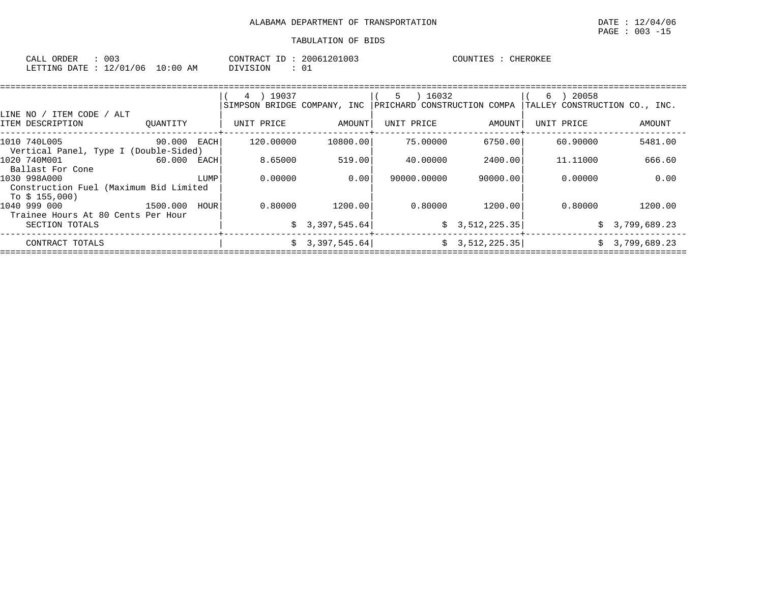ALABAMA DEPARTMENT OF TRANSPORTATION

TABULATION OF BIDS

CALL ORDER : 003 CONTRACT ID : 20061201003 COUNTIES : CHEROKEE
LETTING DATE : 12/01/06 10:00 AM DIVISION : 01

| LINE NO / ITEM CODE / ALT | | ( 4 ) 19037 SIMPSON BRIDGE COMPANY, INC | | ( 5 ) 16032 PRICHARD CONSTRUCTION COMPA | | ( 6 ) 20058 TALLEY CONSTRUCTION CO., INC. | |
|---|---|---|---|---|---|---|---|
| ITEM DESCRIPTION | QUANTITY | UNIT PRICE | AMOUNT | UNIT PRICE | AMOUNT | UNIT PRICE | AMOUNT |
| 1010 740L005 Vertical Panel, Type I (Double-Sided) | 90.000 EACH | 120.00000 | 10800.00 | 75.00000 | 6750.00 | 60.90000 | 5481.00 |
| 1020 740M001 Ballast For Cone | 60.000 EACH | 8.65000 | 519.00 | 40.00000 | 2400.00 | 11.11000 | 666.60 |
| 1030 998A000 Construction Fuel (Maximum Bid Limited To $ 155,000) | LUMP | 0.00000 | 0.00 | 90000.00000 | 90000.00 | 0.00000 | 0.00 |
| 1040 999 000 Trainee Hours At 80 Cents Per Hour | 1500.000 HOUR | 0.80000 | 1200.00 | 0.80000 | 1200.00 | 0.80000 | 1200.00 |
| SECTION TOTALS | | | $ 3,397,545.64 | | $ 3,512,225.35 | | $ 3,799,689.23 |
| CONTRACT TOTALS | | | $ 3,397,545.64 | | $ 3,512,225.35 | | $ 3,799,689.23 |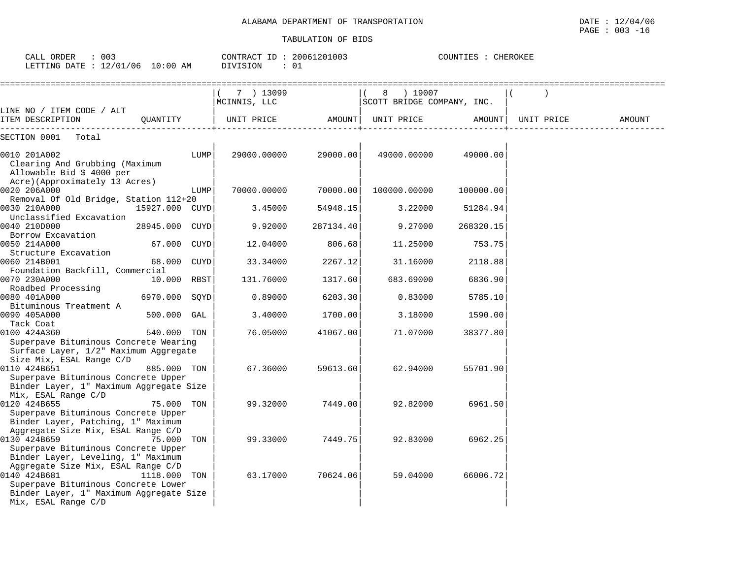ALABAMA DEPARTMENT OF TRANSPORTATION

TABULATION OF BIDS

CALL ORDER : 003　　CONTRACT ID : 20061201003　　COUNTIES : CHEROKEE
LETTING DATE : 12/01/06 10:00 AM　　DIVISION : 01

| LINE NO / ITEM CODE / ALT ITEM DESCRIPTION | QUANTITY | ( 7 ) 13099 MCINNIS, LLC UNIT PRICE | AMOUNT | ( 8 ) 19007 SCOTT BRIDGE COMPANY, INC. UNIT PRICE | AMOUNT | ( ) UNIT PRICE | AMOUNT |
|---|---|---|---|---|---|---|---|
| SECTION 0001 Total | | | | | | | |
| 0010 201A002 Clearing And Grubbing (Maximum Allowable Bid $ 4000 per Acre)(Approximately 13 Acres) | LUMP | 29000.00000 | 29000.00 | 49000.00000 | 49000.00 | | |
| 0020 206A000 Removal Of Old Bridge, Station 112+20 | LUMP | 70000.00000 | 70000.00 | 100000.00000 | 100000.00 | | |
| 0030 210A000 Unclassified Excavation | 15927.000 CUYD | 3.45000 | 54948.15 | 3.22000 | 51284.94 | | |
| 0040 210D000 Borrow Excavation | 28945.000 CUYD | 9.92000 | 287134.40 | 9.27000 | 268320.15 | | |
| 0050 214A000 Structure Excavation | 67.000 CUYD | 12.04000 | 806.68 | 11.25000 | 753.75 | | |
| 0060 214B001 Foundation Backfill, Commercial | 68.000 CUYD | 33.34000 | 2267.12 | 31.16000 | 2118.88 | | |
| 0070 230A000 Roadbed Processing | 10.000 RBST | 131.76000 | 1317.60 | 683.69000 | 6836.90 | | |
| 0080 401A000 Bituminous Treatment A | 6970.000 SQYD | 0.89000 | 6203.30 | 0.83000 | 5785.10 | | |
| 0090 405A000 Tack Coat | 500.000 GAL | 3.40000 | 1700.00 | 3.18000 | 1590.00 | | |
| 0100 424A360 Superpave Bituminous Concrete Wearing Surface Layer, 1/2" Maximum Aggregate Size Mix, ESAL Range C/D | 540.000 TON | 76.05000 | 41067.00 | 71.07000 | 38377.80 | | |
| 0110 424B651 Superpave Bituminous Concrete Upper Binder Layer, 1" Maximum Aggregate Size Mix, ESAL Range C/D | 885.000 TON | 67.36000 | 59613.60 | 62.94000 | 55701.90 | | |
| 0120 424B655 Superpave Bituminous Concrete Upper Binder Layer, Patching, 1" Maximum Aggregate Size Mix, ESAL Range C/D | 75.000 TON | 99.32000 | 7449.00 | 92.82000 | 6961.50 | | |
| 0130 424B659 Superpave Bituminous Concrete Upper Binder Layer, Leveling, 1" Maximum Aggregate Size Mix, ESAL Range C/D | 75.000 TON | 99.33000 | 7449.75 | 92.83000 | 6962.25 | | |
| 0140 424B681 Superpave Bituminous Concrete Lower Binder Layer, 1" Maximum Aggregate Size Mix, ESAL Range C/D | 1118.000 TON | 63.17000 | 70624.06 | 59.04000 | 66006.72 | | |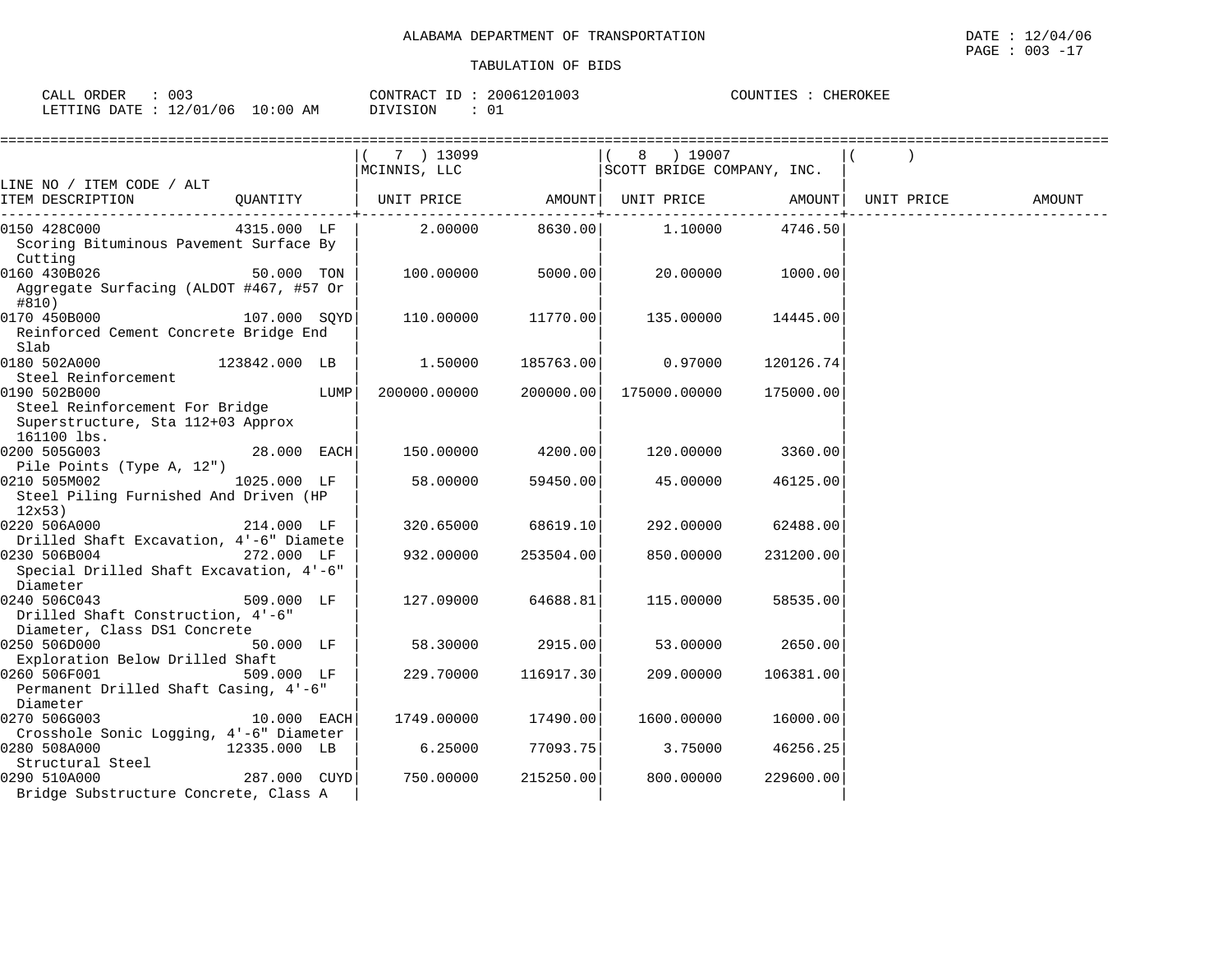ALABAMA DEPARTMENT OF TRANSPORTATION

TABULATION OF BIDS

DATE : 12/04/06
PAGE : 003 -17

CALL ORDER : 003
LETTING DATE : 12/01/06 10:00 AM

CONTRACT ID : 20061201003
DIVISION : 01

COUNTIES : CHEROKEE

| LINE NO / ITEM CODE / ALT ITEM DESCRIPTION | QUANTITY | ( 7 ) 13099 MCINNIS, LLC UNIT PRICE | AMOUNT | ( 8 ) 19007 SCOTT BRIDGE COMPANY, INC. UNIT PRICE | AMOUNT | ( ) UNIT PRICE | AMOUNT |
|---|---|---|---|---|---|---|---|
| 0150 428C000 Scoring Bituminous Pavement Surface By Cutting | 4315.000 LF | 2.00000 | 8630.00 | 1.10000 | 4746.50 | | |
| 0160 430B026 Aggregate Surfacing (ALDOT #467, #57 Or #810) | 50.000 TON | 100.00000 | 5000.00 | 20.00000 | 1000.00 | | |
| 0170 450B000 Reinforced Cement Concrete Bridge End Slab | 107.000 SQYD | 110.00000 | 11770.00 | 135.00000 | 14445.00 | | |
| 0180 502A000 Steel Reinforcement | 123842.000 LB | 1.50000 | 185763.00 | 0.97000 | 120126.74 | | |
| 0190 502B000 Steel Reinforcement For Bridge Superstructure, Sta 112+03 Approx 161100 lbs. | LUMP | 200000.00000 | 200000.00 | 175000.00000 | 175000.00 | | |
| 0200 505G003 Pile Points (Type A, 12") | 28.000 EACH | 150.00000 | 4200.00 | 120.00000 | 3360.00 | | |
| 0210 505M002 Steel Piling Furnished And Driven (HP 12x53) | 1025.000 LF | 58.00000 | 59450.00 | 45.00000 | 46125.00 | | |
| 0220 506A000 Drilled Shaft Excavation, 4'-6" Diamete | 214.000 LF | 320.65000 | 68619.10 | 292.00000 | 62488.00 | | |
| 0230 506B004 Special Drilled Shaft Excavation, 4'-6" Diameter | 272.000 LF | 932.00000 | 253504.00 | 850.00000 | 231200.00 | | |
| 0240 506C043 Drilled Shaft Construction, 4'-6" Diameter, Class DS1 Concrete | 509.000 LF | 127.09000 | 64688.81 | 115.00000 | 58535.00 | | |
| 0250 506D000 Exploration Below Drilled Shaft | 50.000 LF | 58.30000 | 2915.00 | 53.00000 | 2650.00 | | |
| 0260 506F001 Permanent Drilled Shaft Casing, 4'-6" Diameter | 509.000 LF | 229.70000 | 116917.30 | 209.00000 | 106381.00 | | |
| 0270 506G003 Crosshole Sonic Logging, 4'-6" Diameter | 10.000 EACH | 1749.00000 | 17490.00 | 1600.00000 | 16000.00 | | |
| 0280 508A000 Structural Steel | 12335.000 LB | 6.25000 | 77093.75 | 3.75000 | 46256.25 | | |
| 0290 510A000 Bridge Substructure Concrete, Class A | 287.000 CUYD | 750.00000 | 215250.00 | 800.00000 | 229600.00 | | |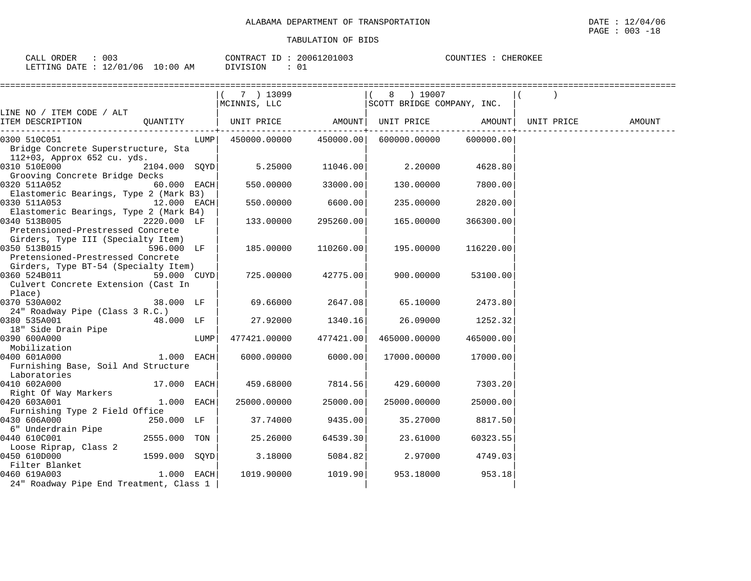ALABAMA DEPARTMENT OF TRANSPORTATION

TABULATION OF BIDS

DATE : 12/04/06
PAGE : 003 -18

CALL ORDER : 003
LETTING DATE : 12/01/06 10:00 AM

CONTRACT ID : 20061201003
DIVISION : 01

COUNTIES : CHEROKEE

| LINE NO / ITEM CODE / ALT ITEM DESCRIPTION | QUANTITY | ( 7 ) 13099 MCINNIS, LLC UNIT PRICE | AMOUNT | ( 8 ) 19007 SCOTT BRIDGE COMPANY, INC. UNIT PRICE | AMOUNT | ( ) UNIT PRICE | AMOUNT |
|---|---|---|---|---|---|---|---|
| 0300 510C051 Bridge Concrete Superstructure, Sta 112+03, Approx 652 cu. yds. | LUMP | 450000.00000 | 450000.00 | 600000.00000 | 600000.00 | | |
| 0310 510E000 Grooving Concrete Bridge Decks | 2104.000 SQYD | 5.25000 | 11046.00 | 2.20000 | 4628.80 | | |
| 0320 511A052 Elastomeric Bearings, Type 2 (Mark B3) | 60.000 EACH | 550.00000 | 33000.00 | 130.00000 | 7800.00 | | |
| 0330 511A053 Elastomeric Bearings, Type 2 (Mark B4) | 12.000 EACH | 550.00000 | 6600.00 | 235.00000 | 2820.00 | | |
| 0340 513B005 Pretensioned-Prestressed Concrete Girders, Type III (Specialty Item) | 2220.000 LF | 133.00000 | 295260.00 | 165.00000 | 366300.00 | | |
| 0350 513B015 Pretensioned-Prestressed Concrete Girders, Type BT-54 (Specialty Item) | 596.000 LF | 185.00000 | 110260.00 | 195.00000 | 116220.00 | | |
| 0360 524B011 Culvert Concrete Extension (Cast In Place) | 59.000 CUYD | 725.00000 | 42775.00 | 900.00000 | 53100.00 | | |
| 0370 530A002 24" Roadway Pipe (Class 3 R.C.) | 38.000 LF | 69.66000 | 2647.08 | 65.10000 | 2473.80 | | |
| 0380 535A001 18" Side Drain Pipe | 48.000 LF | 27.92000 | 1340.16 | 26.09000 | 1252.32 | | |
| 0390 600A000 Mobilization | LUMP | 477421.00000 | 477421.00 | 465000.00000 | 465000.00 | | |
| 0400 601A000 Furnishing Base, Soil And Structure Laboratories | 1.000 EACH | 6000.00000 | 6000.00 | 17000.00000 | 17000.00 | | |
| 0410 602A000 Right Of Way Markers | 17.000 EACH | 459.68000 | 7814.56 | 429.60000 | 7303.20 | | |
| 0420 603A001 Furnishing Type 2 Field Office | 1.000 EACH | 25000.00000 | 25000.00 | 25000.00000 | 25000.00 | | |
| 0430 606A000 6" Underdrain Pipe | 250.000 LF | 37.74000 | 9435.00 | 35.27000 | 8817.50 | | |
| 0440 610C001 Loose Riprap, Class 2 | 2555.000 TON | 25.26000 | 64539.30 | 23.61000 | 60323.55 | | |
| 0450 610D000 Filter Blanket | 1599.000 SQYD | 3.18000 | 5084.82 | 2.97000 | 4749.03 | | |
| 0460 619A003 24" Roadway Pipe End Treatment, Class 1 | 1.000 EACH | 1019.90000 | 1019.90 | 953.18000 | 953.18 | | |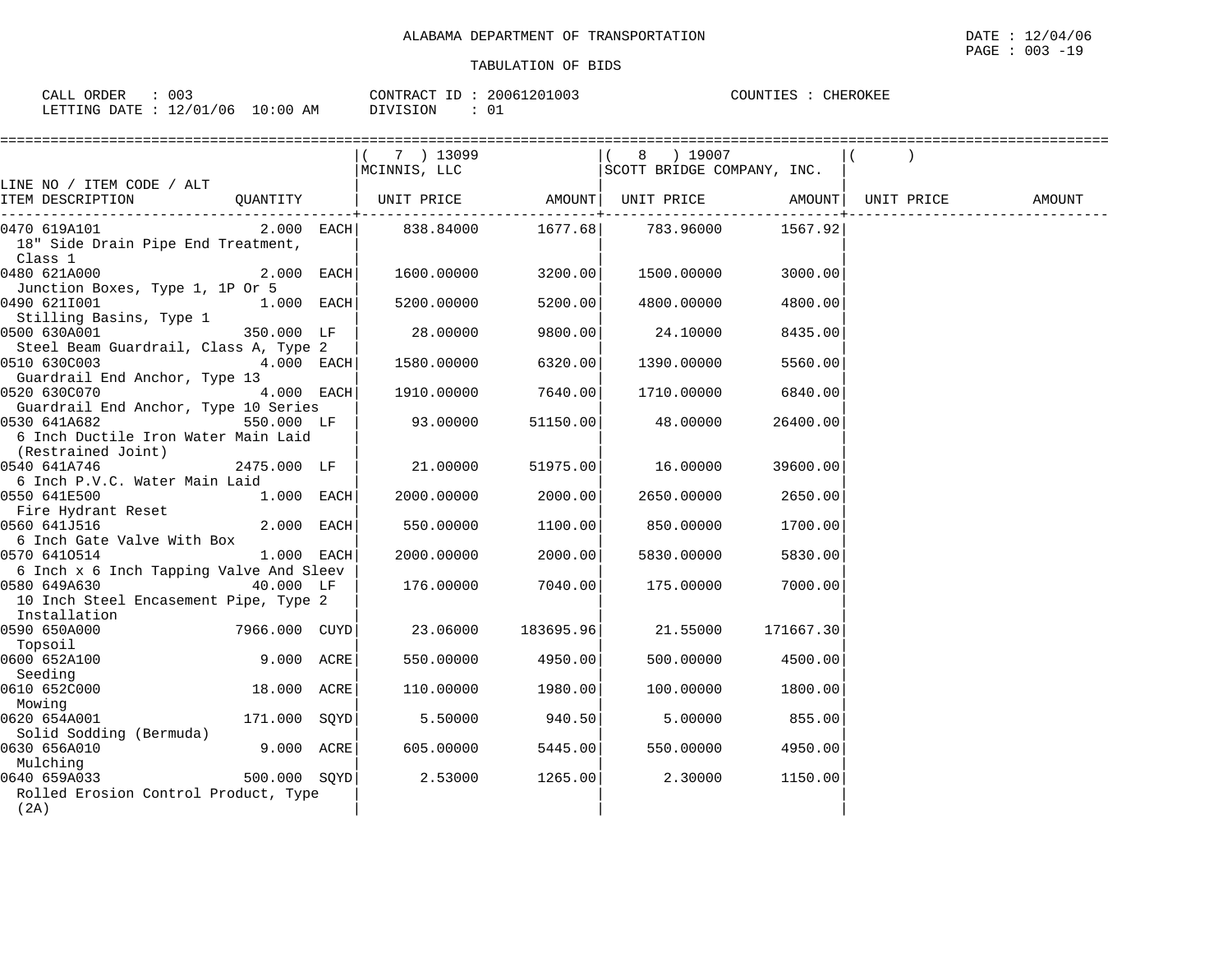ALABAMA DEPARTMENT OF TRANSPORTATION

DATE : 12/04/06
PAGE : 003 -19

TABULATION OF BIDS

CALL ORDER : 003 | CONTRACT ID : 20061201003 | COUNTIES : CHEROKEE
LETTING DATE : 12/01/06 10:00 AM | DIVISION : 01

| LINE NO / ITEM CODE / ALT ITEM DESCRIPTION | QUANTITY | ( 7 ) 13099 MCINNIS, LLC UNIT PRICE | AMOUNT | ( 8 ) 19007 SCOTT BRIDGE COMPANY, INC. UNIT PRICE | AMOUNT | ( ) UNIT PRICE | AMOUNT |
|---|---|---|---|---|---|---|---|
| 0470 619A101 18" Side Drain Pipe End Treatment, Class 1 | 2.000 EACH | 838.84000 | 1677.68 | 783.96000 | 1567.92 | | |
| 0480 621A000 Junction Boxes, Type 1, 1P Or 5 | 2.000 EACH | 1600.00000 | 3200.00 | 1500.00000 | 3000.00 | | |
| 0490 621I001 Stilling Basins, Type 1 | 1.000 EACH | 5200.00000 | 5200.00 | 4800.00000 | 4800.00 | | |
| 0500 630A001 Steel Beam Guardrail, Class A, Type 2 | 350.000 LF | 28.00000 | 9800.00 | 24.10000 | 8435.00 | | |
| 0510 630C003 Guardrail End Anchor, Type 13 | 4.000 EACH | 1580.00000 | 6320.00 | 1390.00000 | 5560.00 | | |
| 0520 630C070 Guardrail End Anchor, Type 10 Series | 4.000 EACH | 1910.00000 | 7640.00 | 1710.00000 | 6840.00 | | |
| 0530 641A682 6 Inch Ductile Iron Water Main Laid (Restrained Joint) | 550.000 LF | 93.00000 | 51150.00 | 48.00000 | 26400.00 | | |
| 0540 641A746 6 Inch P.V.C. Water Main Laid | 2475.000 LF | 21.00000 | 51975.00 | 16.00000 | 39600.00 | | |
| 0550 641E500 Fire Hydrant Reset | 1.000 EACH | 2000.00000 | 2000.00 | 2650.00000 | 2650.00 | | |
| 0560 641J516 6 Inch Gate Valve With Box | 2.000 EACH | 550.00000 | 1100.00 | 850.00000 | 1700.00 | | |
| 0570 641O514 6 Inch x 6 Inch Tapping Valve And Sleev | 1.000 EACH | 2000.00000 | 2000.00 | 5830.00000 | 5830.00 | | |
| 0580 649A630 10 Inch Steel Encasement Pipe, Type 2 Installation | 40.000 LF | 176.00000 | 7040.00 | 175.00000 | 7000.00 | | |
| 0590 650A000 Topsoil | 7966.000 CUYD | 23.06000 | 183695.96 | 21.55000 | 171667.30 | | |
| 0600 652A100 Seeding | 9.000 ACRE | 550.00000 | 4950.00 | 500.00000 | 4500.00 | | |
| 0610 652C000 Mowing | 18.000 ACRE | 110.00000 | 1980.00 | 100.00000 | 1800.00 | | |
| 0620 654A001 Solid Sodding (Bermuda) | 171.000 SQYD | 5.50000 | 940.50 | 5.00000 | 855.00 | | |
| 0630 656A010 Mulching | 9.000 ACRE | 605.00000 | 5445.00 | 550.00000 | 4950.00 | | |
| 0640 659A033 Rolled Erosion Control Product, Type (2A) | 500.000 SQYD | 2.53000 | 1265.00 | 2.30000 | 1150.00 | | |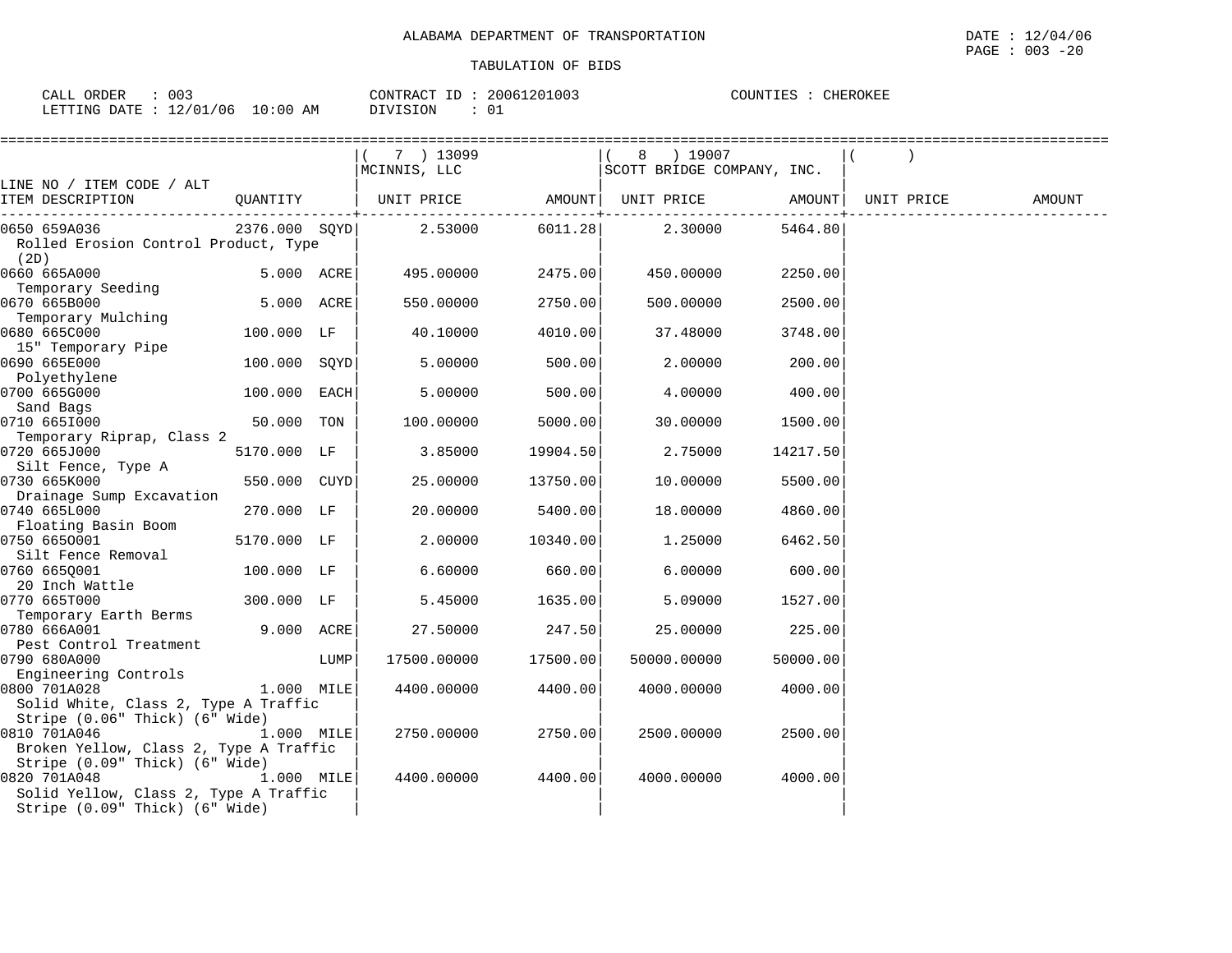ALABAMA DEPARTMENT OF TRANSPORTATION

TABULATION OF BIDS

DATE : 12/04/06
PAGE : 003 -20

CALL ORDER : 003  CONTRACT ID : 20061201003  COUNTIES : CHEROKEE
LETTING DATE : 12/01/06 10:00 AM  DIVISION : 01

| LINE NO / ITEM CODE / ALT ITEM DESCRIPTION | QUANTITY | ( 7 ) 13099 MCINNIS, LLC UNIT PRICE | AMOUNT | ( 8 ) 19007 SCOTT BRIDGE COMPANY, INC. UNIT PRICE | AMOUNT | ( ) UNIT PRICE | AMOUNT |
|---|---|---|---|---|---|---|---|
| 0650 659A036 Rolled Erosion Control Product, Type (2D) | 2376.000 SQYD | 2.53000 | 6011.28 | 2.30000 | 5464.80 | | |
| 0660 665A000 Temporary Seeding | 5.000 ACRE | 495.00000 | 2475.00 | 450.00000 | 2250.00 | | |
| 0670 665B000 Temporary Mulching | 5.000 ACRE | 550.00000 | 2750.00 | 500.00000 | 2500.00 | | |
| 0680 665C000 15" Temporary Pipe | 100.000 LF | 40.10000 | 4010.00 | 37.48000 | 3748.00 | | |
| 0690 665E000 Polyethylene | 100.000 SQYD | 5.00000 | 500.00 | 2.00000 | 200.00 | | |
| 0700 665G000 Sand Bags | 100.000 EACH | 5.00000 | 500.00 | 4.00000 | 400.00 | | |
| 0710 665I000 Temporary Riprap, Class 2 | 50.000 TON | 100.00000 | 5000.00 | 30.00000 | 1500.00 | | |
| 0720 665J000 Silt Fence, Type A | 5170.000 LF | 3.85000 | 19904.50 | 2.75000 | 14217.50 | | |
| 0730 665K000 Drainage Sump Excavation | 550.000 CUYD | 25.00000 | 13750.00 | 10.00000 | 5500.00 | | |
| 0740 665L000 Floating Basin Boom | 270.000 LF | 20.00000 | 5400.00 | 18.00000 | 4860.00 | | |
| 0750 665O001 Silt Fence Removal | 5170.000 LF | 2.00000 | 10340.00 | 1.25000 | 6462.50 | | |
| 0760 665Q001 20 Inch Wattle | 100.000 LF | 6.60000 | 660.00 | 6.00000 | 600.00 | | |
| 0770 665T000 Temporary Earth Berms | 300.000 LF | 5.45000 | 1635.00 | 5.09000 | 1527.00 | | |
| 0780 666A001 Pest Control Treatment | 9.000 ACRE | 27.50000 | 247.50 | 25.00000 | 225.00 | | |
| 0790 680A000 Engineering Controls | LUMP | 17500.00000 | 17500.00 | 50000.00000 | 50000.00 | | |
| 0800 701A028 Solid White, Class 2, Type A Traffic Stripe (0.06" Thick) (6" Wide) | 1.000 MILE | 4400.00000 | 4400.00 | 4000.00000 | 4000.00 | | |
| 0810 701A046 Broken Yellow, Class 2, Type A Traffic Stripe (0.09" Thick) (6" Wide) | 1.000 MILE | 2750.00000 | 2750.00 | 2500.00000 | 2500.00 | | |
| 0820 701A048 Solid Yellow, Class 2, Type A Traffic Stripe (0.09" Thick) (6" Wide) | 1.000 MILE | 4400.00000 | 4400.00 | 4000.00000 | 4000.00 | | |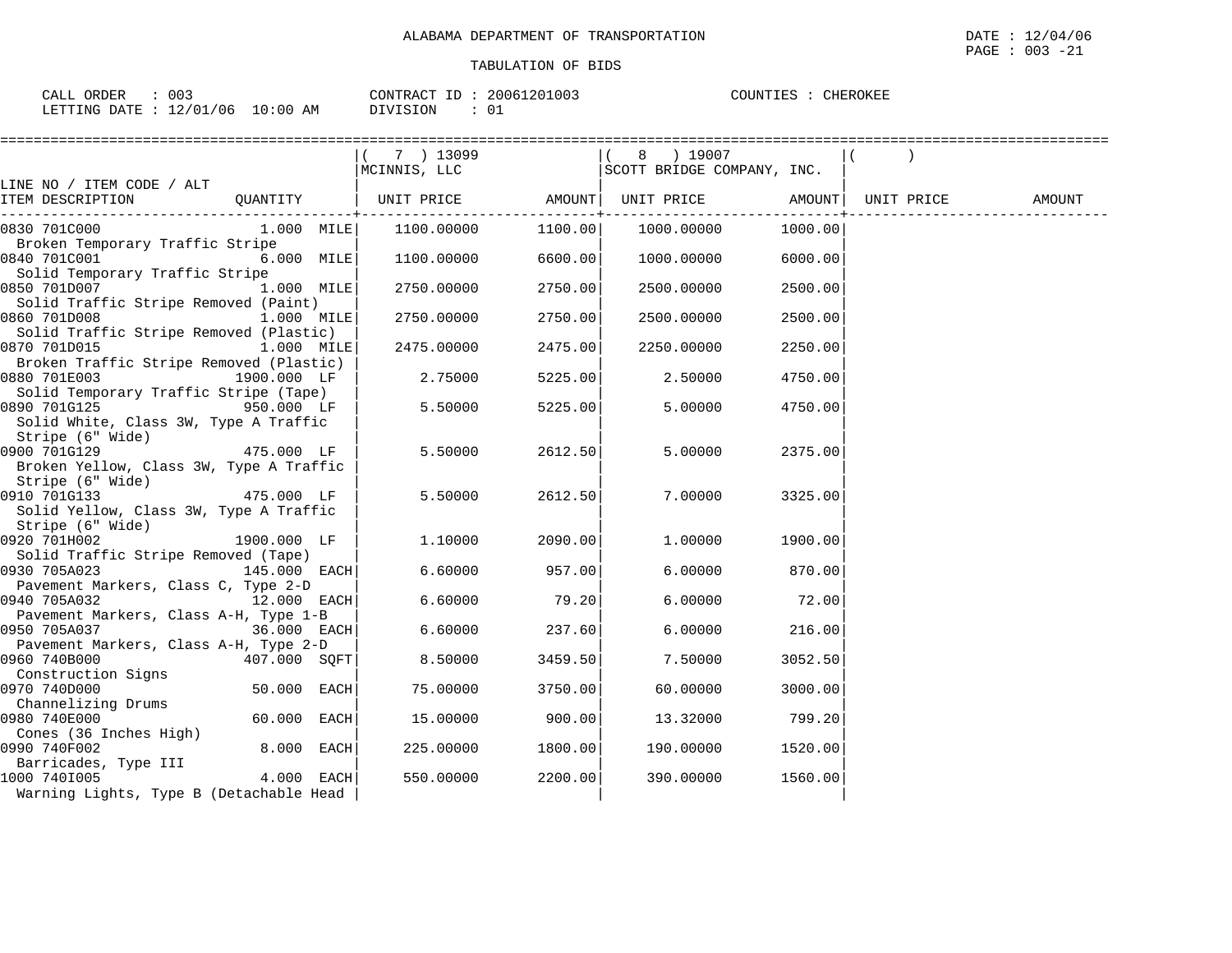ALABAMA DEPARTMENT OF TRANSPORTATION

DATE : 12/04/06

TABULATION OF BIDS

CALL ORDER : 003 CONTRACT ID : 20061201003 COUNTIES : CHEROKEE
LETTING DATE : 12/01/06 10:00 AM DIVISION : 01

| LINE NO / ITEM CODE / ALT<br>ITEM DESCRIPTION | QUANTITY | ( 7 ) 13099<br>MCINNIS, LLC<br>UNIT PRICE | AMOUNT | ( 8 ) 19007<br>SCOTT BRIDGE COMPANY, INC.<br>UNIT PRICE | AMOUNT | ( )<br>UNIT PRICE | AMOUNT |
|---|---|---|---|---|---|---|---|
| 0830 701C000<br>Broken Temporary Traffic Stripe | 1.000 MILE | 1100.00000 | 1100.00 | 1000.00000 | 1000.00 | | |
| 0840 701C001<br>Solid Temporary Traffic Stripe | 6.000 MILE | 1100.00000 | 6600.00 | 1000.00000 | 6000.00 | | |
| 0850 701D007<br>Solid Traffic Stripe Removed (Paint) | 1.000 MILE | 2750.00000 | 2750.00 | 2500.00000 | 2500.00 | | |
| 0860 701D008<br>Solid Traffic Stripe Removed (Plastic) | 1.000 MILE | 2750.00000 | 2750.00 | 2500.00000 | 2500.00 | | |
| 0870 701D015<br>Broken Traffic Stripe Removed (Plastic) | 1.000 MILE | 2475.00000 | 2475.00 | 2250.00000 | 2250.00 | | |
| 0880 701E003<br>Solid Temporary Traffic Stripe (Tape) | 1900.000 LF | 2.75000 | 5225.00 | 2.50000 | 4750.00 | | |
| 0890 701G125<br>Solid White, Class 3W, Type A Traffic Stripe (6" Wide) | 950.000 LF | 5.50000 | 5225.00 | 5.00000 | 4750.00 | | |
| 0900 701G129<br>Broken Yellow, Class 3W, Type A Traffic Stripe (6" Wide) | 475.000 LF | 5.50000 | 2612.50 | 5.00000 | 2375.00 | | |
| 0910 701G133<br>Solid Yellow, Class 3W, Type A Traffic Stripe (6" Wide) | 475.000 LF | 5.50000 | 2612.50 | 7.00000 | 3325.00 | | |
| 0920 701H002<br>Solid Traffic Stripe Removed (Tape) | 1900.000 LF | 1.10000 | 2090.00 | 1.00000 | 1900.00 | | |
| 0930 705A023<br>Pavement Markers, Class C, Type 2-D | 145.000 EACH | 6.60000 | 957.00 | 6.00000 | 870.00 | | |
| 0940 705A032<br>Pavement Markers, Class A-H, Type 1-B | 12.000 EACH | 6.60000 | 79.20 | 6.00000 | 72.00 | | |
| 0950 705A037<br>Pavement Markers, Class A-H, Type 2-D | 36.000 EACH | 6.60000 | 237.60 | 6.00000 | 216.00 | | |
| 0960 740B000<br>Construction Signs | 407.000 SQFT | 8.50000 | 3459.50 | 7.50000 | 3052.50 | | |
| 0970 740D000<br>Channelizing Drums | 50.000 EACH | 75.00000 | 3750.00 | 60.00000 | 3000.00 | | |
| 0980 740E000<br>Cones (36 Inches High) | 60.000 EACH | 15.00000 | 900.00 | 13.32000 | 799.20 | | |
| 0990 740F002<br>Barricades, Type III | 8.000 EACH | 225.00000 | 1800.00 | 190.00000 | 1520.00 | | |
| 1000 740I005<br>Warning Lights, Type B (Detachable Head | 4.000 EACH | 550.00000 | 2200.00 | 390.00000 | 1560.00 | | |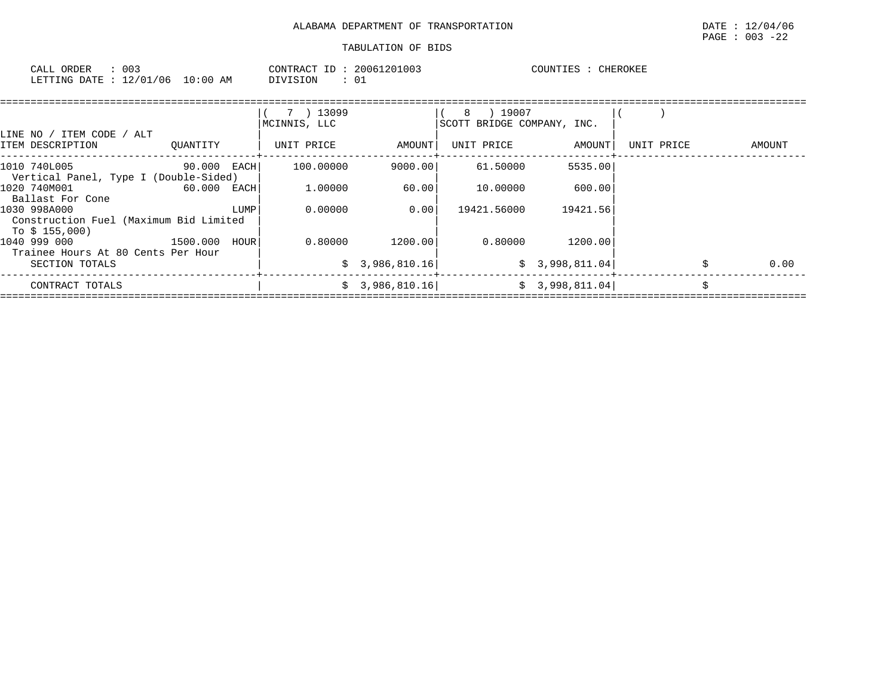ALABAMA DEPARTMENT OF TRANSPORTATION

TABULATION OF BIDS

CALL ORDER : 003 CONTRACT ID : 20061201003 COUNTIES : CHEROKEE
LETTING DATE : 12/01/06 10:00 AM DIVISION : 01

| LINE NO / ITEM CODE / ALT ITEM DESCRIPTION | QUANTITY | ( 7 ) 13099 MCINNIS, LLC UNIT PRICE | AMOUNT | ( 8 ) 19007 SCOTT BRIDGE COMPANY, INC. UNIT PRICE | AMOUNT | ( ) UNIT PRICE | AMOUNT |
|---|---|---|---|---|---|---|---|
| 1010 740L005 Vertical Panel, Type I (Double-Sided) | 90.000 EACH | 100.00000 | 9000.00 | 61.50000 | 5535.00 | | |
| 1020 740M001 Ballast For Cone | 60.000 EACH | 1.00000 | 60.00 | 10.00000 | 600.00 | | |
| 1030 998A000 Construction Fuel (Maximum Bid Limited To $ 155,000) | LUMP | 0.00000 | 0.00 | 19421.56000 | 19421.56 | | |
| 1040 999 000 Trainee Hours At 80 Cents Per Hour | 1500.000 HOUR | 0.80000 | 1200.00 | 0.80000 | 1200.00 | | |
| SECTION TOTALS | | | $ 3,986,810.16 | | $ 3,998,811.04 | | $ 0.00 |
| CONTRACT TOTALS | | | $ 3,986,810.16 | | $ 3,998,811.04 | | $ |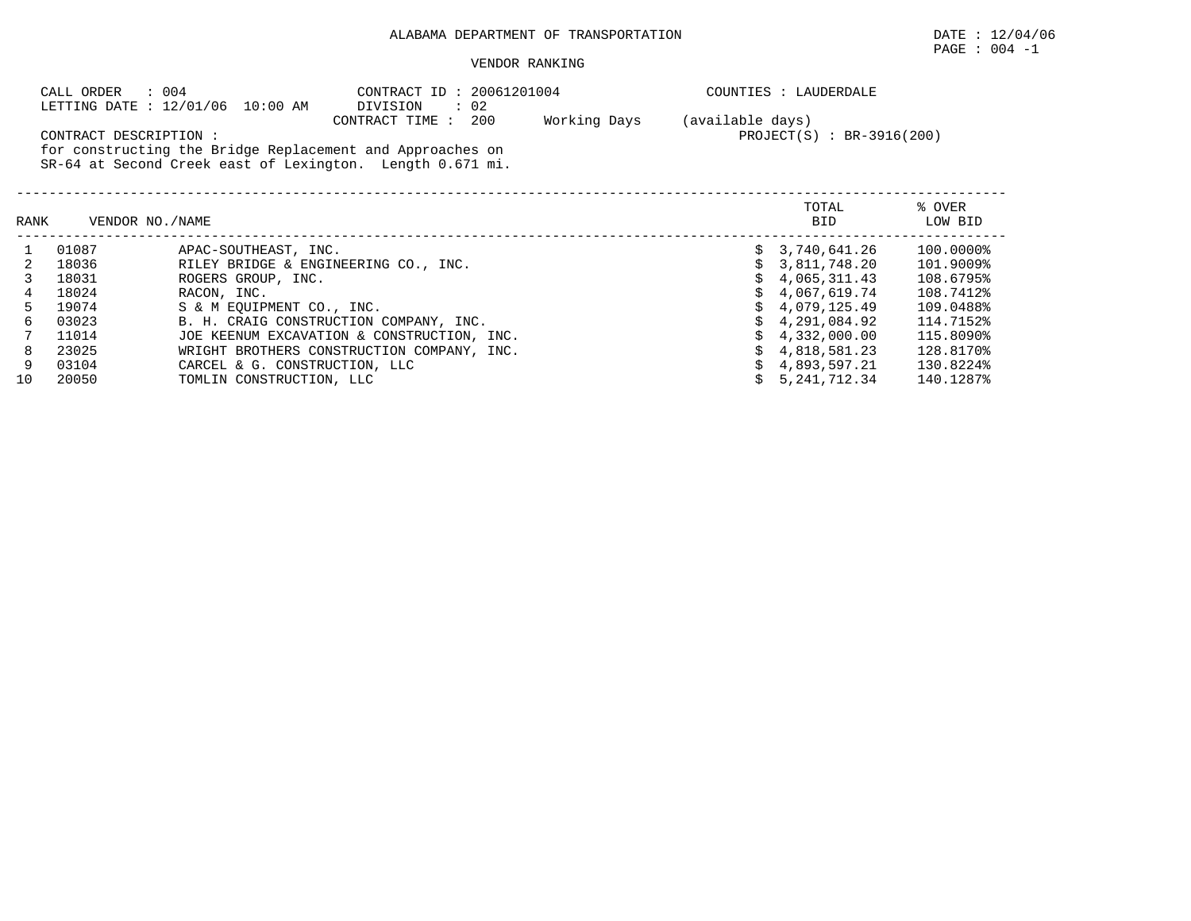ALABAMA DEPARTMENT OF TRANSPORTATION

DATE : 12/04/06

PAGE : 004 -1

VENDOR RANKING

CALL ORDER : 004
LETTING DATE : 12/01/06 10:00 AM

CONTRACT ID : 20061201004
DIVISION : 02
CONTRACT TIME : 200 Working Days (available days)

COUNTIES : LAUDERDALE

PROJECT(S) : BR-3916(200)

CONTRACT DESCRIPTION :
for constructing the Bridge Replacement and Approaches on SR-64 at Second Creek east of Lexington. Length 0.671 mi.

| RANK | VENDOR NO./NAME | | TOTAL BID | % OVER LOW BID |
|---|---|---|---|---|
| 1 | 01087 | APAC-SOUTHEAST, INC. | $ 3,740,641.26 | 100.0000% |
| 2 | 18036 | RILEY BRIDGE & ENGINEERING CO., INC. | $ 3,811,748.20 | 101.9009% |
| 3 | 18031 | ROGERS GROUP, INC. | $ 4,065,311.43 | 108.6795% |
| 4 | 18024 | RACON, INC. | $ 4,067,619.74 | 108.7412% |
| 5 | 19074 | S & M EQUIPMENT CO., INC. | $ 4,079,125.49 | 109.0488% |
| 6 | 03023 | B. H. CRAIG CONSTRUCTION COMPANY, INC. | $ 4,291,084.92 | 114.7152% |
| 7 | 11014 | JOE KEENUM EXCAVATION & CONSTRUCTION, INC. | $ 4,332,000.00 | 115.8090% |
| 8 | 23025 | WRIGHT BROTHERS CONSTRUCTION COMPANY, INC. | $ 4,818,581.23 | 128.8170% |
| 9 | 03104 | CARCEL & G. CONSTRUCTION, LLC | $ 4,893,597.21 | 130.8224% |
| 10 | 20050 | TOMLIN CONSTRUCTION, LLC | $ 5,241,712.34 | 140.1287% |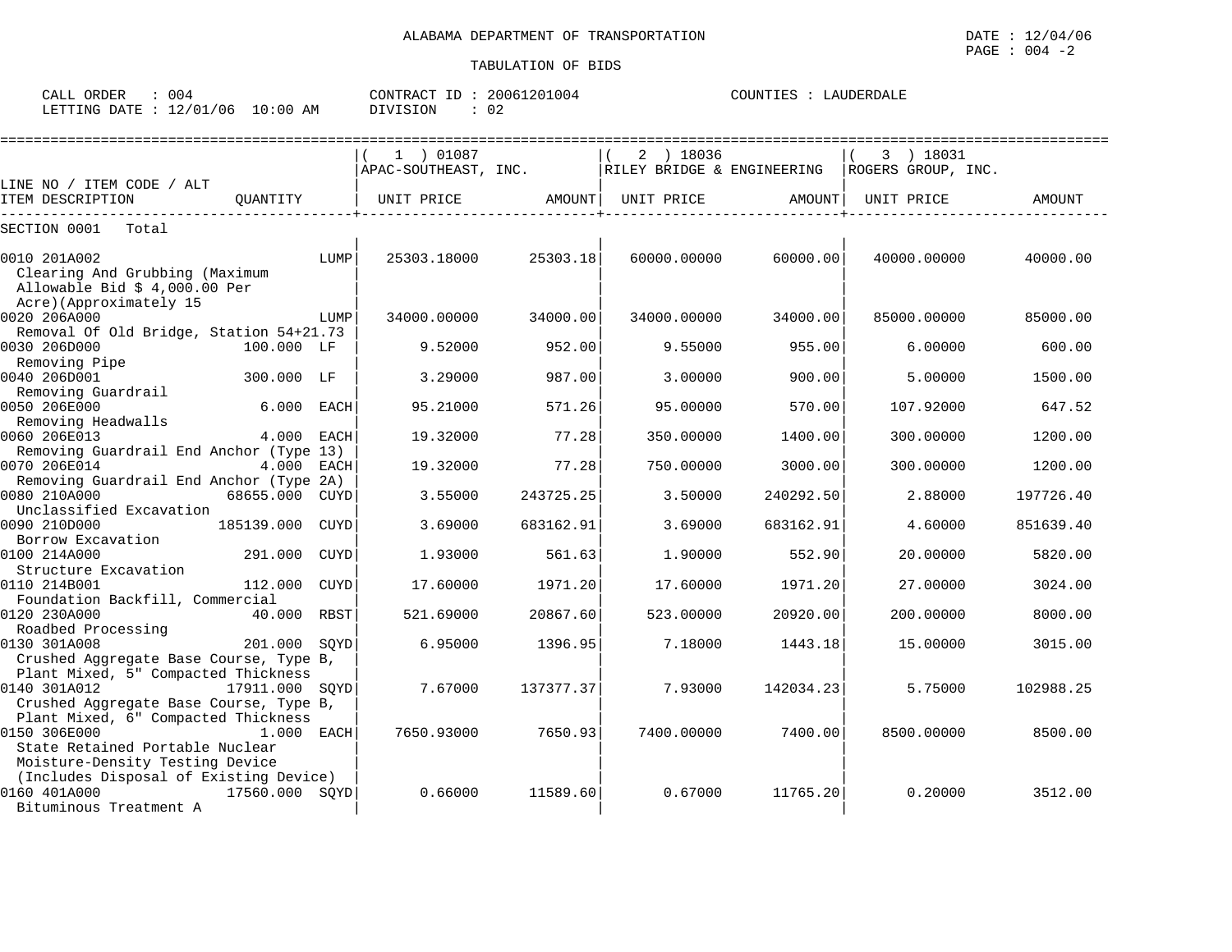ALABAMA DEPARTMENT OF TRANSPORTATION

TABULATION OF BIDS

DATE : 12/04/06

CALL ORDER : 004 | CONTRACT ID : 20061201004 | COUNTIES : LAUDERDALE

LETTING DATE : 12/01/06 10:00 AM | DIVISION : 02

| LINE NO / ITEM CODE / ALT | | ( 1 ) 01087 APAC-SOUTHEAST, INC. | | ( 2 ) 18036 RILEY BRIDGE & ENGINEERING | | ( 3 ) 18031 ROGERS GROUP, INC. | |
|---|---|---|---|---|---|---|---|
| ITEM DESCRIPTION | QUANTITY | UNIT PRICE | AMOUNT | UNIT PRICE | AMOUNT | UNIT PRICE | AMOUNT |
| SECTION 0001 Total | | | | | | | |
| 0010 201A002 Clearing And Grubbing (Maximum Allowable Bid $ 4,000.00 Per Acre)(Approximately 15 | LUMP | 25303.18000 | 25303.18 | 60000.00000 | 60000.00 | 40000.00000 | 40000.00 |
| 0020 206A000 Removal Of Old Bridge, Station 54+21.73 | LUMP | 34000.00000 | 34000.00 | 34000.00000 | 34000.00 | 85000.00000 | 85000.00 |
| 0030 206D000 Removing Pipe | 100.000 LF | 9.52000 | 952.00 | 9.55000 | 955.00 | 6.00000 | 600.00 |
| 0040 206D001 Removing Guardrail | 300.000 LF | 3.29000 | 987.00 | 3.00000 | 900.00 | 5.00000 | 1500.00 |
| 0050 206E000 Removing Headwalls | 6.000 EACH | 95.21000 | 571.26 | 95.00000 | 570.00 | 107.92000 | 647.52 |
| 0060 206E013 Removing Guardrail End Anchor (Type 13) | 4.000 EACH | 19.32000 | 77.28 | 350.00000 | 1400.00 | 300.00000 | 1200.00 |
| 0070 206E014 Removing Guardrail End Anchor (Type 2A) | 4.000 EACH | 19.32000 | 77.28 | 750.00000 | 3000.00 | 300.00000 | 1200.00 |
| 0080 210A000 Unclassified Excavation | 68655.000 CUYD | 3.55000 | 243725.25 | 3.50000 | 240292.50 | 2.88000 | 197726.40 |
| 0090 210D000 Borrow Excavation | 185139.000 CUYD | 3.69000 | 683162.91 | 3.69000 | 683162.91 | 4.60000 | 851639.40 |
| 0100 214A000 Structure Excavation | 291.000 CUYD | 1.93000 | 561.63 | 1.90000 | 552.90 | 20.00000 | 5820.00 |
| 0110 214B001 Foundation Backfill, Commercial | 112.000 CUYD | 17.60000 | 1971.20 | 17.60000 | 1971.20 | 27.00000 | 3024.00 |
| 0120 230A000 Roadbed Processing | 40.000 RBST | 521.69000 | 20867.60 | 523.00000 | 20920.00 | 200.00000 | 8000.00 |
| 0130 301A008 Crushed Aggregate Base Course, Type B, Plant Mixed, 5" Compacted Thickness | 201.000 SQYD | 6.95000 | 1396.95 | 7.18000 | 1443.18 | 15.00000 | 3015.00 |
| 0140 301A012 Crushed Aggregate Base Course, Type B, Plant Mixed, 6" Compacted Thickness | 17911.000 SQYD | 7.67000 | 137377.37 | 7.93000 | 142034.23 | 5.75000 | 102988.25 |
| 0150 306E000 State Retained Portable Nuclear Moisture-Density Testing Device (Includes Disposal of Existing Device) | 1.000 EACH | 7650.93000 | 7650.93 | 7400.00000 | 7400.00 | 8500.00000 | 8500.00 |
| 0160 401A000 Bituminous Treatment A | 17560.000 SQYD | 0.66000 | 11589.60 | 0.67000 | 11765.20 | 0.20000 | 3512.00 |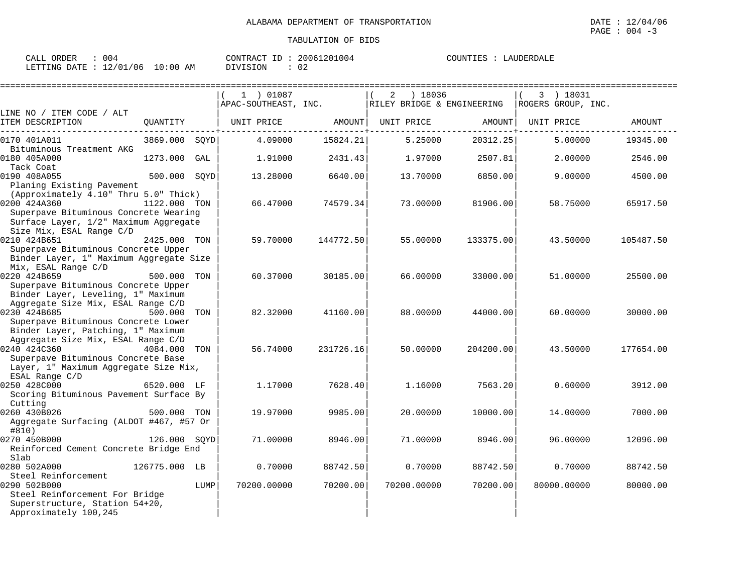ALABAMA DEPARTMENT OF TRANSPORTATION

DATE : 12/04/06

TABULATION OF BIDS

CALL ORDER : 004    CONTRACT ID : 20061201004    COUNTIES : LAUDERDALE
LETTING DATE : 12/01/06 10:00 AM    DIVISION : 02

| LINE NO / ITEM CODE / ALT ITEM DESCRIPTION | QUANTITY | (1) 01087 APAC-SOUTHEAST, INC. UNIT PRICE | AMOUNT | (2) 18036 RILEY BRIDGE & ENGINEERING UNIT PRICE | AMOUNT | (3) 18031 ROGERS GROUP, INC. UNIT PRICE | AMOUNT |
|---|---|---|---|---|---|---|---|
| 0170 401A011 Bituminous Treatment AKG | 3869.000 SQYD | 4.09000 | 15824.21 | 5.25000 | 20312.25 | 5.00000 | 19345.00 |
| 0180 405A000 Tack Coat | 1273.000 GAL | 1.91000 | 2431.43 | 1.97000 | 2507.81 | 2.00000 | 2546.00 |
| 0190 408A055 Planing Existing Pavement (Approximately 4.10" Thru 5.0" Thick) | 500.000 SQYD | 13.28000 | 6640.00 | 13.70000 | 6850.00 | 9.00000 | 4500.00 |
| 0200 424A360 Superpave Bituminous Concrete Wearing Surface Layer, 1/2" Maximum Aggregate Size Mix, ESAL Range C/D | 1122.000 TON | 66.47000 | 74579.34 | 73.00000 | 81906.00 | 58.75000 | 65917.50 |
| 0210 424B651 Superpave Bituminous Concrete Upper Binder Layer, 1" Maximum Aggregate Size Mix, ESAL Range C/D | 2425.000 TON | 59.70000 | 144772.50 | 55.00000 | 133375.00 | 43.50000 | 105487.50 |
| 0220 424B659 Superpave Bituminous Concrete Upper Binder Layer, Leveling, 1" Maximum Aggregate Size Mix, ESAL Range C/D | 500.000 TON | 60.37000 | 30185.00 | 66.00000 | 33000.00 | 51.00000 | 25500.00 |
| 0230 424B685 Superpave Bituminous Concrete Lower Binder Layer, Patching, 1" Maximum Aggregate Size Mix, ESAL Range C/D | 500.000 TON | 82.32000 | 41160.00 | 88.00000 | 44000.00 | 60.00000 | 30000.00 |
| 0240 424C360 Superpave Bituminous Concrete Base Layer, 1" Maximum Aggregate Size Mix, ESAL Range C/D | 4084.000 TON | 56.74000 | 231726.16 | 50.00000 | 204200.00 | 43.50000 | 177654.00 |
| 0250 428C000 Scoring Bituminous Pavement Surface By Cutting | 6520.000 LF | 1.17000 | 7628.40 | 1.16000 | 7563.20 | 0.60000 | 3912.00 |
| 0260 430B026 Aggregate Surfacing (ALDOT #467, #57 Or #810) | 500.000 TON | 19.97000 | 9985.00 | 20.00000 | 10000.00 | 14.00000 | 7000.00 |
| 0270 450B000 Reinforced Cement Concrete Bridge End Slab | 126.000 SQYD | 71.00000 | 8946.00 | 71.00000 | 8946.00 | 96.00000 | 12096.00 |
| 0280 502A000 Steel Reinforcement | 126775.000 LB | 0.70000 | 88742.50 | 0.70000 | 88742.50 | 0.70000 | 88742.50 |
| 0290 502B000 Steel Reinforcement For Bridge Superstructure, Station 54+20, Approximately 100,245 | LUMP | 70200.00000 | 70200.00 | 70200.00000 | 70200.00 | 80000.00000 | 80000.00 |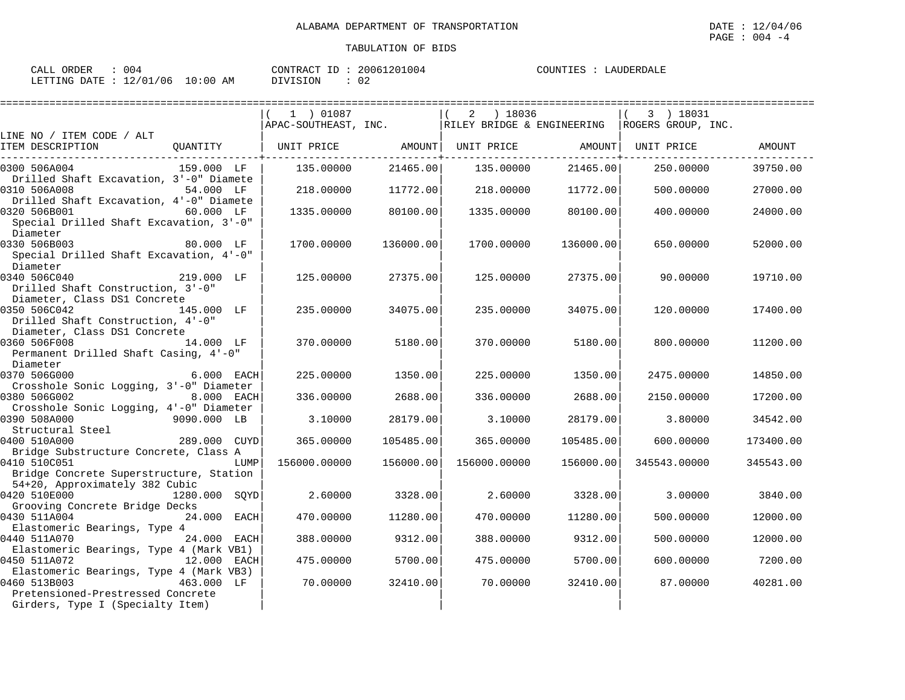ALABAMA DEPARTMENT OF TRANSPORTATION

DATE : 12/04/06
PAGE : 004 -4

TABULATION OF BIDS

CALL ORDER : 004 CONTRACT ID : 20061201004 COUNTIES : LAUDERDALE
LETTING DATE : 12/01/06 10:00 AM DIVISION : 02

| LINE NO / ITEM CODE / ALT ITEM DESCRIPTION | QUANTITY | ( 1 ) 01087 APAC-SOUTHEAST, INC. UNIT PRICE | AMOUNT | ( 2 ) 18036 RILEY BRIDGE & ENGINEERING UNIT PRICE | AMOUNT | ( 3 ) 18031 ROGERS GROUP, INC. UNIT PRICE | AMOUNT |
|---|---|---|---|---|---|---|---|
| 0300 506A004 Drilled Shaft Excavation, 3'-0" Diamete | 159.000 LF | 135.00000 | 21465.00 | 135.00000 | 21465.00 | 250.00000 | 39750.00 |
| 0310 506A008 Drilled Shaft Excavation, 4'-0" Diamete | 54.000 LF | 218.00000 | 11772.00 | 218.00000 | 11772.00 | 500.00000 | 27000.00 |
| 0320 506B001 Special Drilled Shaft Excavation, 3'-0" Diameter | 60.000 LF | 1335.00000 | 80100.00 | 1335.00000 | 80100.00 | 400.00000 | 24000.00 |
| 0330 506B003 Special Drilled Shaft Excavation, 4'-0" Diameter | 80.000 LF | 1700.00000 | 136000.00 | 1700.00000 | 136000.00 | 650.00000 | 52000.00 |
| 0340 506C040 Drilled Shaft Construction, 3'-0" Diameter, Class DS1 Concrete | 219.000 LF | 125.00000 | 27375.00 | 125.00000 | 27375.00 | 90.00000 | 19710.00 |
| 0350 506C042 Drilled Shaft Construction, 4'-0" Diameter, Class DS1 Concrete | 145.000 LF | 235.00000 | 34075.00 | 235.00000 | 34075.00 | 120.00000 | 17400.00 |
| 0360 506F008 Permanent Drilled Shaft Casing, 4'-0" Diameter | 14.000 LF | 370.00000 | 5180.00 | 370.00000 | 5180.00 | 800.00000 | 11200.00 |
| 0370 506G000 Crosshole Sonic Logging, 3'-0" Diameter | 6.000 EACH | 225.00000 | 1350.00 | 225.00000 | 1350.00 | 2475.00000 | 14850.00 |
| 0380 506G002 Crosshole Sonic Logging, 4'-0" Diameter | 8.000 EACH | 336.00000 | 2688.00 | 336.00000 | 2688.00 | 2150.00000 | 17200.00 |
| 0390 508A000 Structural Steel | 9090.000 LB | 3.10000 | 28179.00 | 3.10000 | 28179.00 | 3.80000 | 34542.00 |
| 0400 510A000 Bridge Substructure Concrete, Class A | 289.000 CUYD | 365.00000 | 105485.00 | 365.00000 | 105485.00 | 600.00000 | 173400.00 |
| 0410 510C051 Bridge Concrete Superstructure, Station 54+20, Approximately 382 Cubic | LUMP | 156000.00000 | 156000.00 | 156000.00000 | 156000.00 | 345543.00000 | 345543.00 |
| 0420 510E000 Grooving Concrete Bridge Decks | 1280.000 SQYD | 2.60000 | 3328.00 | 2.60000 | 3328.00 | 3.00000 | 3840.00 |
| 0430 511A004 Elastomeric Bearings, Type 4 | 24.000 EACH | 470.00000 | 11280.00 | 470.00000 | 11280.00 | 500.00000 | 12000.00 |
| 0440 511A070 Elastomeric Bearings, Type 4 (Mark VB1) | 24.000 EACH | 388.00000 | 9312.00 | 388.00000 | 9312.00 | 500.00000 | 12000.00 |
| 0450 511A072 Elastomeric Bearings, Type 4 (Mark VB3) | 12.000 EACH | 475.00000 | 5700.00 | 475.00000 | 5700.00 | 600.00000 | 7200.00 |
| 0460 513B003 Pretensioned-Prestressed Concrete Girders, Type I (Specialty Item) | 463.000 LF | 70.00000 | 32410.00 | 70.00000 | 32410.00 | 87.00000 | 40281.00 |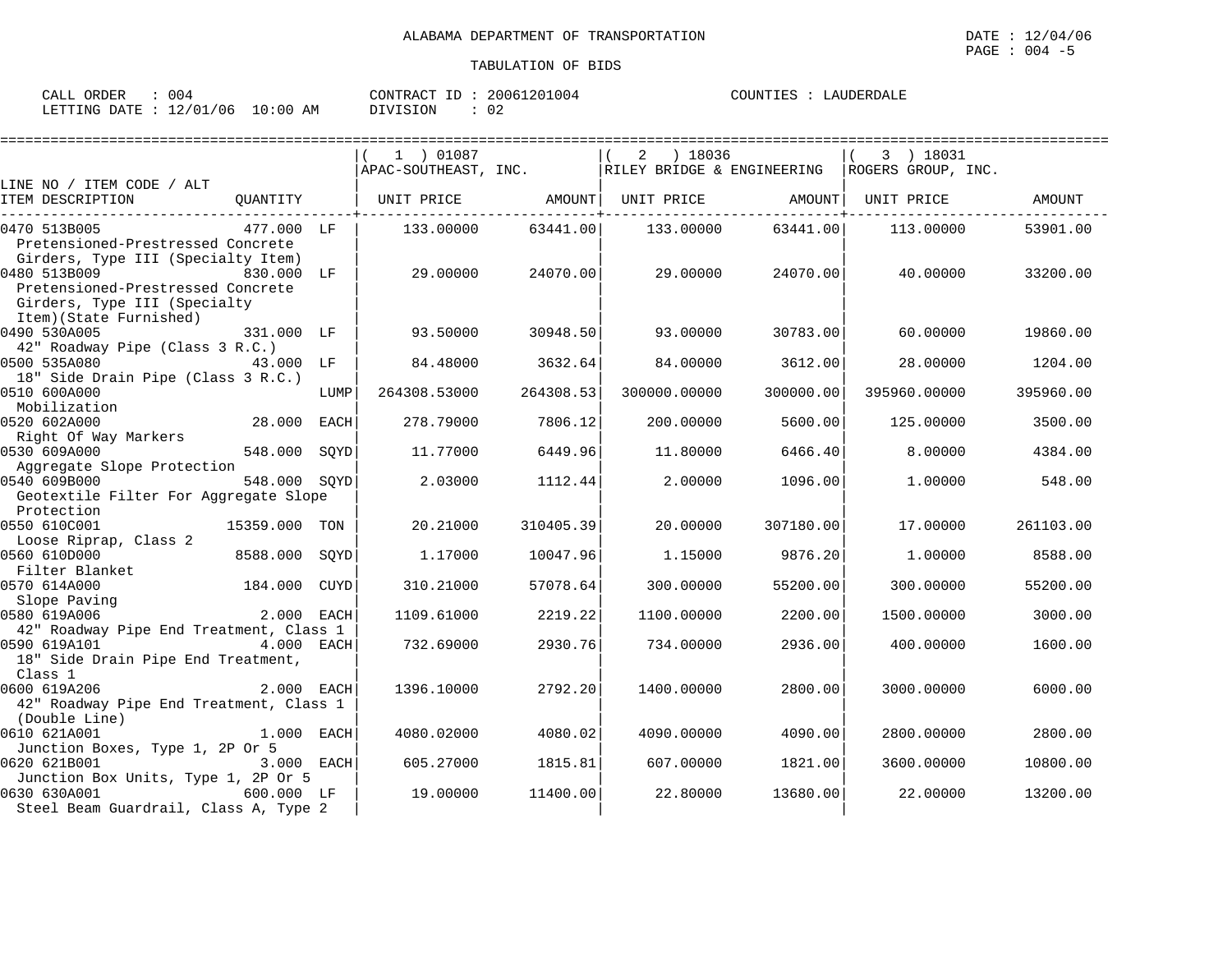ALABAMA DEPARTMENT OF TRANSPORTATION

TABULATION OF BIDS

CALL ORDER : 004 | CONTRACT ID : 20061201004 | COUNTIES : LAUDERDALE
LETTING DATE : 12/01/06 10:00 AM | DIVISION : 02

| LINE NO / ITEM CODE / ALT ITEM DESCRIPTION | QUANTITY | | ( 1 ) 01087 APAC-SOUTHEAST, INC. UNIT PRICE | AMOUNT | ( 2 ) 18036 RILEY BRIDGE & ENGINEERING UNIT PRICE | AMOUNT | ( 3 ) 18031 ROGERS GROUP, INC. UNIT PRICE | AMOUNT |
|---|---|---|---|---|---|---|---|---|
| 0470 513B005 Pretensioned-Prestressed Concrete Girders, Type III (Specialty Item) | 477.000 | LF | 133.00000 | 63441.00 | 133.00000 | 63441.00 | 113.00000 | 53901.00 |
| 0480 513B009 Pretensioned-Prestressed Concrete Girders, Type III (Specialty Item)(State Furnished) | 830.000 | LF | 29.00000 | 24070.00 | 29.00000 | 24070.00 | 40.00000 | 33200.00 |
| 0490 530A005 42" Roadway Pipe (Class 3 R.C.) | 331.000 | LF | 93.50000 | 30948.50 | 93.00000 | 30783.00 | 60.00000 | 19860.00 |
| 0500 535A080 18" Side Drain Pipe (Class 3 R.C.) | 43.000 | LF | 84.48000 | 3632.64 | 84.00000 | 3612.00 | 28.00000 | 1204.00 |
| 0510 600A000 Mobilization | | LUMP | 264308.53000 | 264308.53 | 300000.00000 | 300000.00 | 395960.00000 | 395960.00 |
| 0520 602A000 Right Of Way Markers | 28.000 | EACH | 278.79000 | 7806.12 | 200.00000 | 5600.00 | 125.00000 | 3500.00 |
| 0530 609A000 Aggregate Slope Protection | 548.000 | SQYD | 11.77000 | 6449.96 | 11.80000 | 6466.40 | 8.00000 | 4384.00 |
| 0540 609B000 Geotextile Filter For Aggregate Slope Protection | 548.000 | SQYD | 2.03000 | 1112.44 | 2.00000 | 1096.00 | 1.00000 | 548.00 |
| 0550 610C001 Loose Riprap, Class 2 | 15359.000 | TON | 20.21000 | 310405.39 | 20.00000 | 307180.00 | 17.00000 | 261103.00 |
| 0560 610D000 Filter Blanket | 8588.000 | SQYD | 1.17000 | 10047.96 | 1.15000 | 9876.20 | 1.00000 | 8588.00 |
| 0570 614A000 Slope Paving | 184.000 | CUYD | 310.21000 | 57078.64 | 300.00000 | 55200.00 | 300.00000 | 55200.00 |
| 0580 619A006 42" Roadway Pipe End Treatment, Class 1 | 2.000 | EACH | 1109.61000 | 2219.22 | 1100.00000 | 2200.00 | 1500.00000 | 3000.00 |
| 0590 619A101 18" Side Drain Pipe End Treatment, Class 1 | 4.000 | EACH | 732.69000 | 2930.76 | 734.00000 | 2936.00 | 400.00000 | 1600.00 |
| 0600 619A206 42" Roadway Pipe End Treatment, Class 1 (Double Line) | 2.000 | EACH | 1396.10000 | 2792.20 | 1400.00000 | 2800.00 | 3000.00000 | 6000.00 |
| 0610 621A001 Junction Boxes, Type 1, 2P Or 5 | 1.000 | EACH | 4080.02000 | 4080.02 | 4090.00000 | 4090.00 | 2800.00000 | 2800.00 |
| 0620 621B001 Junction Box Units, Type 1, 2P Or 5 | 3.000 | EACH | 605.27000 | 1815.81 | 607.00000 | 1821.00 | 3600.00000 | 10800.00 |
| 0630 630A001 Steel Beam Guardrail, Class A, Type 2 | 600.000 | LF | 19.00000 | 11400.00 | 22.80000 | 13680.00 | 22.00000 | 13200.00 |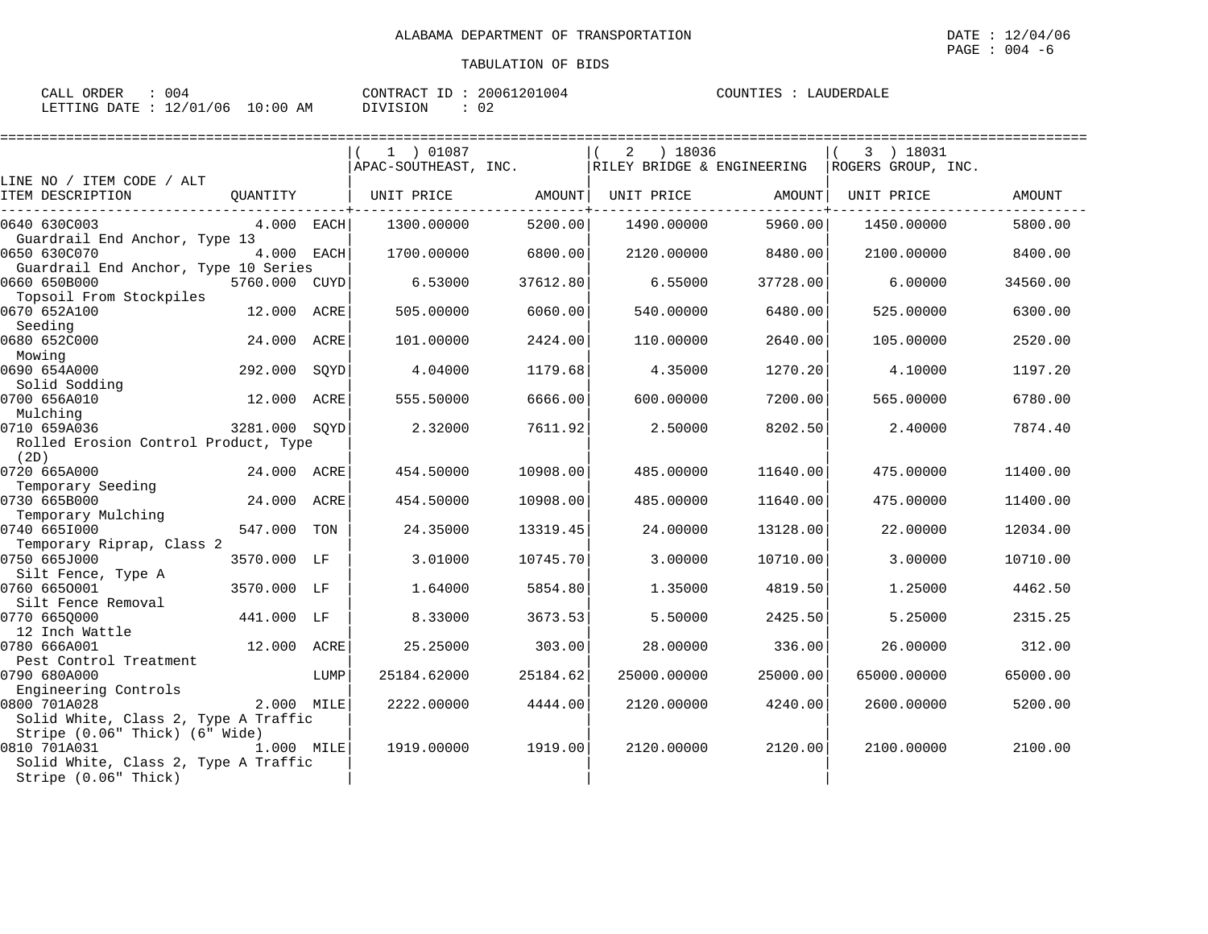ALABAMA DEPARTMENT OF TRANSPORTATION

TABULATION OF BIDS

CALL ORDER : 004 CONTRACT ID : 20061201004 COUNTIES : LAUDERDALE
LETTING DATE : 12/01/06 10:00 AM DIVISION : 02

| LINE NO / ITEM CODE / ALT ITEM DESCRIPTION | QUANTITY | | ( 1 ) 01087 APAC-SOUTHEAST, INC. UNIT PRICE | AMOUNT | ( 2 ) 18036 RILEY BRIDGE & ENGINEERING UNIT PRICE | AMOUNT | ( 3 ) 18031 ROGERS GROUP, INC. UNIT PRICE | AMOUNT |
|---|---|---|---|---|---|---|---|---|
| 0640 630C003 Guardrail End Anchor, Type 13 | 4.000 | EACH | 1300.00000 | 5200.00 | 1490.00000 | 5960.00 | 1450.00000 | 5800.00 |
| 0650 630C070 Guardrail End Anchor, Type 10 Series | 4.000 | EACH | 1700.00000 | 6800.00 | 2120.00000 | 8480.00 | 2100.00000 | 8400.00 |
| 0660 650B000 Topsoil From Stockpiles | 5760.000 | CUYD | 6.53000 | 37612.80 | 6.55000 | 37728.00 | 6.00000 | 34560.00 |
| 0670 652A100 Seeding | 12.000 | ACRE | 505.00000 | 6060.00 | 540.00000 | 6480.00 | 525.00000 | 6300.00 |
| 0680 652C000 Mowing | 24.000 | ACRE | 101.00000 | 2424.00 | 110.00000 | 2640.00 | 105.00000 | 2520.00 |
| 0690 654A000 Solid Sodding | 292.000 | SQYD | 4.04000 | 1179.68 | 4.35000 | 1270.20 | 4.10000 | 1197.20 |
| 0700 656A010 Mulching | 12.000 | ACRE | 555.50000 | 6666.00 | 600.00000 | 7200.00 | 565.00000 | 6780.00 |
| 0710 659A036 Rolled Erosion Control Product, Type (2D) | 3281.000 | SQYD | 2.32000 | 7611.92 | 2.50000 | 8202.50 | 2.40000 | 7874.40 |
| 0720 665A000 Temporary Seeding | 24.000 | ACRE | 454.50000 | 10908.00 | 485.00000 | 11640.00 | 475.00000 | 11400.00 |
| 0730 665B000 Temporary Mulching | 24.000 | ACRE | 454.50000 | 10908.00 | 485.00000 | 11640.00 | 475.00000 | 11400.00 |
| 0740 665I000 Temporary Riprap, Class 2 | 547.000 | TON | 24.35000 | 13319.45 | 24.00000 | 13128.00 | 22.00000 | 12034.00 |
| 0750 665J000 Silt Fence, Type A | 3570.000 | LF | 3.01000 | 10745.70 | 3.00000 | 10710.00 | 3.00000 | 10710.00 |
| 0760 665O001 Silt Fence Removal | 3570.000 | LF | 1.64000 | 5854.80 | 1.35000 | 4819.50 | 1.25000 | 4462.50 |
| 0770 665Q000 12 Inch Wattle | 441.000 | LF | 8.33000 | 3673.53 | 5.50000 | 2425.50 | 5.25000 | 2315.25 |
| 0780 666A001 Pest Control Treatment | 12.000 | ACRE | 25.25000 | 303.00 | 28.00000 | 336.00 | 26.00000 | 312.00 |
| 0790 680A000 Engineering Controls | | LUMP | 25184.62000 | 25184.62 | 25000.00000 | 25000.00 | 65000.00000 | 65000.00 |
| 0800 701A028 Solid White, Class 2, Type A Traffic Stripe (0.06" Thick) (6" Wide) | 2.000 | MILE | 2222.00000 | 4444.00 | 2120.00000 | 4240.00 | 2600.00000 | 5200.00 |
| 0810 701A031 Solid White, Class 2, Type A Traffic Stripe (0.06" Thick) | 1.000 | MILE | 1919.00000 | 1919.00 | 2120.00000 | 2120.00 | 2100.00000 | 2100.00 |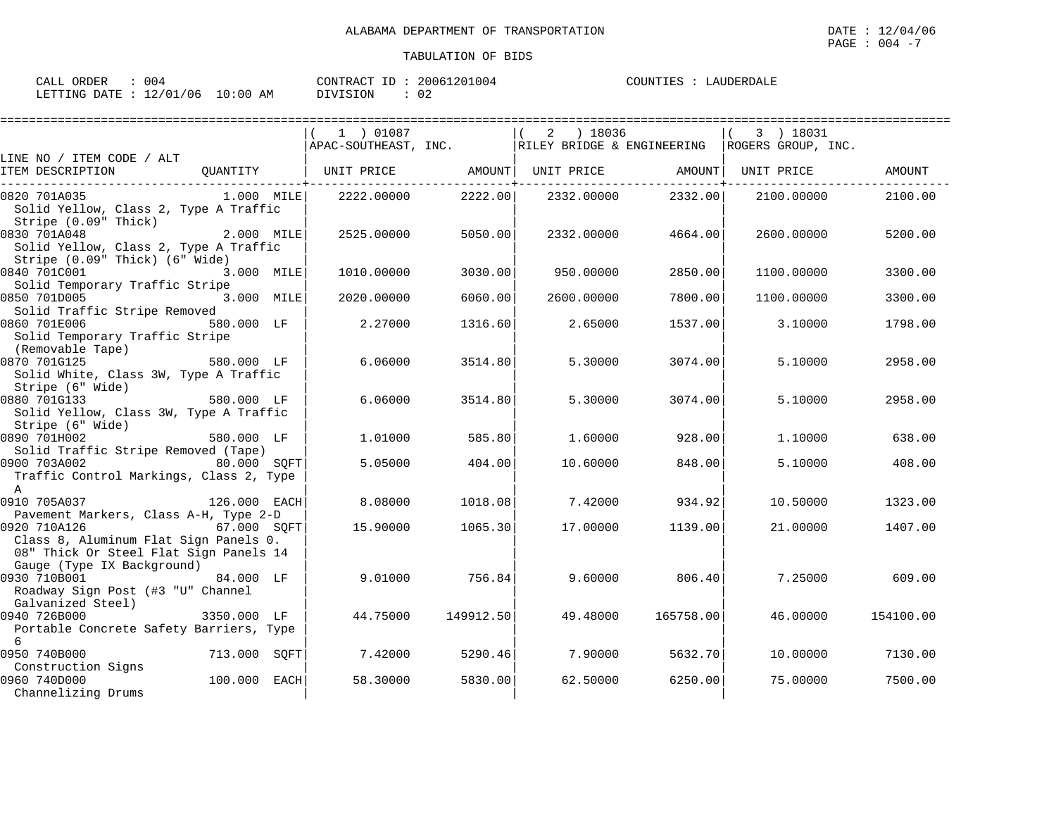ALABAMA DEPARTMENT OF TRANSPORTATION

DATE : 12/04/06

PAGE : 004 -7

TABULATION OF BIDS

CALL ORDER : 004 CONTRACT ID : 20061201004 COUNTIES : LAUDERDALE

LETTING DATE : 12/01/06 10:00 AM DIVISION : 02

| LINE NO / ITEM CODE / ALT ITEM DESCRIPTION | QUANTITY | ( 1 ) 01087 APAC-SOUTHEAST, INC. UNIT PRICE | AMOUNT | ( 2 ) 18036 RILEY BRIDGE & ENGINEERING UNIT PRICE | AMOUNT | ( 3 ) 18031 ROGERS GROUP, INC. UNIT PRICE | AMOUNT |
|---|---|---|---|---|---|---|---|
| 0820 701A035 Solid Yellow, Class 2, Type A Traffic Stripe (0.09" Thick) | 1.000 MILE | 2222.00000 | 2222.00 | 2332.00000 | 2332.00 | 2100.00000 | 2100.00 |
| 0830 701A048 Solid Yellow, Class 2, Type A Traffic Stripe (0.09" Thick) (6" Wide) | 2.000 MILE | 2525.00000 | 5050.00 | 2332.00000 | 4664.00 | 2600.00000 | 5200.00 |
| 0840 701C001 Solid Temporary Traffic Stripe | 3.000 MILE | 1010.00000 | 3030.00 | 950.00000 | 2850.00 | 1100.00000 | 3300.00 |
| 0850 701D005 Solid Traffic Stripe Removed | 3.000 MILE | 2020.00000 | 6060.00 | 2600.00000 | 7800.00 | 1100.00000 | 3300.00 |
| 0860 701E006 Solid Temporary Traffic Stripe (Removable Tape) | 580.000 LF | 2.27000 | 1316.60 | 2.65000 | 1537.00 | 3.10000 | 1798.00 |
| 0870 701G125 Solid White, Class 3W, Type A Traffic Stripe (6" Wide) | 580.000 LF | 6.06000 | 3514.80 | 5.30000 | 3074.00 | 5.10000 | 2958.00 |
| 0880 701G133 Solid Yellow, Class 3W, Type A Traffic Stripe (6" Wide) | 580.000 LF | 6.06000 | 3514.80 | 5.30000 | 3074.00 | 5.10000 | 2958.00 |
| 0890 701H002 Solid Traffic Stripe Removed (Tape) | 580.000 LF | 1.01000 | 585.80 | 1.60000 | 928.00 | 1.10000 | 638.00 |
| 0900 703A002 Traffic Control Markings, Class 2, Type A | 80.000 SQFT | 5.05000 | 404.00 | 10.60000 | 848.00 | 5.10000 | 408.00 |
| 0910 705A037 Pavement Markers, Class A-H, Type 2-D | 126.000 EACH | 8.08000 | 1018.08 | 7.42000 | 934.92 | 10.50000 | 1323.00 |
| 0920 710A126 Class 8, Aluminum Flat Sign Panels 0. 08" Thick Or Steel Flat Sign Panels 14 Gauge (Type IX Background) | 67.000 SQFT | 15.90000 | 1065.30 | 17.00000 | 1139.00 | 21.00000 | 1407.00 |
| 0930 710B001 Roadway Sign Post (#3 "U" Channel Galvanized Steel) | 84.000 LF | 9.01000 | 756.84 | 9.60000 | 806.40 | 7.25000 | 609.00 |
| 0940 726B000 Portable Concrete Safety Barriers, Type 6 | 3350.000 LF | 44.75000 | 149912.50 | 49.48000 | 165758.00 | 46.00000 | 154100.00 |
| 0950 740B000 Construction Signs | 713.000 SQFT | 7.42000 | 5290.46 | 7.90000 | 5632.70 | 10.00000 | 7130.00 |
| 0960 740D000 Channelizing Drums | 100.000 EACH | 58.30000 | 5830.00 | 62.50000 | 6250.00 | 75.00000 | 7500.00 |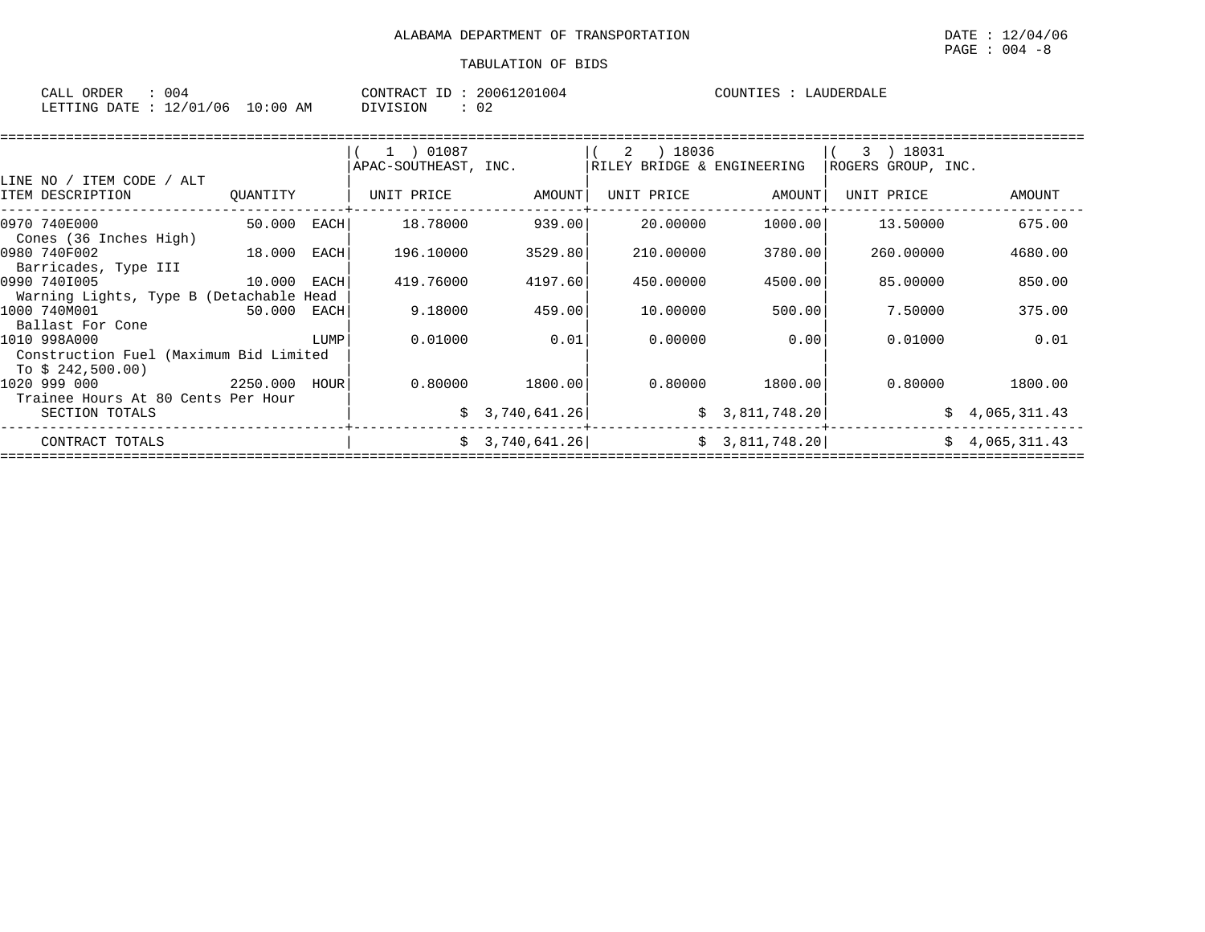ALABAMA DEPARTMENT OF TRANSPORTATION

TABULATION OF BIDS

DATE : 12/04/06
PAGE : 004 -8

CALL ORDER : 004
LETTING DATE : 12/01/06 10:00 AM

CONTRACT ID : 20061201004
DIVISION : 02

COUNTIES : LAUDERDALE

| LINE NO / ITEM CODE / ALT ITEM DESCRIPTION | QUANTITY | (1) 01087 APAC-SOUTHEAST, INC. UNIT PRICE | AMOUNT | (2) 18036 RILEY BRIDGE & ENGINEERING UNIT PRICE | AMOUNT | (3) 18031 ROGERS GROUP, INC. UNIT PRICE | AMOUNT |
|---|---|---|---|---|---|---|---|
| 0970 740E000 Cones (36 Inches High) | 50.000 EACH | 18.78000 | 939.00 | 20.00000 | 1000.00 | 13.50000 | 675.00 |
| 0980 740F002 Barricades, Type III | 18.000 EACH | 196.10000 | 3529.80 | 210.00000 | 3780.00 | 260.00000 | 4680.00 |
| 0990 740I005 Warning Lights, Type B (Detachable Head | 10.000 EACH | 419.76000 | 4197.60 | 450.00000 | 4500.00 | 85.00000 | 850.00 |
| 1000 740M001 Ballast For Cone | 50.000 EACH | 9.18000 | 459.00 | 10.00000 | 500.00 | 7.50000 | 375.00 |
| 1010 998A000 Construction Fuel (Maximum Bid Limited To $ 242,500.00) | LUMP | 0.01000 | 0.01 | 0.00000 | 0.00 | 0.01000 | 0.01 |
| 1020 999 000 Trainee Hours At 80 Cents Per Hour | 2250.000 HOUR | 0.80000 | 1800.00 | 0.80000 | 1800.00 | 0.80000 | 1800.00 |
| SECTION TOTALS | | | $ 3,740,641.26 | | $ 3,811,748.20 | | $ 4,065,311.43 |
| CONTRACT TOTALS | | | $ 3,740,641.26 | | $ 3,811,748.20 | | $ 4,065,311.43 |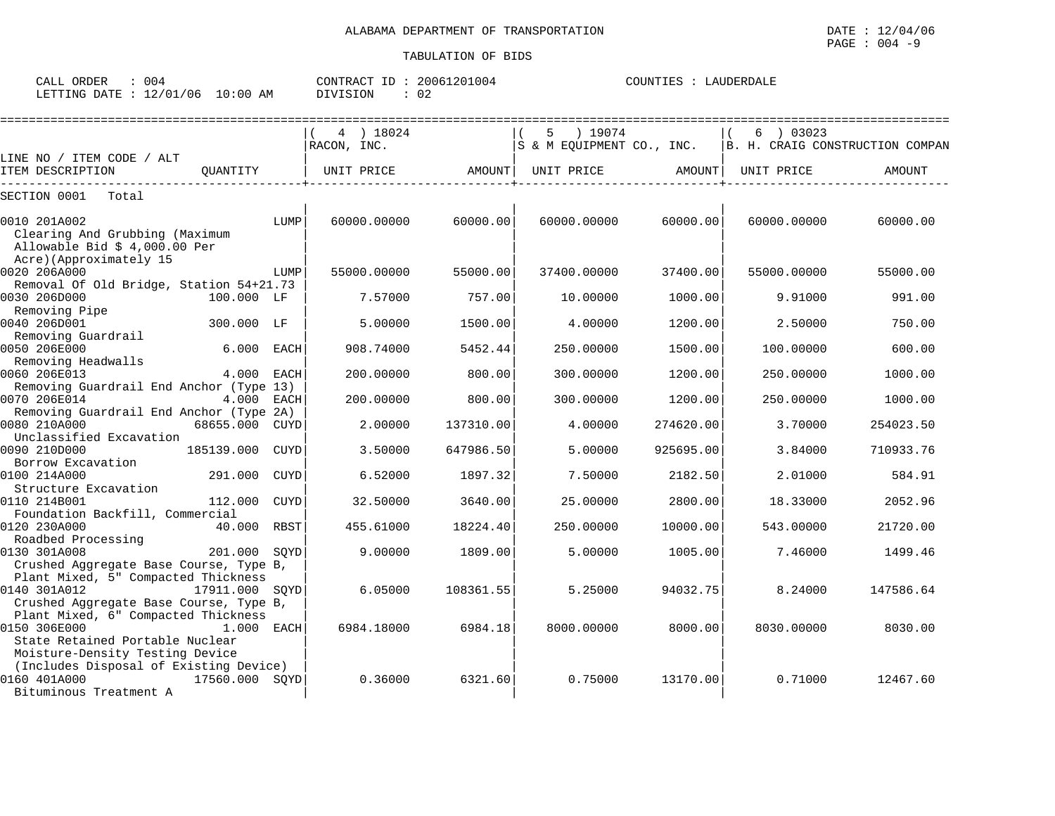ALABAMA DEPARTMENT OF TRANSPORTATION

TABULATION OF BIDS

DATE : 12/04/06
PAGE : 004 -9

CALL ORDER : 004 CONTRACT ID : 20061201004 COUNTIES : LAUDERDALE
LETTING DATE : 12/01/06 10:00 AM DIVISION : 02

| LINE NO / ITEM CODE / ALT ITEM DESCRIPTION | QUANTITY | ( 4 ) 18024 RACON, INC. UNIT PRICE | AMOUNT | ( 5 ) 19074 S & M EQUIPMENT CO., INC. UNIT PRICE | AMOUNT | ( 6 ) 03023 B. H. CRAIG CONSTRUCTION COMPAN UNIT PRICE | AMOUNT |
|---|---|---|---|---|---|---|---|
| SECTION 0001 Total | | | | | | | |
| 0010 201A002 Clearing And Grubbing (Maximum Allowable Bid $ 4,000.00 Per Acre)(Approximately 15 | LUMP | 60000.00000 | 60000.00 | 60000.00000 | 60000.00 | 60000.00000 | 60000.00 |
| 0020 206A000 Removal Of Old Bridge, Station 54+21.73 | LUMP | 55000.00000 | 55000.00 | 37400.00000 | 37400.00 | 55000.00000 | 55000.00 |
| 0030 206D000 Removing Pipe | 100.000 LF | 7.57000 | 757.00 | 10.00000 | 1000.00 | 9.91000 | 991.00 |
| 0040 206D001 Removing Guardrail | 300.000 LF | 5.00000 | 1500.00 | 4.00000 | 1200.00 | 2.50000 | 750.00 |
| 0050 206E000 Removing Headwalls | 6.000 EACH | 908.74000 | 5452.44 | 250.00000 | 1500.00 | 100.00000 | 600.00 |
| 0060 206E013 Removing Guardrail End Anchor (Type 13) | 4.000 EACH | 200.00000 | 800.00 | 300.00000 | 1200.00 | 250.00000 | 1000.00 |
| 0070 206E014 Removing Guardrail End Anchor (Type 2A) | 4.000 EACH | 200.00000 | 800.00 | 300.00000 | 1200.00 | 250.00000 | 1000.00 |
| 0080 210A000 Unclassified Excavation | 68655.000 CUYD | 2.00000 | 137310.00 | 4.00000 | 274620.00 | 3.70000 | 254023.50 |
| 0090 210D000 Borrow Excavation | 185139.000 CUYD | 3.50000 | 647986.50 | 5.00000 | 925695.00 | 3.84000 | 710933.76 |
| 0100 214A000 Structure Excavation | 291.000 CUYD | 6.52000 | 1897.32 | 7.50000 | 2182.50 | 2.01000 | 584.91 |
| 0110 214B001 Foundation Backfill, Commercial | 112.000 CUYD | 32.50000 | 3640.00 | 25.00000 | 2800.00 | 18.33000 | 2052.96 |
| 0120 230A000 Roadbed Processing | 40.000 RBST | 455.61000 | 18224.40 | 250.00000 | 10000.00 | 543.00000 | 21720.00 |
| 0130 301A008 Crushed Aggregate Base Course, Type B, Plant Mixed, 5" Compacted Thickness | 201.000 SQYD | 9.00000 | 1809.00 | 5.00000 | 1005.00 | 7.46000 | 1499.46 |
| 0140 301A012 Crushed Aggregate Base Course, Type B, Plant Mixed, 6" Compacted Thickness | 17911.000 SQYD | 6.05000 | 108361.55 | 5.25000 | 94032.75 | 8.24000 | 147586.64 |
| 0150 306E000 State Retained Portable Nuclear Moisture-Density Testing Device (Includes Disposal of Existing Device) | 1.000 EACH | 6984.18000 | 6984.18 | 8000.00000 | 8000.00 | 8030.00000 | 8030.00 |
| 0160 401A000 Bituminous Treatment A | 17560.000 SQYD | 0.36000 | 6321.60 | 0.75000 | 13170.00 | 0.71000 | 12467.60 |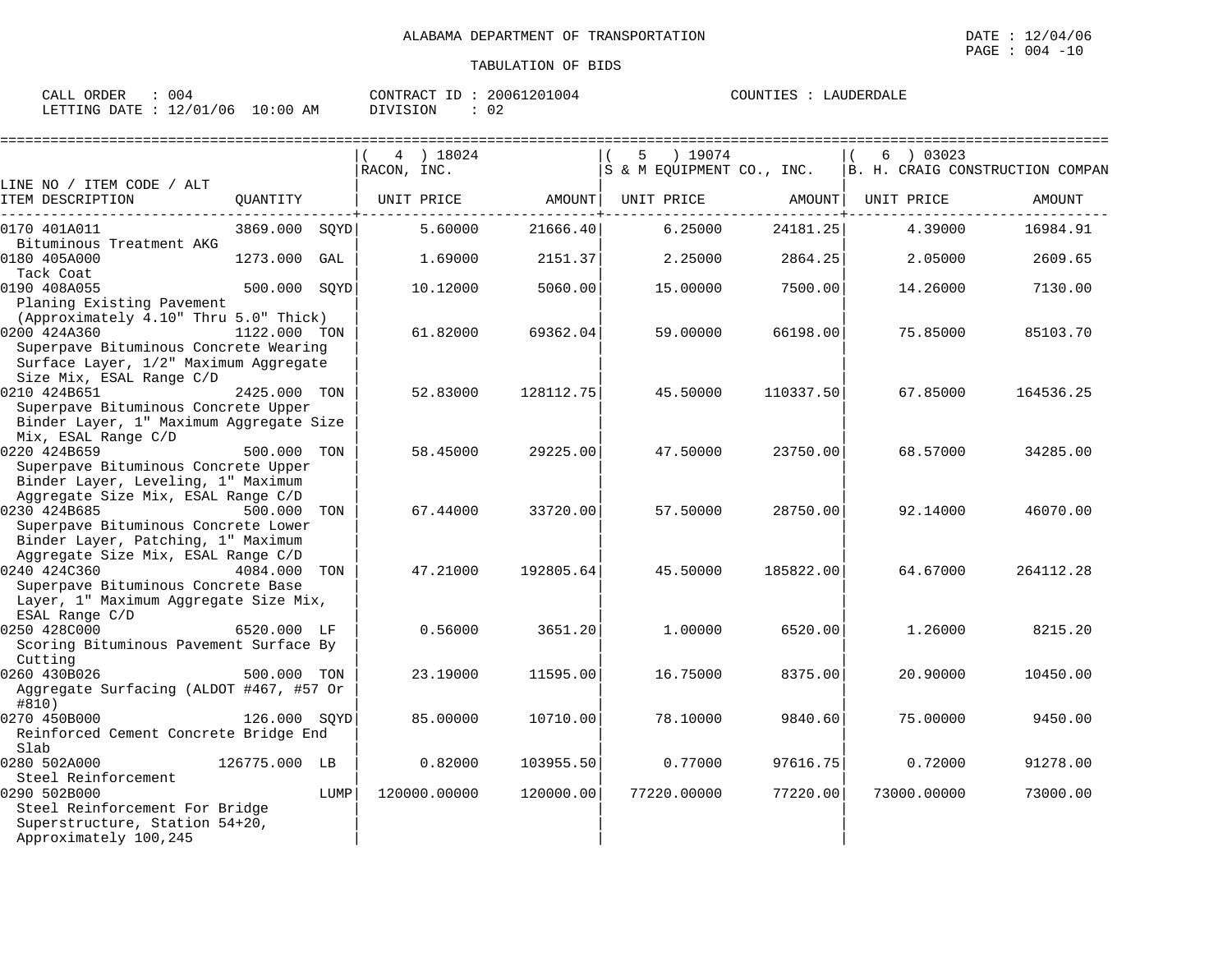ALABAMA DEPARTMENT OF TRANSPORTATION

TABULATION OF BIDS

CALL ORDER : 004 CONTRACT ID : 20061201004 COUNTIES : LAUDERDALE
LETTING DATE : 12/01/06 10:00 AM DIVISION : 02

| LINE NO / ITEM CODE / ALT ITEM DESCRIPTION | QUANTITY | ( 4 ) 18024 RACON, INC. UNIT PRICE | AMOUNT | ( 5 ) 19074 S & M EQUIPMENT CO., INC. UNIT PRICE | AMOUNT | ( 6 ) 03023 B. H. CRAIG CONSTRUCTION COMPAN UNIT PRICE | AMOUNT |
|---|---|---|---|---|---|---|---|
| 0170 401A011 Bituminous Treatment AKG | 3869.000 SQYD | 5.60000 | 21666.40 | 6.25000 | 24181.25 | 4.39000 | 16984.91 |
| 0180 405A000 Tack Coat | 1273.000 GAL | 1.69000 | 2151.37 | 2.25000 | 2864.25 | 2.05000 | 2609.65 |
| 0190 408A055 Planing Existing Pavement (Approximately 4.10" Thru 5.0" Thick) | 500.000 SQYD | 10.12000 | 5060.00 | 15.00000 | 7500.00 | 14.26000 | 7130.00 |
| 0200 424A360 Superpave Bituminous Concrete Wearing Surface Layer, 1/2" Maximum Aggregate Size Mix, ESAL Range C/D | 1122.000 TON | 61.82000 | 69362.04 | 59.00000 | 66198.00 | 75.85000 | 85103.70 |
| 0210 424B651 Superpave Bituminous Concrete Upper Binder Layer, 1" Maximum Aggregate Size Mix, ESAL Range C/D | 2425.000 TON | 52.83000 | 128112.75 | 45.50000 | 110337.50 | 67.85000 | 164536.25 |
| 0220 424B659 Superpave Bituminous Concrete Upper Binder Layer, Leveling, 1" Maximum Aggregate Size Mix, ESAL Range C/D | 500.000 TON | 58.45000 | 29225.00 | 47.50000 | 23750.00 | 68.57000 | 34285.00 |
| 0230 424B685 Superpave Bituminous Concrete Lower Binder Layer, Patching, 1" Maximum Aggregate Size Mix, ESAL Range C/D | 500.000 TON | 67.44000 | 33720.00 | 57.50000 | 28750.00 | 92.14000 | 46070.00 |
| 0240 424C360 Superpave Bituminous Concrete Base Layer, 1" Maximum Aggregate Size Mix, ESAL Range C/D | 4084.000 TON | 47.21000 | 192805.64 | 45.50000 | 185822.00 | 64.67000 | 264112.28 |
| 0250 428C000 Scoring Bituminous Pavement Surface By Cutting | 6520.000 LF | 0.56000 | 3651.20 | 1.00000 | 6520.00 | 1.26000 | 8215.20 |
| 0260 430B026 Aggregate Surfacing (ALDOT #467, #57 Or #810) | 500.000 TON | 23.19000 | 11595.00 | 16.75000 | 8375.00 | 20.90000 | 10450.00 |
| 0270 450B000 Reinforced Cement Concrete Bridge End Slab | 126.000 SQYD | 85.00000 | 10710.00 | 78.10000 | 9840.60 | 75.00000 | 9450.00 |
| 0280 502A000 Steel Reinforcement | 126775.000 LB | 0.82000 | 103955.50 | 0.77000 | 97616.75 | 0.72000 | 91278.00 |
| 0290 502B000 Steel Reinforcement For Bridge Superstructure, Station 54+20, Approximately 100,245 | LUMP | 120000.00000 | 120000.00 | 77220.00000 | 77220.00 | 73000.00000 | 73000.00 |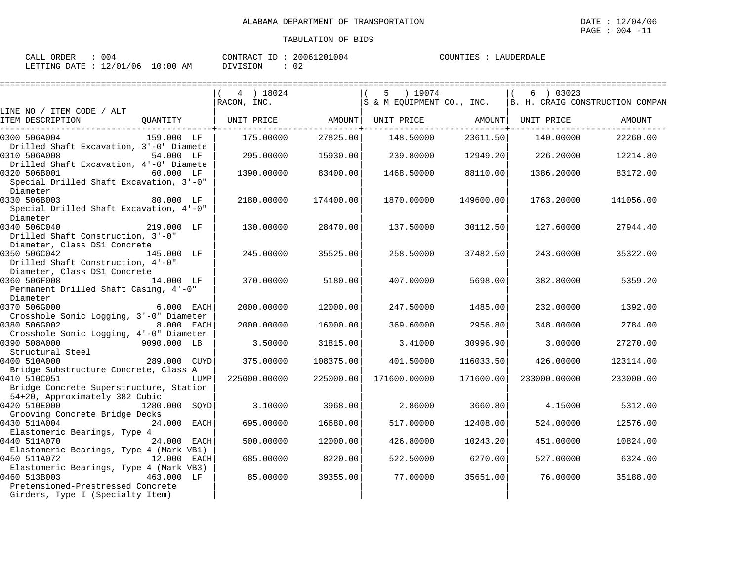ALABAMA DEPARTMENT OF TRANSPORTATION

TABULATION OF BIDS

CALL ORDER : 004 CONTRACT ID : 20061201004 COUNTIES : LAUDERDALE
LETTING DATE : 12/01/06 10:00 AM DIVISION : 02

| LINE NO / ITEM CODE / ALT ITEM DESCRIPTION | QUANTITY | ( 4 ) 18024 RACON, INC. UNIT PRICE | AMOUNT | ( 5 ) 19074 S & M EQUIPMENT CO., INC. UNIT PRICE | AMOUNT | ( 6 ) 03023 B. H. CRAIG CONSTRUCTION COMPAN UNIT PRICE | AMOUNT |
|---|---|---|---|---|---|---|---|
| 0300 506A004 Drilled Shaft Excavation, 3'-0" Diamete | 159.000 LF | 175.00000 | 27825.00 | 148.50000 | 23611.50 | 140.00000 | 22260.00 |
| 0310 506A008 Drilled Shaft Excavation, 4'-0" Diamete | 54.000 LF | 295.00000 | 15930.00 | 239.80000 | 12949.20 | 226.20000 | 12214.80 |
| 0320 506B001 Special Drilled Shaft Excavation, 3'-0" Diameter | 60.000 LF | 1390.00000 | 83400.00 | 1468.50000 | 88110.00 | 1386.20000 | 83172.00 |
| 0330 506B003 Special Drilled Shaft Excavation, 4'-0" Diameter | 80.000 LF | 2180.00000 | 174400.00 | 1870.00000 | 149600.00 | 1763.20000 | 141056.00 |
| 0340 506C040 Drilled Shaft Construction, 3'-0" Diameter, Class DS1 Concrete | 219.000 LF | 130.00000 | 28470.00 | 137.50000 | 30112.50 | 127.60000 | 27944.40 |
| 0350 506C042 Drilled Shaft Construction, 4'-0" Diameter, Class DS1 Concrete | 145.000 LF | 245.00000 | 35525.00 | 258.50000 | 37482.50 | 243.60000 | 35322.00 |
| 0360 506F008 Permanent Drilled Shaft Casing, 4'-0" Diameter | 14.000 LF | 370.00000 | 5180.00 | 407.00000 | 5698.00 | 382.80000 | 5359.20 |
| 0370 506G000 Crosshole Sonic Logging, 3'-0" Diameter | 6.000 EACH | 2000.00000 | 12000.00 | 247.50000 | 1485.00 | 232.00000 | 1392.00 |
| 0380 506G002 Crosshole Sonic Logging, 4'-0" Diameter | 8.000 EACH | 2000.00000 | 16000.00 | 369.60000 | 2956.80 | 348.00000 | 2784.00 |
| 0390 508A000 Structural Steel | 9090.000 LB | 3.50000 | 31815.00 | 3.41000 | 30996.90 | 3.00000 | 27270.00 |
| 0400 510A000 Bridge Substructure Concrete, Class A | 289.000 CUYD | 375.00000 | 108375.00 | 401.50000 | 116033.50 | 426.00000 | 123114.00 |
| 0410 510C051 Bridge Concrete Superstructure, Station 54+20, Approximately 382 Cubic | LUMP | 225000.00000 | 225000.00 | 171600.00000 | 171600.00 | 233000.00000 | 233000.00 |
| 0420 510E000 Grooving Concrete Bridge Decks | 1280.000 SQYD | 3.10000 | 3968.00 | 2.86000 | 3660.80 | 4.15000 | 5312.00 |
| 0430 511A004 Elastomeric Bearings, Type 4 | 24.000 EACH | 695.00000 | 16680.00 | 517.00000 | 12408.00 | 524.00000 | 12576.00 |
| 0440 511A070 Elastomeric Bearings, Type 4 (Mark VB1) | 24.000 EACH | 500.00000 | 12000.00 | 426.80000 | 10243.20 | 451.00000 | 10824.00 |
| 0450 511A072 Elastomeric Bearings, Type 4 (Mark VB3) | 12.000 EACH | 685.00000 | 8220.00 | 522.50000 | 6270.00 | 527.00000 | 6324.00 |
| 0460 513B003 Pretensioned-Prestressed Concrete Girders, Type I (Specialty Item) | 463.000 LF | 85.00000 | 39355.00 | 77.00000 | 35651.00 | 76.00000 | 35188.00 |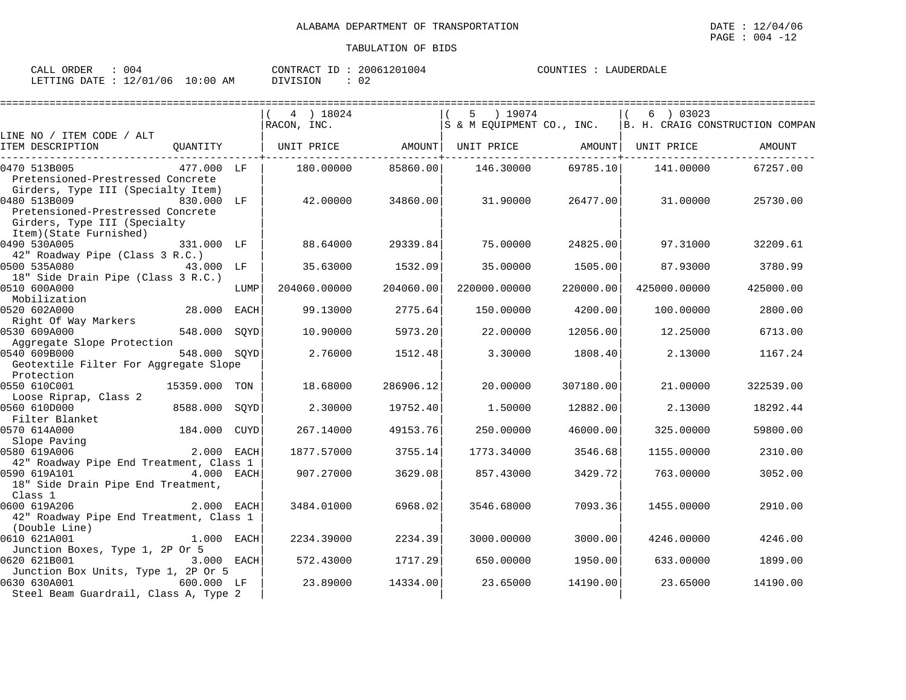ALABAMA DEPARTMENT OF TRANSPORTATION

DATE : 12/04/06
PAGE : 004 -12

TABULATION OF BIDS

CALL ORDER : 004  CONTRACT ID : 20061201004  COUNTIES : LAUDERDALE
LETTING DATE : 12/01/06 10:00 AM  DIVISION : 02

| LINE NO / ITEM CODE / ALT ITEM DESCRIPTION | QUANTITY | | ( 4 ) 18024 RACON, INC. UNIT PRICE | AMOUNT | ( 5 ) 19074 S & M EQUIPMENT CO., INC. UNIT PRICE | AMOUNT | ( 6 ) 03023 B. H. CRAIG CONSTRUCTION COMPAN UNIT PRICE | AMOUNT |
|---|---|---|---|---|---|---|---|---|
| 0470 513B005 Pretensioned-Prestressed Concrete Girders, Type III (Specialty Item) | 477.000 | LF | 180.00000 | 85860.00 | 146.30000 | 69785.10 | 141.00000 | 67257.00 |
| 0480 513B009 Pretensioned-Prestressed Concrete Girders, Type III (Specialty Item)(State Furnished) | 830.000 | LF | 42.00000 | 34860.00 | 31.90000 | 26477.00 | 31.00000 | 25730.00 |
| 0490 530A005 42" Roadway Pipe (Class 3 R.C.) | 331.000 | LF | 88.64000 | 29339.84 | 75.00000 | 24825.00 | 97.31000 | 32209.61 |
| 0500 535A080 18" Side Drain Pipe (Class 3 R.C.) | 43.000 | LF | 35.63000 | 1532.09 | 35.00000 | 1505.00 | 87.93000 | 3780.99 |
| 0510 600A000 Mobilization | | LUMP | 204060.00000 | 204060.00 | 220000.00000 | 220000.00 | 425000.00000 | 425000.00 |
| 0520 602A000 Right Of Way Markers | 28.000 | EACH | 99.13000 | 2775.64 | 150.00000 | 4200.00 | 100.00000 | 2800.00 |
| 0530 609A000 Aggregate Slope Protection | 548.000 | SQYD | 10.90000 | 5973.20 | 22.00000 | 12056.00 | 12.25000 | 6713.00 |
| 0540 609B000 Geotextile Filter For Aggregate Slope Protection | 548.000 | SQYD | 2.76000 | 1512.48 | 3.30000 | 1808.40 | 2.13000 | 1167.24 |
| 0550 610C001 Loose Riprap, Class 2 | 15359.000 | TON | 18.68000 | 286906.12 | 20.00000 | 307180.00 | 21.00000 | 322539.00 |
| 0560 610D000 Filter Blanket | 8588.000 | SQYD | 2.30000 | 19752.40 | 1.50000 | 12882.00 | 2.13000 | 18292.44 |
| 0570 614A000 Slope Paving | 184.000 | CUYD | 267.14000 | 49153.76 | 250.00000 | 46000.00 | 325.00000 | 59800.00 |
| 0580 619A006 42" Roadway Pipe End Treatment, Class 1 | 2.000 | EACH | 1877.57000 | 3755.14 | 1773.34000 | 3546.68 | 1155.00000 | 2310.00 |
| 0590 619A101 18" Side Drain Pipe End Treatment, Class 1 | 4.000 | EACH | 907.27000 | 3629.08 | 857.43000 | 3429.72 | 763.00000 | 3052.00 |
| 0600 619A206 42" Roadway Pipe End Treatment, Class 1 (Double Line) | 2.000 | EACH | 3484.01000 | 6968.02 | 3546.68000 | 7093.36 | 1455.00000 | 2910.00 |
| 0610 621A001 Junction Boxes, Type 1, 2P Or 5 | 1.000 | EACH | 2234.39000 | 2234.39 | 3000.00000 | 3000.00 | 4246.00000 | 4246.00 |
| 0620 621B001 Junction Box Units, Type 1, 2P Or 5 | 3.000 | EACH | 572.43000 | 1717.29 | 650.00000 | 1950.00 | 633.00000 | 1899.00 |
| 0630 630A001 Steel Beam Guardrail, Class A, Type 2 | 600.000 | LF | 23.89000 | 14334.00 | 23.65000 | 14190.00 | 23.65000 | 14190.00 |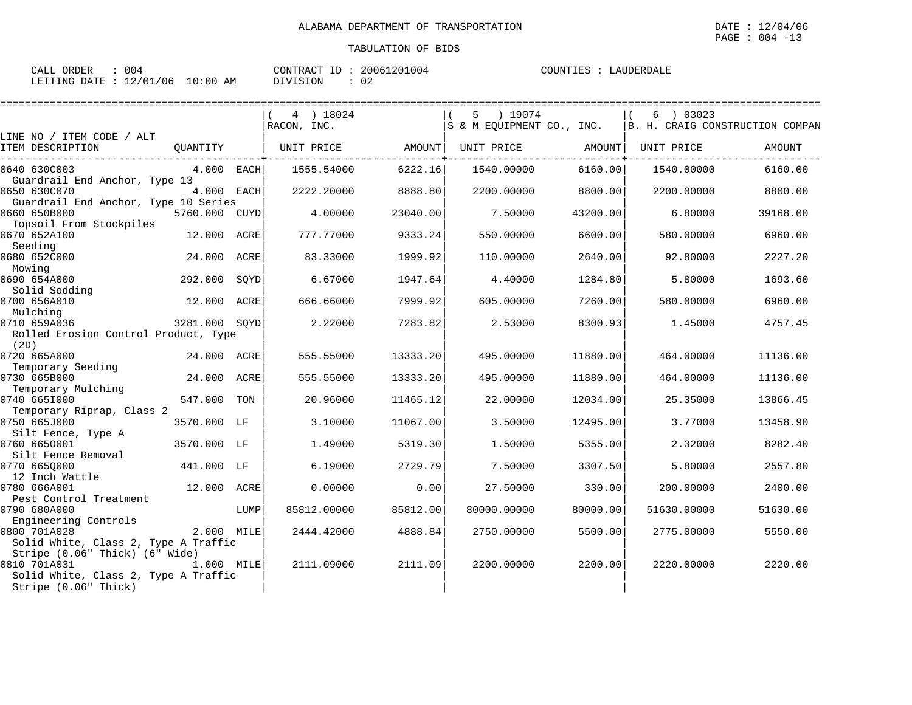ALABAMA DEPARTMENT OF TRANSPORTATION

TABULATION OF BIDS

CALL ORDER : 004 CONTRACT ID : 20061201004 COUNTIES : LAUDERDALE
LETTING DATE : 12/01/06 10:00 AM DIVISION : 02

| LINE NO / ITEM CODE / ALT ITEM DESCRIPTION | QUANTITY | | ( 4 ) 18024 RACON, INC. UNIT PRICE | AMOUNT | ( 5 ) 19074 S & M EQUIPMENT CO., INC. UNIT PRICE | AMOUNT | ( 6 ) 03023 B. H. CRAIG CONSTRUCTION COMPAN UNIT PRICE | AMOUNT |
|---|---|---|---|---|---|---|---|---|
| 0640 630C003 Guardrail End Anchor, Type 13 | 4.000 | EACH | 1555.54000 | 6222.16 | 1540.00000 | 6160.00 | 1540.00000 | 6160.00 |
| 0650 630C070 Guardrail End Anchor, Type 10 Series | 4.000 | EACH | 2222.20000 | 8888.80 | 2200.00000 | 8800.00 | 2200.00000 | 8800.00 |
| 0660 650B000 Topsoil From Stockpiles | 5760.000 | CUYD | 4.00000 | 23040.00 | 7.50000 | 43200.00 | 6.80000 | 39168.00 |
| 0670 652A100 Seeding | 12.000 | ACRE | 777.77000 | 9333.24 | 550.00000 | 6600.00 | 580.00000 | 6960.00 |
| 0680 652C000 Mowing | 24.000 | ACRE | 83.33000 | 1999.92 | 110.00000 | 2640.00 | 92.80000 | 2227.20 |
| 0690 654A000 Solid Sodding | 292.000 | SQYD | 6.67000 | 1947.64 | 4.40000 | 1284.80 | 5.80000 | 1693.60 |
| 0700 656A010 Mulching | 12.000 | ACRE | 666.66000 | 7999.92 | 605.00000 | 7260.00 | 580.00000 | 6960.00 |
| 0710 659A036 Rolled Erosion Control Product, Type (2D) | 3281.000 | SQYD | 2.22000 | 7283.82 | 2.53000 | 8300.93 | 1.45000 | 4757.45 |
| 0720 665A000 Temporary Seeding | 24.000 | ACRE | 555.55000 | 13333.20 | 495.00000 | 11880.00 | 464.00000 | 11136.00 |
| 0730 665B000 Temporary Mulching | 24.000 | ACRE | 555.55000 | 13333.20 | 495.00000 | 11880.00 | 464.00000 | 11136.00 |
| 0740 665I000 Temporary Riprap, Class 2 | 547.000 | TON | 20.96000 | 11465.12 | 22.00000 | 12034.00 | 25.35000 | 13866.45 |
| 0750 665J000 Silt Fence, Type A | 3570.000 | LF | 3.10000 | 11067.00 | 3.50000 | 12495.00 | 3.77000 | 13458.90 |
| 0760 665O001 Silt Fence Removal | 3570.000 | LF | 1.49000 | 5319.30 | 1.50000 | 5355.00 | 2.32000 | 8282.40 |
| 0770 665Q000 12 Inch Wattle | 441.000 | LF | 6.19000 | 2729.79 | 7.50000 | 3307.50 | 5.80000 | 2557.80 |
| 0780 666A001 Pest Control Treatment | 12.000 | ACRE | 0.00000 | 0.00 | 27.50000 | 330.00 | 200.00000 | 2400.00 |
| 0790 680A000 Engineering Controls | | LUMP | 85812.00000 | 85812.00 | 80000.00000 | 80000.00 | 51630.00000 | 51630.00 |
| 0800 701A028 Solid White, Class 2, Type A Traffic Stripe (0.06" Thick) (6" Wide) | 2.000 | MILE | 2444.42000 | 4888.84 | 2750.00000 | 5500.00 | 2775.00000 | 5550.00 |
| 0810 701A031 Solid White, Class 2, Type A Traffic Stripe (0.06" Thick) | 1.000 | MILE | 2111.09000 | 2111.09 | 2200.00000 | 2200.00 | 2220.00000 | 2220.00 |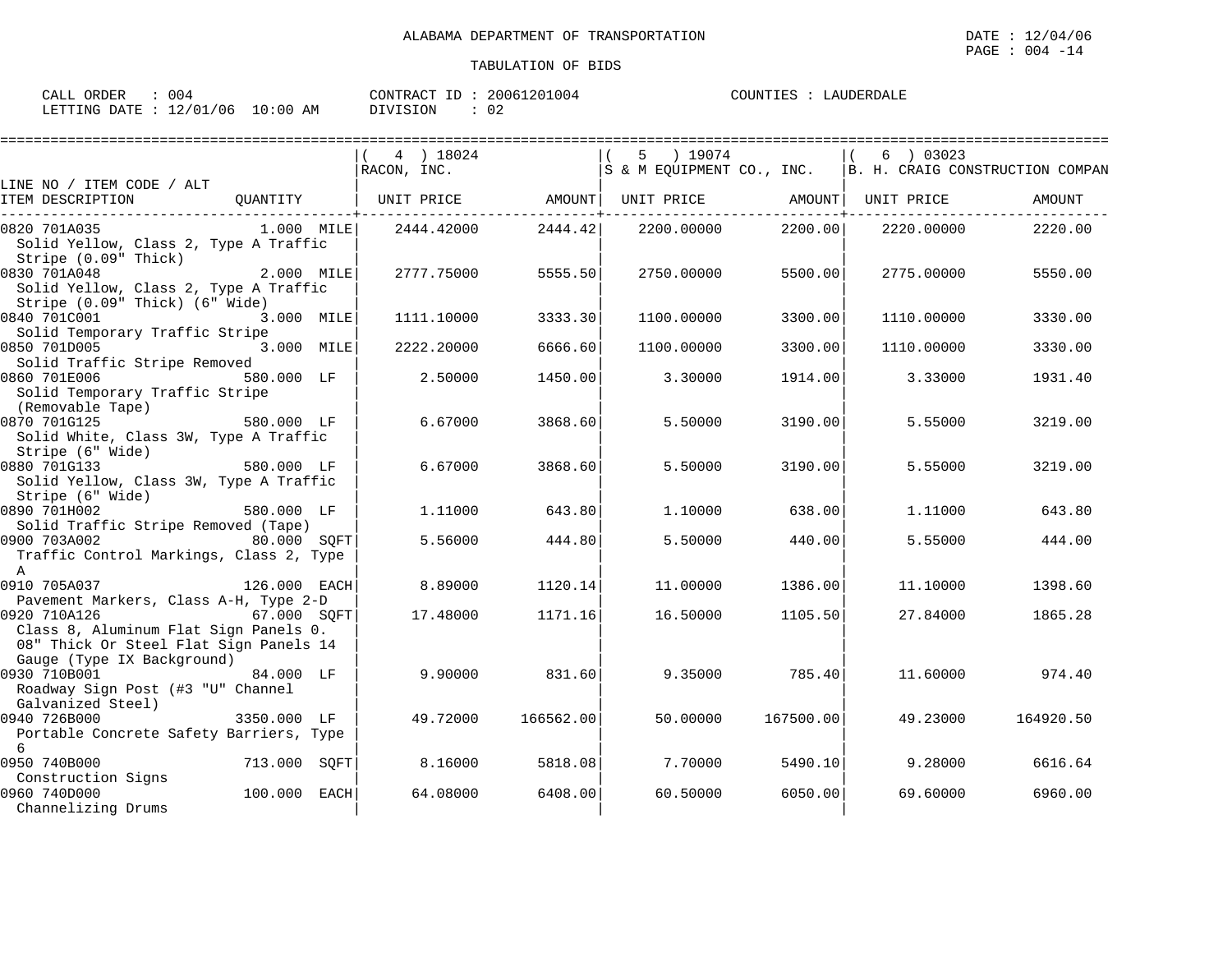ALABAMA DEPARTMENT OF TRANSPORTATION

DATE : 12/04/06

TABULATION OF BIDS

CALL ORDER : 004 | CONTRACT ID : 20061201004 | COUNTIES : LAUDERDALE

LETTING DATE : 12/01/06 10:00 AM | DIVISION : 02

| LINE NO / ITEM CODE / ALT ITEM DESCRIPTION | QUANTITY | ( 4 ) 18024 RACON, INC. UNIT PRICE | AMOUNT | ( 5 ) 19074 S & M EQUIPMENT CO., INC. UNIT PRICE | AMOUNT | ( 6 ) 03023 B. H. CRAIG CONSTRUCTION COMPAN UNIT PRICE | AMOUNT |
|---|---|---|---|---|---|---|---|
| 0820 701A035 Solid Yellow, Class 2, Type A Traffic Stripe (0.09" Thick) | 1.000 MILE | 2444.42000 | 2444.42 | 2200.00000 | 2200.00 | 2220.00000 | 2220.00 |
| 0830 701A048 Solid Yellow, Class 2, Type A Traffic Stripe (0.09" Thick) (6" Wide) | 2.000 MILE | 2777.75000 | 5555.50 | 2750.00000 | 5500.00 | 2775.00000 | 5550.00 |
| 0840 701C001 Solid Temporary Traffic Stripe | 3.000 MILE | 1111.10000 | 3333.30 | 1100.00000 | 3300.00 | 1110.00000 | 3330.00 |
| 0850 701D005 Solid Traffic Stripe Removed | 3.000 MILE | 2222.20000 | 6666.60 | 1100.00000 | 3300.00 | 1110.00000 | 3330.00 |
| 0860 701E006 Solid Temporary Traffic Stripe (Removable Tape) | 580.000 LF | 2.50000 | 1450.00 | 3.30000 | 1914.00 | 3.33000 | 1931.40 |
| 0870 701G125 Solid White, Class 3W, Type A Traffic Stripe (6" Wide) | 580.000 LF | 6.67000 | 3868.60 | 5.50000 | 3190.00 | 5.55000 | 3219.00 |
| 0880 701G133 Solid Yellow, Class 3W, Type A Traffic Stripe (6" Wide) | 580.000 LF | 6.67000 | 3868.60 | 5.50000 | 3190.00 | 5.55000 | 3219.00 |
| 0890 701H002 Solid Traffic Stripe Removed (Tape) | 580.000 LF | 1.11000 | 643.80 | 1.10000 | 638.00 | 1.11000 | 643.80 |
| 0900 703A002 Traffic Control Markings, Class 2, Type A | 80.000 SQFT | 5.56000 | 444.80 | 5.50000 | 440.00 | 5.55000 | 444.00 |
| 0910 705A037 Pavement Markers, Class A-H, Type 2-D | 126.000 EACH | 8.89000 | 1120.14 | 11.00000 | 1386.00 | 11.10000 | 1398.60 |
| 0920 710A126 Class 8, Aluminum Flat Sign Panels 0. 08" Thick Or Steel Flat Sign Panels 14 Gauge (Type IX Background) | 67.000 SQFT | 17.48000 | 1171.16 | 16.50000 | 1105.50 | 27.84000 | 1865.28 |
| 0930 710B001 Roadway Sign Post (#3 "U" Channel Galvanized Steel) | 84.000 LF | 9.90000 | 831.60 | 9.35000 | 785.40 | 11.60000 | 974.40 |
| 0940 726B000 Portable Concrete Safety Barriers, Type 6 | 3350.000 LF | 49.72000 | 166562.00 | 50.00000 | 167500.00 | 49.23000 | 164920.50 |
| 0950 740B000 Construction Signs | 713.000 SQFT | 8.16000 | 5818.08 | 7.70000 | 5490.10 | 9.28000 | 6616.64 |
| 0960 740D000 Channelizing Drums | 100.000 EACH | 64.08000 | 6408.00 | 60.50000 | 6050.00 | 69.60000 | 6960.00 |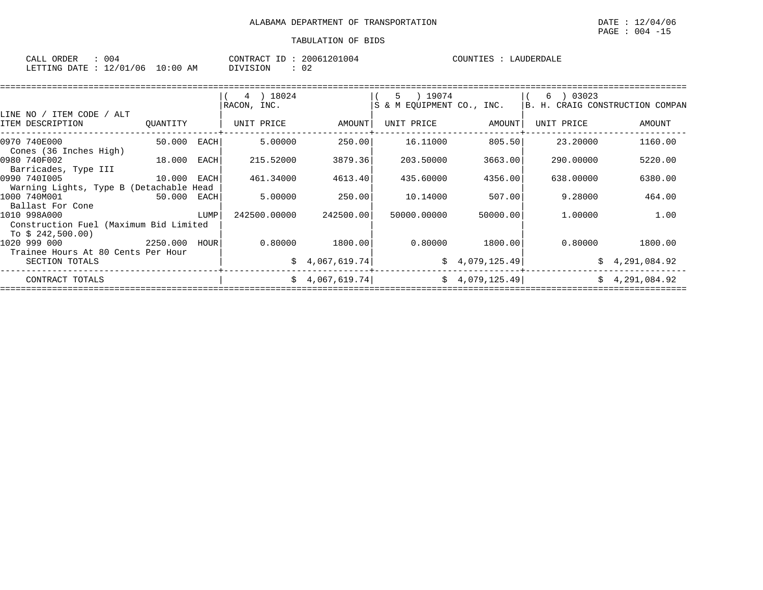ALABAMA DEPARTMENT OF TRANSPORTATION

DATE : 12/04/06

PAGE : 004 -15

TABULATION OF BIDS

CALL ORDER : 004    CONTRACT ID : 20061201004    COUNTIES : LAUDERDALE

LETTING DATE : 12/01/06 10:00 AM    DIVISION : 02

| LINE NO / ITEM CODE / ALT<br>ITEM DESCRIPTION | QUANTITY | ( 4 ) 18024<br>RACON, INC.<br>UNIT PRICE | AMOUNT | ( 5 ) 19074<br>S & M EQUIPMENT CO., INC.<br>UNIT PRICE | AMOUNT | ( 6 ) 03023<br>B. H. CRAIG CONSTRUCTION COMPAN<br>UNIT PRICE | AMOUNT |
|---|---|---|---|---|---|---|---|
| 0970 740E000<br>Cones (36 Inches High) | 50.000 EACH | 5.00000 | 250.00 | 16.11000 | 805.50 | 23.20000 | 1160.00 |
| 0980 740F002<br>Barricades, Type III | 18.000 EACH | 215.52000 | 3879.36 | 203.50000 | 3663.00 | 290.00000 | 5220.00 |
| 0990 740I005<br>Warning Lights, Type B (Detachable Head | 10.000 EACH | 461.34000 | 4613.40 | 435.60000 | 4356.00 | 638.00000 | 6380.00 |
| 1000 740M001<br>Ballast For Cone | 50.000 EACH | 5.00000 | 250.00 | 10.14000 | 507.00 | 9.28000 | 464.00 |
| 1010 998A000<br>Construction Fuel (Maximum Bid Limited To $ 242,500.00) | LUMP | 242500.00000 | 242500.00 | 50000.00000 | 50000.00 | 1.00000 | 1.00 |
| 1020 999 000<br>Trainee Hours At 80 Cents Per Hour | 2250.000 HOUR | 0.80000 | 1800.00 | 0.80000 | 1800.00 | 0.80000 | 1800.00 |
| SECTION TOTALS | | | $ 4,067,619.74 | | $ 4,079,125.49 | | $ 4,291,084.92 |
| CONTRACT TOTALS | | | $ 4,067,619.74 | | $ 4,079,125.49 | | $ 4,291,084.92 |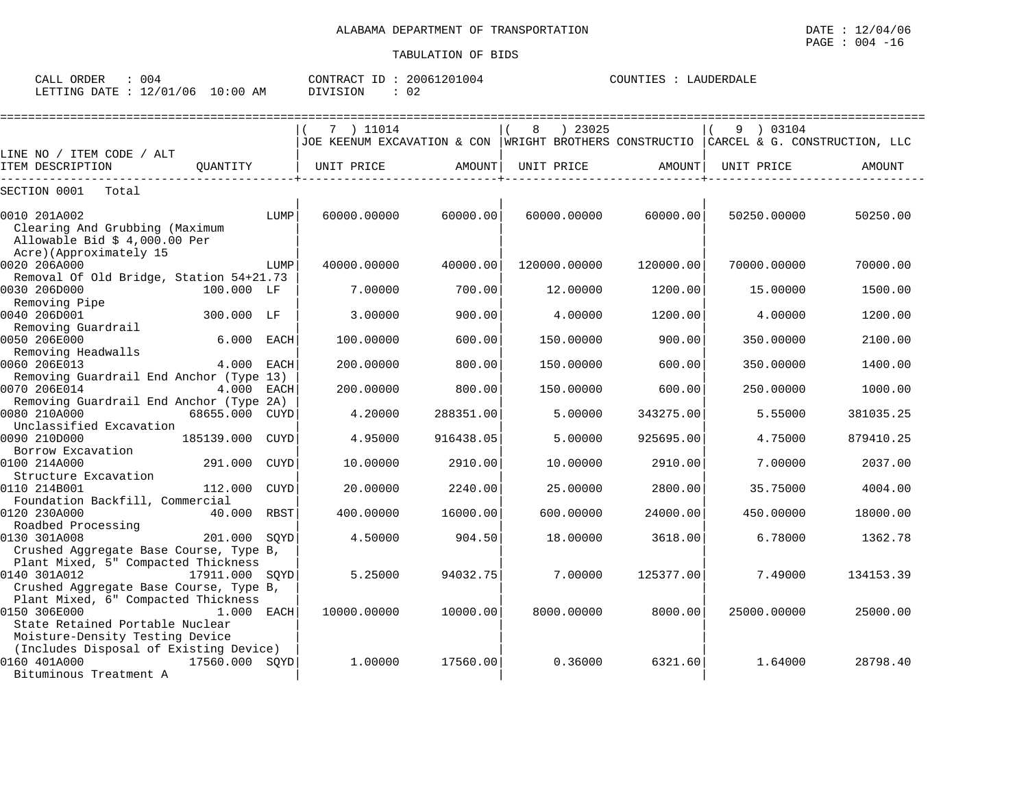ALABAMA DEPARTMENT OF TRANSPORTATION

TABULATION OF BIDS

CALL ORDER : 004 CONTRACT ID : 20061201004 COUNTIES : LAUDERDALE
LETTING DATE : 12/01/06 10:00 AM DIVISION : 02

| LINE NO / ITEM CODE / ALT ITEM DESCRIPTION | QUANTITY | ( 7 ) 11014 JOE KEENUM EXCAVATION & CON UNIT PRICE | AMOUNT | ( 8 ) 23025 WRIGHT BROTHERS CONSTRUCTIO UNIT PRICE | AMOUNT | ( 9 ) 03104 CARCEL & G. CONSTRUCTION, LLC UNIT PRICE | AMOUNT |
|---|---|---|---|---|---|---|---|
| SECTION 0001 Total | | | | | | | |
| 0010 201A002 Clearing And Grubbing (Maximum Allowable Bid $ 4,000.00 Per Acre)(Approximately 15 | LUMP | 60000.00000 | 60000.00 | 60000.00000 | 60000.00 | 50250.00000 | 50250.00 |
| 0020 206A000 Removal Of Old Bridge, Station 54+21.73 | LUMP | 40000.00000 | 40000.00 | 120000.00000 | 120000.00 | 70000.00000 | 70000.00 |
| 0030 206D000 Removing Pipe | 100.000 LF | 7.00000 | 700.00 | 12.00000 | 1200.00 | 15.00000 | 1500.00 |
| 0040 206D001 Removing Guardrail | 300.000 LF | 3.00000 | 900.00 | 4.00000 | 1200.00 | 4.00000 | 1200.00 |
| 0050 206E000 Removing Headwalls | 6.000 EACH | 100.00000 | 600.00 | 150.00000 | 900.00 | 350.00000 | 2100.00 |
| 0060 206E013 Removing Guardrail End Anchor (Type 13) | 4.000 EACH | 200.00000 | 800.00 | 150.00000 | 600.00 | 350.00000 | 1400.00 |
| 0070 206E014 Removing Guardrail End Anchor (Type 2A) | 4.000 EACH | 200.00000 | 800.00 | 150.00000 | 600.00 | 250.00000 | 1000.00 |
| 0080 210A000 Unclassified Excavation | 68655.000 CUYD | 4.20000 | 288351.00 | 5.00000 | 343275.00 | 5.55000 | 381035.25 |
| 0090 210D000 Borrow Excavation | 185139.000 CUYD | 4.95000 | 916438.05 | 5.00000 | 925695.00 | 4.75000 | 879410.25 |
| 0100 214A000 Structure Excavation | 291.000 CUYD | 10.00000 | 2910.00 | 10.00000 | 2910.00 | 7.00000 | 2037.00 |
| 0110 214B001 Foundation Backfill, Commercial | 112.000 CUYD | 20.00000 | 2240.00 | 25.00000 | 2800.00 | 35.75000 | 4004.00 |
| 0120 230A000 Roadbed Processing | 40.000 RBST | 400.00000 | 16000.00 | 600.00000 | 24000.00 | 450.00000 | 18000.00 |
| 0130 301A008 Crushed Aggregate Base Course, Type B, Plant Mixed, 5" Compacted Thickness | 201.000 SQYD | 4.50000 | 904.50 | 18.00000 | 3618.00 | 6.78000 | 1362.78 |
| 0140 301A012 Crushed Aggregate Base Course, Type B, Plant Mixed, 6" Compacted Thickness | 17911.000 SQYD | 5.25000 | 94032.75 | 7.00000 | 125377.00 | 7.49000 | 134153.39 |
| 0150 306E000 State Retained Portable Nuclear Moisture-Density Testing Device (Includes Disposal of Existing Device) | 1.000 EACH | 10000.00000 | 10000.00 | 8000.00000 | 8000.00 | 25000.00000 | 25000.00 |
| 0160 401A000 Bituminous Treatment A | 17560.000 SQYD | 1.00000 | 17560.00 | 0.36000 | 6321.60 | 1.64000 | 28798.40 |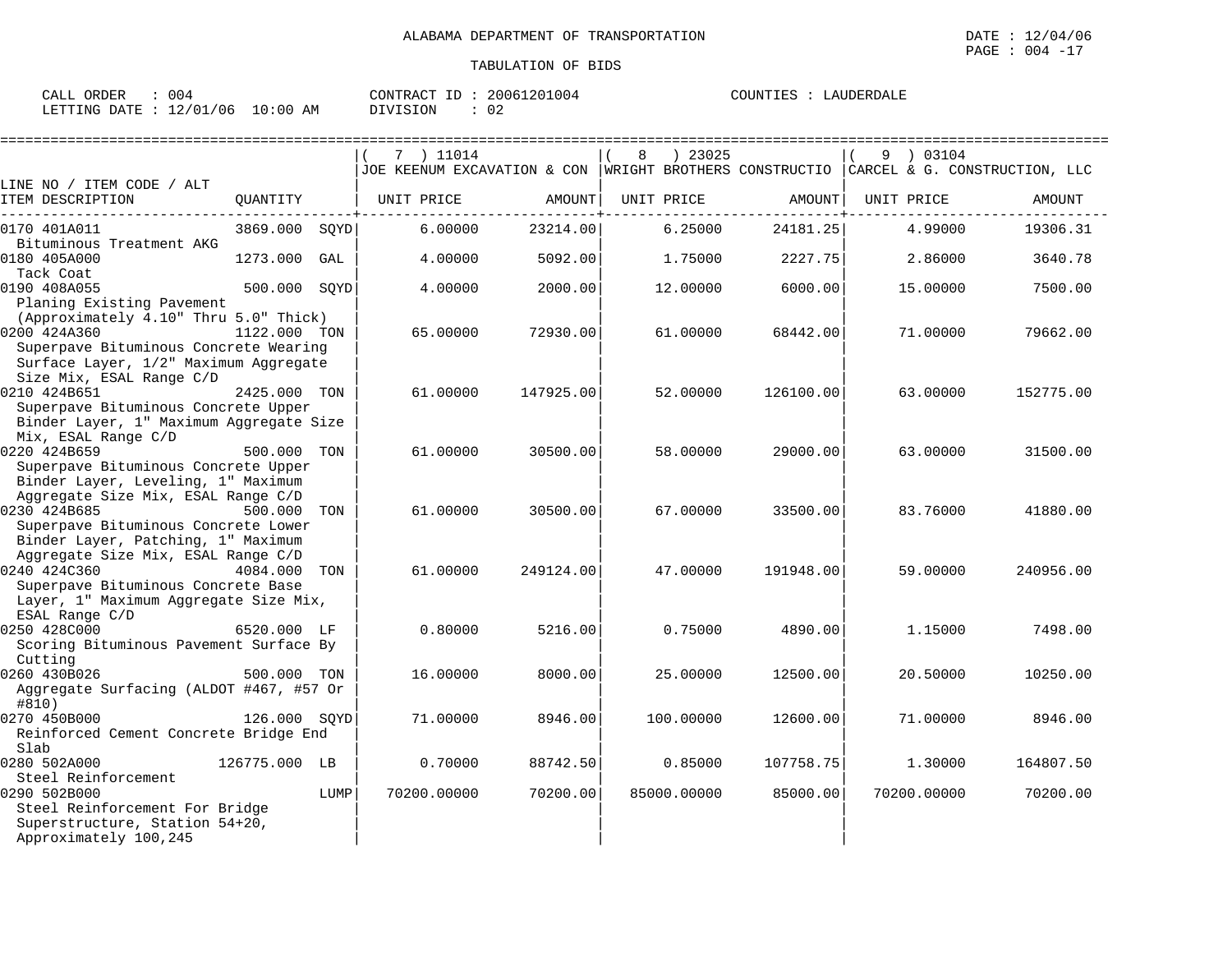ALABAMA DEPARTMENT OF TRANSPORTATION

TABULATION OF BIDS

CALL ORDER : 004    CONTRACT ID : 20061201004    COUNTIES : LAUDERDALE
LETTING DATE : 12/01/06 10:00 AM    DIVISION : 02

| LINE NO / ITEM CODE / ALT<br>ITEM DESCRIPTION | QUANTITY | ( 7 ) 11014<br>JOE KEENUM EXCAVATION & CON<br>UNIT PRICE | AMOUNT | ( 8 ) 23025<br>WRIGHT BROTHERS CONSTRUCTIO<br>UNIT PRICE | AMOUNT | ( 9 ) 03104<br>CARCEL & G. CONSTRUCTION, LLC<br>UNIT PRICE | AMOUNT |
|---|---|---|---|---|---|---|---|
| 0170 401A011<br>Bituminous Treatment AKG | 3869.000 SQYD | 6.00000 | 23214.00 | 6.25000 | 24181.25 | 4.99000 | 19306.31 |
| 0180 405A000<br>Tack Coat | 1273.000 GAL | 4.00000 | 5092.00 | 1.75000 | 2227.75 | 2.86000 | 3640.78 |
| 0190 408A055<br>Planing Existing Pavement (Approximately 4.10" Thru 5.0" Thick) | 500.000 SQYD | 4.00000 | 2000.00 | 12.00000 | 6000.00 | 15.00000 | 7500.00 |
| 0200 424A360<br>Superpave Bituminous Concrete Wearing Surface Layer, 1/2" Maximum Aggregate Size Mix, ESAL Range C/D | 1122.000 TON | 65.00000 | 72930.00 | 61.00000 | 68442.00 | 71.00000 | 79662.00 |
| 0210 424B651<br>Superpave Bituminous Concrete Upper Binder Layer, 1" Maximum Aggregate Size Mix, ESAL Range C/D | 2425.000 TON | 61.00000 | 147925.00 | 52.00000 | 126100.00 | 63.00000 | 152775.00 |
| 0220 424B659<br>Superpave Bituminous Concrete Upper Binder Layer, Leveling, 1" Maximum Aggregate Size Mix, ESAL Range C/D | 500.000 TON | 61.00000 | 30500.00 | 58.00000 | 29000.00 | 63.00000 | 31500.00 |
| 0230 424B685<br>Superpave Bituminous Concrete Lower Binder Layer, Patching, 1" Maximum Aggregate Size Mix, ESAL Range C/D | 500.000 TON | 61.00000 | 30500.00 | 67.00000 | 33500.00 | 83.76000 | 41880.00 |
| 0240 424C360<br>Superpave Bituminous Concrete Base Layer, 1" Maximum Aggregate Size Mix, ESAL Range C/D | 4084.000 TON | 61.00000 | 249124.00 | 47.00000 | 191948.00 | 59.00000 | 240956.00 |
| 0250 428C000<br>Scoring Bituminous Pavement Surface By Cutting | 6520.000 LF | 0.80000 | 5216.00 | 0.75000 | 4890.00 | 1.15000 | 7498.00 |
| 0260 430B026<br>Aggregate Surfacing (ALDOT #467, #57 Or #810) | 500.000 TON | 16.00000 | 8000.00 | 25.00000 | 12500.00 | 20.50000 | 10250.00 |
| 0270 450B000<br>Reinforced Cement Concrete Bridge End Slab | 126.000 SQYD | 71.00000 | 8946.00 | 100.00000 | 12600.00 | 71.00000 | 8946.00 |
| 0280 502A000<br>Steel Reinforcement | 126775.000 LB | 0.70000 | 88742.50 | 0.85000 | 107758.75 | 1.30000 | 164807.50 |
| 0290 502B000<br>Steel Reinforcement For Bridge Superstructure, Station 54+20, Approximately 100,245 | LUMP | 70200.00000 | 70200.00 | 85000.00000 | 85000.00 | 70200.00000 | 70200.00 |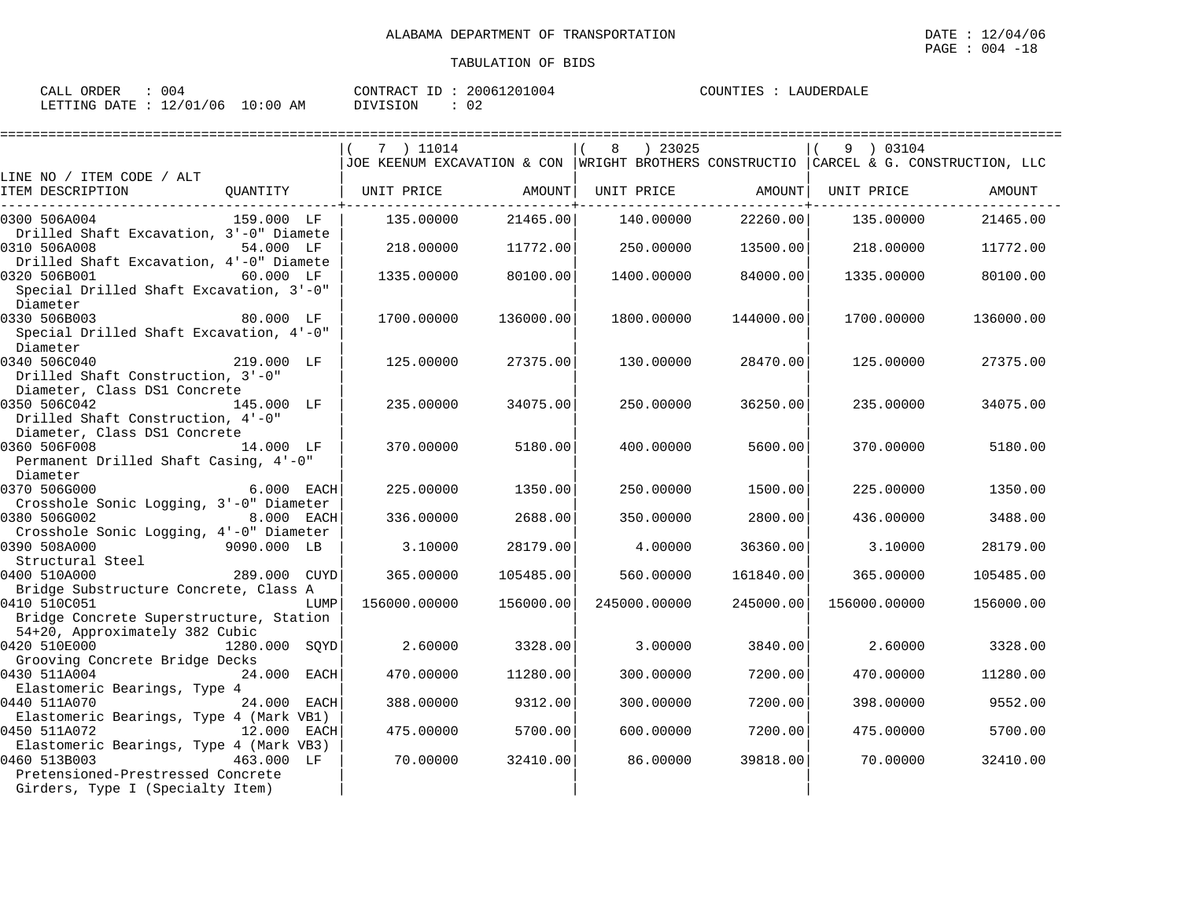ALABAMA DEPARTMENT OF TRANSPORTATION

TABULATION OF BIDS

CALL ORDER : 004 CONTRACT ID : 20061201004 COUNTIES : LAUDERDALE
LETTING DATE : 12/01/06 10:00 AM DIVISION : 02

| LINE NO / ITEM CODE / ALT | | ( 7 ) 11014 JOE KEENUM EXCAVATION & CON | | ( 8 ) 23025 WRIGHT BROTHERS CONSTRUCTIO | | ( 9 ) 03104 CARCEL & G. CONSTRUCTION, LLC | |
|---|---|---|---|---|---|---|---|
| ITEM DESCRIPTION | QUANTITY | UNIT PRICE | AMOUNT | UNIT PRICE | AMOUNT | UNIT PRICE | AMOUNT |
| 0300 506A004 Drilled Shaft Excavation, 3'-0" Diamete | 159.000 LF | 135.00000 | 21465.00 | 140.00000 | 22260.00 | 135.00000 | 21465.00 |
| 0310 506A008 Drilled Shaft Excavation, 4'-0" Diamete | 54.000 LF | 218.00000 | 11772.00 | 250.00000 | 13500.00 | 218.00000 | 11772.00 |
| 0320 506B001 Special Drilled Shaft Excavation, 3'-0" Diameter | 60.000 LF | 1335.00000 | 80100.00 | 1400.00000 | 84000.00 | 1335.00000 | 80100.00 |
| 0330 506B003 Special Drilled Shaft Excavation, 4'-0" Diameter | 80.000 LF | 1700.00000 | 136000.00 | 1800.00000 | 144000.00 | 1700.00000 | 136000.00 |
| 0340 506C040 Drilled Shaft Construction, 3'-0" Diameter, Class DS1 Concrete | 219.000 LF | 125.00000 | 27375.00 | 130.00000 | 28470.00 | 125.00000 | 27375.00 |
| 0350 506C042 Drilled Shaft Construction, 4'-0" Diameter, Class DS1 Concrete | 145.000 LF | 235.00000 | 34075.00 | 250.00000 | 36250.00 | 235.00000 | 34075.00 |
| 0360 506F008 Permanent Drilled Shaft Casing, 4'-0" Diameter | 14.000 LF | 370.00000 | 5180.00 | 400.00000 | 5600.00 | 370.00000 | 5180.00 |
| 0370 506G000 Crosshole Sonic Logging, 3'-0" Diameter | 6.000 EACH | 225.00000 | 1350.00 | 250.00000 | 1500.00 | 225.00000 | 1350.00 |
| 0380 506G002 Crosshole Sonic Logging, 4'-0" Diameter | 8.000 EACH | 336.00000 | 2688.00 | 350.00000 | 2800.00 | 436.00000 | 3488.00 |
| 0390 508A000 Structural Steel | 9090.000 LB | 3.10000 | 28179.00 | 4.00000 | 36360.00 | 3.10000 | 28179.00 |
| 0400 510A000 Bridge Substructure Concrete, Class A | 289.000 CUYD | 365.00000 | 105485.00 | 560.00000 | 161840.00 | 365.00000 | 105485.00 |
| 0410 510C051 Bridge Concrete Superstructure, Station 54+20, Approximately 382 Cubic | LUMP | 156000.00000 | 156000.00 | 245000.00000 | 245000.00 | 156000.00000 | 156000.00 |
| 0420 510E000 Grooving Concrete Bridge Decks | 1280.000 SQYD | 2.60000 | 3328.00 | 3.00000 | 3840.00 | 2.60000 | 3328.00 |
| 0430 511A004 Elastomeric Bearings, Type 4 | 24.000 EACH | 470.00000 | 11280.00 | 300.00000 | 7200.00 | 470.00000 | 11280.00 |
| 0440 511A070 Elastomeric Bearings, Type 4 (Mark VB1) | 24.000 EACH | 388.00000 | 9312.00 | 300.00000 | 7200.00 | 398.00000 | 9552.00 |
| 0450 511A072 Elastomeric Bearings, Type 4 (Mark VB3) | 12.000 EACH | 475.00000 | 5700.00 | 600.00000 | 7200.00 | 475.00000 | 5700.00 |
| 0460 513B003 Pretensioned-Prestressed Concrete Girders, Type I (Specialty Item) | 463.000 LF | 70.00000 | 32410.00 | 86.00000 | 39818.00 | 70.00000 | 32410.00 |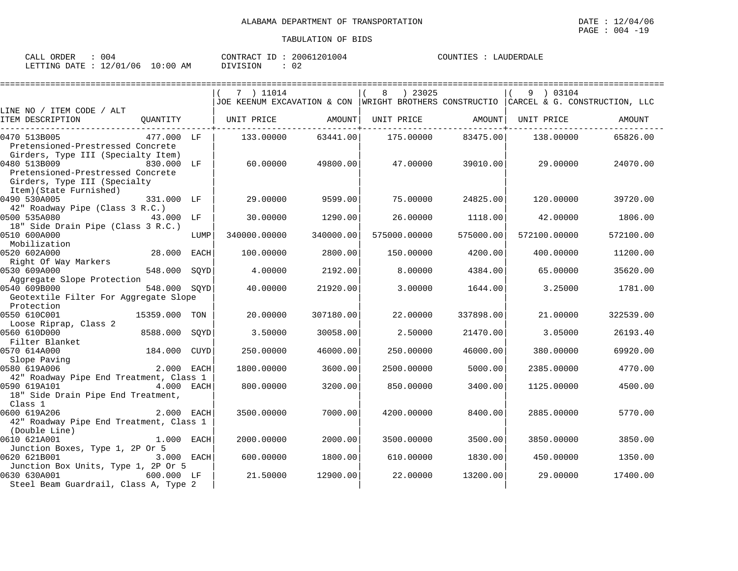ALABAMA DEPARTMENT OF TRANSPORTATION

TABULATION OF BIDS

DATE : 12/04/06
PAGE : 004 -19

CALL ORDER : 004
LETTING DATE : 12/01/06 10:00 AM

CONTRACT ID : 20061201004
DIVISION : 02

COUNTIES : LAUDERDALE

| LINE NO / ITEM CODE / ALT ITEM DESCRIPTION | QUANTITY | | ( 7 ) 11014 JOE KEENUM EXCAVATION & CON UNIT PRICE | AMOUNT | ( 8 ) 23025 WRIGHT BROTHERS CONSTRUCTIO UNIT PRICE | AMOUNT | ( 9 ) 03104 CARCEL & G. CONSTRUCTION, LLC UNIT PRICE | AMOUNT |
|---|---|---|---|---|---|---|---|---|
| 0470 513B005 Pretensioned-Prestressed Concrete Girders, Type III (Specialty Item) | 477.000 | LF | 133.00000 | 63441.00 | 175.00000 | 83475.00 | 138.00000 | 65826.00 |
| 0480 513B009 Pretensioned-Prestressed Concrete Girders, Type III (Specialty Item)(State Furnished) | 830.000 | LF | 60.00000 | 49800.00 | 47.00000 | 39010.00 | 29.00000 | 24070.00 |
| 0490 530A005 42" Roadway Pipe (Class 3 R.C.) | 331.000 | LF | 29.00000 | 9599.00 | 75.00000 | 24825.00 | 120.00000 | 39720.00 |
| 0500 535A080 18" Side Drain Pipe (Class 3 R.C.) | 43.000 | LF | 30.00000 | 1290.00 | 26.00000 | 1118.00 | 42.00000 | 1806.00 |
| 0510 600A000 Mobilization | | LUMP | 340000.00000 | 340000.00 | 575000.00000 | 575000.00 | 572100.00000 | 572100.00 |
| 0520 602A000 Right Of Way Markers | 28.000 | EACH | 100.00000 | 2800.00 | 150.00000 | 4200.00 | 400.00000 | 11200.00 |
| 0530 609A000 Aggregate Slope Protection | 548.000 | SQYD | 4.00000 | 2192.00 | 8.00000 | 4384.00 | 65.00000 | 35620.00 |
| 0540 609B000 Geotextile Filter For Aggregate Slope Protection | 548.000 | SQYD | 40.00000 | 21920.00 | 3.00000 | 1644.00 | 3.25000 | 1781.00 |
| 0550 610C001 Loose Riprap, Class 2 | 15359.000 | TON | 20.00000 | 307180.00 | 22.00000 | 337898.00 | 21.00000 | 322539.00 |
| 0560 610D000 Filter Blanket | 8588.000 | SQYD | 3.50000 | 30058.00 | 2.50000 | 21470.00 | 3.05000 | 26193.40 |
| 0570 614A000 Slope Paving | 184.000 | CUYD | 250.00000 | 46000.00 | 250.00000 | 46000.00 | 380.00000 | 69920.00 |
| 0580 619A006 42" Roadway Pipe End Treatment, Class 1 | 2.000 | EACH | 1800.00000 | 3600.00 | 2500.00000 | 5000.00 | 2385.00000 | 4770.00 |
| 0590 619A101 18" Side Drain Pipe End Treatment, Class 1 | 4.000 | EACH | 800.00000 | 3200.00 | 850.00000 | 3400.00 | 1125.00000 | 4500.00 |
| 0600 619A206 42" Roadway Pipe End Treatment, Class 1 (Double Line) | 2.000 | EACH | 3500.00000 | 7000.00 | 4200.00000 | 8400.00 | 2885.00000 | 5770.00 |
| 0610 621A001 Junction Boxes, Type 1, 2P Or 5 | 1.000 | EACH | 2000.00000 | 2000.00 | 3500.00000 | 3500.00 | 3850.00000 | 3850.00 |
| 0620 621B001 Junction Box Units, Type 1, 2P Or 5 | 3.000 | EACH | 600.00000 | 1800.00 | 610.00000 | 1830.00 | 450.00000 | 1350.00 |
| 0630 630A001 Steel Beam Guardrail, Class A, Type 2 | 600.000 | LF | 21.50000 | 12900.00 | 22.00000 | 13200.00 | 29.00000 | 17400.00 |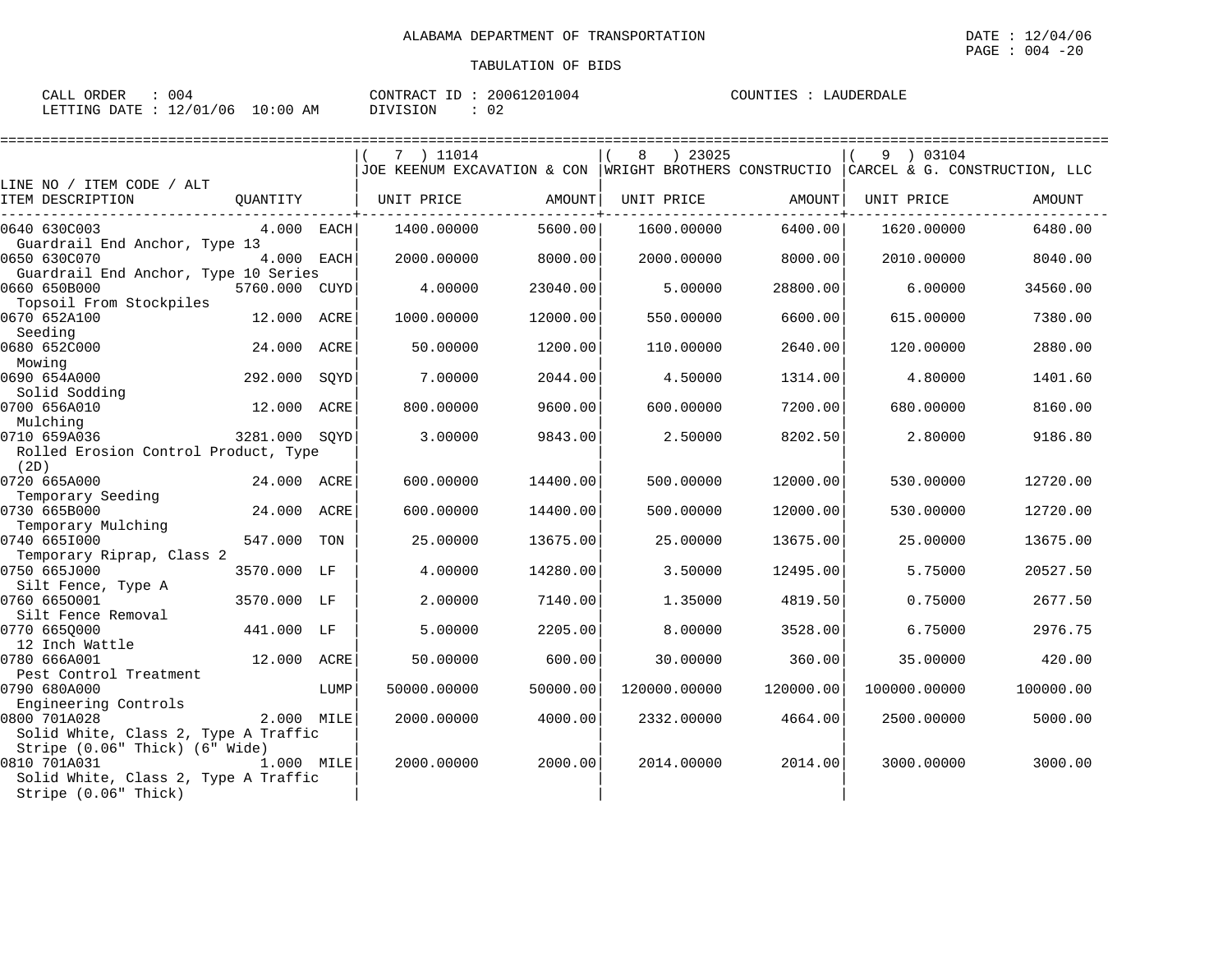ALABAMA DEPARTMENT OF TRANSPORTATION

TABULATION OF BIDS

CALL ORDER : 004 CONTRACT ID : 20061201004 COUNTIES : LAUDERDALE
LETTING DATE : 12/01/06 10:00 AM DIVISION : 02

| LINE NO / ITEM CODE / ALT ITEM DESCRIPTION | QUANTITY | ( 7 ) 11014 JOE KEENUM EXCAVATION & CON UNIT PRICE | AMOUNT | ( 8 ) 23025 WRIGHT BROTHERS CONSTRUCTIO UNIT PRICE | AMOUNT | ( 9 ) 03104 CARCEL & G. CONSTRUCTION, LLC UNIT PRICE | AMOUNT |
|---|---|---|---|---|---|---|---|
| 0640 630C003 Guardrail End Anchor, Type 13 | 4.000 EACH | 1400.00000 | 5600.00 | 1600.00000 | 6400.00 | 1620.00000 | 6480.00 |
| 0650 630C070 Guardrail End Anchor, Type 10 Series | 4.000 EACH | 2000.00000 | 8000.00 | 2000.00000 | 8000.00 | 2010.00000 | 8040.00 |
| 0660 650B000 Topsoil From Stockpiles | 5760.000 CUYD | 4.00000 | 23040.00 | 5.00000 | 28800.00 | 6.00000 | 34560.00 |
| 0670 652A100 Seeding | 12.000 ACRE | 1000.00000 | 12000.00 | 550.00000 | 6600.00 | 615.00000 | 7380.00 |
| 0680 652C000 Mowing | 24.000 ACRE | 50.00000 | 1200.00 | 110.00000 | 2640.00 | 120.00000 | 2880.00 |
| 0690 654A000 Solid Sodding | 292.000 SQYD | 7.00000 | 2044.00 | 4.50000 | 1314.00 | 4.80000 | 1401.60 |
| 0700 656A010 Mulching | 12.000 ACRE | 800.00000 | 9600.00 | 600.00000 | 7200.00 | 680.00000 | 8160.00 |
| 0710 659A036 Rolled Erosion Control Product, Type (2D) | 3281.000 SQYD | 3.00000 | 9843.00 | 2.50000 | 8202.50 | 2.80000 | 9186.80 |
| 0720 665A000 Temporary Seeding | 24.000 ACRE | 600.00000 | 14400.00 | 500.00000 | 12000.00 | 530.00000 | 12720.00 |
| 0730 665B000 Temporary Mulching | 24.000 ACRE | 600.00000 | 14400.00 | 500.00000 | 12000.00 | 530.00000 | 12720.00 |
| 0740 665I000 Temporary Riprap, Class 2 | 547.000 TON | 25.00000 | 13675.00 | 25.00000 | 13675.00 | 25.00000 | 13675.00 |
| 0750 665J000 Silt Fence, Type A | 3570.000 LF | 4.00000 | 14280.00 | 3.50000 | 12495.00 | 5.75000 | 20527.50 |
| 0760 665O001 Silt Fence Removal | 3570.000 LF | 2.00000 | 7140.00 | 1.35000 | 4819.50 | 0.75000 | 2677.50 |
| 0770 665Q000 12 Inch Wattle | 441.000 LF | 5.00000 | 2205.00 | 8.00000 | 3528.00 | 6.75000 | 2976.75 |
| 0780 666A001 Pest Control Treatment | 12.000 ACRE | 50.00000 | 600.00 | 30.00000 | 360.00 | 35.00000 | 420.00 |
| 0790 680A000 Engineering Controls | LUMP | 50000.00000 | 50000.00 | 120000.00000 | 120000.00 | 100000.00000 | 100000.00 |
| 0800 701A028 Solid White, Class 2, Type A Traffic Stripe (0.06" Thick) (6" Wide) | 2.000 MILE | 2000.00000 | 4000.00 | 2332.00000 | 4664.00 | 2500.00000 | 5000.00 |
| 0810 701A031 Solid White, Class 2, Type A Traffic Stripe (0.06" Thick) | 1.000 MILE | 2000.00000 | 2000.00 | 2014.00000 | 2014.00 | 3000.00000 | 3000.00 |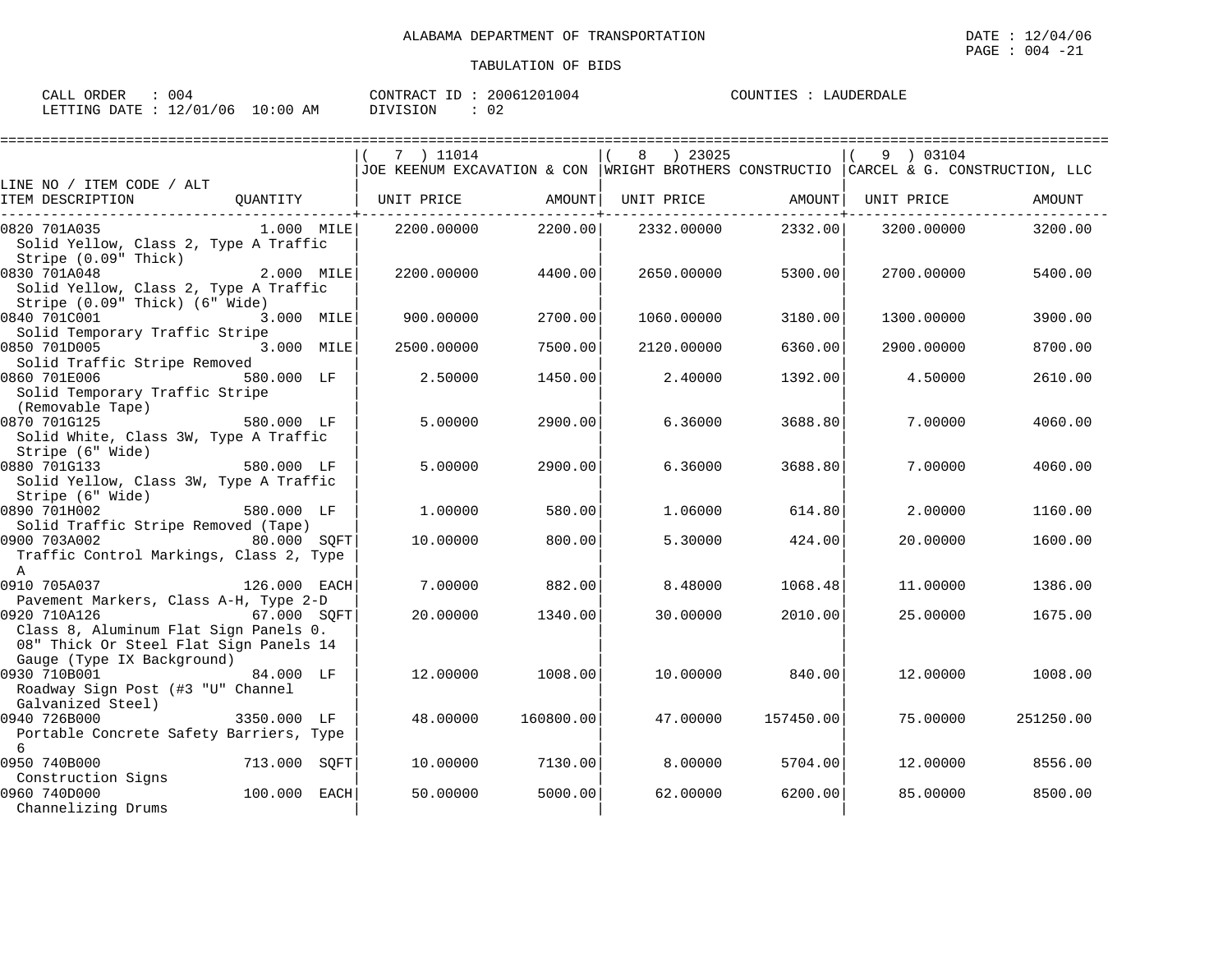ALABAMA DEPARTMENT OF TRANSPORTATION

TABULATION OF BIDS

CALL ORDER : 004 CONTRACT ID : 20061201004 COUNTIES : LAUDERDALE
LETTING DATE : 12/01/06 10:00 AM DIVISION : 02

| LINE NO / ITEM CODE / ALT ITEM DESCRIPTION | QUANTITY | ( 7 ) 11014 JOE KEENUM EXCAVATION & CON UNIT PRICE | AMOUNT | ( 8 ) 23025 WRIGHT BROTHERS CONSTRUCTIO UNIT PRICE | AMOUNT | ( 9 ) 03104 CARCEL & G. CONSTRUCTION, LLC UNIT PRICE | AMOUNT |
|---|---|---|---|---|---|---|---|
| 0820 701A035 Solid Yellow, Class 2, Type A Traffic Stripe (0.09" Thick) | 1.000 MILE | 2200.00000 | 2200.00 | 2332.00000 | 2332.00 | 3200.00000 | 3200.00 |
| 0830 701A048 Solid Yellow, Class 2, Type A Traffic Stripe (0.09" Thick) (6" Wide) | 2.000 MILE | 2200.00000 | 4400.00 | 2650.00000 | 5300.00 | 2700.00000 | 5400.00 |
| 0840 701C001 Solid Temporary Traffic Stripe | 3.000 MILE | 900.00000 | 2700.00 | 1060.00000 | 3180.00 | 1300.00000 | 3900.00 |
| 0850 701D005 Solid Traffic Stripe Removed | 3.000 MILE | 2500.00000 | 7500.00 | 2120.00000 | 6360.00 | 2900.00000 | 8700.00 |
| 0860 701E006 Solid Temporary Traffic Stripe (Removable Tape) | 580.000 LF | 2.50000 | 1450.00 | 2.40000 | 1392.00 | 4.50000 | 2610.00 |
| 0870 701G125 Solid White, Class 3W, Type A Traffic Stripe (6" Wide) | 580.000 LF | 5.00000 | 2900.00 | 6.36000 | 3688.80 | 7.00000 | 4060.00 |
| 0880 701G133 Solid Yellow, Class 3W, Type A Traffic Stripe (6" Wide) | 580.000 LF | 5.00000 | 2900.00 | 6.36000 | 3688.80 | 7.00000 | 4060.00 |
| 0890 701H002 Solid Traffic Stripe Removed (Tape) | 580.000 LF | 1.00000 | 580.00 | 1.06000 | 614.80 | 2.00000 | 1160.00 |
| 0900 703A002 Traffic Control Markings, Class 2, Type A | 80.000 SQFT | 10.00000 | 800.00 | 5.30000 | 424.00 | 20.00000 | 1600.00 |
| 0910 705A037 Pavement Markers, Class A-H, Type 2-D | 126.000 EACH | 7.00000 | 882.00 | 8.48000 | 1068.48 | 11.00000 | 1386.00 |
| 0920 710A126 Class 8, Aluminum Flat Sign Panels 0. 08" Thick Or Steel Flat Sign Panels 14 Gauge (Type IX Background) | 67.000 SQFT | 20.00000 | 1340.00 | 30.00000 | 2010.00 | 25.00000 | 1675.00 |
| 0930 710B001 Roadway Sign Post (#3 "U" Channel Galvanized Steel) | 84.000 LF | 12.00000 | 1008.00 | 10.00000 | 840.00 | 12.00000 | 1008.00 |
| 0940 726B000 Portable Concrete Safety Barriers, Type 6 | 3350.000 LF | 48.00000 | 160800.00 | 47.00000 | 157450.00 | 75.00000 | 251250.00 |
| 0950 740B000 Construction Signs | 713.000 SQFT | 10.00000 | 7130.00 | 8.00000 | 5704.00 | 12.00000 | 8556.00 |
| 0960 740D000 Channelizing Drums | 100.000 EACH | 50.00000 | 5000.00 | 62.00000 | 6200.00 | 85.00000 | 8500.00 |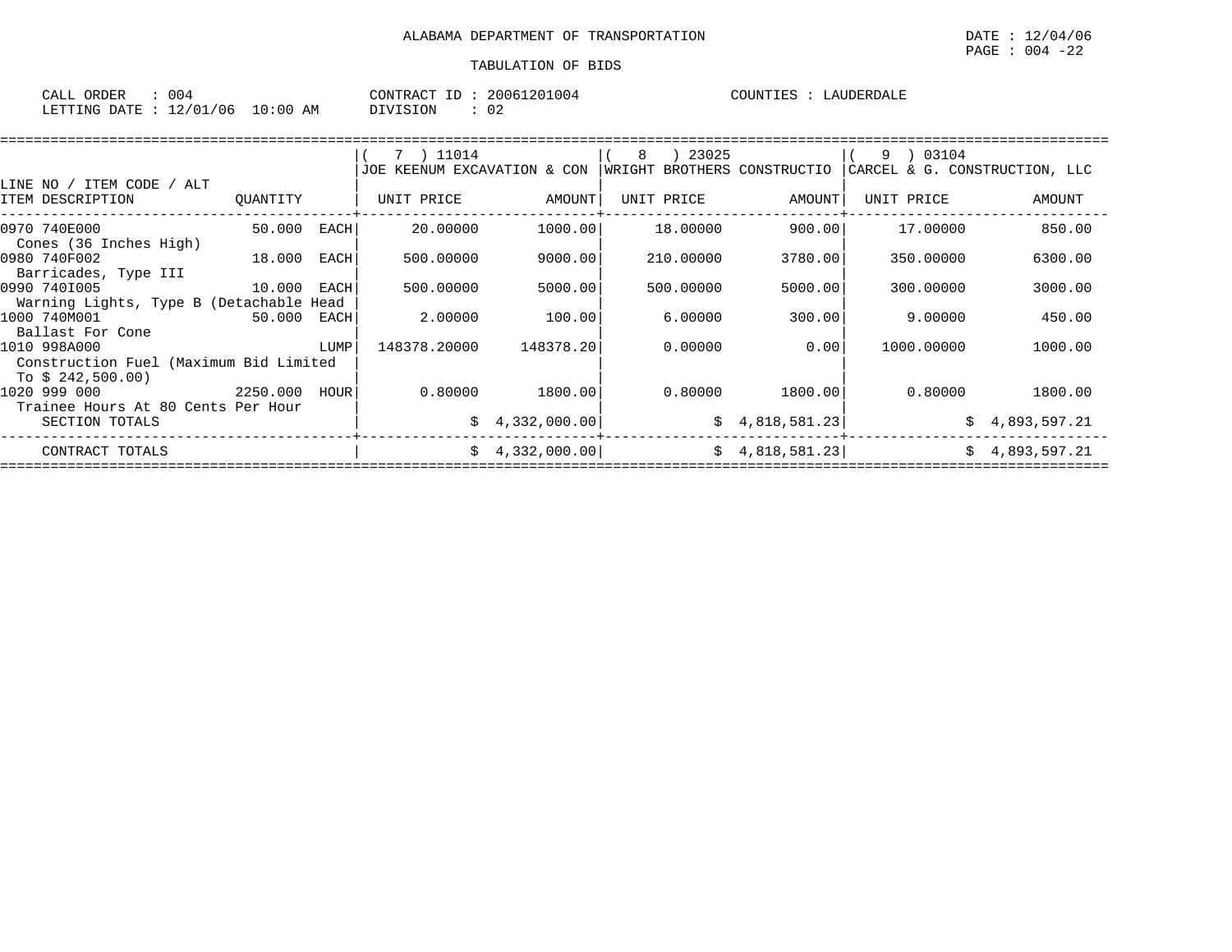ALABAMA DEPARTMENT OF TRANSPORTATION

TABULATION OF BIDS

CALL ORDER : 004 CONTRACT ID : 20061201004 COUNTIES : LAUDERDALE
LETTING DATE : 12/01/06 10:00 AM DIVISION : 02

| LINE NO / ITEM CODE / ALT<br>ITEM DESCRIPTION | QUANTITY | ( 7 ) 11014<br>JOE KEENUM EXCAVATION & CON<br>UNIT PRICE | AMOUNT | ( 8 ) 23025<br>WRIGHT BROTHERS CONSTRUCTIO<br>UNIT PRICE | AMOUNT | ( 9 ) 03104<br>CARCEL & G. CONSTRUCTION, LLC<br>UNIT PRICE | AMOUNT |
|---|---|---|---|---|---|---|---|
| 0970 740E000<br>Cones (36 Inches High) | 50.000 EACH | 20.00000 | 1000.00 | 18.00000 | 900.00 | 17.00000 | 850.00 |
| 0980 740F002<br>Barricades, Type III | 18.000 EACH | 500.00000 | 9000.00 | 210.00000 | 3780.00 | 350.00000 | 6300.00 |
| 0990 740I005<br>Warning Lights, Type B (Detachable Head | 10.000 EACH | 500.00000 | 5000.00 | 500.00000 | 5000.00 | 300.00000 | 3000.00 |
| 1000 740M001<br>Ballast For Cone | 50.000 EACH | 2.00000 | 100.00 | 6.00000 | 300.00 | 9.00000 | 450.00 |
| 1010 998A000<br>Construction Fuel (Maximum Bid Limited To $ 242,500.00) | LUMP | 148378.20000 | 148378.20 | 0.00000 | 0.00 | 1000.00000 | 1000.00 |
| 1020 999 000<br>Trainee Hours At 80 Cents Per Hour | 2250.000 HOUR | 0.80000 | 1800.00 | 0.80000 | 1800.00 | 0.80000 | 1800.00 |
| SECTION TOTALS | | | $ 4,332,000.00 | | $ 4,818,581.23 | | $ 4,893,597.21 |
| CONTRACT TOTALS | | | $ 4,332,000.00 | | $ 4,818,581.23 | | $ 4,893,597.21 |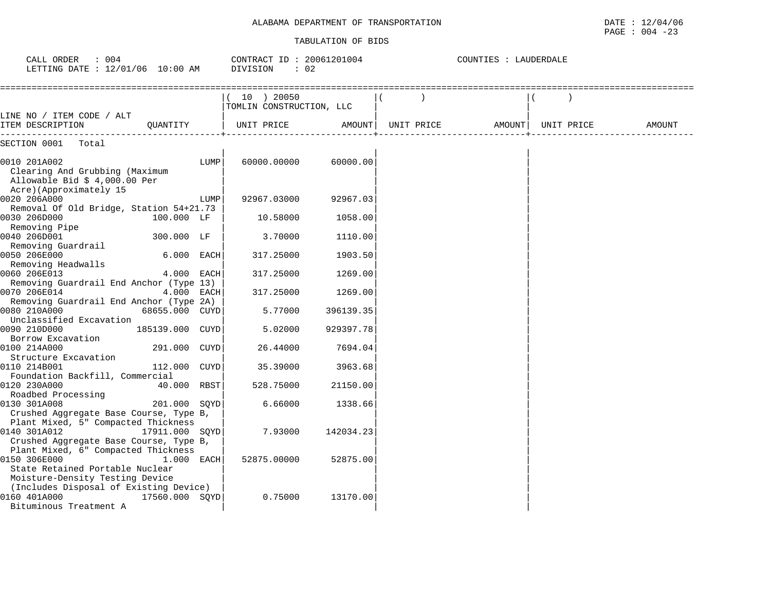ALABAMA DEPARTMENT OF TRANSPORTATION

DATE : 12/04/06

TABULATION OF BIDS

CALL ORDER : 004 CONTRACT ID : 20061201004 COUNTIES : LAUDERDALE
LETTING DATE : 12/01/06 10:00 AM DIVISION : 02

| LINE NO / ITEM CODE / ALT ITEM DESCRIPTION | QUANTITY | ( 10 ) 20050 TOMLIN CONSTRUCTION, LLC UNIT PRICE | AMOUNT | ( ) UNIT PRICE | AMOUNT | ( ) UNIT PRICE | AMOUNT |
|---|---|---|---|---|---|---|---|
| SECTION 0001 Total | | | | | | | |
| 0010 201A002 Clearing And Grubbing (Maximum Allowable Bid $ 4,000.00 Per Acre)(Approximately 15 | LUMP | 60000.00000 | 60000.00 | | | | |
| 0020 206A000 Removal Of Old Bridge, Station 54+21.73 | LUMP | 92967.03000 | 92967.03 | | | | |
| 0030 206D000 Removing Pipe | 100.000 LF | 10.58000 | 1058.00 | | | | |
| 0040 206D001 Removing Guardrail | 300.000 LF | 3.70000 | 1110.00 | | | | |
| 0050 206E000 Removing Headwalls | 6.000 EACH | 317.25000 | 1903.50 | | | | |
| 0060 206E013 Removing Guardrail End Anchor (Type 13) | 4.000 EACH | 317.25000 | 1269.00 | | | | |
| 0070 206E014 Removing Guardrail End Anchor (Type 2A) | 4.000 EACH | 317.25000 | 1269.00 | | | | |
| 0080 210A000 Unclassified Excavation | 68655.000 CUYD | 5.77000 | 396139.35 | | | | |
| 0090 210D000 Borrow Excavation | 185139.000 CUYD | 5.02000 | 929397.78 | | | | |
| 0100 214A000 Structure Excavation | 291.000 CUYD | 26.44000 | 7694.04 | | | | |
| 0110 214B001 Foundation Backfill, Commercial | 112.000 CUYD | 35.39000 | 3963.68 | | | | |
| 0120 230A000 Roadbed Processing | 40.000 RBST | 528.75000 | 21150.00 | | | | |
| 0130 301A008 Crushed Aggregate Base Course, Type B, Plant Mixed, 5" Compacted Thickness | 201.000 SQYD | 6.66000 | 1338.66 | | | | |
| 0140 301A012 Crushed Aggregate Base Course, Type B, Plant Mixed, 6" Compacted Thickness | 17911.000 SQYD | 7.93000 | 142034.23 | | | | |
| 0150 306E000 State Retained Portable Nuclear Moisture-Density Testing Device (Includes Disposal of Existing Device) | 1.000 EACH | 52875.00000 | 52875.00 | | | | |
| 0160 401A000 Bituminous Treatment A | 17560.000 SQYD | 0.75000 | 13170.00 | | | | |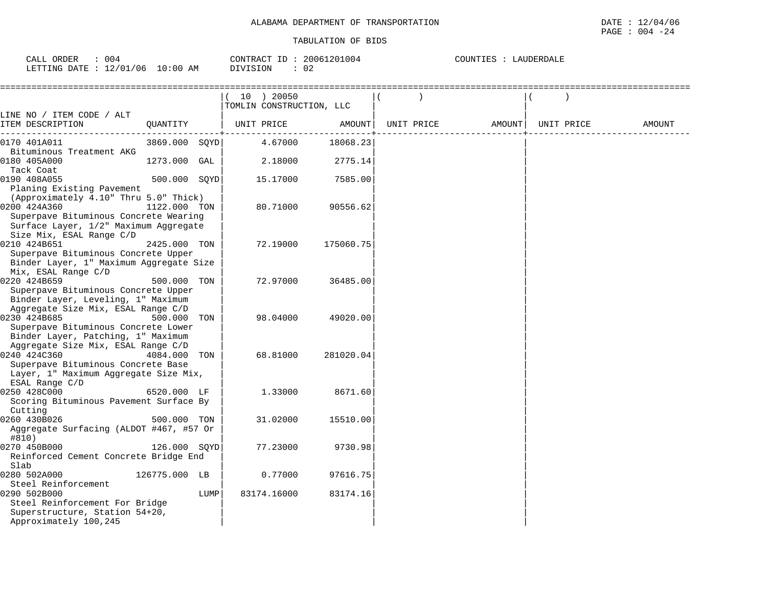ALABAMA DEPARTMENT OF TRANSPORTATION

TABULATION OF BIDS

DATE : 12/04/06

CALL ORDER : 004 CONTRACT ID : 20061201004 COUNTIES : LAUDERDALE
LETTING DATE : 12/01/06 10:00 AM DIVISION : 02

| LINE NO / ITEM CODE / ALT ITEM DESCRIPTION | QUANTITY | ( 10 ) 20050 TOMLIN CONSTRUCTION, LLC UNIT PRICE | AMOUNT | ( ) UNIT PRICE | AMOUNT | ( ) UNIT PRICE | AMOUNT |
|---|---|---|---|---|---|---|---|
| 0170 401A011 Bituminous Treatment AKG | 3869.000 SQYD | 4.67000 | 18068.23 | | | | |
| 0180 405A000 Tack Coat | 1273.000 GAL | 2.18000 | 2775.14 | | | | |
| 0190 408A055 Planing Existing Pavement (Approximately 4.10" Thru 5.0" Thick) | 500.000 SQYD | 15.17000 | 7585.00 | | | | |
| 0200 424A360 Superpave Bituminous Concrete Wearing Surface Layer, 1/2" Maximum Aggregate Size Mix, ESAL Range C/D | 1122.000 TON | 80.71000 | 90556.62 | | | | |
| 0210 424B651 Superpave Bituminous Concrete Upper Binder Layer, 1" Maximum Aggregate Size Mix, ESAL Range C/D | 2425.000 TON | 72.19000 | 175060.75 | | | | |
| 0220 424B659 Superpave Bituminous Concrete Upper Binder Layer, Leveling, 1" Maximum Aggregate Size Mix, ESAL Range C/D | 500.000 TON | 72.97000 | 36485.00 | | | | |
| 0230 424B685 Superpave Bituminous Concrete Lower Binder Layer, Patching, 1" Maximum Aggregate Size Mix, ESAL Range C/D | 500.000 TON | 98.04000 | 49020.00 | | | | |
| 0240 424C360 Superpave Bituminous Concrete Base Layer, 1" Maximum Aggregate Size Mix, ESAL Range C/D | 4084.000 TON | 68.81000 | 281020.04 | | | | |
| 0250 428C000 Scoring Bituminous Pavement Surface By Cutting | 6520.000 LF | 1.33000 | 8671.60 | | | | |
| 0260 430B026 Aggregate Surfacing (ALDOT #467, #57 Or #810) | 500.000 TON | 31.02000 | 15510.00 | | | | |
| 0270 450B000 Reinforced Cement Concrete Bridge End Slab | 126.000 SQYD | 77.23000 | 9730.98 | | | | |
| 0280 502A000 Steel Reinforcement | 126775.000 LB | 0.77000 | 97616.75 | | | | |
| 0290 502B000 Steel Reinforcement For Bridge Superstructure, Station 54+20, Approximately 100,245 | LUMP | 83174.16000 | 83174.16 | | | | |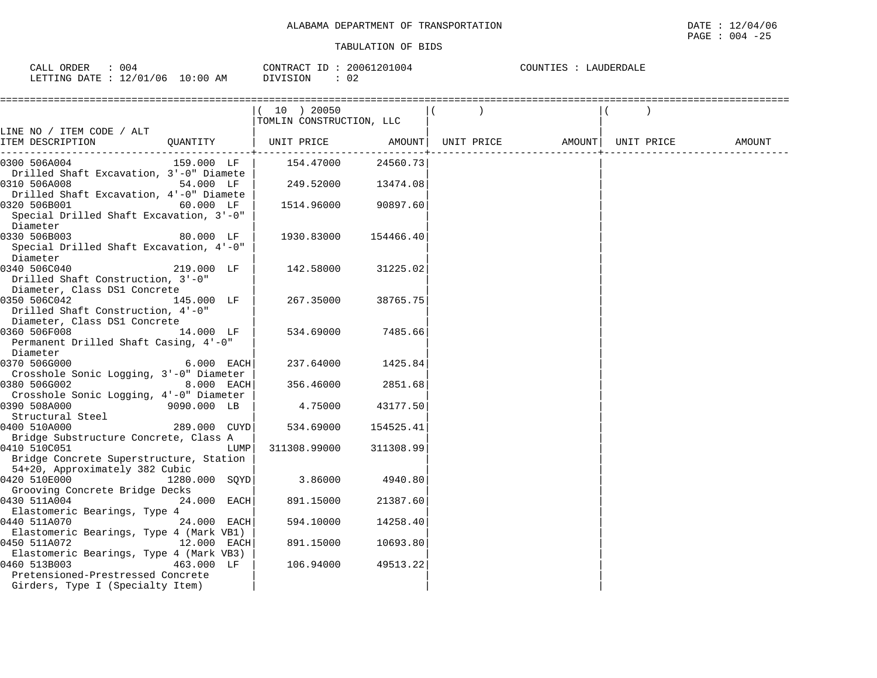ALABAMA DEPARTMENT OF TRANSPORTATION

DATE : 12/04/06

PAGE : 004 -25

TABULATION OF BIDS

CALL ORDER : 004 CONTRACT ID : 20061201004 COUNTIES : LAUDERDALE

LETTING DATE : 12/01/06 10:00 AM DIVISION : 02

| LINE NO / ITEM CODE / ALT ITEM DESCRIPTION | QUANTITY | ( 10 ) 20050 TOMLIN CONSTRUCTION, LLC UNIT PRICE | AMOUNT | ( ) UNIT PRICE | AMOUNT | ( ) UNIT PRICE | AMOUNT |
|---|---|---|---|---|---|---|---|
| 0300 506A004 Drilled Shaft Excavation, 3'-0" Diamete | 159.000 LF | 154.47000 | 24560.73 | | | | |
| 0310 506A008 Drilled Shaft Excavation, 4'-0" Diamete | 54.000 LF | 249.52000 | 13474.08 | | | | |
| 0320 506B001 Special Drilled Shaft Excavation, 3'-0" Diameter | 60.000 LF | 1514.96000 | 90897.60 | | | | |
| 0330 506B003 Special Drilled Shaft Excavation, 4'-0" Diameter | 80.000 LF | 1930.83000 | 154466.40 | | | | |
| 0340 506C040 Drilled Shaft Construction, 3'-0" Diameter, Class DS1 Concrete | 219.000 LF | 142.58000 | 31225.02 | | | | |
| 0350 506C042 Drilled Shaft Construction, 4'-0" Diameter, Class DS1 Concrete | 145.000 LF | 267.35000 | 38765.75 | | | | |
| 0360 506F008 Permanent Drilled Shaft Casing, 4'-0" Diameter | 14.000 LF | 534.69000 | 7485.66 | | | | |
| 0370 506G000 Crosshole Sonic Logging, 3'-0" Diameter | 6.000 EACH | 237.64000 | 1425.84 | | | | |
| 0380 506G002 Crosshole Sonic Logging, 4'-0" Diameter | 8.000 EACH | 356.46000 | 2851.68 | | | | |
| 0390 508A000 Structural Steel | 9090.000 LB | 4.75000 | 43177.50 | | | | |
| 0400 510A000 Bridge Substructure Concrete, Class A | 289.000 CUYD | 534.69000 | 154525.41 | | | | |
| 0410 510C051 Bridge Concrete Superstructure, Station 54+20, Approximately 382 Cubic | LUMP | 311308.99000 | 311308.99 | | | | |
| 0420 510E000 Grooving Concrete Bridge Decks | 1280.000 SQYD | 3.86000 | 4940.80 | | | | |
| 0430 511A004 Elastomeric Bearings, Type 4 | 24.000 EACH | 891.15000 | 21387.60 | | | | |
| 0440 511A070 Elastomeric Bearings, Type 4 (Mark VB1) | 24.000 EACH | 594.10000 | 14258.40 | | | | |
| 0450 511A072 Elastomeric Bearings, Type 4 (Mark VB3) | 12.000 EACH | 891.15000 | 10693.80 | | | | |
| 0460 513B003 Pretensioned-Prestressed Concrete Girders, Type I (Specialty Item) | 463.000 LF | 106.94000 | 49513.22 | | | | |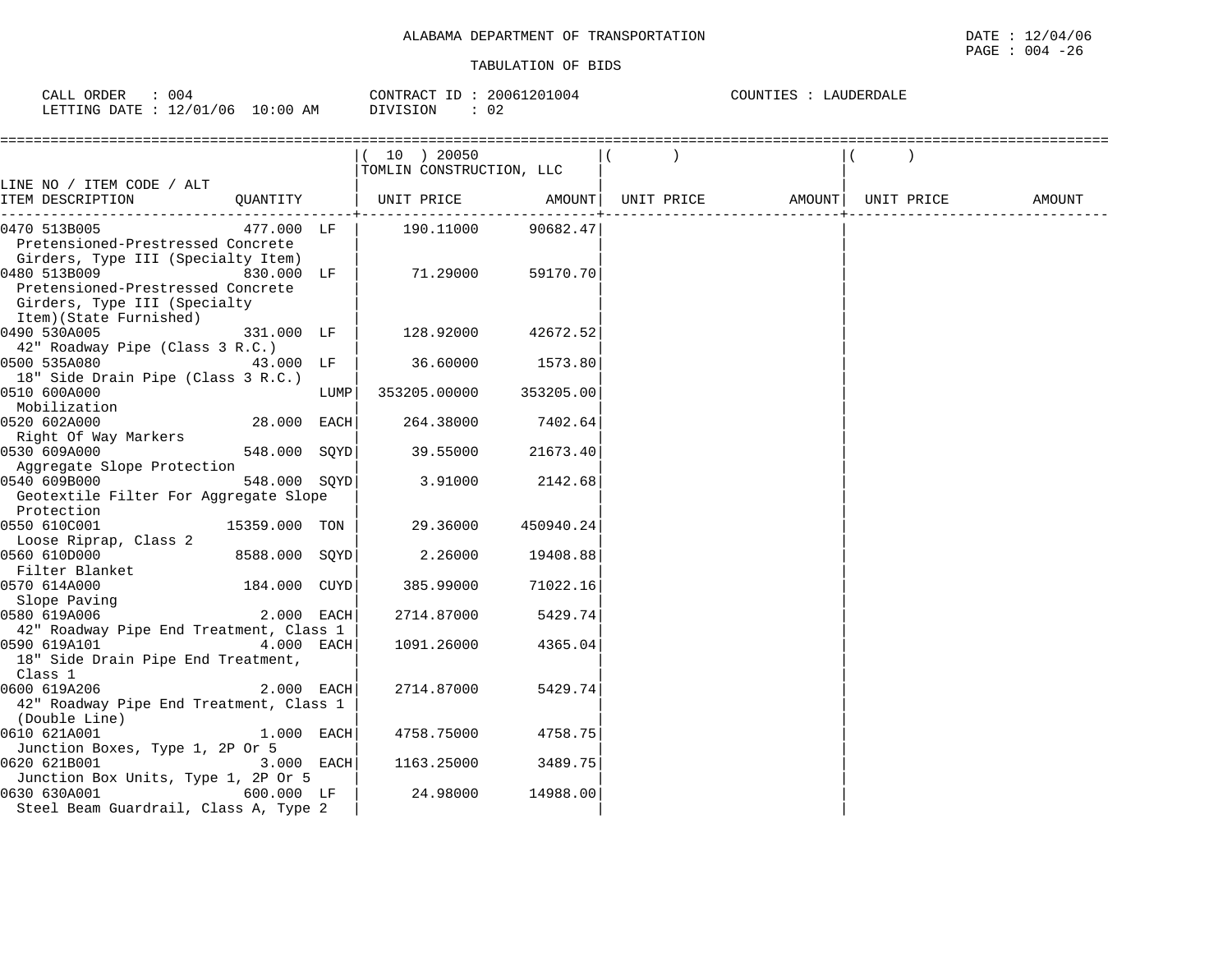ALABAMA DEPARTMENT OF TRANSPORTATION

DATE : 12/04/06

TABULATION OF BIDS

CALL ORDER : 004
LETTING DATE : 12/01/06 10:00 AM

CONTRACT ID : 20061201004
DIVISION : 02

COUNTIES : LAUDERDALE

| LINE NO / ITEM CODE / ALT ITEM DESCRIPTION | QUANTITY | ( 10 ) 20050 TOMLIN CONSTRUCTION, LLC UNIT PRICE | AMOUNT | ( ) UNIT PRICE | AMOUNT | ( ) UNIT PRICE | AMOUNT |
|---|---|---|---|---|---|---|---|
| 0470 513B005 Pretensioned-Prestressed Concrete Girders, Type III (Specialty Item) | 477.000 LF | 190.11000 | 90682.47 | | | | |
| 0480 513B009 Pretensioned-Prestressed Concrete Girders, Type III (Specialty Item)(State Furnished) | 830.000 LF | 71.29000 | 59170.70 | | | | |
| 0490 530A005 42" Roadway Pipe (Class 3 R.C.) | 331.000 LF | 128.92000 | 42672.52 | | | | |
| 0500 535A080 18" Side Drain Pipe (Class 3 R.C.) | 43.000 LF | 36.60000 | 1573.80 | | | | |
| 0510 600A000 Mobilization | LUMP | 353205.00000 | 353205.00 | | | | |
| 0520 602A000 Right Of Way Markers | 28.000 EACH | 264.38000 | 7402.64 | | | | |
| 0530 609A000 Aggregate Slope Protection | 548.000 SQYD | 39.55000 | 21673.40 | | | | |
| 0540 609B000 Geotextile Filter For Aggregate Slope Protection | 548.000 SQYD | 3.91000 | 2142.68 | | | | |
| 0550 610C001 Loose Riprap, Class 2 | 15359.000 TON | 29.36000 | 450940.24 | | | | |
| 0560 610D000 Filter Blanket | 8588.000 SQYD | 2.26000 | 19408.88 | | | | |
| 0570 614A000 Slope Paving | 184.000 CUYD | 385.99000 | 71022.16 | | | | |
| 0580 619A006 42" Roadway Pipe End Treatment, Class 1 | 2.000 EACH | 2714.87000 | 5429.74 | | | | |
| 0590 619A101 18" Side Drain Pipe End Treatment, Class 1 | 4.000 EACH | 1091.26000 | 4365.04 | | | | |
| 0600 619A206 42" Roadway Pipe End Treatment, Class 1 (Double Line) | 2.000 EACH | 2714.87000 | 5429.74 | | | | |
| 0610 621A001 Junction Boxes, Type 1, 2P Or 5 | 1.000 EACH | 4758.75000 | 4758.75 | | | | |
| 0620 621B001 Junction Box Units, Type 1, 2P Or 5 | 3.000 EACH | 1163.25000 | 3489.75 | | | | |
| 0630 630A001 Steel Beam Guardrail, Class A, Type 2 | 600.000 LF | 24.98000 | 14988.00 | | | | |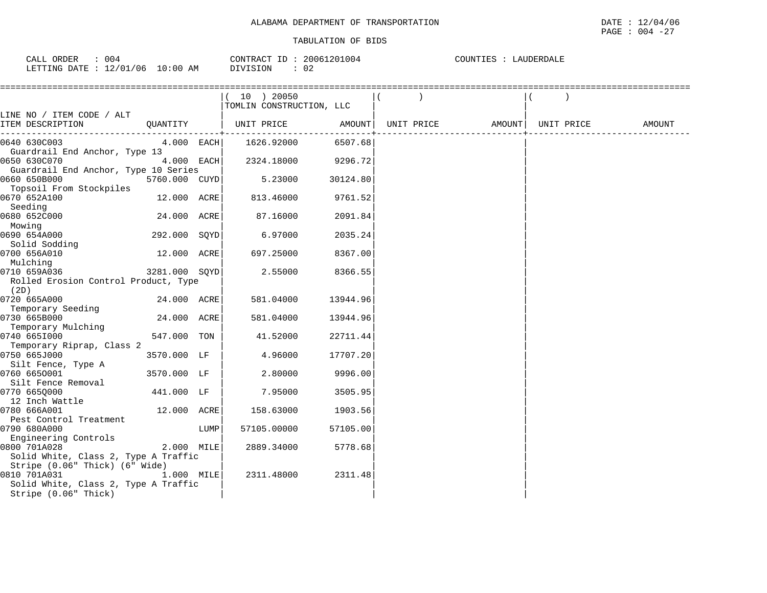ALABAMA DEPARTMENT OF TRANSPORTATION

TABULATION OF BIDS

CALL ORDER : 004
LETTING DATE : 12/01/06 10:00 AM

CONTRACT ID : 20061201004
DIVISION : 02

COUNTIES : LAUDERDALE

DATE : 12/04/06

| LINE NO / ITEM CODE / ALT<br>ITEM DESCRIPTION | QUANTITY | ( 10 ) 20050<br>TOMLIN CONSTRUCTION, LLC<br>UNIT PRICE | AMOUNT | ( )<br>UNIT PRICE | AMOUNT | ( )<br>UNIT PRICE | AMOUNT |
|---|---|---|---|---|---|---|---|
| 0640 630C003<br>Guardrail End Anchor, Type 13 | 4.000 EACH | 1626.92000 | 6507.68 | | | | |
| 0650 630C070<br>Guardrail End Anchor, Type 10 Series | 4.000 EACH | 2324.18000 | 9296.72 | | | | |
| 0660 650B000<br>Topsoil From Stockpiles | 5760.000 CUYD | 5.23000 | 30124.80 | | | | |
| 0670 652A100<br>Seeding | 12.000 ACRE | 813.46000 | 9761.52 | | | | |
| 0680 652C000<br>Mowing | 24.000 ACRE | 87.16000 | 2091.84 | | | | |
| 0690 654A000<br>Solid Sodding | 292.000 SQYD | 6.97000 | 2035.24 | | | | |
| 0700 656A010<br>Mulching | 12.000 ACRE | 697.25000 | 8367.00 | | | | |
| 0710 659A036<br>Rolled Erosion Control Product, Type (2D) | 3281.000 SQYD | 2.55000 | 8366.55 | | | | |
| 0720 665A000<br>Temporary Seeding | 24.000 ACRE | 581.04000 | 13944.96 | | | | |
| 0730 665B000<br>Temporary Mulching | 24.000 ACRE | 581.04000 | 13944.96 | | | | |
| 0740 665I000<br>Temporary Riprap, Class 2 | 547.000 TON | 41.52000 | 22711.44 | | | | |
| 0750 665J000<br>Silt Fence, Type A | 3570.000 LF | 4.96000 | 17707.20 | | | | |
| 0760 665O001<br>Silt Fence Removal | 3570.000 LF | 2.80000 | 9996.00 | | | | |
| 0770 665Q000<br>12 Inch Wattle | 441.000 LF | 7.95000 | 3505.95 | | | | |
| 0780 666A001<br>Pest Control Treatment | 12.000 ACRE | 158.63000 | 1903.56 | | | | |
| 0790 680A000<br>Engineering Controls | LUMP | 57105.00000 | 57105.00 | | | | |
| 0800 701A028<br>Solid White, Class 2, Type A Traffic Stripe (0.06" Thick) (6" Wide) | 2.000 MILE | 2889.34000 | 5778.68 | | | | |
| 0810 701A031<br>Solid White, Class 2, Type A Traffic Stripe (0.06" Thick) | 1.000 MILE | 2311.48000 | 2311.48 | | | | |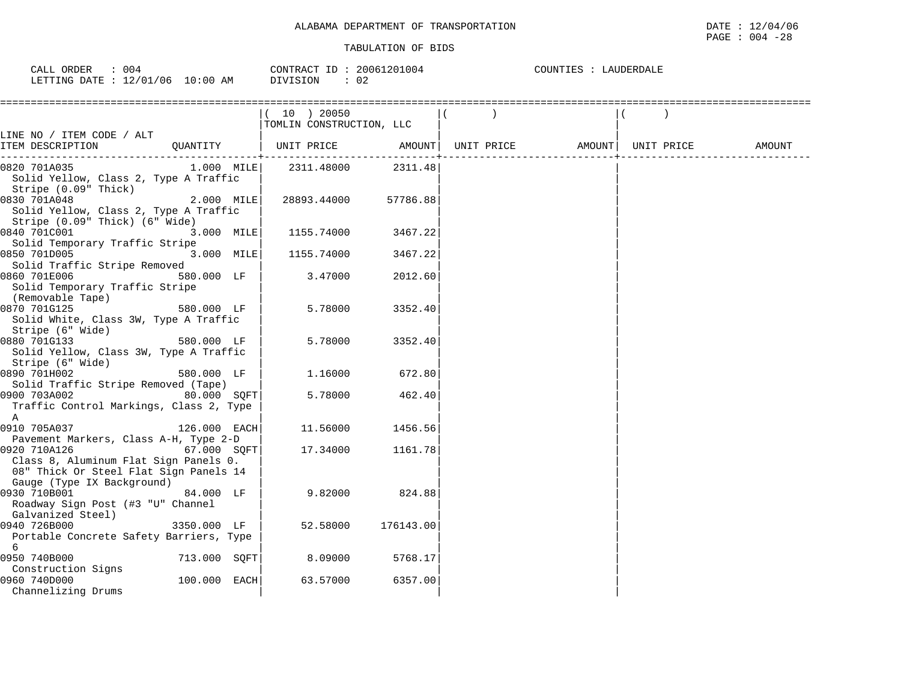ALABAMA DEPARTMENT OF TRANSPORTATION

TABULATION OF BIDS

CALL ORDER : 004
LETTING DATE : 12/01/06 10:00 AM

CONTRACT ID : 20061201004
DIVISION : 02

COUNTIES : LAUDERDALE

| LINE NO / ITEM CODE / ALT<br>ITEM DESCRIPTION | QUANTITY | ( 10 ) 20050<br>TOMLIN CONSTRUCTION, LLC<br>UNIT PRICE | AMOUNT | ( )<br>UNIT PRICE | AMOUNT | ( )<br>UNIT PRICE | AMOUNT |
|---|---|---|---|---|---|---|---|
| 0820 701A035<br>Solid Yellow, Class 2, Type A Traffic Stripe (0.09" Thick) | 1.000 MILE | 2311.48000 | 2311.48 | | | | |
| 0830 701A048<br>Solid Yellow, Class 2, Type A Traffic Stripe (0.09" Thick) (6" Wide) | 2.000 MILE | 28893.44000 | 57786.88 | | | | |
| 0840 701C001<br>Solid Temporary Traffic Stripe | 3.000 MILE | 1155.74000 | 3467.22 | | | | |
| 0850 701D005<br>Solid Traffic Stripe Removed | 3.000 MILE | 1155.74000 | 3467.22 | | | | |
| 0860 701E006<br>Solid Temporary Traffic Stripe (Removable Tape) | 580.000 LF | 3.47000 | 2012.60 | | | | |
| 0870 701G125<br>Solid White, Class 3W, Type A Traffic Stripe (6" Wide) | 580.000 LF | 5.78000 | 3352.40 | | | | |
| 0880 701G133<br>Solid Yellow, Class 3W, Type A Traffic Stripe (6" Wide) | 580.000 LF | 5.78000 | 3352.40 | | | | |
| 0890 701H002<br>Solid Traffic Stripe Removed (Tape) | 580.000 LF | 1.16000 | 672.80 | | | | |
| 0900 703A002<br>Traffic Control Markings, Class 2, Type A | 80.000 SQFT | 5.78000 | 462.40 | | | | |
| 0910 705A037<br>Pavement Markers, Class A-H, Type 2-D | 126.000 EACH | 11.56000 | 1456.56 | | | | |
| 0920 710A126<br>Class 8, Aluminum Flat Sign Panels 0. 08" Thick Or Steel Flat Sign Panels 14 Gauge (Type IX Background) | 67.000 SQFT | 17.34000 | 1161.78 | | | | |
| 0930 710B001<br>Roadway Sign Post (#3 "U" Channel Galvanized Steel) | 84.000 LF | 9.82000 | 824.88 | | | | |
| 0940 726B000<br>Portable Concrete Safety Barriers, Type 6 | 3350.000 LF | 52.58000 | 176143.00 | | | | |
| 0950 740B000<br>Construction Signs | 713.000 SQFT | 8.09000 | 5768.17 | | | | |
| 0960 740D000<br>Channelizing Drums | 100.000 EACH | 63.57000 | 6357.00 | | | | |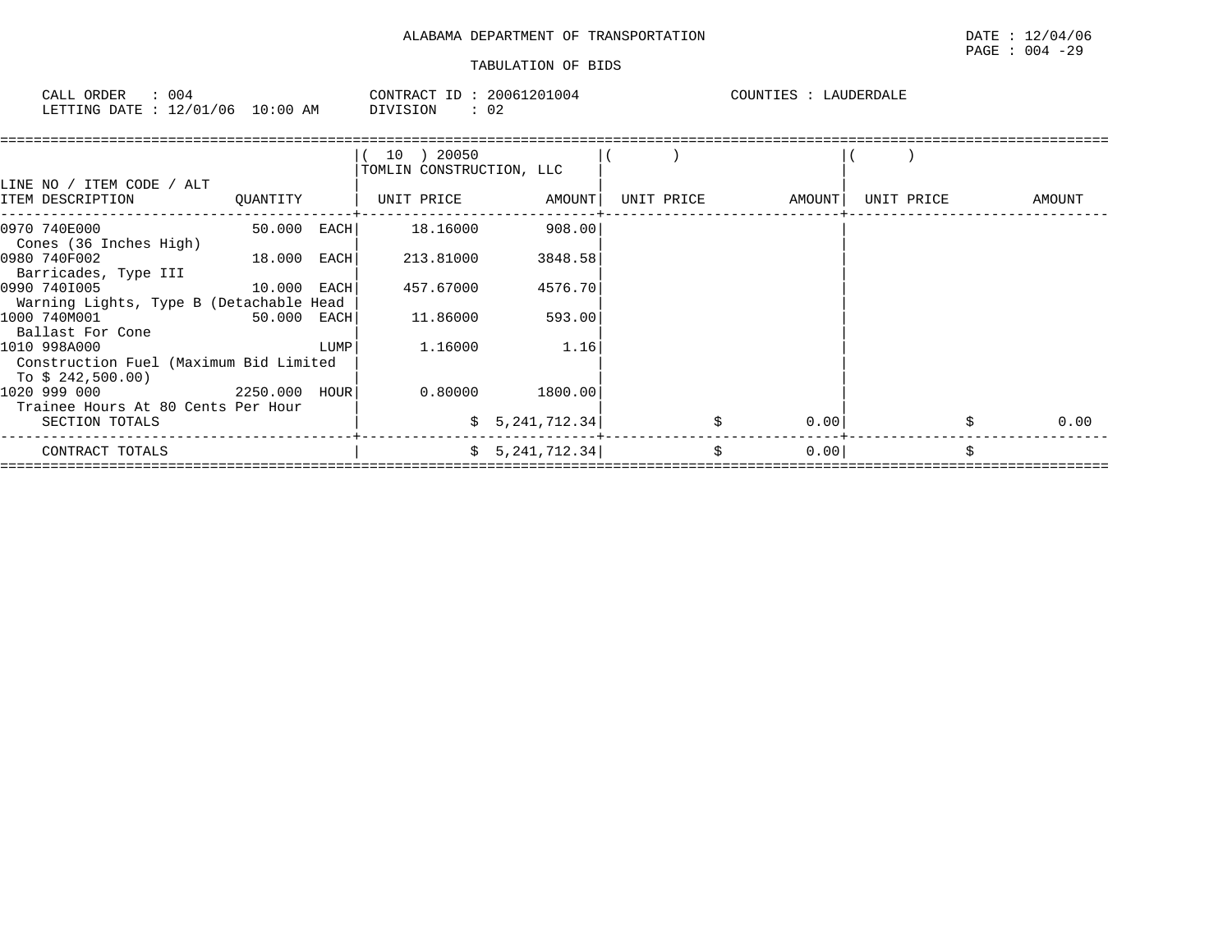ALABAMA DEPARTMENT OF TRANSPORTATION

TABULATION OF BIDS

CALL ORDER : 004 | CONTRACT ID : 20061201004 | COUNTIES : LAUDERDALE
LETTING DATE : 12/01/06 10:00 AM | DIVISION : 02

| LINE NO / ITEM CODE / ALT<br>ITEM DESCRIPTION | QUANTITY | ( 10 ) 20050<br>TOMLIN CONSTRUCTION, LLC<br>UNIT PRICE | AMOUNT | ( )<br>UNIT PRICE | AMOUNT | ( )<br>UNIT PRICE | AMOUNT |
|---|---|---|---|---|---|---|---|
| 0970 740E000<br>Cones (36 Inches High) | 50.000 EACH | 18.16000 | 908.00 | | | | |
| 0980 740F002<br>Barricades, Type III | 18.000 EACH | 213.81000 | 3848.58 | | | | |
| 0990 740I005<br>Warning Lights, Type B (Detachable Head | 10.000 EACH | 457.67000 | 4576.70 | | | | |
| 1000 740M001<br>Ballast For Cone | 50.000 EACH | 11.86000 | 593.00 | | | | |
| 1010 998A000<br>Construction Fuel (Maximum Bid Limited To $ 242,500.00) | LUMP | 1.16000 | 1.16 | | | | |
| 1020 999 000<br>Trainee Hours At 80 Cents Per Hour | 2250.000 HOUR | 0.80000 | 1800.00 | | | | |
| SECTION TOTALS | | | $ 5,241,712.34 | | $ 0.00 | | $ 0.00 |
| CONTRACT TOTALS | | | $ 5,241,712.34 | | $ 0.00 | | $ |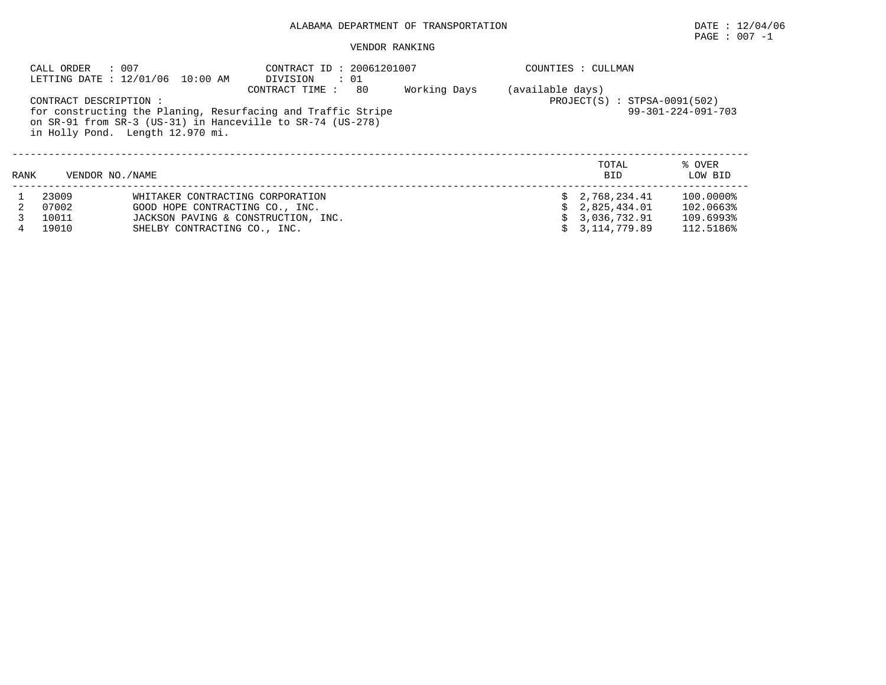ALABAMA DEPARTMENT OF TRANSPORTATION

DATE : 12/04/06

PAGE : 007 -1

VENDOR RANKING

CALL ORDER : 007
LETTING DATE : 12/01/06 10:00 AM

CONTRACT ID : 20061201007
DIVISION : 01
CONTRACT TIME : 80 Working Days (available days)

COUNTIES : CULLMAN

PROJECT(S) : STPSA-0091(502)
99-301-224-091-703

CONTRACT DESCRIPTION :
for constructing the Planing, Resurfacing and Traffic Stripe on SR-91 from SR-3 (US-31) in Hanceville to SR-74 (US-278) in Holly Pond. Length 12.970 mi.

| RANK | VENDOR NO./NAME | | TOTAL BID | % OVER LOW BID |
|---|---|---|---|---|
| 1 | 23009 | WHITAKER CONTRACTING CORPORATION | $ 2,768,234.41 | 100.0000% |
| 2 | 07002 | GOOD HOPE CONTRACTING CO., INC. | $ 2,825,434.01 | 102.0663% |
| 3 | 10011 | JACKSON PAVING & CONSTRUCTION, INC. | $ 3,036,732.91 | 109.6993% |
| 4 | 19010 | SHELBY CONTRACTING CO., INC. | $ 3,114,779.89 | 112.5186% |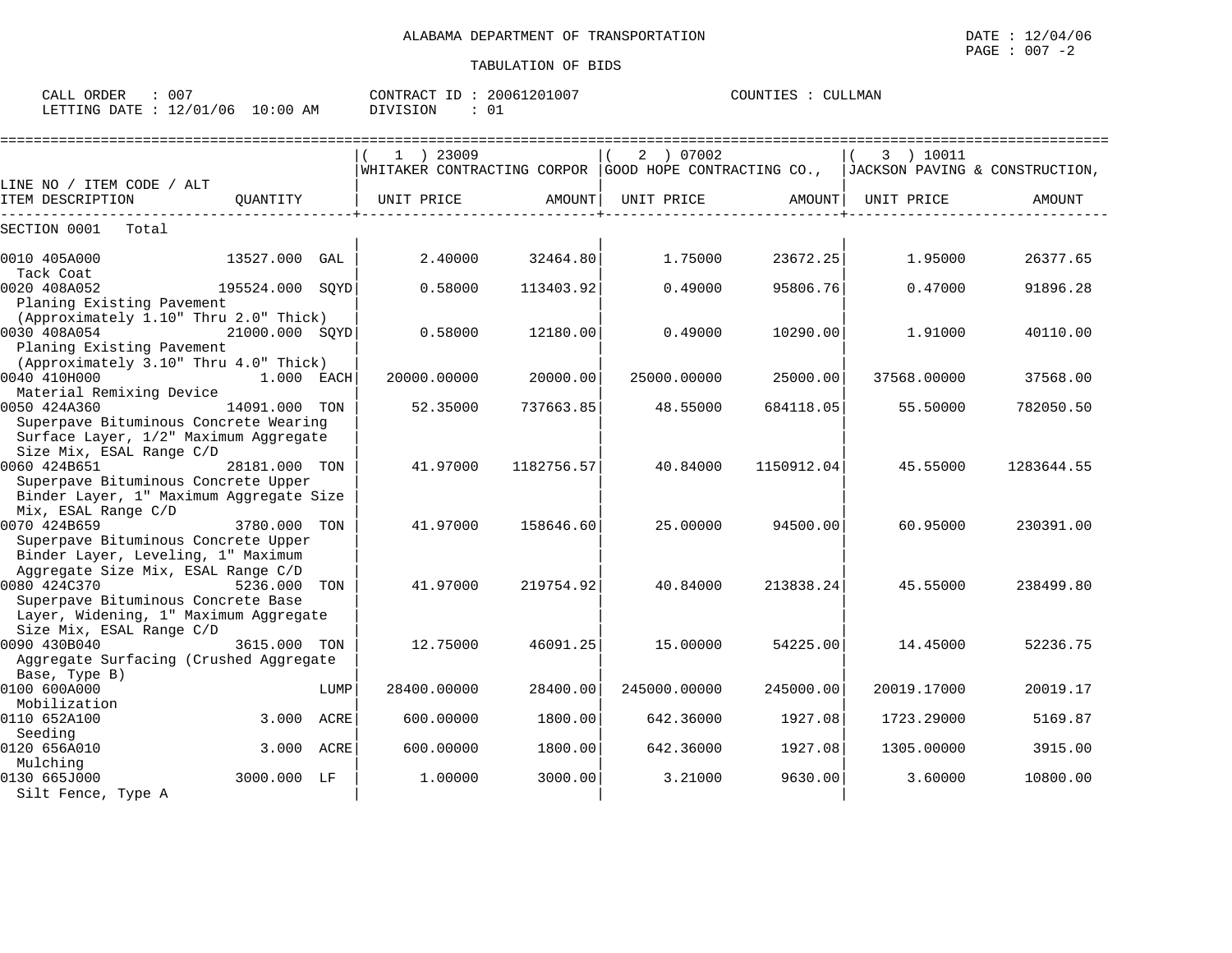ALABAMA DEPARTMENT OF TRANSPORTATION

DATE : 12/04/06

TABULATION OF BIDS

CALL ORDER : 007 CONTRACT ID : 20061201007 COUNTIES : CULLMAN
LETTING DATE : 12/01/06 10:00 AM DIVISION : 01

| LINE NO / ITEM CODE / ALT ITEM DESCRIPTION | QUANTITY | ( 1 ) 23009 WHITAKER CONTRACTING CORPOR UNIT PRICE | AMOUNT | ( 2 ) 07002 GOOD HOPE CONTRACTING CO., UNIT PRICE | AMOUNT | ( 3 ) 10011 JACKSON PAVING & CONSTRUCTION, UNIT PRICE | AMOUNT |
|---|---|---|---|---|---|---|---|
| SECTION 0001 Total | | | | | | | |
| 0010 405A000 Tack Coat | 13527.000 GAL | 2.40000 | 32464.80 | 1.75000 | 23672.25 | 1.95000 | 26377.65 |
| 0020 408A052 Planing Existing Pavement (Approximately 1.10" Thru 2.0" Thick) | 195524.000 SQYD | 0.58000 | 113403.92 | 0.49000 | 95806.76 | 0.47000 | 91896.28 |
| 0030 408A054 Planing Existing Pavement (Approximately 3.10" Thru 4.0" Thick) | 21000.000 SQYD | 0.58000 | 12180.00 | 0.49000 | 10290.00 | 1.91000 | 40110.00 |
| 0040 410H000 Material Remixing Device | 1.000 EACH | 20000.00000 | 20000.00 | 25000.00000 | 25000.00 | 37568.00000 | 37568.00 |
| 0050 424A360 Superpave Bituminous Concrete Wearing Surface Layer, 1/2" Maximum Aggregate Size Mix, ESAL Range C/D | 14091.000 TON | 52.35000 | 737663.85 | 48.55000 | 684118.05 | 55.50000 | 782050.50 |
| 0060 424B651 Superpave Bituminous Concrete Upper Binder Layer, 1" Maximum Aggregate Size Mix, ESAL Range C/D | 28181.000 TON | 41.97000 | 1182756.57 | 40.84000 | 1150912.04 | 45.55000 | 1283644.55 |
| 0070 424B659 Superpave Bituminous Concrete Upper Binder Layer, Leveling, 1" Maximum Aggregate Size Mix, ESAL Range C/D | 3780.000 TON | 41.97000 | 158646.60 | 25.00000 | 94500.00 | 60.95000 | 230391.00 |
| 0080 424C370 Superpave Bituminous Concrete Base Layer, Widening, 1" Maximum Aggregate Size Mix, ESAL Range C/D | 5236.000 TON | 41.97000 | 219754.92 | 40.84000 | 213838.24 | 45.55000 | 238499.80 |
| 0090 430B040 Aggregate Surfacing (Crushed Aggregate Base, Type B) | 3615.000 TON | 12.75000 | 46091.25 | 15.00000 | 54225.00 | 14.45000 | 52236.75 |
| 0100 600A000 Mobilization | LUMP | 28400.00000 | 28400.00 | 245000.00000 | 245000.00 | 20019.17000 | 20019.17 |
| 0110 652A100 Seeding | 3.000 ACRE | 600.00000 | 1800.00 | 642.36000 | 1927.08 | 1723.29000 | 5169.87 |
| 0120 656A010 Mulching | 3.000 ACRE | 600.00000 | 1800.00 | 642.36000 | 1927.08 | 1305.00000 | 3915.00 |
| 0130 665J000 Silt Fence, Type A | 3000.000 LF | 1.00000 | 3000.00 | 3.21000 | 9630.00 | 3.60000 | 10800.00 |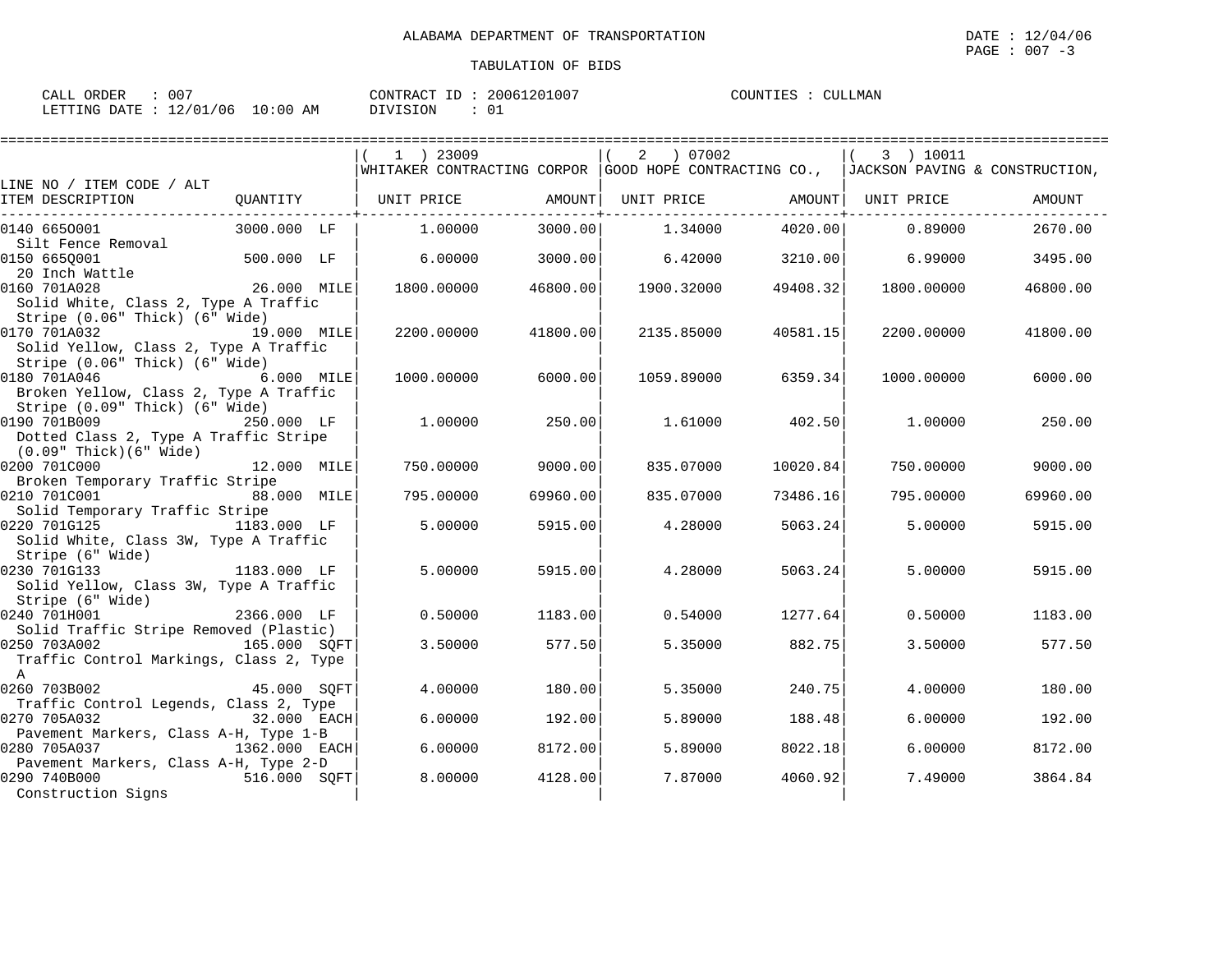ALABAMA DEPARTMENT OF TRANSPORTATION

TABULATION OF BIDS

DATE : 12/04/06
PAGE : 007 -3

CALL ORDER : 007
LETTING DATE : 12/01/06 10:00 AM

CONTRACT ID : 20061201007
DIVISION : 01

COUNTIES : CULLMAN

| LINE NO / ITEM CODE / ALT | QUANTITY | (1) 23009 WHITAKER CONTRACTING CORPOR UNIT PRICE | AMOUNT | (2) 07002 GOOD HOPE CONTRACTING CO., UNIT PRICE | AMOUNT | (3) 10011 JACKSON PAVING & CONSTRUCTION, UNIT PRICE | AMOUNT |
|---|---|---|---|---|---|---|---|
| 0140 665O001 Silt Fence Removal | 3000.000 LF | 1.00000 | 3000.00 | 1.34000 | 4020.00 | 0.89000 | 2670.00 |
| 0150 665Q001 20 Inch Wattle | 500.000 LF | 6.00000 | 3000.00 | 6.42000 | 3210.00 | 6.99000 | 3495.00 |
| 0160 701A028 Solid White, Class 2, Type A Traffic Stripe (0.06" Thick) (6" Wide) | 26.000 MILE | 1800.00000 | 46800.00 | 1900.32000 | 49408.32 | 1800.00000 | 46800.00 |
| 0170 701A032 Solid Yellow, Class 2, Type A Traffic Stripe (0.06" Thick) (6" Wide) | 19.000 MILE | 2200.00000 | 41800.00 | 2135.85000 | 40581.15 | 2200.00000 | 41800.00 |
| 0180 701A046 Broken Yellow, Class 2, Type A Traffic Stripe (0.09" Thick) (6" Wide) | 6.000 MILE | 1000.00000 | 6000.00 | 1059.89000 | 6359.34 | 1000.00000 | 6000.00 |
| 0190 701B009 Dotted Class 2, Type A Traffic Stripe (0.09" Thick)(6" Wide) | 250.000 LF | 1.00000 | 250.00 | 1.61000 | 402.50 | 1.00000 | 250.00 |
| 0200 701C000 Broken Temporary Traffic Stripe | 12.000 MILE | 750.00000 | 9000.00 | 835.07000 | 10020.84 | 750.00000 | 9000.00 |
| 0210 701C001 Solid Temporary Traffic Stripe | 88.000 MILE | 795.00000 | 69960.00 | 835.07000 | 73486.16 | 795.00000 | 69960.00 |
| 0220 701G125 Solid White, Class 3W, Type A Traffic Stripe (6" Wide) | 1183.000 LF | 5.00000 | 5915.00 | 4.28000 | 5063.24 | 5.00000 | 5915.00 |
| 0230 701G133 Solid Yellow, Class 3W, Type A Traffic Stripe (6" Wide) | 1183.000 LF | 5.00000 | 5915.00 | 4.28000 | 5063.24 | 5.00000 | 5915.00 |
| 0240 701H001 Solid Traffic Stripe Removed (Plastic) | 2366.000 LF | 0.50000 | 1183.00 | 0.54000 | 1277.64 | 0.50000 | 1183.00 |
| 0250 703A002 Traffic Control Markings, Class 2, Type A | 165.000 SQFT | 3.50000 | 577.50 | 5.35000 | 882.75 | 3.50000 | 577.50 |
| 0260 703B002 Traffic Control Legends, Class 2, Type | 45.000 SQFT | 4.00000 | 180.00 | 5.35000 | 240.75 | 4.00000 | 180.00 |
| 0270 705A032 Pavement Markers, Class A-H, Type 1-B | 32.000 EACH | 6.00000 | 192.00 | 5.89000 | 188.48 | 6.00000 | 192.00 |
| 0280 705A037 Pavement Markers, Class A-H, Type 2-D | 1362.000 EACH | 6.00000 | 8172.00 | 5.89000 | 8022.18 | 6.00000 | 8172.00 |
| 0290 740B000 Construction Signs | 516.000 SQFT | 8.00000 | 4128.00 | 7.87000 | 4060.92 | 7.49000 | 3864.84 |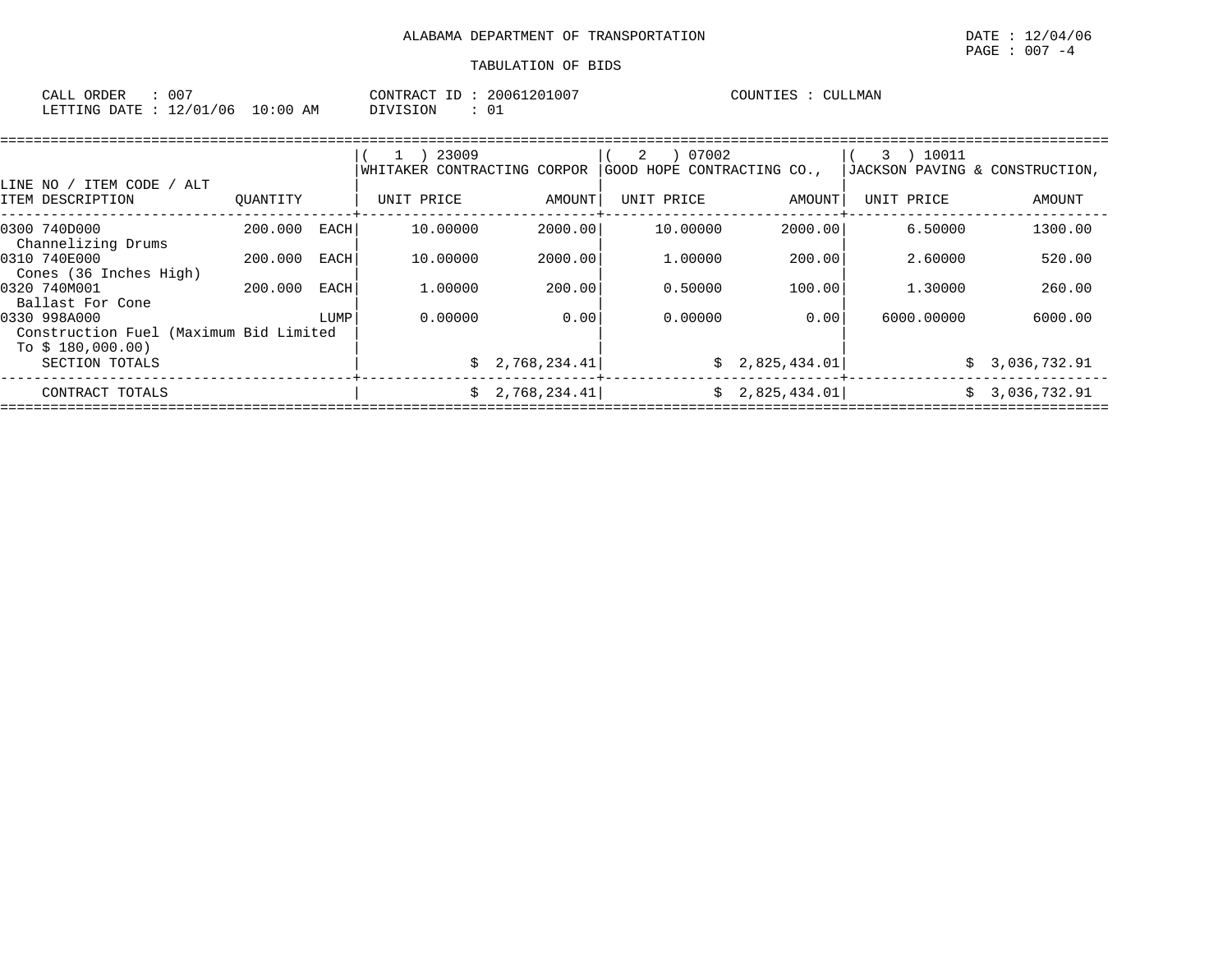ALABAMA DEPARTMENT OF TRANSPORTATION

DATE : 12/04/06

PAGE : 007 -4

TABULATION OF BIDS

CALL ORDER : 007 CONTRACT ID : 20061201007 COUNTIES : CULLMAN

LETTING DATE : 12/01/06 10:00 AM DIVISION : 01

| LINE NO / ITEM CODE / ALT ITEM DESCRIPTION | QUANTITY | | ( 1 ) 23009 WHITAKER CONTRACTING CORPOR UNIT PRICE | AMOUNT | ( 2 ) 07002 GOOD HOPE CONTRACTING CO., UNIT PRICE | AMOUNT | ( 3 ) 10011 JACKSON PAVING & CONSTRUCTION, UNIT PRICE | AMOUNT |
|---|---|---|---|---|---|---|---|---|
| 0300 740D000 Channelizing Drums | 200.000 | EACH | 10.00000 | 2000.00 | 10.00000 | 2000.00 | 6.50000 | 1300.00 |
| 0310 740E000 Cones (36 Inches High) | 200.000 | EACH | 10.00000 | 2000.00 | 1.00000 | 200.00 | 2.60000 | 520.00 |
| 0320 740M001 Ballast For Cone | 200.000 | EACH | 1.00000 | 200.00 | 0.50000 | 100.00 | 1.30000 | 260.00 |
| 0330 998A000 Construction Fuel (Maximum Bid Limited To $ 180,000.00) | | LUMP | 0.00000 | 0.00 | 0.00000 | 0.00 | 6000.00000 | 6000.00 |
| SECTION TOTALS | | | | $ 2,768,234.41 | | $ 2,825,434.01 | | $ 3,036,732.91 |
| CONTRACT TOTALS | | | | $ 2,768,234.41 | | $ 2,825,434.01 | | $ 3,036,732.91 |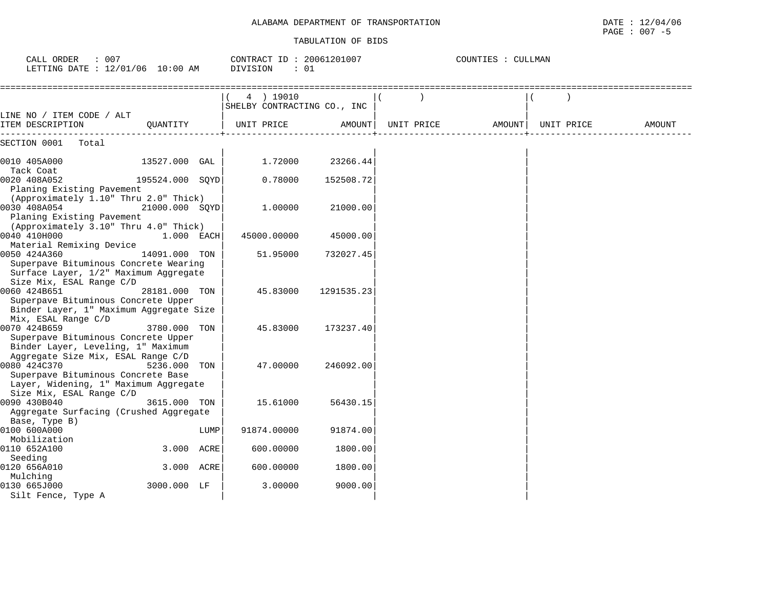ALABAMA DEPARTMENT OF TRANSPORTATION

TABULATION OF BIDS

CALL ORDER : 007
LETTING DATE : 12/01/06 10:00 AM

CONTRACT ID : 20061201007
DIVISION : 01

COUNTIES : CULLMAN

| LINE NO / ITEM CODE / ALT ITEM DESCRIPTION | QUANTITY | ( 4 ) 19010 SHELBY CONTRACTING CO., INC UNIT PRICE | AMOUNT | ( ) UNIT PRICE | AMOUNT | ( ) UNIT PRICE | AMOUNT |
|---|---|---|---|---|---|---|---|
| SECTION 0001 Total | | | | | | | |
| 0010 405A000 Tack Coat | 13527.000 GAL | 1.72000 | 23266.44 | | | | |
| 0020 408A052 Planing Existing Pavement (Approximately 1.10" Thru 2.0" Thick) | 195524.000 SQYD | 0.78000 | 152508.72 | | | | |
| 0030 408A054 Planing Existing Pavement (Approximately 3.10" Thru 4.0" Thick) | 21000.000 SQYD | 1.00000 | 21000.00 | | | | |
| 0040 410H000 Material Remixing Device | 1.000 EACH | 45000.00000 | 45000.00 | | | | |
| 0050 424A360 Superpave Bituminous Concrete Wearing Surface Layer, 1/2" Maximum Aggregate Size Mix, ESAL Range C/D | 14091.000 TON | 51.95000 | 732027.45 | | | | |
| 0060 424B651 Superpave Bituminous Concrete Upper Binder Layer, 1" Maximum Aggregate Size Mix, ESAL Range C/D | 28181.000 TON | 45.83000 | 1291535.23 | | | | |
| 0070 424B659 Superpave Bituminous Concrete Upper Binder Layer, Leveling, 1" Maximum Aggregate Size Mix, ESAL Range C/D | 3780.000 TON | 45.83000 | 173237.40 | | | | |
| 0080 424C370 Superpave Bituminous Concrete Base Layer, Widening, 1" Maximum Aggregate Size Mix, ESAL Range C/D | 5236.000 TON | 47.00000 | 246092.00 | | | | |
| 0090 430B040 Aggregate Surfacing (Crushed Aggregate Base, Type B) | 3615.000 TON | 15.61000 | 56430.15 | | | | |
| 0100 600A000 Mobilization | LUMP | 91874.00000 | 91874.00 | | | | |
| 0110 652A100 Seeding | 3.000 ACRE | 600.00000 | 1800.00 | | | | |
| 0120 656A010 Mulching | 3.000 ACRE | 600.00000 | 1800.00 | | | | |
| 0130 665J000 Silt Fence, Type A | 3000.000 LF | 3.00000 | 9000.00 | | | | |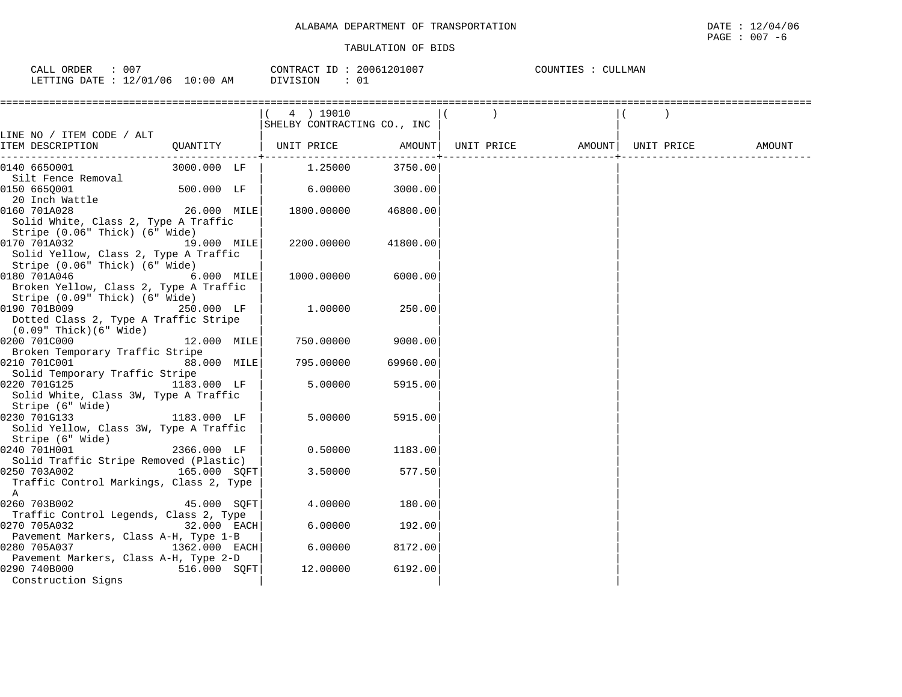ALABAMA DEPARTMENT OF TRANSPORTATION

DATE : 12/04/06
PAGE : 007 -6

TABULATION OF BIDS

CALL ORDER : 007
LETTING DATE : 12/01/06 10:00 AM

CONTRACT ID : 20061201007
DIVISION : 01

COUNTIES : CULLMAN

| LINE NO / ITEM CODE / ALT<br>ITEM DESCRIPTION | QUANTITY | ( 4 ) 19010<br>SHELBY CONTRACTING CO., INC<br>UNIT PRICE | AMOUNT | ( )<br>UNIT PRICE | AMOUNT | ( )<br>UNIT PRICE | AMOUNT |
|---|---|---|---|---|---|---|---|
| 0140 665O001<br>Silt Fence Removal | 3000.000 LF | 1.25000 | 3750.00 | | | | |
| 0150 665Q001<br>20 Inch Wattle | 500.000 LF | 6.00000 | 3000.00 | | | | |
| 0160 701A028<br>Solid White, Class 2, Type A Traffic Stripe (0.06" Thick) (6" Wide) | 26.000 MILE | 1800.00000 | 46800.00 | | | | |
| 0170 701A032<br>Solid Yellow, Class 2, Type A Traffic Stripe (0.06" Thick) (6" Wide) | 19.000 MILE | 2200.00000 | 41800.00 | | | | |
| 0180 701A046<br>Broken Yellow, Class 2, Type A Traffic Stripe (0.09" Thick) (6" Wide) | 6.000 MILE | 1000.00000 | 6000.00 | | | | |
| 0190 701B009<br>Dotted Class 2, Type A Traffic Stripe (0.09" Thick)(6" Wide) | 250.000 LF | 1.00000 | 250.00 | | | | |
| 0200 701C000<br>Broken Temporary Traffic Stripe | 12.000 MILE | 750.00000 | 9000.00 | | | | |
| 0210 701C001<br>Solid Temporary Traffic Stripe | 88.000 MILE | 795.00000 | 69960.00 | | | | |
| 0220 701G125<br>Solid White, Class 3W, Type A Traffic Stripe (6" Wide) | 1183.000 LF | 5.00000 | 5915.00 | | | | |
| 0230 701G133<br>Solid Yellow, Class 3W, Type A Traffic Stripe (6" Wide) | 1183.000 LF | 5.00000 | 5915.00 | | | | |
| 0240 701H001<br>Solid Traffic Stripe Removed (Plastic) | 2366.000 LF | 0.50000 | 1183.00 | | | | |
| 0250 703A002<br>Traffic Control Markings, Class 2, Type A | 165.000 SQFT | 3.50000 | 577.50 | | | | |
| 0260 703B002<br>Traffic Control Legends, Class 2, Type | 45.000 SQFT | 4.00000 | 180.00 | | | | |
| 0270 705A032<br>Pavement Markers, Class A-H, Type 1-B | 32.000 EACH | 6.00000 | 192.00 | | | | |
| 0280 705A037<br>Pavement Markers, Class A-H, Type 2-D | 1362.000 EACH | 6.00000 | 8172.00 | | | | |
| 0290 740B000<br>Construction Signs | 516.000 SQFT | 12.00000 | 6192.00 | | | | |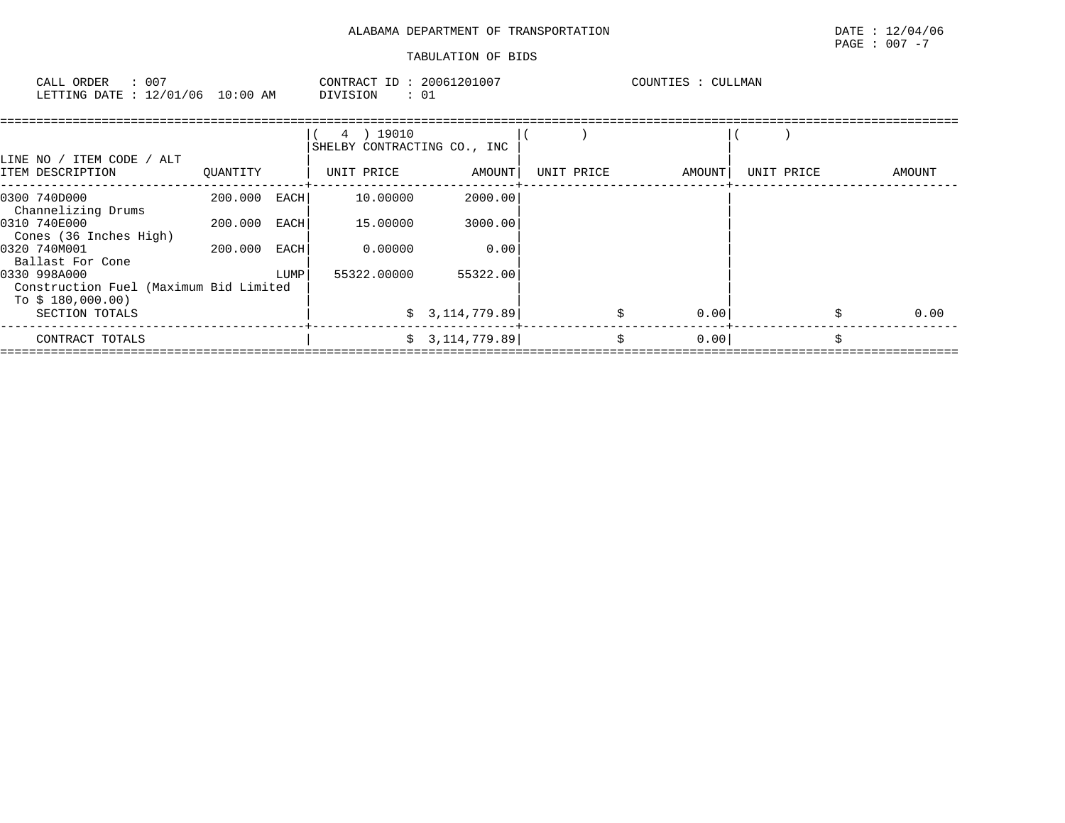ALABAMA DEPARTMENT OF TRANSPORTATION

DATE : 12/04/06

PAGE : 007 -7

TABULATION OF BIDS

CALL ORDER : 007 CONTRACT ID : 20061201007 COUNTIES : CULLMAN

LETTING DATE : 12/01/06 10:00 AM DIVISION : 01

| LINE NO / ITEM CODE / ALT ITEM DESCRIPTION | QUANTITY | | ( 4 ) 19010 SHELBY CONTRACTING CO., INC UNIT PRICE | AMOUNT | ( ) UNIT PRICE | AMOUNT | ( ) UNIT PRICE | AMOUNT |
|---|---|---|---|---|---|---|---|---|
| 0300 740D000 Channelizing Drums | 200.000 | EACH | 10.00000 | 2000.00 | | | | |
| 0310 740E000 Cones (36 Inches High) | 200.000 | EACH | 15.00000 | 3000.00 | | | | |
| 0320 740M001 Ballast For Cone | 200.000 | EACH | 0.00000 | 0.00 | | | | |
| 0330 998A000 Construction Fuel (Maximum Bid Limited To $ 180,000.00) | | LUMP | 55322.00000 | 55322.00 | | | | |
| SECTION TOTALS | | | | $ 3,114,779.89 | | $ 0.00 | | $ 0.00 |
| CONTRACT TOTALS | | | | $ 3,114,779.89 | | $ 0.00 | | $ |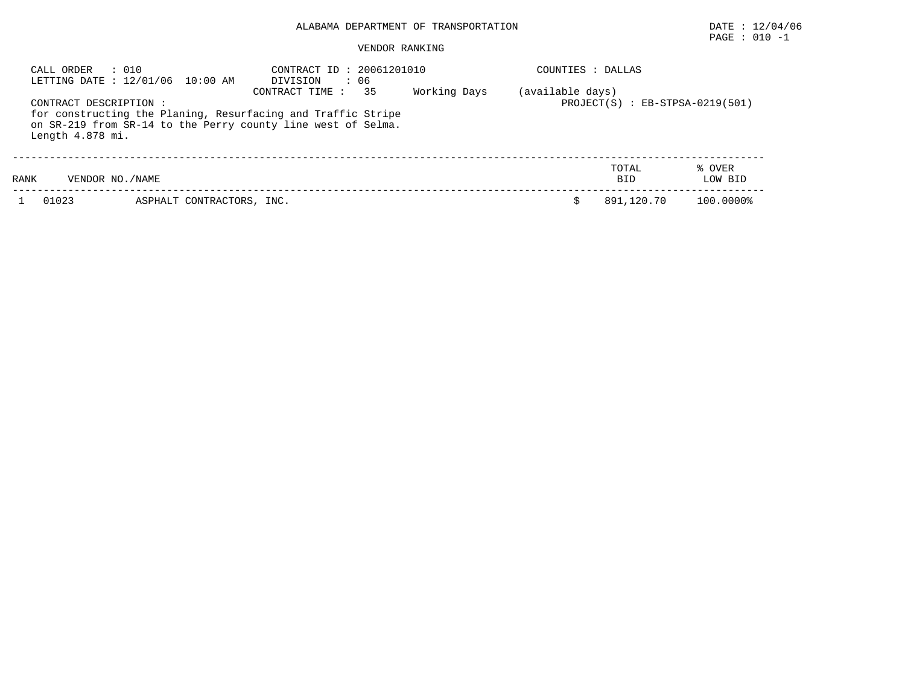ALABAMA DEPARTMENT OF TRANSPORTATION

DATE : 12/04/06

PAGE : 010 -1

VENDOR RANKING

CALL ORDER : 010
LETTING DATE : 12/01/06 10:00 AM

CONTRACT ID : 20061201010
DIVISION : 06
CONTRACT TIME : 35 Working Days (available days)

COUNTIES : DALLAS

PROJECT(S) : EB-STPSA-0219(501)

CONTRACT DESCRIPTION :
for constructing the Planing, Resurfacing and Traffic Stripe on SR-219 from SR-14 to the Perry county line west of Selma. Length 4.878 mi.

| RANK | VENDOR NO./NAME | | TOTAL BID | % OVER LOW BID |
|---|---|---|---|---|
| 1 | 01023 | ASPHALT CONTRACTORS, INC. | $ 891,120.70 | 100.0000% |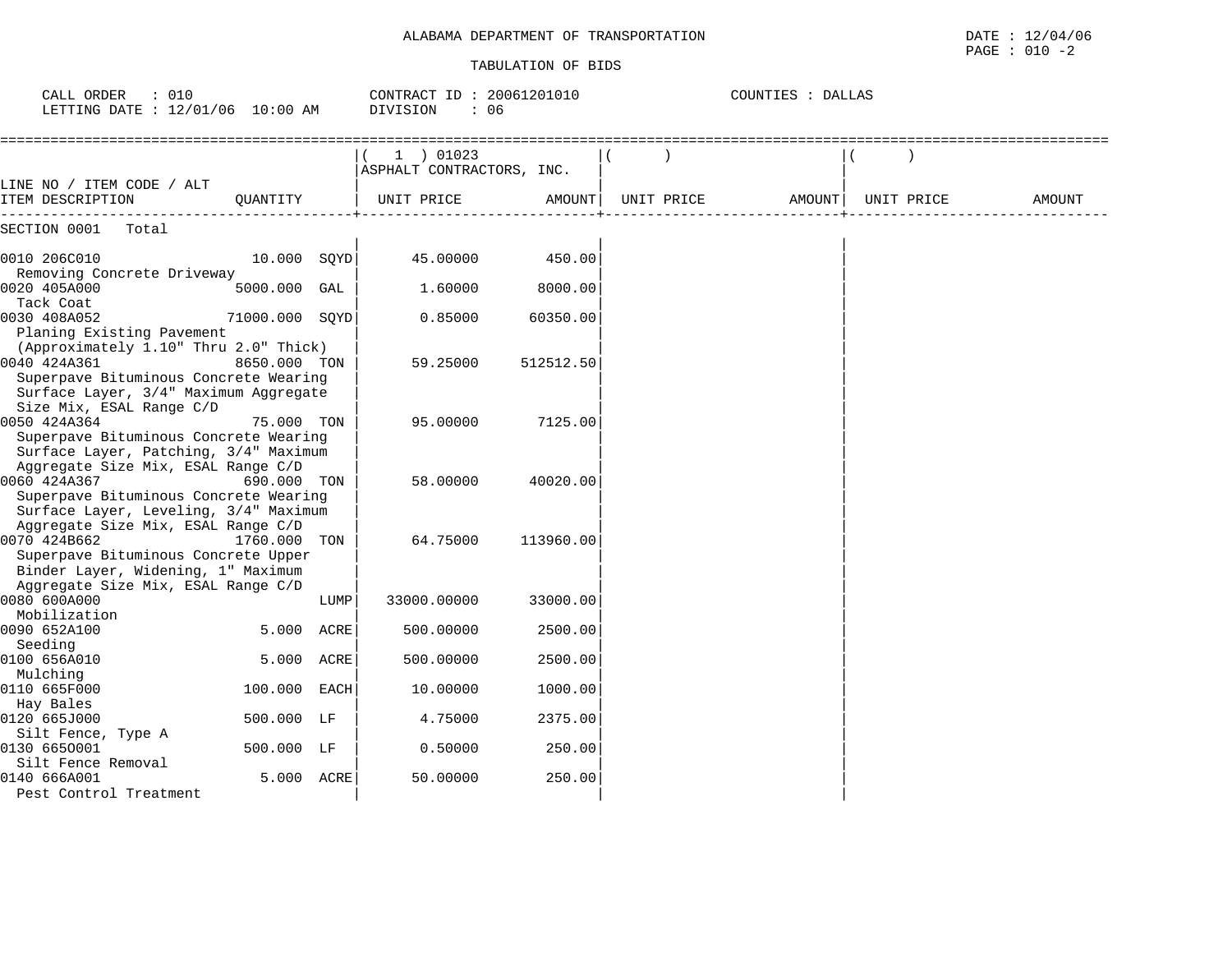ALABAMA DEPARTMENT OF TRANSPORTATION

DATE : 12/04/06

PAGE : 010 -2

TABULATION OF BIDS

CALL ORDER : 010    CONTRACT ID : 20061201010    COUNTIES : DALLAS

LETTING DATE : 12/01/06 10:00 AM    DIVISION : 06

| LINE NO / ITEM CODE / ALT ITEM DESCRIPTION | QUANTITY | ( 1 ) 01023 ASPHALT CONTRACTORS, INC. UNIT PRICE | AMOUNT | ( ) UNIT PRICE | AMOUNT | ( ) UNIT PRICE | AMOUNT |
|---|---|---|---|---|---|---|---|
| SECTION 0001 Total | | | | | | | |
| 0010 206C010 Removing Concrete Driveway | 10.000 SQYD | 45.00000 | 450.00 | | | | |
| 0020 405A000 Tack Coat | 5000.000 GAL | 1.60000 | 8000.00 | | | | |
| 0030 408A052 Planing Existing Pavement (Approximately 1.10" Thru 2.0" Thick) | 71000.000 SQYD | 0.85000 | 60350.00 | | | | |
| 0040 424A361 Superpave Bituminous Concrete Wearing Surface Layer, 3/4" Maximum Aggregate Size Mix, ESAL Range C/D | 8650.000 TON | 59.25000 | 512512.50 | | | | |
| 0050 424A364 Superpave Bituminous Concrete Wearing Surface Layer, Patching, 3/4" Maximum Aggregate Size Mix, ESAL Range C/D | 75.000 TON | 95.00000 | 7125.00 | | | | |
| 0060 424A367 Superpave Bituminous Concrete Wearing Surface Layer, Leveling, 3/4" Maximum Aggregate Size Mix, ESAL Range C/D | 690.000 TON | 58.00000 | 40020.00 | | | | |
| 0070 424B662 Superpave Bituminous Concrete Upper Binder Layer, Widening, 1" Maximum Aggregate Size Mix, ESAL Range C/D | 1760.000 TON | 64.75000 | 113960.00 | | | | |
| 0080 600A000 Mobilization | LUMP | 33000.00000 | 33000.00 | | | | |
| 0090 652A100 Seeding | 5.000 ACRE | 500.00000 | 2500.00 | | | | |
| 0100 656A010 Mulching | 5.000 ACRE | 500.00000 | 2500.00 | | | | |
| 0110 665F000 Hay Bales | 100.000 EACH | 10.00000 | 1000.00 | | | | |
| 0120 665J000 Silt Fence, Type A | 500.000 LF | 4.75000 | 2375.00 | | | | |
| 0130 665O001 Silt Fence Removal | 500.000 LF | 0.50000 | 250.00 | | | | |
| 0140 666A001 Pest Control Treatment | 5.000 ACRE | 50.00000 | 250.00 | | | | |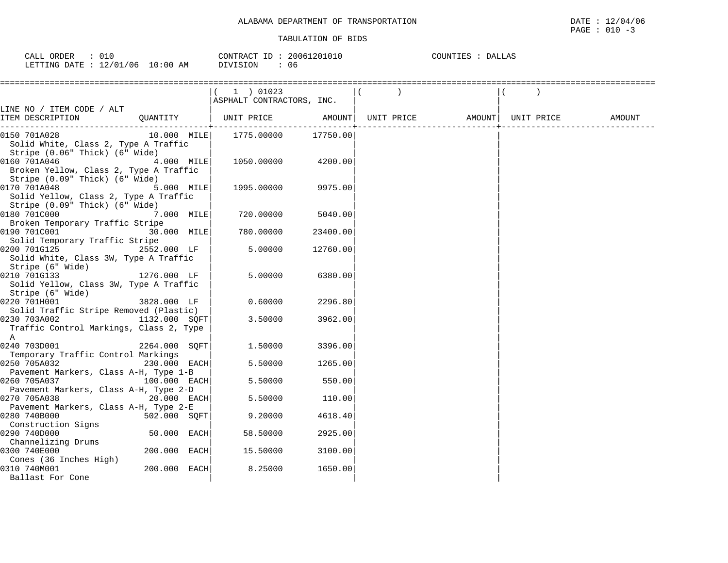ALABAMA DEPARTMENT OF TRANSPORTATION

TABULATION OF BIDS

DATE : 12/04/06
PAGE : 010 -3

CALL ORDER : 010 | CONTRACT ID : 20061201010 | COUNTIES : DALLAS
LETTING DATE : 12/01/06 10:00 AM | DIVISION : 06

| LINE NO / ITEM CODE / ALT ITEM DESCRIPTION | QUANTITY | ( 1 ) 01023 ASPHALT CONTRACTORS, INC. UNIT PRICE | AMOUNT | ( ) UNIT PRICE | AMOUNT | ( ) UNIT PRICE | AMOUNT |
|---|---|---|---|---|---|---|---|
| 0150 701A028 Solid White, Class 2, Type A Traffic Stripe (0.06" Thick) (6" Wide) | 10.000 MILE | 1775.00000 | 17750.00 | | | | |
| 0160 701A046 Broken Yellow, Class 2, Type A Traffic Stripe (0.09" Thick) (6" Wide) | 4.000 MILE | 1050.00000 | 4200.00 | | | | |
| 0170 701A048 Solid Yellow, Class 2, Type A Traffic Stripe (0.09" Thick) (6" Wide) | 5.000 MILE | 1995.00000 | 9975.00 | | | | |
| 0180 701C000 Broken Temporary Traffic Stripe | 7.000 MILE | 720.00000 | 5040.00 | | | | |
| 0190 701C001 Solid Temporary Traffic Stripe | 30.000 MILE | 780.00000 | 23400.00 | | | | |
| 0200 701G125 Solid White, Class 3W, Type A Traffic Stripe (6" Wide) | 2552.000 LF | 5.00000 | 12760.00 | | | | |
| 0210 701G133 Solid Yellow, Class 3W, Type A Traffic Stripe (6" Wide) | 1276.000 LF | 5.00000 | 6380.00 | | | | |
| 0220 701H001 Solid Traffic Stripe Removed (Plastic) | 3828.000 LF | 0.60000 | 2296.80 | | | | |
| 0230 703A002 Traffic Control Markings, Class 2, Type A | 1132.000 SQFT | 3.50000 | 3962.00 | | | | |
| 0240 703D001 Temporary Traffic Control Markings | 2264.000 SQFT | 1.50000 | 3396.00 | | | | |
| 0250 705A032 Pavement Markers, Class A-H, Type 1-B | 230.000 EACH | 5.50000 | 1265.00 | | | | |
| 0260 705A037 Pavement Markers, Class A-H, Type 2-D | 100.000 EACH | 5.50000 | 550.00 | | | | |
| 0270 705A038 Pavement Markers, Class A-H, Type 2-E | 20.000 EACH | 5.50000 | 110.00 | | | | |
| 0280 740B000 Construction Signs | 502.000 SQFT | 9.20000 | 4618.40 | | | | |
| 0290 740D000 Channelizing Drums | 50.000 EACH | 58.50000 | 2925.00 | | | | |
| 0300 740E000 Cones (36 Inches High) | 200.000 EACH | 15.50000 | 3100.00 | | | | |
| 0310 740M001 Ballast For Cone | 200.000 EACH | 8.25000 | 1650.00 | | | | |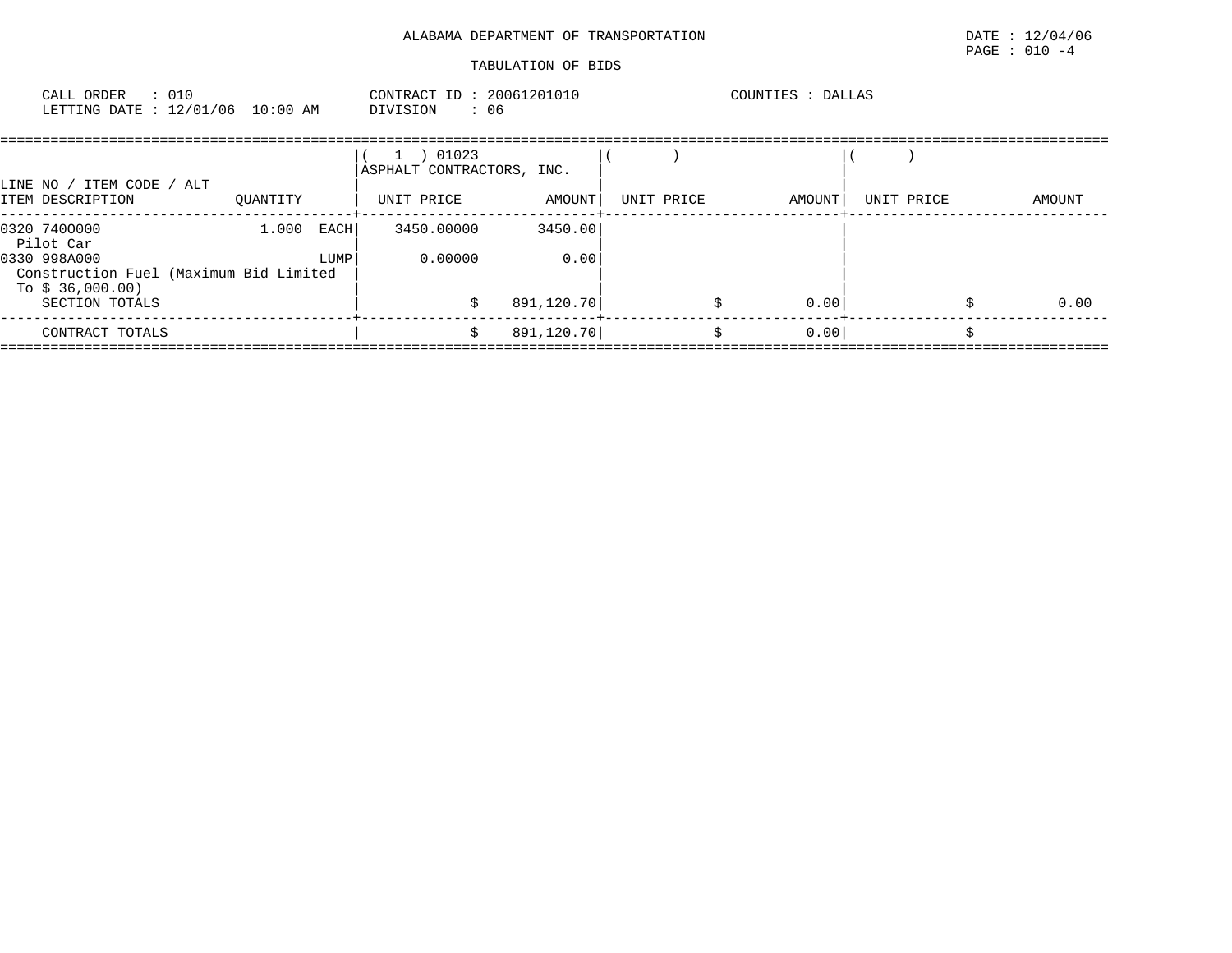ALABAMA DEPARTMENT OF TRANSPORTATION

DATE : 12/04/06
PAGE : 010 -4

TABULATION OF BIDS

CALL ORDER : 010
LETTING DATE : 12/01/06 10:00 AM

CONTRACT ID : 20061201010
DIVISION : 06

COUNTIES : DALLAS

| LINE NO / ITEM CODE / ALT<br>ITEM DESCRIPTION | QUANTITY | ( 1 ) 01023<br>ASPHALT CONTRACTORS, INC.<br>UNIT PRICE | AMOUNT | ( )<br>UNIT PRICE | AMOUNT | ( )<br>UNIT PRICE | AMOUNT |
|---|---|---|---|---|---|---|---|
| 0320 7400000<br>Pilot Car | 1.000 EACH | 3450.00000 | 3450.00 | | | | |
| 0330 998A000<br>Construction Fuel (Maximum Bid Limited To $ 36,000.00) | LUMP | 0.00000 | 0.00 | | | | |
| SECTION TOTALS | | $ | 891,120.70 | $ | 0.00 | $ | 0.00 |
| CONTRACT TOTALS | | $ | 891,120.70 | $ | 0.00 | $ | |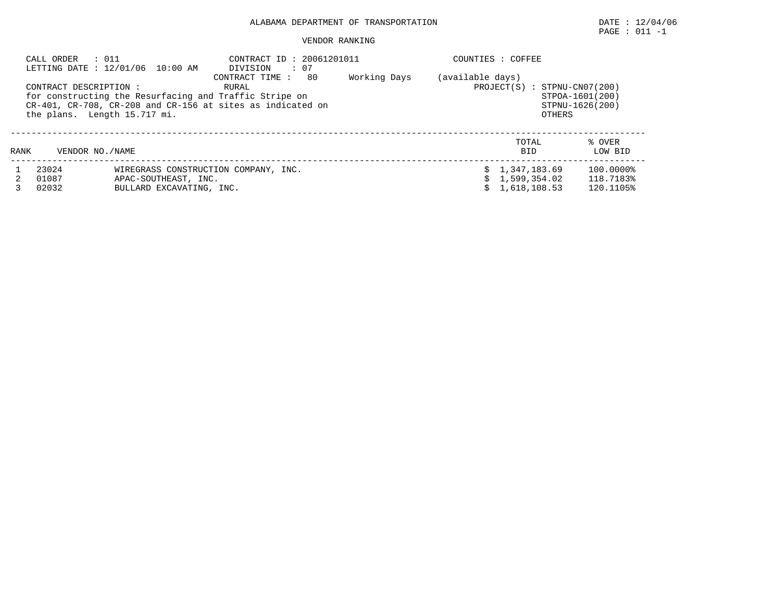ALABAMA DEPARTMENT OF TRANSPORTATION

DATE : 12/04/06

PAGE : 011 -1

VENDOR RANKING

CALL ORDER : 011
LETTING DATE : 12/01/06 10:00 AM

CONTRACT ID : 20061201011
DIVISION : 07
CONTRACT TIME : 80 Working Days (available days)

COUNTIES : COFFEE

CONTRACT DESCRIPTION : RURAL
for constructing the Resurfacing and Traffic Stripe on CR-401, CR-708, CR-208 and CR-156 at sites as indicated on the plans. Length 15.717 mi.

PROJECT(S) : STPNU-CN07(200)
STPOA-1601(200)
STPNU-1626(200)
OTHERS

| RANK | VENDOR NO. | NAME | TOTAL BID | % OVER LOW BID |
|---|---|---|---|---|
| 1 | 23024 | WIREGRASS CONSTRUCTION COMPANY, INC. | $ 1,347,183.69 | 100.0000% |
| 2 | 01087 | APAC-SOUTHEAST, INC. | $ 1,599,354.02 | 118.7183% |
| 3 | 02032 | BULLARD EXCAVATING, INC. | $ 1,618,108.53 | 120.1105% |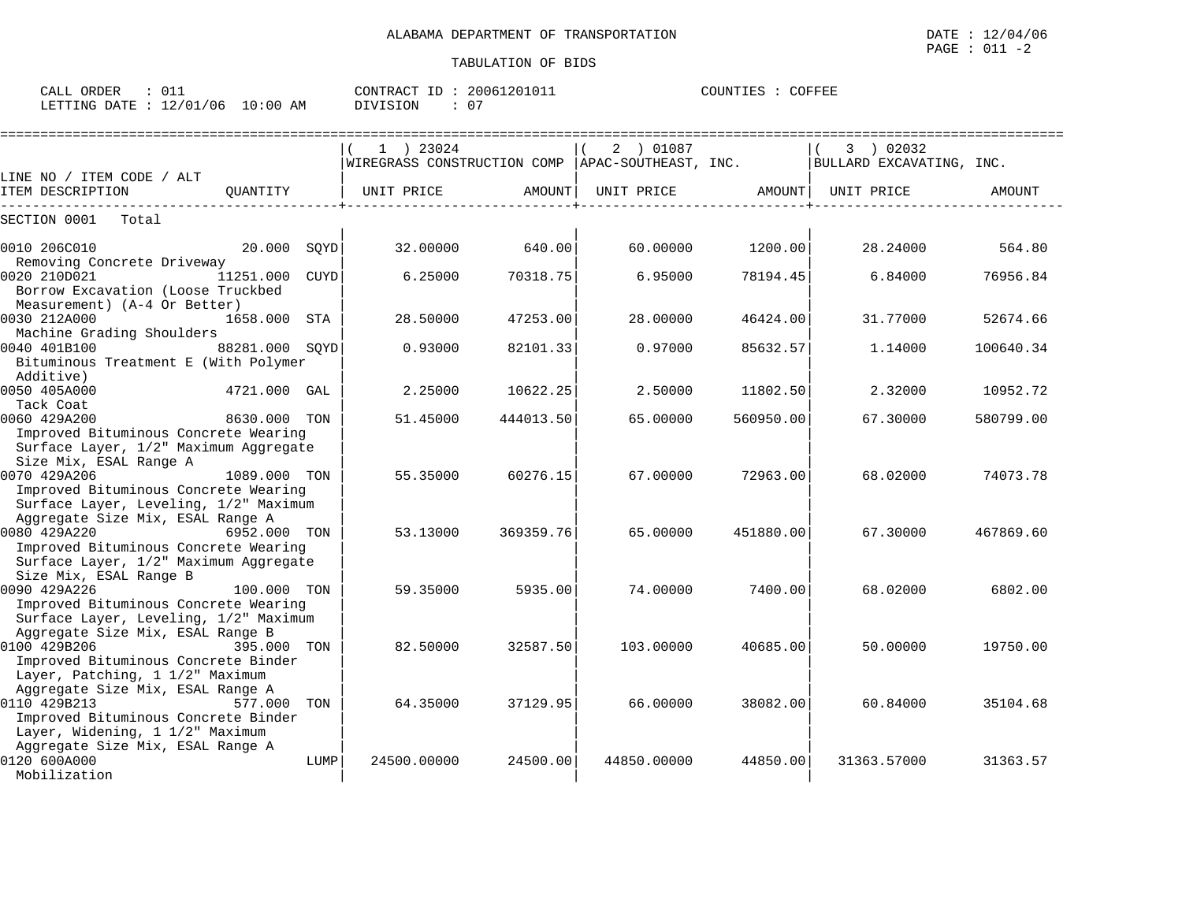ALABAMA DEPARTMENT OF TRANSPORTATION

TABULATION OF BIDS

DATE : 12/04/06
PAGE : 011 -2

CALL ORDER : 011
LETTING DATE : 12/01/06 10:00 AM

CONTRACT ID : 20061201011
DIVISION : 07

COUNTIES : COFFEE

| LINE NO / ITEM CODE / ALT | | ( 1 ) 23024 WIREGRASS CONSTRUCTION COMP | | ( 2 ) 01087 APAC-SOUTHEAST, INC. | | ( 3 ) 02032 BULLARD EXCAVATING, INC. | |
|---|---|---|---|---|---|---|---|
| ITEM DESCRIPTION | QUANTITY | UNIT PRICE | AMOUNT | UNIT PRICE | AMOUNT | UNIT PRICE | AMOUNT |
| SECTION 0001 Total | | | | | | | |
| 0010 206C010 Removing Concrete Driveway | 20.000 SQYD | 32.00000 | 640.00 | 60.00000 | 1200.00 | 28.24000 | 564.80 |
| 0020 210D021 Borrow Excavation (Loose Truckbed Measurement) (A-4 Or Better) | 11251.000 CUYD | 6.25000 | 70318.75 | 6.95000 | 78194.45 | 6.84000 | 76956.84 |
| 0030 212A000 Machine Grading Shoulders | 1658.000 STA | 28.50000 | 47253.00 | 28.00000 | 46424.00 | 31.77000 | 52674.66 |
| 0040 401B100 Bituminous Treatment E (With Polymer Additive) | 88281.000 SQYD | 0.93000 | 82101.33 | 0.97000 | 85632.57 | 1.14000 | 100640.34 |
| 0050 405A000 Tack Coat | 4721.000 GAL | 2.25000 | 10622.25 | 2.50000 | 11802.50 | 2.32000 | 10952.72 |
| 0060 429A200 Improved Bituminous Concrete Wearing Surface Layer, 1/2" Maximum Aggregate Size Mix, ESAL Range A | 8630.000 TON | 51.45000 | 444013.50 | 65.00000 | 560950.00 | 67.30000 | 580799.00 |
| 0070 429A206 Improved Bituminous Concrete Wearing Surface Layer, Leveling, 1/2" Maximum Aggregate Size Mix, ESAL Range A | 1089.000 TON | 55.35000 | 60276.15 | 67.00000 | 72963.00 | 68.02000 | 74073.78 |
| 0080 429A220 Improved Bituminous Concrete Wearing Surface Layer, 1/2" Maximum Aggregate Size Mix, ESAL Range B | 6952.000 TON | 53.13000 | 369359.76 | 65.00000 | 451880.00 | 67.30000 | 467869.60 |
| 0090 429A226 Improved Bituminous Concrete Wearing Surface Layer, Leveling, 1/2" Maximum Aggregate Size Mix, ESAL Range B | 100.000 TON | 59.35000 | 5935.00 | 74.00000 | 7400.00 | 68.02000 | 6802.00 |
| 0100 429B206 Improved Bituminous Concrete Binder Layer, Patching, 1 1/2" Maximum Aggregate Size Mix, ESAL Range A | 395.000 TON | 82.50000 | 32587.50 | 103.00000 | 40685.00 | 50.00000 | 19750.00 |
| 0110 429B213 Improved Bituminous Concrete Binder Layer, Widening, 1 1/2" Maximum Aggregate Size Mix, ESAL Range A | 577.000 TON | 64.35000 | 37129.95 | 66.00000 | 38082.00 | 60.84000 | 35104.68 |
| 0120 600A000 Mobilization | LUMP | 24500.00000 | 24500.00 | 44850.00000 | 44850.00 | 31363.57000 | 31363.57 |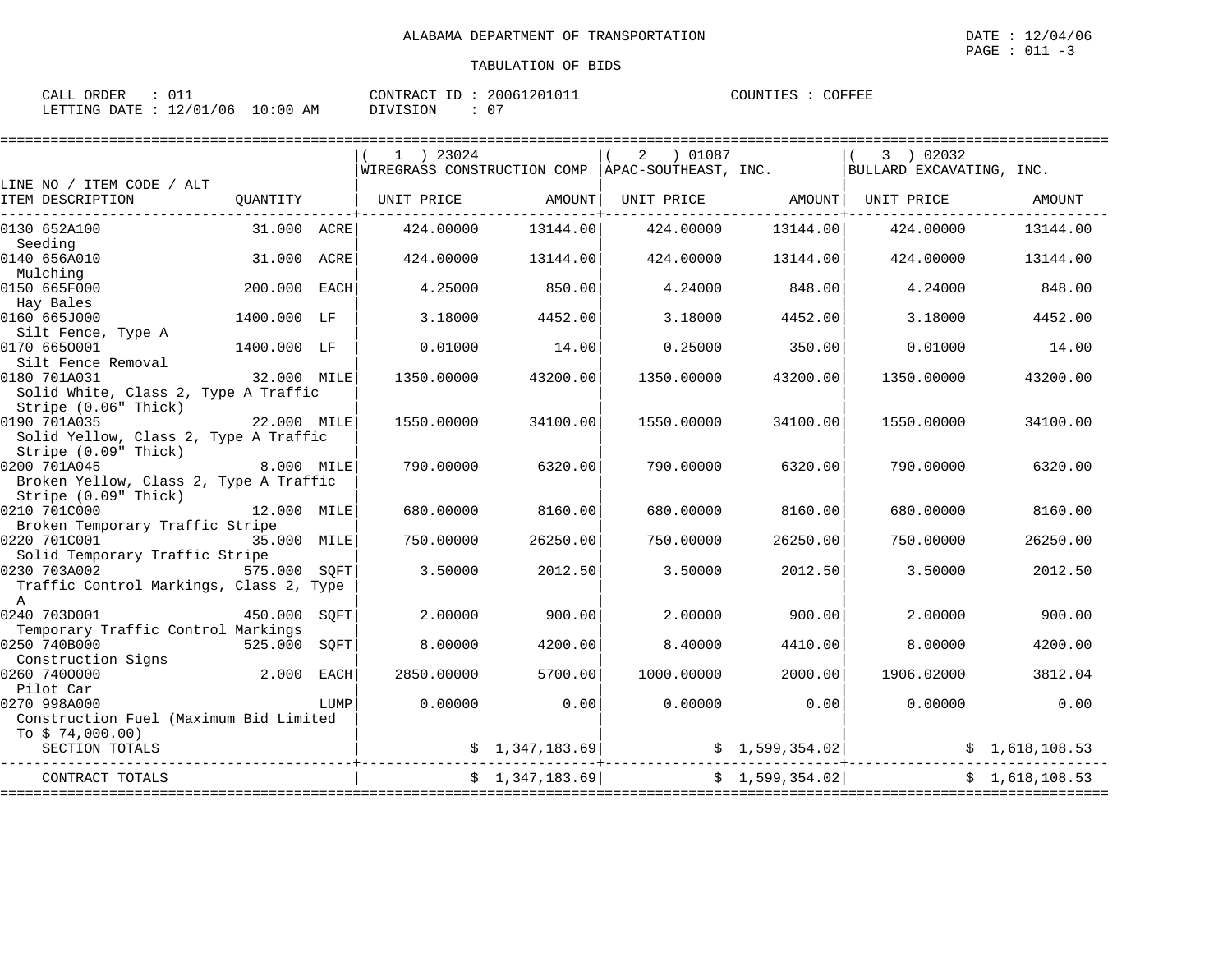ALABAMA DEPARTMENT OF TRANSPORTATION

DATE : 12/04/06
PAGE : 011 -3

TABULATION OF BIDS

CALL ORDER : 011
LETTING DATE : 12/01/06 10:00 AM

CONTRACT ID : 20061201011
DIVISION : 07

COUNTIES : COFFEE

| LINE NO / ITEM CODE / ALT ITEM DESCRIPTION | QUANTITY | | ( 1 ) 23024 WIREGRASS CONSTRUCTION COMP UNIT PRICE | AMOUNT | ( 2 ) 01087 APAC-SOUTHEAST, INC. UNIT PRICE | AMOUNT | ( 3 ) 02032 BULLARD EXCAVATING, INC. UNIT PRICE | AMOUNT |
|---|---|---|---|---|---|---|---|---|
| 0130 652A100 Seeding | 31.000 | ACRE | 424.00000 | 13144.00 | 424.00000 | 13144.00 | 424.00000 | 13144.00 |
| 0140 656A010 Mulching | 31.000 | ACRE | 424.00000 | 13144.00 | 424.00000 | 13144.00 | 424.00000 | 13144.00 |
| 0150 665F000 Hay Bales | 200.000 | EACH | 4.25000 | 850.00 | 4.24000 | 848.00 | 4.24000 | 848.00 |
| 0160 665J000 Silt Fence, Type A | 1400.000 | LF | 3.18000 | 4452.00 | 3.18000 | 4452.00 | 3.18000 | 4452.00 |
| 0170 665O001 Silt Fence Removal | 1400.000 | LF | 0.01000 | 14.00 | 0.25000 | 350.00 | 0.01000 | 14.00 |
| 0180 701A031 Solid White, Class 2, Type A Traffic Stripe (0.06" Thick) | 32.000 | MILE | 1350.00000 | 43200.00 | 1350.00000 | 43200.00 | 1350.00000 | 43200.00 |
| 0190 701A035 Solid Yellow, Class 2, Type A Traffic Stripe (0.09" Thick) | 22.000 | MILE | 1550.00000 | 34100.00 | 1550.00000 | 34100.00 | 1550.00000 | 34100.00 |
| 0200 701A045 Broken Yellow, Class 2, Type A Traffic Stripe (0.09" Thick) | 8.000 | MILE | 790.00000 | 6320.00 | 790.00000 | 6320.00 | 790.00000 | 6320.00 |
| 0210 701C000 Broken Temporary Traffic Stripe | 12.000 | MILE | 680.00000 | 8160.00 | 680.00000 | 8160.00 | 680.00000 | 8160.00 |
| 0220 701C001 Solid Temporary Traffic Stripe | 35.000 | MILE | 750.00000 | 26250.00 | 750.00000 | 26250.00 | 750.00000 | 26250.00 |
| 0230 703A002 Traffic Control Markings, Class 2, Type A | 575.000 | SQFT | 3.50000 | 2012.50 | 3.50000 | 2012.50 | 3.50000 | 2012.50 |
| 0240 703D001 Temporary Traffic Control Markings | 450.000 | SQFT | 2.00000 | 900.00 | 2.00000 | 900.00 | 2.00000 | 900.00 |
| 0250 740B000 Construction Signs | 525.000 | SQFT | 8.00000 | 4200.00 | 8.40000 | 4410.00 | 8.00000 | 4200.00 |
| 0260 740O000 Pilot Car | 2.000 | EACH | 2850.00000 | 5700.00 | 1000.00000 | 2000.00 | 1906.02000 | 3812.04 |
| 0270 998A000 Construction Fuel (Maximum Bid Limited To $ 74,000.00) | | LUMP | 0.00000 | 0.00 | 0.00000 | 0.00 | 0.00000 | 0.00 |
| SECTION TOTALS | | | | $ 1,347,183.69 | | $ 1,599,354.02 | | $ 1,618,108.53 |
| CONTRACT TOTALS | | | | $ 1,347,183.69 | | $ 1,599,354.02 | | $ 1,618,108.53 |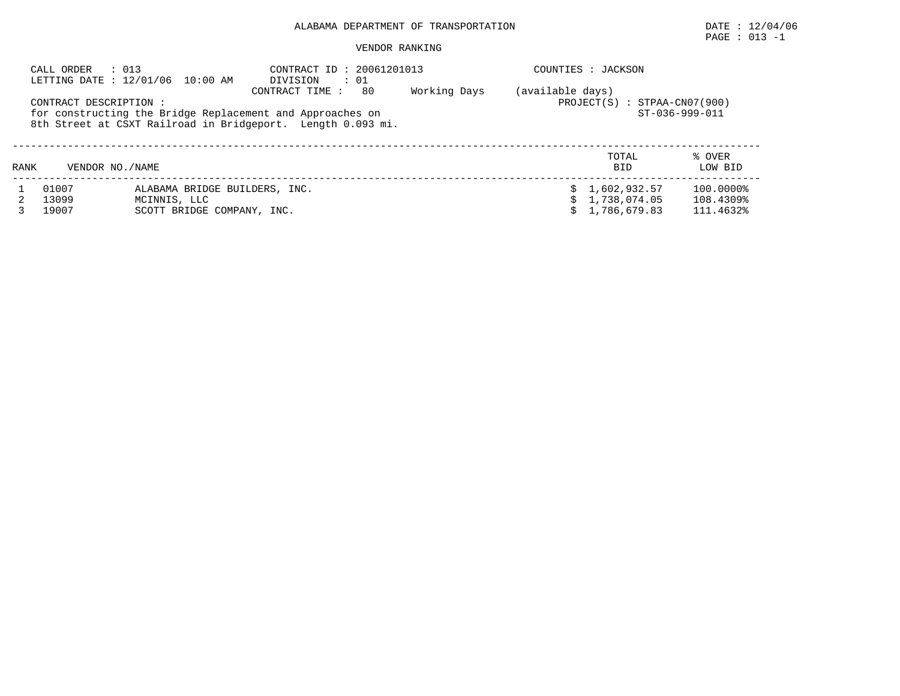# ALABAMA DEPARTMENT OF TRANSPORTATION

DATE : 12/04/06

## VENDOR RANKING

CALL ORDER : 013
LETTING DATE : 12/01/06 10:00 AM

CONTRACT ID : 20061201013
DIVISION : 01
CONTRACT TIME : 80 Working Days (available days)

COUNTIES : JACKSON

PROJECT(S) : STPAA-CN07(900)
ST-036-999-011

CONTRACT DESCRIPTION :
for constructing the Bridge Replacement and Approaches on
8th Street at CSXT Railroad in Bridgeport. Length 0.093 mi.

| RANK | VENDOR NO./NAME | | TOTAL BID | % OVER LOW BID |
|---|---|---|---|---|
| 1 | 01007 | ALABAMA BRIDGE BUILDERS, INC. | $ 1,602,932.57 | 100.0000% |
| 2 | 13099 | MCINNIS, LLC | $ 1,738,074.05 | 108.4309% |
| 3 | 19007 | SCOTT BRIDGE COMPANY, INC. | $ 1,786,679.83 | 111.4632% |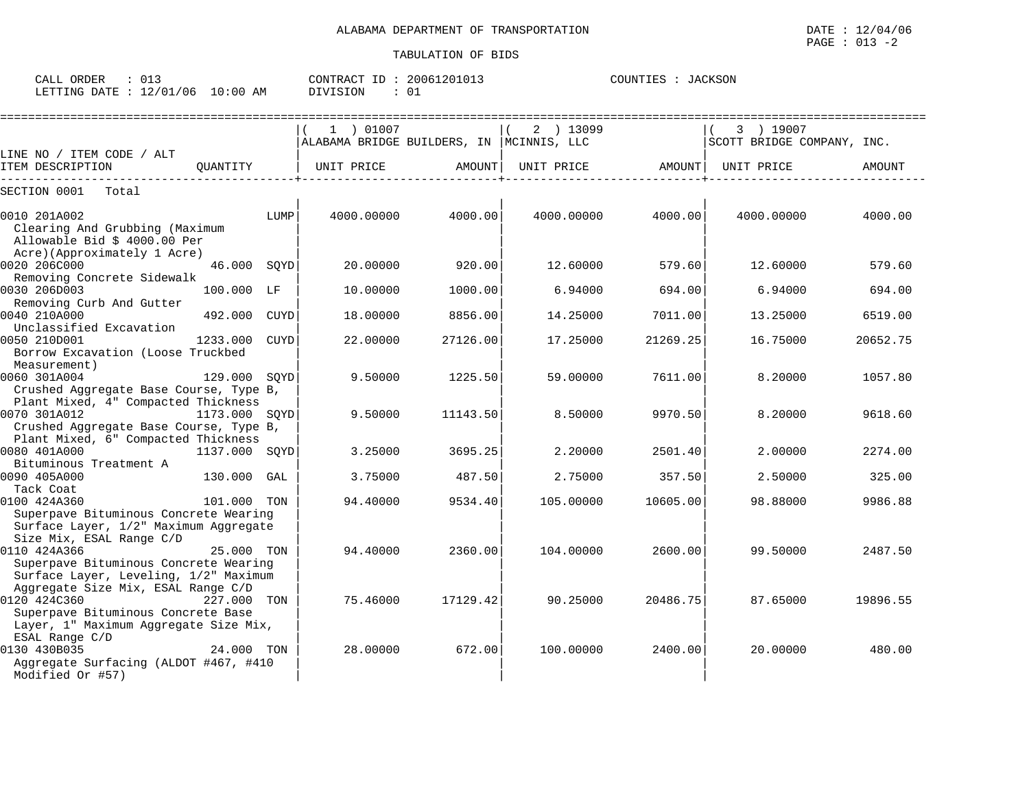ALABAMA DEPARTMENT OF TRANSPORTATION

TABULATION OF BIDS

CALL ORDER : 013 CONTRACT ID : 20061201013 COUNTIES : JACKSON
LETTING DATE : 12/01/06 10:00 AM DIVISION : 01

| LINE NO / ITEM CODE / ALT ITEM DESCRIPTION | QUANTITY | (1) 01007 ALABAMA BRIDGE BUILDERS, IN UNIT PRICE | AMOUNT | (2) 13099 MCINNIS, LLC UNIT PRICE | AMOUNT | (3) 19007 SCOTT BRIDGE COMPANY, INC. UNIT PRICE | AMOUNT |
|---|---|---|---|---|---|---|---|
| SECTION 0001 Total | | | | | | | |
| 0010 201A002 Clearing And Grubbing (Maximum Allowable Bid $ 4000.00 Per Acre)(Approximately 1 Acre) | LUMP | 4000.00000 | 4000.00 | 4000.00000 | 4000.00 | 4000.00000 | 4000.00 |
| 0020 206C000 Removing Concrete Sidewalk | 46.000 SQYD | 20.00000 | 920.00 | 12.60000 | 579.60 | 12.60000 | 579.60 |
| 0030 206D003 Removing Curb And Gutter | 100.000 LF | 10.00000 | 1000.00 | 6.94000 | 694.00 | 6.94000 | 694.00 |
| 0040 210A000 Unclassified Excavation | 492.000 CUYD | 18.00000 | 8856.00 | 14.25000 | 7011.00 | 13.25000 | 6519.00 |
| 0050 210D001 Borrow Excavation (Loose Truckbed Measurement) | 1233.000 CUYD | 22.00000 | 27126.00 | 17.25000 | 21269.25 | 16.75000 | 20652.75 |
| 0060 301A004 Crushed Aggregate Base Course, Type B, Plant Mixed, 4" Compacted Thickness | 129.000 SQYD | 9.50000 | 1225.50 | 59.00000 | 7611.00 | 8.20000 | 1057.80 |
| 0070 301A012 Crushed Aggregate Base Course, Type B, Plant Mixed, 6" Compacted Thickness | 1173.000 SQYD | 9.50000 | 11143.50 | 8.50000 | 9970.50 | 8.20000 | 9618.60 |
| 0080 401A000 Bituminous Treatment A | 1137.000 SQYD | 3.25000 | 3695.25 | 2.20000 | 2501.40 | 2.00000 | 2274.00 |
| 0090 405A000 Tack Coat | 130.000 GAL | 3.75000 | 487.50 | 2.75000 | 357.50 | 2.50000 | 325.00 |
| 0100 424A360 Superpave Bituminous Concrete Wearing Surface Layer, 1/2" Maximum Aggregate Size Mix, ESAL Range C/D | 101.000 TON | 94.40000 | 9534.40 | 105.00000 | 10605.00 | 98.88000 | 9986.88 |
| 0110 424A366 Superpave Bituminous Concrete Wearing Surface Layer, Leveling, 1/2" Maximum Aggregate Size Mix, ESAL Range C/D | 25.000 TON | 94.40000 | 2360.00 | 104.00000 | 2600.00 | 99.50000 | 2487.50 |
| 0120 424C360 Superpave Bituminous Concrete Base Layer, 1" Maximum Aggregate Size Mix, ESAL Range C/D | 227.000 TON | 75.46000 | 17129.42 | 90.25000 | 20486.75 | 87.65000 | 19896.55 |
| 0130 430B035 Aggregate Surfacing (ALDOT #467, #410 Modified Or #57) | 24.000 TON | 28.00000 | 672.00 | 100.00000 | 2400.00 | 20.00000 | 480.00 |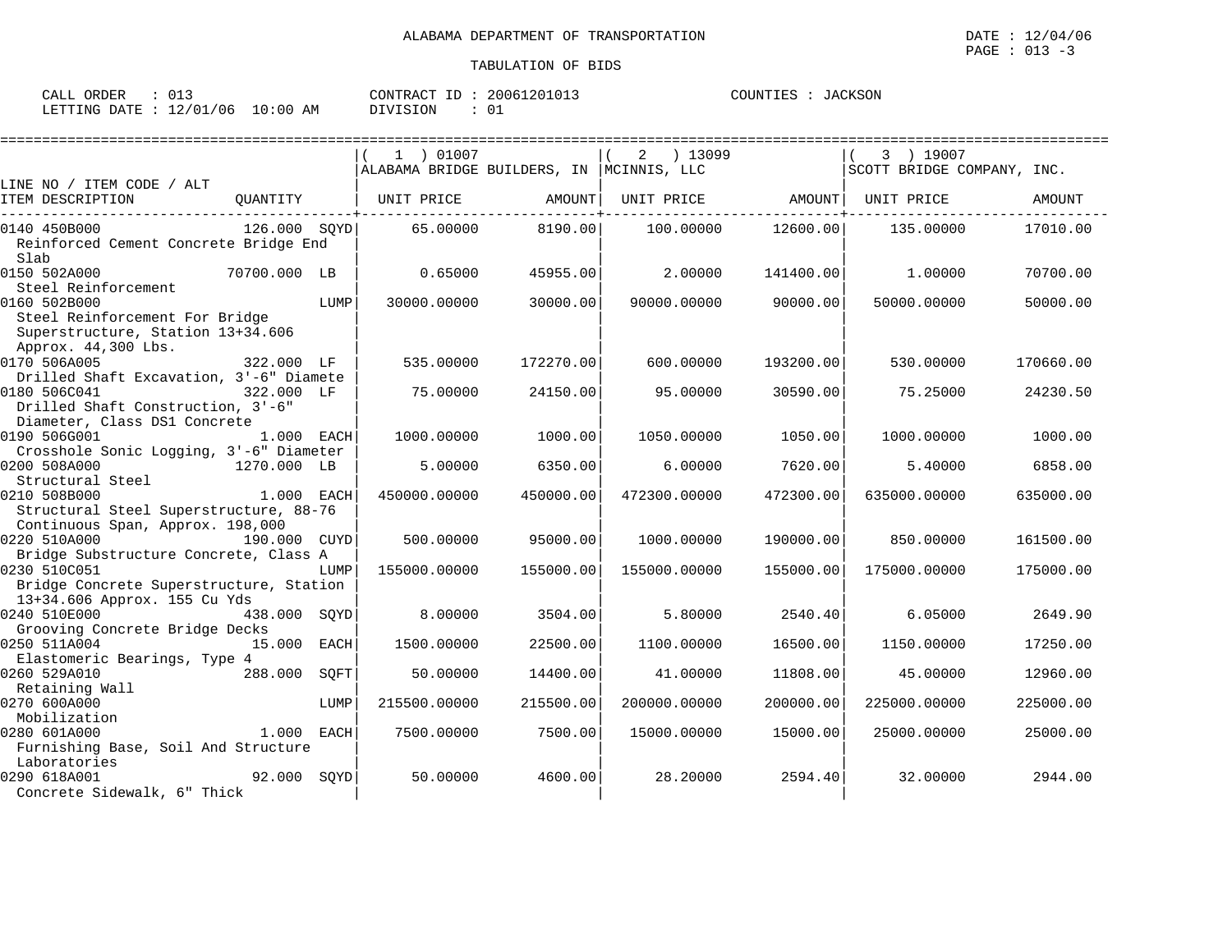ALABAMA DEPARTMENT OF TRANSPORTATION

TABULATION OF BIDS

DATE : 12/04/06

CALL ORDER : 013 CONTRACT ID : 20061201013 COUNTIES : JACKSON
LETTING DATE : 12/01/06 10:00 AM DIVISION : 01

| LINE NO / ITEM CODE / ALT ITEM DESCRIPTION | QUANTITY | (1) 01007 ALABAMA BRIDGE BUILDERS, IN UNIT PRICE | AMOUNT | (2) 13099 MCINNIS, LLC UNIT PRICE | AMOUNT | (3) 19007 SCOTT BRIDGE COMPANY, INC. UNIT PRICE | AMOUNT |
|---|---|---|---|---|---|---|---|
| 0140 450B000 Reinforced Cement Concrete Bridge End Slab | 126.000 SQYD | 65.00000 | 8190.00 | 100.00000 | 12600.00 | 135.00000 | 17010.00 |
| 0150 502A000 Steel Reinforcement | 70700.000 LB | 0.65000 | 45955.00 | 2.00000 | 141400.00 | 1.00000 | 70700.00 |
| 0160 502B000 Steel Reinforcement For Bridge Superstructure, Station 13+34.606 Approx. 44,300 Lbs. | LUMP | 30000.00000 | 30000.00 | 90000.00000 | 90000.00 | 50000.00000 | 50000.00 |
| 0170 506A005 Drilled Shaft Excavation, 3'-6" Diamete | 322.000 LF | 535.00000 | 172270.00 | 600.00000 | 193200.00 | 530.00000 | 170660.00 |
| 0180 506C041 Drilled Shaft Construction, 3'-6" Diameter, Class DS1 Concrete | 322.000 LF | 75.00000 | 24150.00 | 95.00000 | 30590.00 | 75.25000 | 24230.50 |
| 0190 506G001 Crosshole Sonic Logging, 3'-6" Diameter | 1.000 EACH | 1000.00000 | 1000.00 | 1050.00000 | 1050.00 | 1000.00000 | 1000.00 |
| 0200 508A000 Structural Steel | 1270.000 LB | 5.00000 | 6350.00 | 6.00000 | 7620.00 | 5.40000 | 6858.00 |
| 0210 508B000 Structural Steel Superstructure, 88-76 Continuous Span, Approx. 198,000 | 1.000 EACH | 450000.00000 | 450000.00 | 472300.00000 | 472300.00 | 635000.00000 | 635000.00 |
| 0220 510A000 Bridge Substructure Concrete, Class A | 190.000 CUYD | 500.00000 | 95000.00 | 1000.00000 | 190000.00 | 850.00000 | 161500.00 |
| 0230 510C051 Bridge Concrete Superstructure, Station 13+34.606 Approx. 155 Cu Yds | LUMP | 155000.00000 | 155000.00 | 155000.00000 | 155000.00 | 175000.00000 | 175000.00 |
| 0240 510E000 Grooving Concrete Bridge Decks | 438.000 SQYD | 8.00000 | 3504.00 | 5.80000 | 2540.40 | 6.05000 | 2649.90 |
| 0250 511A004 Elastomeric Bearings, Type 4 | 15.000 EACH | 1500.00000 | 22500.00 | 1100.00000 | 16500.00 | 1150.00000 | 17250.00 |
| 0260 529A010 Retaining Wall | 288.000 SQFT | 50.00000 | 14400.00 | 41.00000 | 11808.00 | 45.00000 | 12960.00 |
| 0270 600A000 Mobilization | LUMP | 215500.00000 | 215500.00 | 200000.00000 | 200000.00 | 225000.00000 | 225000.00 |
| 0280 601A000 Furnishing Base, Soil And Structure Laboratories | 1.000 EACH | 7500.00000 | 7500.00 | 15000.00000 | 15000.00 | 25000.00000 | 25000.00 |
| 0290 618A001 Concrete Sidewalk, 6" Thick | 92.000 SQYD | 50.00000 | 4600.00 | 28.20000 | 2594.40 | 32.00000 | 2944.00 |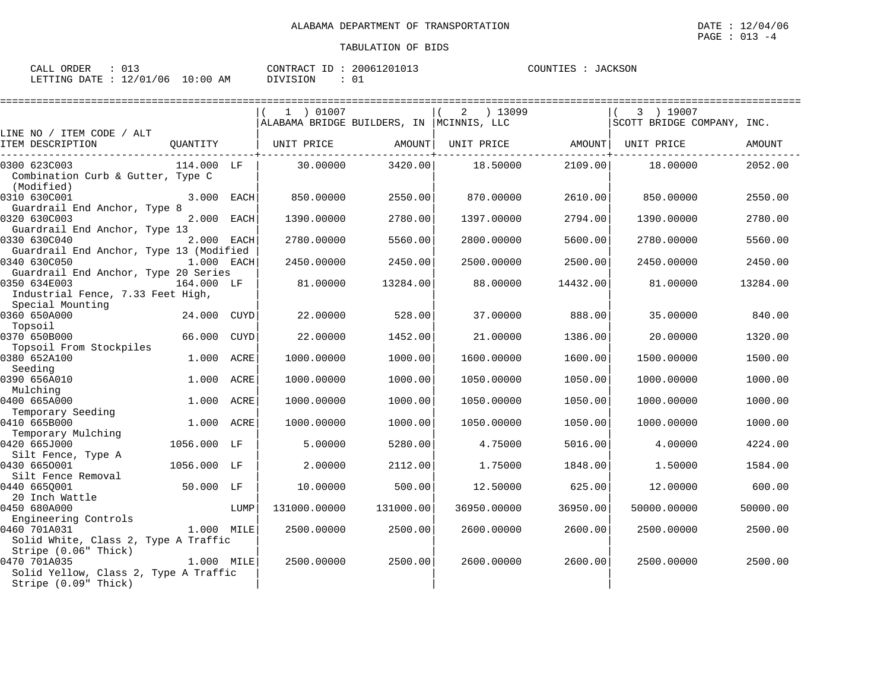ALABAMA DEPARTMENT OF TRANSPORTATION

TABULATION OF BIDS

DATE : 12/04/06
PAGE : 013 -4

CALL ORDER : 013 CONTRACT ID : 20061201013 COUNTIES : JACKSON
LETTING DATE : 12/01/06 10:00 AM DIVISION : 01

| LINE NO / ITEM CODE / ALT<br>ITEM DESCRIPTION | QUANTITY | | ( 1 ) 01007<br>ALABAMA BRIDGE BUILDERS, IN<br>UNIT PRICE | AMOUNT | ( 2 ) 13099<br>MCINNIS, LLC<br>UNIT PRICE | AMOUNT | ( 3 ) 19007<br>SCOTT BRIDGE COMPANY, INC.<br>UNIT PRICE | AMOUNT |
|---|---|---|---|---|---|---|---|---|
| 0300 623C003<br>Combination Curb & Gutter, Type C (Modified) | 114.000 | LF | 30.00000 | 3420.00 | 18.50000 | 2109.00 | 18.00000 | 2052.00 |
| 0310 630C001<br>Guardrail End Anchor, Type 8 | 3.000 | EACH | 850.00000 | 2550.00 | 870.00000 | 2610.00 | 850.00000 | 2550.00 |
| 0320 630C003<br>Guardrail End Anchor, Type 13 | 2.000 | EACH | 1390.00000 | 2780.00 | 1397.00000 | 2794.00 | 1390.00000 | 2780.00 |
| 0330 630C040<br>Guardrail End Anchor, Type 13 (Modified | 2.000 | EACH | 2780.00000 | 5560.00 | 2800.00000 | 5600.00 | 2780.00000 | 5560.00 |
| 0340 630C050<br>Guardrail End Anchor, Type 20 Series | 1.000 | EACH | 2450.00000 | 2450.00 | 2500.00000 | 2500.00 | 2450.00000 | 2450.00 |
| 0350 634E003<br>Industrial Fence, 7.33 Feet High, Special Mounting | 164.000 | LF | 81.00000 | 13284.00 | 88.00000 | 14432.00 | 81.00000 | 13284.00 |
| 0360 650A000<br>Topsoil | 24.000 | CUYD | 22.00000 | 528.00 | 37.00000 | 888.00 | 35.00000 | 840.00 |
| 0370 650B000<br>Topsoil From Stockpiles | 66.000 | CUYD | 22.00000 | 1452.00 | 21.00000 | 1386.00 | 20.00000 | 1320.00 |
| 0380 652A100<br>Seeding | 1.000 | ACRE | 1000.00000 | 1000.00 | 1600.00000 | 1600.00 | 1500.00000 | 1500.00 |
| 0390 656A010<br>Mulching | 1.000 | ACRE | 1000.00000 | 1000.00 | 1050.00000 | 1050.00 | 1000.00000 | 1000.00 |
| 0400 665A000<br>Temporary Seeding | 1.000 | ACRE | 1000.00000 | 1000.00 | 1050.00000 | 1050.00 | 1000.00000 | 1000.00 |
| 0410 665B000<br>Temporary Mulching | 1.000 | ACRE | 1000.00000 | 1000.00 | 1050.00000 | 1050.00 | 1000.00000 | 1000.00 |
| 0420 665J000<br>Silt Fence, Type A | 1056.000 | LF | 5.00000 | 5280.00 | 4.75000 | 5016.00 | 4.00000 | 4224.00 |
| 0430 665O001<br>Silt Fence Removal | 1056.000 | LF | 2.00000 | 2112.00 | 1.75000 | 1848.00 | 1.50000 | 1584.00 |
| 0440 665Q001<br>20 Inch Wattle | 50.000 | LF | 10.00000 | 500.00 | 12.50000 | 625.00 | 12.00000 | 600.00 |
| 0450 680A000<br>Engineering Controls | | LUMP | 131000.00000 | 131000.00 | 36950.00000 | 36950.00 | 50000.00000 | 50000.00 |
| 0460 701A031<br>Solid White, Class 2, Type A Traffic Stripe (0.06" Thick) | 1.000 | MILE | 2500.00000 | 2500.00 | 2600.00000 | 2600.00 | 2500.00000 | 2500.00 |
| 0470 701A035<br>Solid Yellow, Class 2, Type A Traffic Stripe (0.09" Thick) | 1.000 | MILE | 2500.00000 | 2500.00 | 2600.00000 | 2600.00 | 2500.00000 | 2500.00 |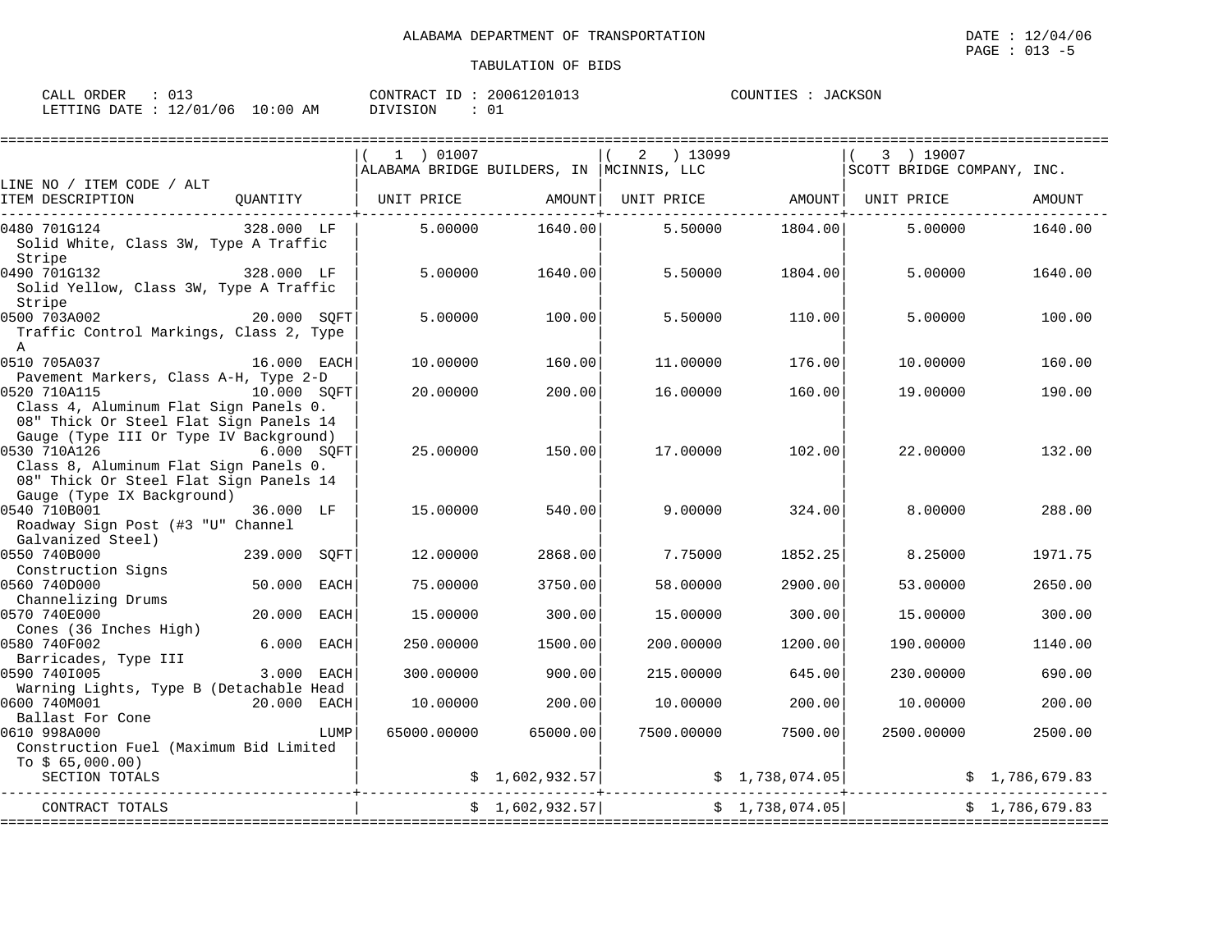ALABAMA DEPARTMENT OF TRANSPORTATION

TABULATION OF BIDS

DATE : 12/04/06
PAGE : 013 -5

CALL ORDER : 013 | CONTRACT ID : 20061201013 | COUNTIES : JACKSON
LETTING DATE : 12/01/06 10:00 AM | DIVISION : 01

| LINE NO / ITEM CODE / ALT ITEM DESCRIPTION | QUANTITY | ( 1 ) 01007 ALABAMA BRIDGE BUILDERS, IN UNIT PRICE | AMOUNT | ( 2 ) 13099 MCINNIS, LLC UNIT PRICE | AMOUNT | ( 3 ) 19007 SCOTT BRIDGE COMPANY, INC. UNIT PRICE | AMOUNT |
|---|---|---|---|---|---|---|---|
| 0480 701G124 Solid White, Class 3W, Type A Traffic Stripe | 328.000 LF | 5.00000 | 1640.00 | 5.50000 | 1804.00 | 5.00000 | 1640.00 |
| 0490 701G132 Solid Yellow, Class 3W, Type A Traffic Stripe | 328.000 LF | 5.00000 | 1640.00 | 5.50000 | 1804.00 | 5.00000 | 1640.00 |
| 0500 703A002 Traffic Control Markings, Class 2, Type A | 20.000 SQFT | 5.00000 | 100.00 | 5.50000 | 110.00 | 5.00000 | 100.00 |
| 0510 705A037 Pavement Markers, Class A-H, Type 2-D | 16.000 EACH | 10.00000 | 160.00 | 11.00000 | 176.00 | 10.00000 | 160.00 |
| 0520 710A115 Class 4, Aluminum Flat Sign Panels 0. 08" Thick Or Steel Flat Sign Panels 14 Gauge (Type III Or Type IV Background) | 10.000 SQFT | 20.00000 | 200.00 | 16.00000 | 160.00 | 19.00000 | 190.00 |
| 0530 710A126 Class 8, Aluminum Flat Sign Panels 0. 08" Thick Or Steel Flat Sign Panels 14 Gauge (Type IX Background) | 6.000 SQFT | 25.00000 | 150.00 | 17.00000 | 102.00 | 22.00000 | 132.00 |
| 0540 710B001 Roadway Sign Post (#3 "U" Channel Galvanized Steel) | 36.000 LF | 15.00000 | 540.00 | 9.00000 | 324.00 | 8.00000 | 288.00 |
| 0550 740B000 Construction Signs | 239.000 SQFT | 12.00000 | 2868.00 | 7.75000 | 1852.25 | 8.25000 | 1971.75 |
| 0560 740D000 Channelizing Drums | 50.000 EACH | 75.00000 | 3750.00 | 58.00000 | 2900.00 | 53.00000 | 2650.00 |
| 0570 740E000 Cones (36 Inches High) | 20.000 EACH | 15.00000 | 300.00 | 15.00000 | 300.00 | 15.00000 | 300.00 |
| 0580 740F002 Barricades, Type III | 6.000 EACH | 250.00000 | 1500.00 | 200.00000 | 1200.00 | 190.00000 | 1140.00 |
| 0590 740I005 Warning Lights, Type B (Detachable Head | 3.000 EACH | 300.00000 | 900.00 | 215.00000 | 645.00 | 230.00000 | 690.00 |
| 0600 740M001 Ballast For Cone | 20.000 EACH | 10.00000 | 200.00 | 10.00000 | 200.00 | 10.00000 | 200.00 |
| 0610 998A000 Construction Fuel (Maximum Bid Limited To $ 65,000.00) | LUMP | 65000.00000 | 65000.00 | 7500.00000 | 7500.00 | 2500.00000 | 2500.00 |
| SECTION TOTALS | | | $ 1,602,932.57 | | $ 1,738,074.05 | | $ 1,786,679.83 |
| CONTRACT TOTALS | | | $ 1,602,932.57 | | $ 1,738,074.05 | | $ 1,786,679.83 |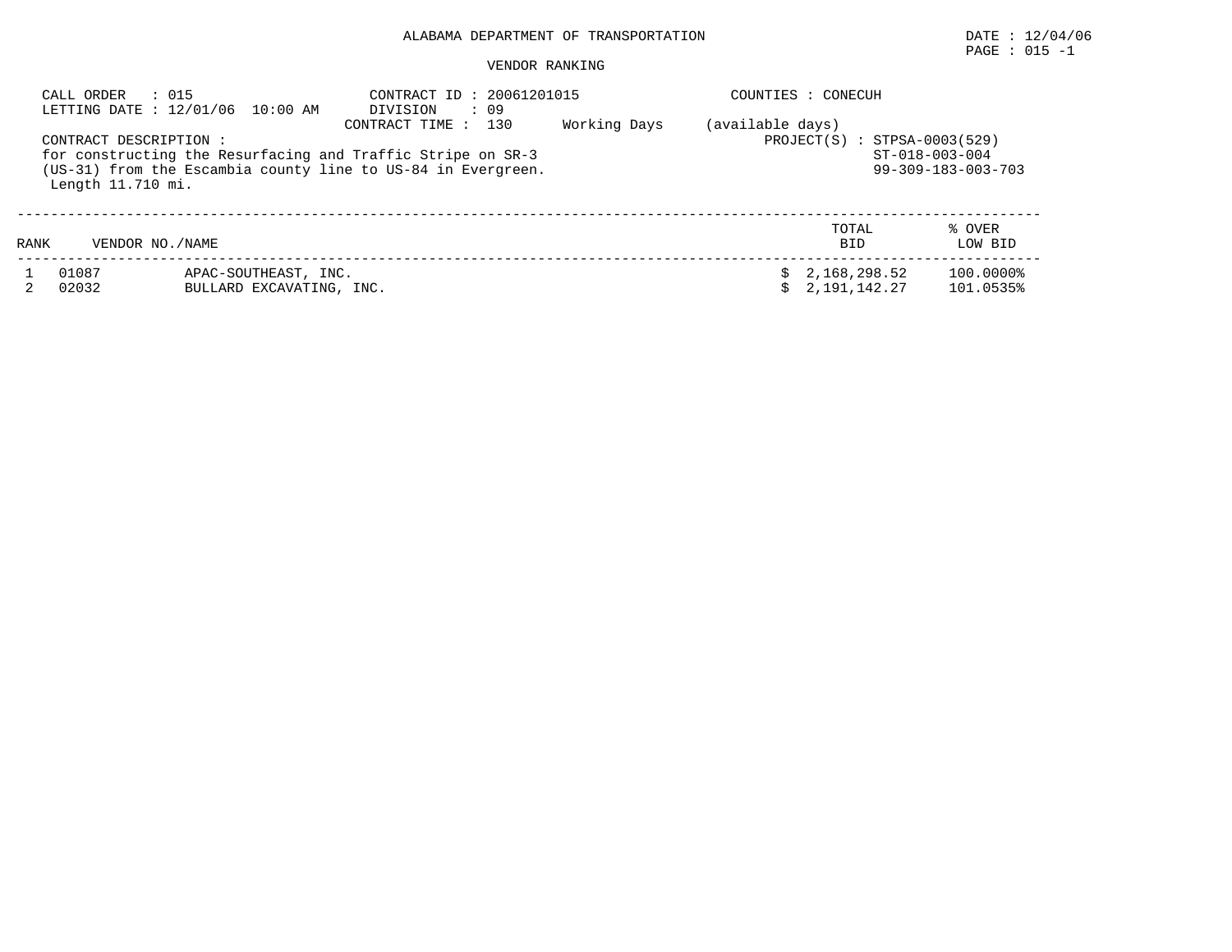ALABAMA DEPARTMENT OF TRANSPORTATION

DATE : 12/04/06
PAGE : 015 -1

VENDOR RANKING

CALL ORDER : 015
LETTING DATE : 12/01/06 10:00 AM

CONTRACT ID : 20061201015
DIVISION : 09
CONTRACT TIME : 130 Working Days (available days)

COUNTIES : CONECUH

CONTRACT DESCRIPTION :
for constructing the Resurfacing and Traffic Stripe on SR-3 (US-31) from the Escambia county line to US-84 in Evergreen.
Length 11.710 mi.

PROJECT(S) : STPSA-0003(529)
ST-018-003-004
99-309-183-003-703

| RANK | VENDOR NO./NAME | | TOTAL BID | % OVER LOW BID |
|---|---|---|---|---|
| 1 | 01087 | APAC-SOUTHEAST, INC. | $ 2,168,298.52 | 100.0000% |
| 2 | 02032 | BULLARD EXCAVATING, INC. | $ 2,191,142.27 | 101.0535% |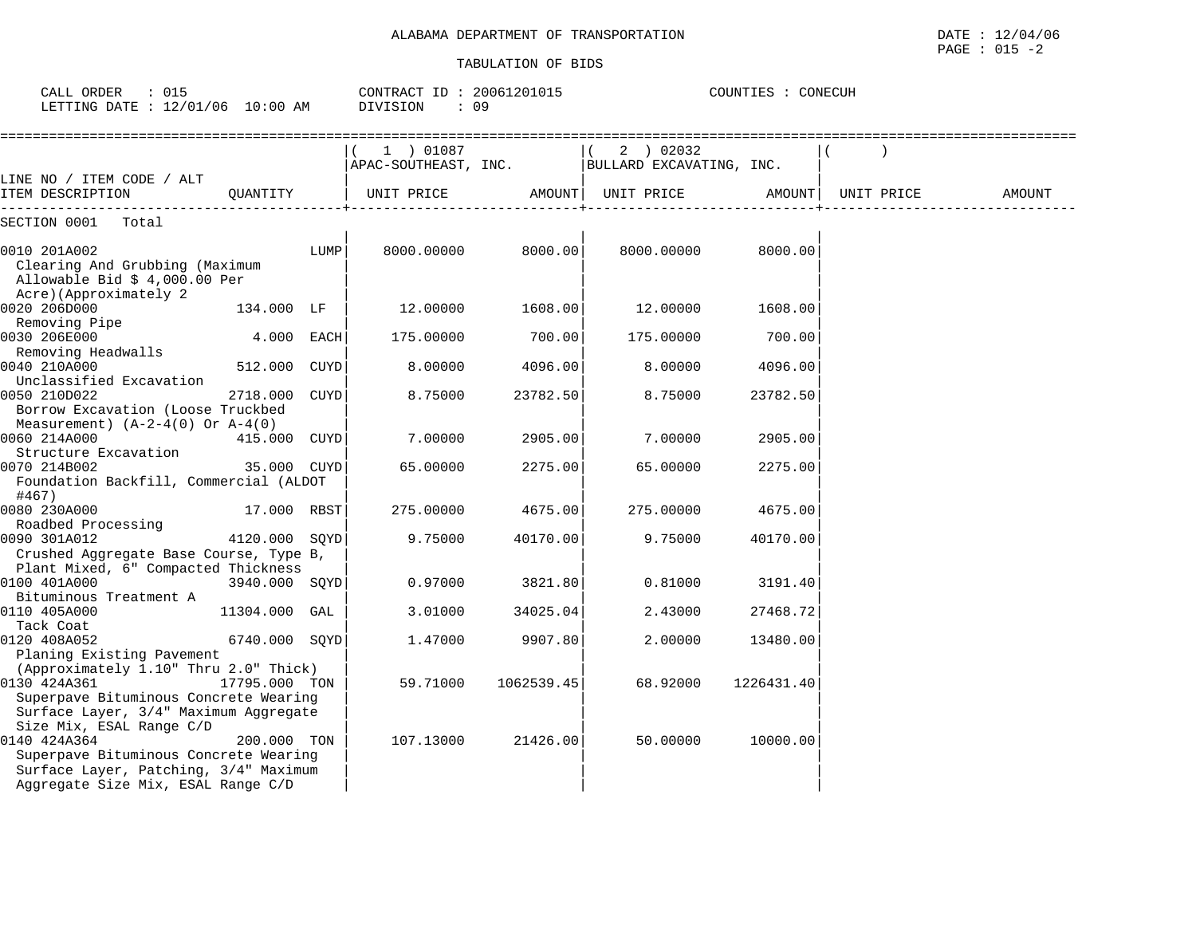ALABAMA DEPARTMENT OF TRANSPORTATION

TABULATION OF BIDS

CALL ORDER : 015 | CONTRACT ID : 20061201015 | COUNTIES : CONECUH
LETTING DATE : 12/01/06 10:00 AM | DIVISION : 09

| LINE NO / ITEM CODE / ALT ITEM DESCRIPTION | QUANTITY | ( 1 ) 01087 APAC-SOUTHEAST, INC. UNIT PRICE | AMOUNT | ( 2 ) 02032 BULLARD EXCAVATING, INC. UNIT PRICE | AMOUNT | ( ) UNIT PRICE | AMOUNT |
|---|---|---|---|---|---|---|---|
| SECTION 0001 Total | | | | | | | |
| 0010 201A002 Clearing And Grubbing (Maximum Allowable Bid $ 4,000.00 Per Acre)(Approximately 2 | LUMP | 8000.00000 | 8000.00 | 8000.00000 | 8000.00 | | |
| 0020 206D000 Removing Pipe | 134.000 LF | 12.00000 | 1608.00 | 12.00000 | 1608.00 | | |
| 0030 206E000 Removing Headwalls | 4.000 EACH | 175.00000 | 700.00 | 175.00000 | 700.00 | | |
| 0040 210A000 Unclassified Excavation | 512.000 CUYD | 8.00000 | 4096.00 | 8.00000 | 4096.00 | | |
| 0050 210D022 Borrow Excavation (Loose Truckbed Measurement) (A-2-4(0) Or A-4(0) | 2718.000 CUYD | 8.75000 | 23782.50 | 8.75000 | 23782.50 | | |
| 0060 214A000 Structure Excavation | 415.000 CUYD | 7.00000 | 2905.00 | 7.00000 | 2905.00 | | |
| 0070 214B002 Foundation Backfill, Commercial (ALDOT #467) | 35.000 CUYD | 65.00000 | 2275.00 | 65.00000 | 2275.00 | | |
| 0080 230A000 Roadbed Processing | 17.000 RBST | 275.00000 | 4675.00 | 275.00000 | 4675.00 | | |
| 0090 301A012 Crushed Aggregate Base Course, Type B, Plant Mixed, 6" Compacted Thickness | 4120.000 SQYD | 9.75000 | 40170.00 | 9.75000 | 40170.00 | | |
| 0100 401A000 Bituminous Treatment A | 3940.000 SQYD | 0.97000 | 3821.80 | 0.81000 | 3191.40 | | |
| 0110 405A000 Tack Coat | 11304.000 GAL | 3.01000 | 34025.04 | 2.43000 | 27468.72 | | |
| 0120 408A052 Planing Existing Pavement (Approximately 1.10" Thru 2.0" Thick) | 6740.000 SQYD | 1.47000 | 9907.80 | 2.00000 | 13480.00 | | |
| 0130 424A361 Superpave Bituminous Concrete Wearing Surface Layer, 3/4" Maximum Aggregate Size Mix, ESAL Range C/D | 17795.000 TON | 59.71000 | 1062539.45 | 68.92000 | 1226431.40 | | |
| 0140 424A364 Superpave Bituminous Concrete Wearing Surface Layer, Patching, 3/4" Maximum Aggregate Size Mix, ESAL Range C/D | 200.000 TON | 107.13000 | 21426.00 | 50.00000 | 10000.00 | | |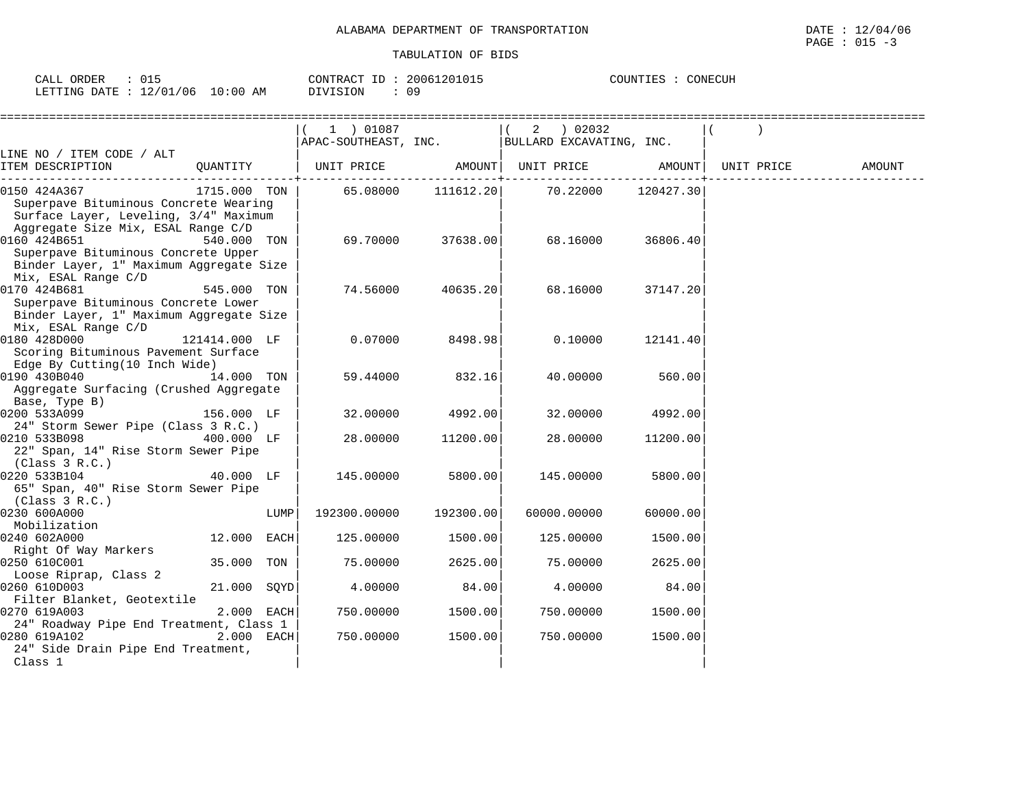ALABAMA DEPARTMENT OF TRANSPORTATION

TABULATION OF BIDS

DATE : 12/04/06
PAGE : 015 -3

CALL ORDER : 015
LETTING DATE : 12/01/06 10:00 AM

CONTRACT ID : 20061201015
DIVISION : 09

COUNTIES : CONECUH

| LINE NO / ITEM CODE / ALT ITEM DESCRIPTION | QUANTITY | ( 1 ) 01087 APAC-SOUTHEAST, INC. UNIT PRICE | AMOUNT | ( 2 ) 02032 BULLARD EXCAVATING, INC. UNIT PRICE | AMOUNT | ( ) UNIT PRICE | AMOUNT |
|---|---|---|---|---|---|---|---|
| 0150 424A367 Superpave Bituminous Concrete Wearing Surface Layer, Leveling, 3/4" Maximum Aggregate Size Mix, ESAL Range C/D | 1715.000 TON | 65.08000 | 111612.20 | 70.22000 | 120427.30 | | |
| 0160 424B651 Superpave Bituminous Concrete Upper Binder Layer, 1" Maximum Aggregate Size Mix, ESAL Range C/D | 540.000 TON | 69.70000 | 37638.00 | 68.16000 | 36806.40 | | |
| 0170 424B681 Superpave Bituminous Concrete Lower Binder Layer, 1" Maximum Aggregate Size Mix, ESAL Range C/D | 545.000 TON | 74.56000 | 40635.20 | 68.16000 | 37147.20 | | |
| 0180 428D000 Scoring Bituminous Pavement Surface Edge By Cutting(10 Inch Wide) | 121414.000 LF | 0.07000 | 8498.98 | 0.10000 | 12141.40 | | |
| 0190 430B040 Aggregate Surfacing (Crushed Aggregate Base, Type B) | 14.000 TON | 59.44000 | 832.16 | 40.00000 | 560.00 | | |
| 0200 533A099 24" Storm Sewer Pipe (Class 3 R.C.) | 156.000 LF | 32.00000 | 4992.00 | 32.00000 | 4992.00 | | |
| 0210 533B098 22" Span, 14" Rise Storm Sewer Pipe (Class 3 R.C.) | 400.000 LF | 28.00000 | 11200.00 | 28.00000 | 11200.00 | | |
| 0220 533B104 65" Span, 40" Rise Storm Sewer Pipe (Class 3 R.C.) | 40.000 LF | 145.00000 | 5800.00 | 145.00000 | 5800.00 | | |
| 0230 600A000 Mobilization | LUMP | 192300.00000 | 192300.00 | 60000.00000 | 60000.00 | | |
| 0240 602A000 Right Of Way Markers | 12.000 EACH | 125.00000 | 1500.00 | 125.00000 | 1500.00 | | |
| 0250 610C001 Loose Riprap, Class 2 | 35.000 TON | 75.00000 | 2625.00 | 75.00000 | 2625.00 | | |
| 0260 610D003 Filter Blanket, Geotextile | 21.000 SQYD | 4.00000 | 84.00 | 4.00000 | 84.00 | | |
| 0270 619A003 24" Roadway Pipe End Treatment, Class 1 | 2.000 EACH | 750.00000 | 1500.00 | 750.00000 | 1500.00 | | |
| 0280 619A102 24" Side Drain Pipe End Treatment, Class 1 | 2.000 EACH | 750.00000 | 1500.00 | 750.00000 | 1500.00 | | |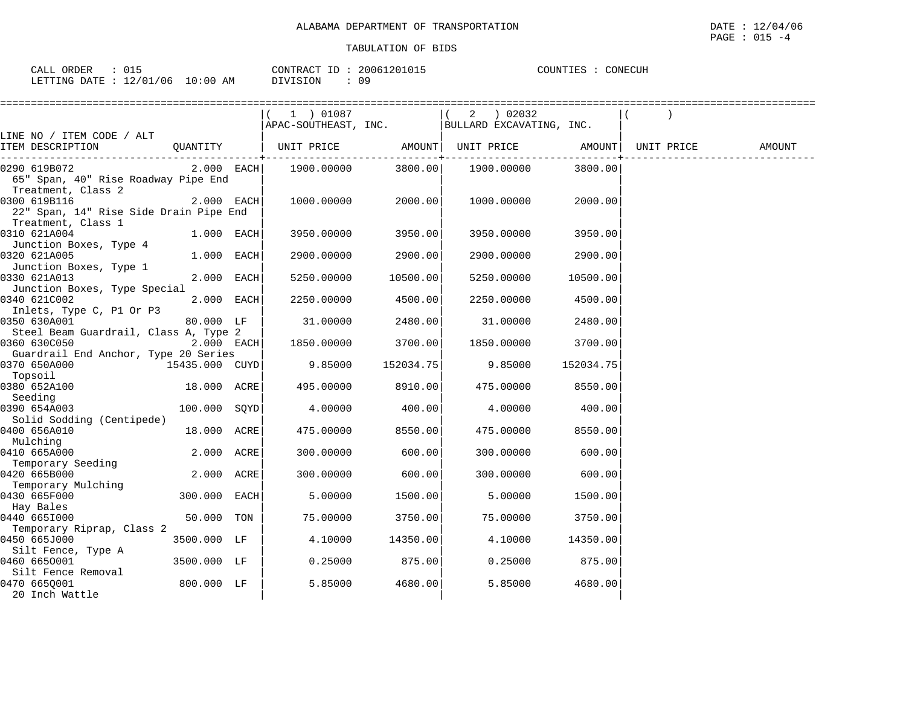ALABAMA DEPARTMENT OF TRANSPORTATION

TABULATION OF BIDS

DATE : 12/04/06
PAGE : 015 -4

CALL ORDER : 015 | CONTRACT ID : 20061201015 | COUNTIES : CONECUH
LETTING DATE : 12/01/06 10:00 AM | DIVISION : 09

| LINE NO / ITEM CODE / ALT ITEM DESCRIPTION | QUANTITY | ( 1 ) 01087 APAC-SOUTHEAST, INC. UNIT PRICE | AMOUNT | ( 2 ) 02032 BULLARD EXCAVATING, INC. UNIT PRICE | AMOUNT | ( ) UNIT PRICE | AMOUNT |
|---|---|---|---|---|---|---|---|
| 0290 619B072 65" Span, 40" Rise Roadway Pipe End Treatment, Class 2 | 2.000 EACH | 1900.00000 | 3800.00 | 1900.00000 | 3800.00 | | |
| 0300 619B116 22" Span, 14" Rise Side Drain Pipe End Treatment, Class 1 | 2.000 EACH | 1000.00000 | 2000.00 | 1000.00000 | 2000.00 | | |
| 0310 621A004 Junction Boxes, Type 4 | 1.000 EACH | 3950.00000 | 3950.00 | 3950.00000 | 3950.00 | | |
| 0320 621A005 Junction Boxes, Type 1 | 1.000 EACH | 2900.00000 | 2900.00 | 2900.00000 | 2900.00 | | |
| 0330 621A013 Junction Boxes, Type Special | 2.000 EACH | 5250.00000 | 10500.00 | 5250.00000 | 10500.00 | | |
| 0340 621C002 Inlets, Type C, P1 Or P3 | 2.000 EACH | 2250.00000 | 4500.00 | 2250.00000 | 4500.00 | | |
| 0350 630A001 Steel Beam Guardrail, Class A, Type 2 | 80.000 LF | 31.00000 | 2480.00 | 31.00000 | 2480.00 | | |
| 0360 630C050 Guardrail End Anchor, Type 20 Series | 2.000 EACH | 1850.00000 | 3700.00 | 1850.00000 | 3700.00 | | |
| 0370 650A000 Topsoil | 15435.000 CUYD | 9.85000 | 152034.75 | 9.85000 | 152034.75 | | |
| 0380 652A100 Seeding | 18.000 ACRE | 495.00000 | 8910.00 | 475.00000 | 8550.00 | | |
| 0390 654A003 Solid Sodding (Centipede) | 100.000 SQYD | 4.00000 | 400.00 | 4.00000 | 400.00 | | |
| 0400 656A010 Mulching | 18.000 ACRE | 475.00000 | 8550.00 | 475.00000 | 8550.00 | | |
| 0410 665A000 Temporary Seeding | 2.000 ACRE | 300.00000 | 600.00 | 300.00000 | 600.00 | | |
| 0420 665B000 Temporary Mulching | 2.000 ACRE | 300.00000 | 600.00 | 300.00000 | 600.00 | | |
| 0430 665F000 Hay Bales | 300.000 EACH | 5.00000 | 1500.00 | 5.00000 | 1500.00 | | |
| 0440 665I000 Temporary Riprap, Class 2 | 50.000 TON | 75.00000 | 3750.00 | 75.00000 | 3750.00 | | |
| 0450 665J000 Silt Fence, Type A | 3500.000 LF | 4.10000 | 14350.00 | 4.10000 | 14350.00 | | |
| 0460 665O001 Silt Fence Removal | 3500.000 LF | 0.25000 | 875.00 | 0.25000 | 875.00 | | |
| 0470 665Q001 20 Inch Wattle | 800.000 LF | 5.85000 | 4680.00 | 5.85000 | 4680.00 | | |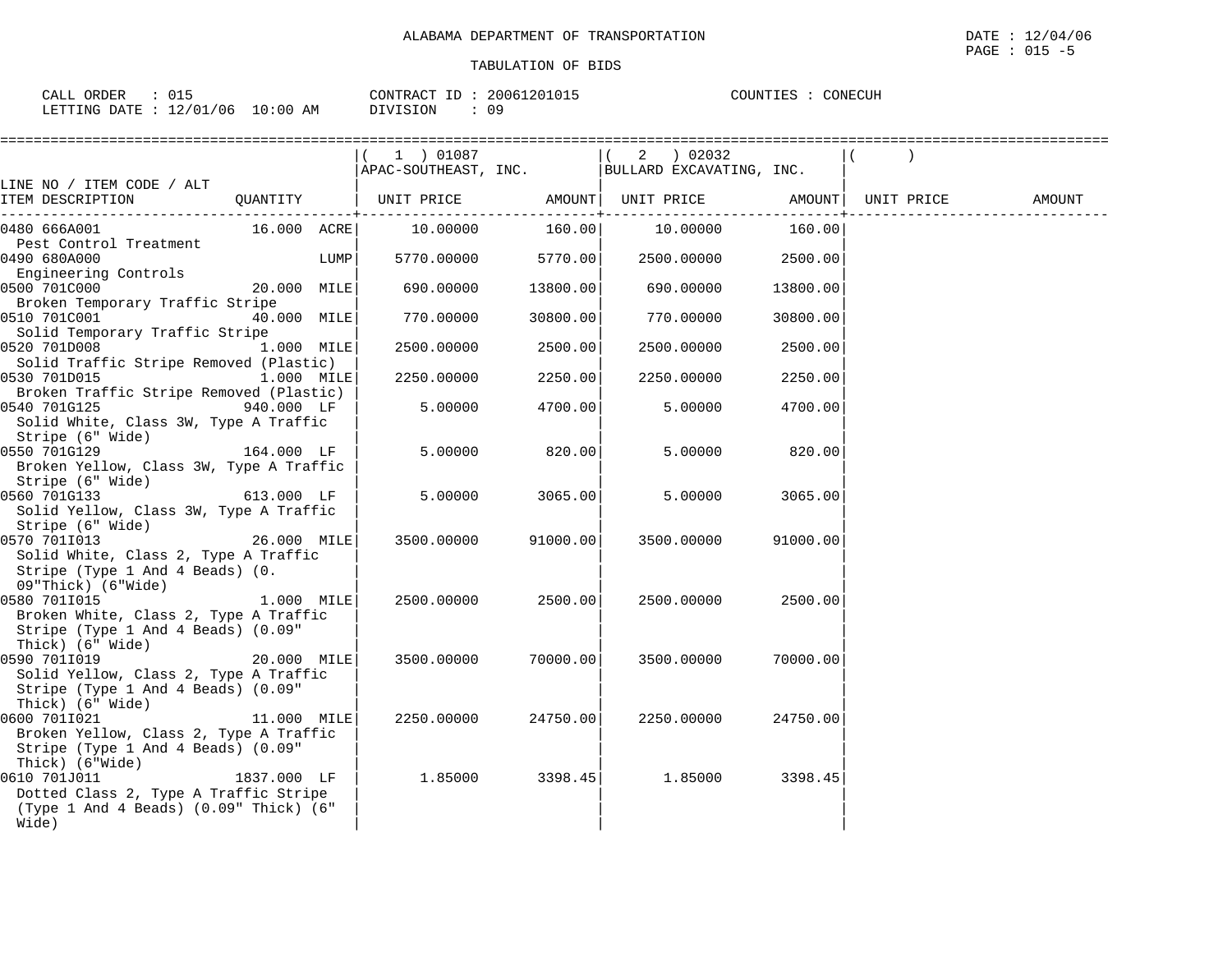ALABAMA DEPARTMENT OF TRANSPORTATION

TABULATION OF BIDS

DATE : 12/04/06
PAGE : 015 -5

CALL ORDER : 015
LETTING DATE : 12/01/06 10:00 AM

CONTRACT ID : 20061201015
DIVISION : 09

COUNTIES : CONECUH

| LINE NO / ITEM CODE / ALT ITEM DESCRIPTION | QUANTITY | ( 1 ) 01087 APAC-SOUTHEAST, INC. UNIT PRICE | AMOUNT | ( 2 ) 02032 BULLARD EXCAVATING, INC. UNIT PRICE | AMOUNT | ( ) UNIT PRICE | AMOUNT |
|---|---|---|---|---|---|---|---|
| 0480 666A001 Pest Control Treatment | 16.000 ACRE | 10.00000 | 160.00 | 10.00000 | 160.00 | | |
| 0490 680A000 Engineering Controls | LUMP | 5770.00000 | 5770.00 | 2500.00000 | 2500.00 | | |
| 0500 701C000 Broken Temporary Traffic Stripe | 20.000 MILE | 690.00000 | 13800.00 | 690.00000 | 13800.00 | | |
| 0510 701C001 Solid Temporary Traffic Stripe | 40.000 MILE | 770.00000 | 30800.00 | 770.00000 | 30800.00 | | |
| 0520 701D008 Solid Traffic Stripe Removed (Plastic) | 1.000 MILE | 2500.00000 | 2500.00 | 2500.00000 | 2500.00 | | |
| 0530 701D015 Broken Traffic Stripe Removed (Plastic) | 1.000 MILE | 2250.00000 | 2250.00 | 2250.00000 | 2250.00 | | |
| 0540 701G125 Solid White, Class 3W, Type A Traffic Stripe (6" Wide) | 940.000 LF | 5.00000 | 4700.00 | 5.00000 | 4700.00 | | |
| 0550 701G129 Broken Yellow, Class 3W, Type A Traffic Stripe (6" Wide) | 164.000 LF | 5.00000 | 820.00 | 5.00000 | 820.00 | | |
| 0560 701G133 Solid Yellow, Class 3W, Type A Traffic Stripe (6" Wide) | 613.000 LF | 5.00000 | 3065.00 | 5.00000 | 3065.00 | | |
| 0570 701I013 Solid White, Class 2, Type A Traffic Stripe (Type 1 And 4 Beads) (0. 09"Thick) (6"Wide) | 26.000 MILE | 3500.00000 | 91000.00 | 3500.00000 | 91000.00 | | |
| 0580 701I015 Broken White, Class 2, Type A Traffic Stripe (Type 1 And 4 Beads) (0.09" Thick) (6" Wide) | 1.000 MILE | 2500.00000 | 2500.00 | 2500.00000 | 2500.00 | | |
| 0590 701I019 Solid Yellow, Class 2, Type A Traffic Stripe (Type 1 And 4 Beads) (0.09" Thick) (6" Wide) | 20.000 MILE | 3500.00000 | 70000.00 | 3500.00000 | 70000.00 | | |
| 0600 701I021 Broken Yellow, Class 2, Type A Traffic Stripe (Type 1 And 4 Beads) (0.09" Thick) (6"Wide) | 11.000 MILE | 2250.00000 | 24750.00 | 2250.00000 | 24750.00 | | |
| 0610 701J011 Dotted Class 2, Type A Traffic Stripe (Type 1 And 4 Beads) (0.09" Thick) (6" Wide) | 1837.000 LF | 1.85000 | 3398.45 | 1.85000 | 3398.45 | | |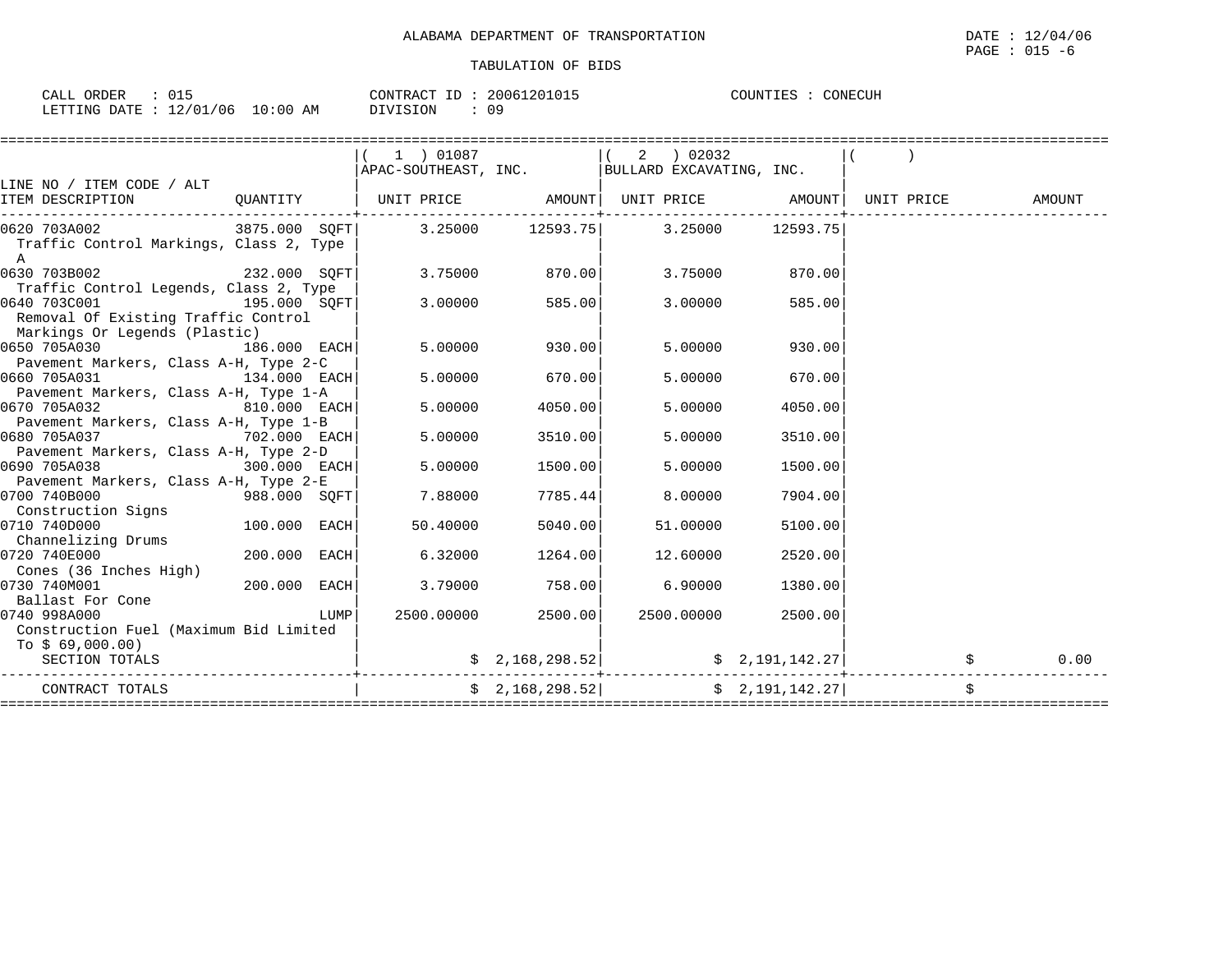ALABAMA DEPARTMENT OF TRANSPORTATION

TABULATION OF BIDS

DATE : 12/04/06
PAGE : 015 -6

CALL ORDER : 015
LETTING DATE : 12/01/06 10:00 AM
CONTRACT ID : 20061201015
DIVISION : 09
COUNTIES : CONECUH

| LINE NO / ITEM CODE / ALT ITEM DESCRIPTION | QUANTITY | ( 1 ) 01087 APAC-SOUTHEAST, INC. UNIT PRICE | AMOUNT | ( 2 ) 02032 BULLARD EXCAVATING, INC. UNIT PRICE | AMOUNT | ( ) UNIT PRICE | AMOUNT |
|---|---|---|---|---|---|---|---|
| 0620 703A002 Traffic Control Markings, Class 2, Type A | 3875.000 SQFT | 3.25000 | 12593.75 | 3.25000 | 12593.75 | | |
| 0630 703B002 Traffic Control Legends, Class 2, Type | 232.000 SQFT | 3.75000 | 870.00 | 3.75000 | 870.00 | | |
| 0640 703C001 Removal Of Existing Traffic Control Markings Or Legends (Plastic) | 195.000 SQFT | 3.00000 | 585.00 | 3.00000 | 585.00 | | |
| 0650 705A030 Pavement Markers, Class A-H, Type 2-C | 186.000 EACH | 5.00000 | 930.00 | 5.00000 | 930.00 | | |
| 0660 705A031 Pavement Markers, Class A-H, Type 1-A | 134.000 EACH | 5.00000 | 670.00 | 5.00000 | 670.00 | | |
| 0670 705A032 Pavement Markers, Class A-H, Type 1-B | 810.000 EACH | 5.00000 | 4050.00 | 5.00000 | 4050.00 | | |
| 0680 705A037 Pavement Markers, Class A-H, Type 2-D | 702.000 EACH | 5.00000 | 3510.00 | 5.00000 | 3510.00 | | |
| 0690 705A038 Pavement Markers, Class A-H, Type 2-E | 300.000 EACH | 5.00000 | 1500.00 | 5.00000 | 1500.00 | | |
| 0700 740B000 Construction Signs | 988.000 SQFT | 7.88000 | 7785.44 | 8.00000 | 7904.00 | | |
| 0710 740D000 Channelizing Drums | 100.000 EACH | 50.40000 | 5040.00 | 51.00000 | 5100.00 | | |
| 0720 740E000 Cones (36 Inches High) | 200.000 EACH | 6.32000 | 1264.00 | 12.60000 | 2520.00 | | |
| 0730 740M001 Ballast For Cone | 200.000 EACH | 3.79000 | 758.00 | 6.90000 | 1380.00 | | |
| 0740 998A000 Construction Fuel (Maximum Bid Limited To $ 69,000.00) | LUMP | 2500.00000 | 2500.00 | 2500.00000 | 2500.00 | | |
| SECTION TOTALS | | | $ 2,168,298.52 | | $ 2,191,142.27 | | $ 0.00 |
| CONTRACT TOTALS | | | $ 2,168,298.52 | | $ 2,191,142.27 | | $ |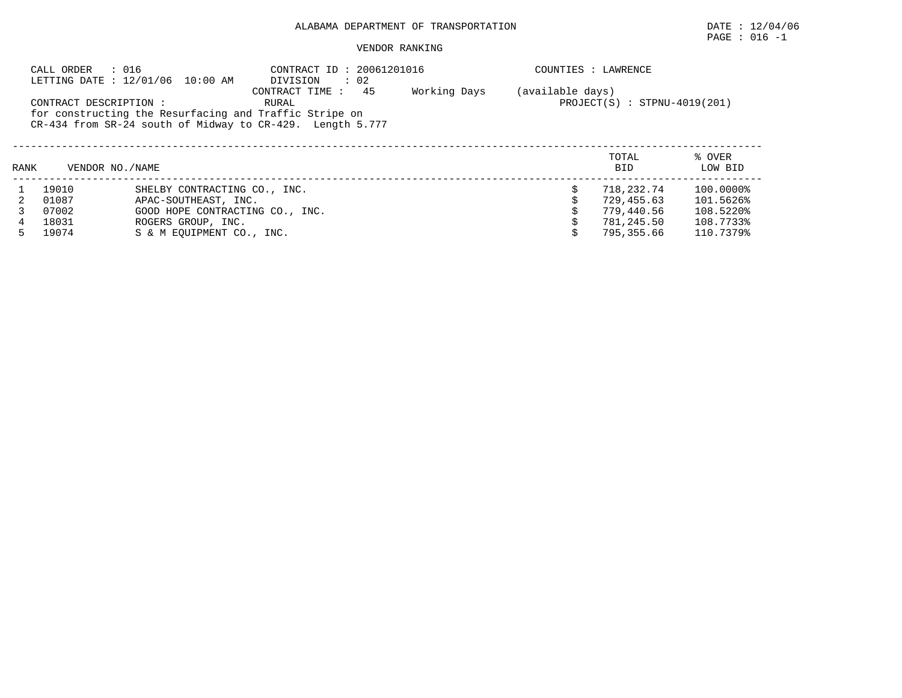# ALABAMA DEPARTMENT OF TRANSPORTATION

DATE : 12/04/06

PAGE : 016 -1

## VENDOR RANKING

CALL ORDER : 016 &nbsp;&nbsp;&nbsp;&nbsp; CONTRACT ID : 20061201016 &nbsp;&nbsp;&nbsp;&nbsp; COUNTIES : LAWRENCE

LETTING DATE : 12/01/06 10:00 AM &nbsp;&nbsp;&nbsp;&nbsp; DIVISION : 02

CONTRACT TIME : 45 Working Days (available days)

CONTRACT DESCRIPTION : RURAL &nbsp;&nbsp;&nbsp;&nbsp; PROJECT(S) : STPNU-4019(201)

for constructing the Resurfacing and Traffic Stripe on CR-434 from SR-24 south of Midway to CR-429. Length 5.777

| RANK | VENDOR NO. | NAME | TOTAL BID | % OVER LOW BID |
|---|---|---|---|---|
| 1 | 19010 | SHELBY CONTRACTING CO., INC. | $ 718,232.74 | 100.0000% |
| 2 | 01087 | APAC-SOUTHEAST, INC. | $ 729,455.63 | 101.5626% |
| 3 | 07002 | GOOD HOPE CONTRACTING CO., INC. | $ 779,440.56 | 108.5220% |
| 4 | 18031 | ROGERS GROUP, INC. | $ 781,245.50 | 108.7733% |
| 5 | 19074 | S & M EQUIPMENT CO., INC. | $ 795,355.66 | 110.7379% |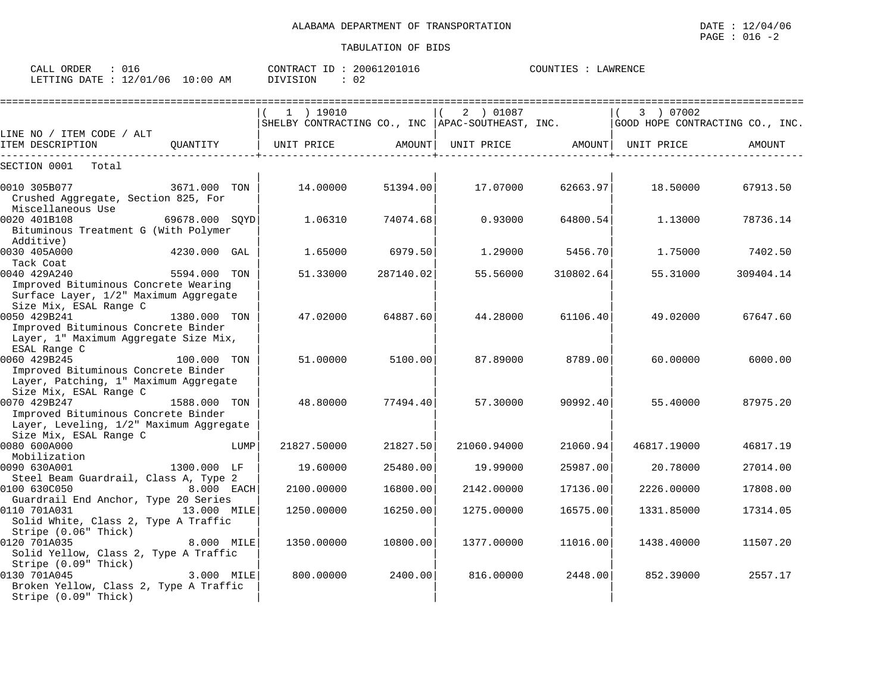ALABAMA DEPARTMENT OF TRANSPORTATION

DATE : 12/04/06
PAGE : 016 -2

TABULATION OF BIDS

CALL ORDER : 016 CONTRACT ID : 20061201016 COUNTIES : LAWRENCE
LETTING DATE : 12/01/06 10:00 AM DIVISION : 02

| LINE NO / ITEM CODE / ALT | | ( 1 ) 19010 SHELBY CONTRACTING CO., INC | | ( 2 ) 01087 APAC-SOUTHEAST, INC. | | ( 3 ) 07002 GOOD HOPE CONTRACTING CO., INC. | |
|---|---|---|---|---|---|---|---|
| ITEM DESCRIPTION | QUANTITY | UNIT PRICE | AMOUNT | UNIT PRICE | AMOUNT | UNIT PRICE | AMOUNT |
| SECTION 0001 Total | | | | | | | |
| 0010 305B077 Crushed Aggregate, Section 825, For Miscellaneous Use | 3671.000 TON | 14.00000 | 51394.00 | 17.07000 | 62663.97 | 18.50000 | 67913.50 |
| 0020 401B108 Bituminous Treatment G (With Polymer Additive) | 69678.000 SQYD | 1.06310 | 74074.68 | 0.93000 | 64800.54 | 1.13000 | 78736.14 |
| 0030 405A000 Tack Coat | 4230.000 GAL | 1.65000 | 6979.50 | 1.29000 | 5456.70 | 1.75000 | 7402.50 |
| 0040 429A240 Improved Bituminous Concrete Wearing Surface Layer, 1/2" Maximum Aggregate Size Mix, ESAL Range C | 5594.000 TON | 51.33000 | 287140.02 | 55.56000 | 310802.64 | 55.31000 | 309404.14 |
| 0050 429B241 Improved Bituminous Concrete Binder Layer, 1" Maximum Aggregate Size Mix, ESAL Range C | 1380.000 TON | 47.02000 | 64887.60 | 44.28000 | 61106.40 | 49.02000 | 67647.60 |
| 0060 429B245 Improved Bituminous Concrete Binder Layer, Patching, 1" Maximum Aggregate Size Mix, ESAL Range C | 100.000 TON | 51.00000 | 5100.00 | 87.89000 | 8789.00 | 60.00000 | 6000.00 |
| 0070 429B247 Improved Bituminous Concrete Binder Layer, Leveling, 1/2" Maximum Aggregate Size Mix, ESAL Range C | 1588.000 TON | 48.80000 | 77494.40 | 57.30000 | 90992.40 | 55.40000 | 87975.20 |
| 0080 600A000 Mobilization | LUMP | 21827.50000 | 21827.50 | 21060.94000 | 21060.94 | 46817.19000 | 46817.19 |
| 0090 630A001 Steel Beam Guardrail, Class A, Type 2 | 1300.000 LF | 19.60000 | 25480.00 | 19.99000 | 25987.00 | 20.78000 | 27014.00 |
| 0100 630C050 Guardrail End Anchor, Type 20 Series | 8.000 EACH | 2100.00000 | 16800.00 | 2142.00000 | 17136.00 | 2226.00000 | 17808.00 |
| 0110 701A031 Solid White, Class 2, Type A Traffic Stripe (0.06" Thick) | 13.000 MILE | 1250.00000 | 16250.00 | 1275.00000 | 16575.00 | 1331.85000 | 17314.05 |
| 0120 701A035 Solid Yellow, Class 2, Type A Traffic Stripe (0.09" Thick) | 8.000 MILE | 1350.00000 | 10800.00 | 1377.00000 | 11016.00 | 1438.40000 | 11507.20 |
| 0130 701A045 Broken Yellow, Class 2, Type A Traffic Stripe (0.09" Thick) | 3.000 MILE | 800.00000 | 2400.00 | 816.00000 | 2448.00 | 852.39000 | 2557.17 |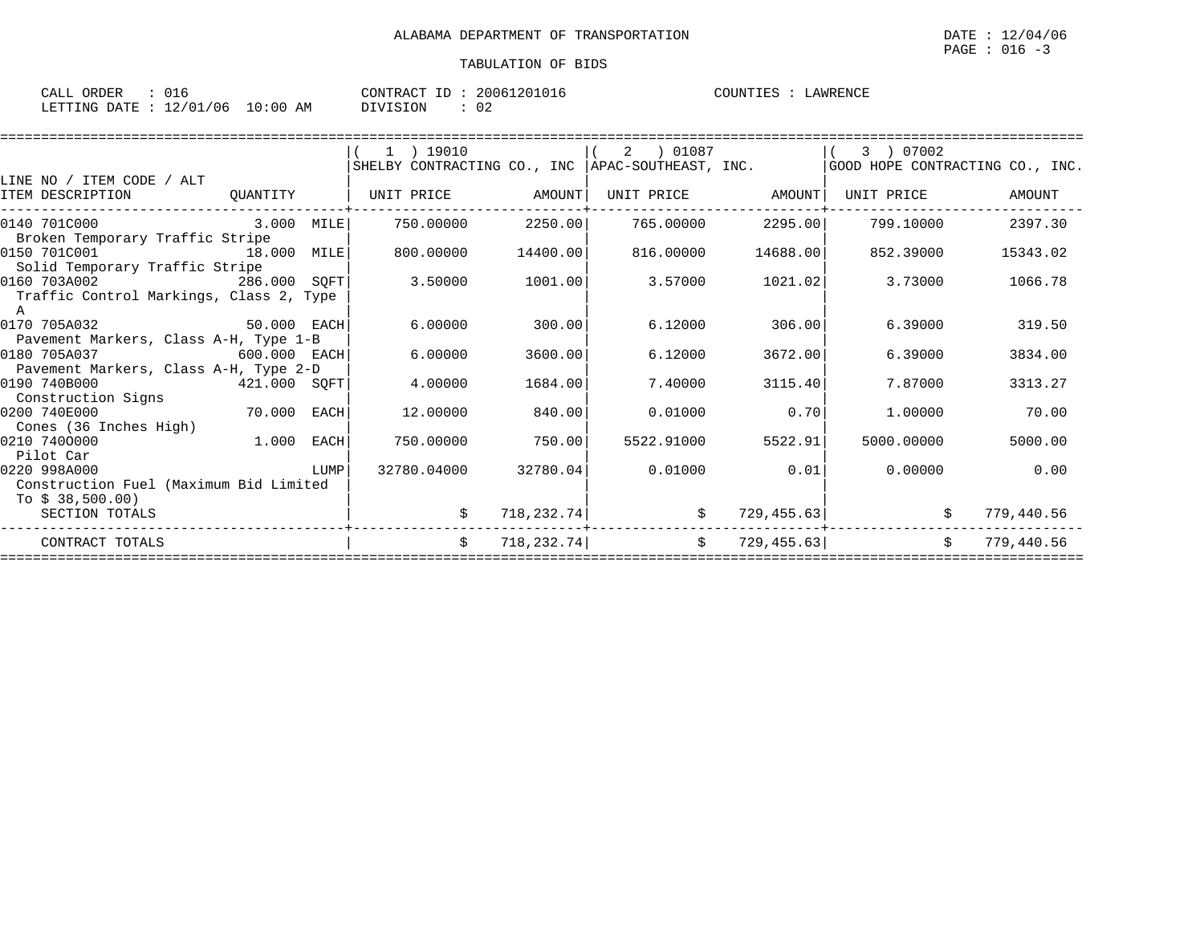ALABAMA DEPARTMENT OF TRANSPORTATION

DATE : 12/04/06
PAGE : 016 -3

TABULATION OF BIDS

CALL ORDER : 016
LETTING DATE : 12/01/06 10:00 AM

CONTRACT ID : 20061201016
DIVISION : 02

COUNTIES : LAWRENCE

| LINE NO / ITEM CODE / ALT ITEM DESCRIPTION | QUANTITY | ( 1 ) 19010 SHELBY CONTRACTING CO., INC UNIT PRICE | AMOUNT | ( 2 ) 01087 APAC-SOUTHEAST, INC. UNIT PRICE | AMOUNT | ( 3 ) 07002 GOOD HOPE CONTRACTING CO., INC. UNIT PRICE | AMOUNT |
|---|---|---|---|---|---|---|---|
| 0140 701C000 Broken Temporary Traffic Stripe | 3.000 MILE | 750.00000 | 2250.00 | 765.00000 | 2295.00 | 799.10000 | 2397.30 |
| 0150 701C001 Solid Temporary Traffic Stripe | 18.000 MILE | 800.00000 | 14400.00 | 816.00000 | 14688.00 | 852.39000 | 15343.02 |
| 0160 703A002 Traffic Control Markings, Class 2, Type A | 286.000 SQFT | 3.50000 | 1001.00 | 3.57000 | 1021.02 | 3.73000 | 1066.78 |
| 0170 705A032 Pavement Markers, Class A-H, Type 1-B | 50.000 EACH | 6.00000 | 300.00 | 6.12000 | 306.00 | 6.39000 | 319.50 |
| 0180 705A037 Pavement Markers, Class A-H, Type 2-D | 600.000 EACH | 6.00000 | 3600.00 | 6.12000 | 3672.00 | 6.39000 | 3834.00 |
| 0190 740B000 Construction Signs | 421.000 SQFT | 4.00000 | 1684.00 | 7.40000 | 3115.40 | 7.87000 | 3313.27 |
| 0200 740E000 Cones (36 Inches High) | 70.000 EACH | 12.00000 | 840.00 | 0.01000 | 0.70 | 1.00000 | 70.00 |
| 0210 740O000 Pilot Car | 1.000 EACH | 750.00000 | 750.00 | 5522.91000 | 5522.91 | 5000.00000 | 5000.00 |
| 0220 998A000 Construction Fuel (Maximum Bid Limited To $ 38,500.00) | LUMP | 32780.04000 | 32780.04 | 0.01000 | 0.01 | 0.00000 | 0.00 |
| SECTION TOTALS | | | $ 718,232.74 | | $ 729,455.63 | | $ 779,440.56 |
| CONTRACT TOTALS | | | $ 718,232.74 | | $ 729,455.63 | | $ 779,440.56 |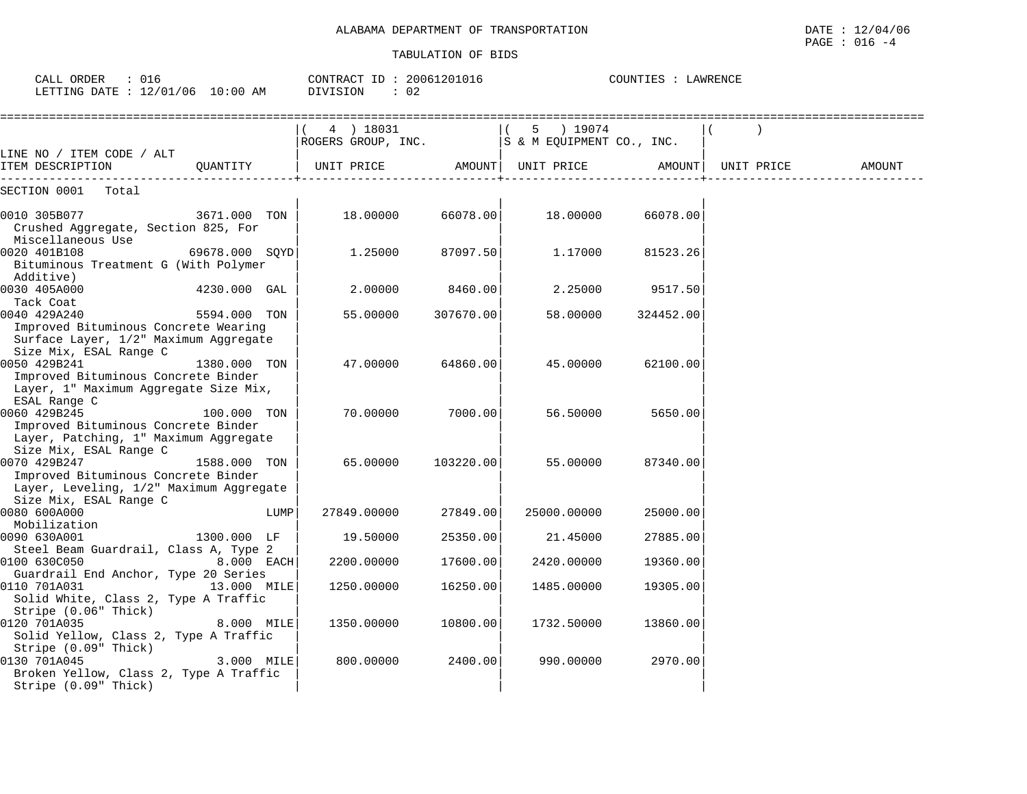ALABAMA DEPARTMENT OF TRANSPORTATION

TABULATION OF BIDS

DATE : 12/04/06
PAGE : 016 -4

CALL ORDER : 016
LETTING DATE : 12/01/06 10:00 AM

CONTRACT ID : 20061201016
DIVISION : 02

COUNTIES : LAWRENCE

| LINE NO / ITEM CODE / ALT ITEM DESCRIPTION | QUANTITY | ( 4 ) 18031 ROGERS GROUP, INC. UNIT PRICE | AMOUNT | ( 5 ) 19074 S & M EQUIPMENT CO., INC. UNIT PRICE | AMOUNT | ( ) UNIT PRICE | AMOUNT |
|---|---|---|---|---|---|---|---|
| SECTION 0001 Total | | | | | | | |
| 0010 305B077 Crushed Aggregate, Section 825, For Miscellaneous Use | 3671.000 TON | 18.00000 | 66078.00 | 18.00000 | 66078.00 | | |
| 0020 401B108 Bituminous Treatment G (With Polymer Additive) | 69678.000 SQYD | 1.25000 | 87097.50 | 1.17000 | 81523.26 | | |
| 0030 405A000 Tack Coat | 4230.000 GAL | 2.00000 | 8460.00 | 2.25000 | 9517.50 | | |
| 0040 429A240 Improved Bituminous Concrete Wearing Surface Layer, 1/2" Maximum Aggregate Size Mix, ESAL Range C | 5594.000 TON | 55.00000 | 307670.00 | 58.00000 | 324452.00 | | |
| 0050 429B241 Improved Bituminous Concrete Binder Layer, 1" Maximum Aggregate Size Mix, ESAL Range C | 1380.000 TON | 47.00000 | 64860.00 | 45.00000 | 62100.00 | | |
| 0060 429B245 Improved Bituminous Concrete Binder Layer, Patching, 1" Maximum Aggregate Size Mix, ESAL Range C | 100.000 TON | 70.00000 | 7000.00 | 56.50000 | 5650.00 | | |
| 0070 429B247 Improved Bituminous Concrete Binder Layer, Leveling, 1/2" Maximum Aggregate Size Mix, ESAL Range C | 1588.000 TON | 65.00000 | 103220.00 | 55.00000 | 87340.00 | | |
| 0080 600A000 Mobilization | LUMP | 27849.00000 | 27849.00 | 25000.00000 | 25000.00 | | |
| 0090 630A001 Steel Beam Guardrail, Class A, Type 2 | 1300.000 LF | 19.50000 | 25350.00 | 21.45000 | 27885.00 | | |
| 0100 630C050 Guardrail End Anchor, Type 20 Series | 8.000 EACH | 2200.00000 | 17600.00 | 2420.00000 | 19360.00 | | |
| 0110 701A031 Solid White, Class 2, Type A Traffic Stripe (0.06" Thick) | 13.000 MILE | 1250.00000 | 16250.00 | 1485.00000 | 19305.00 | | |
| 0120 701A035 Solid Yellow, Class 2, Type A Traffic Stripe (0.09" Thick) | 8.000 MILE | 1350.00000 | 10800.00 | 1732.50000 | 13860.00 | | |
| 0130 701A045 Broken Yellow, Class 2, Type A Traffic Stripe (0.09" Thick) | 3.000 MILE | 800.00000 | 2400.00 | 990.00000 | 2970.00 | | |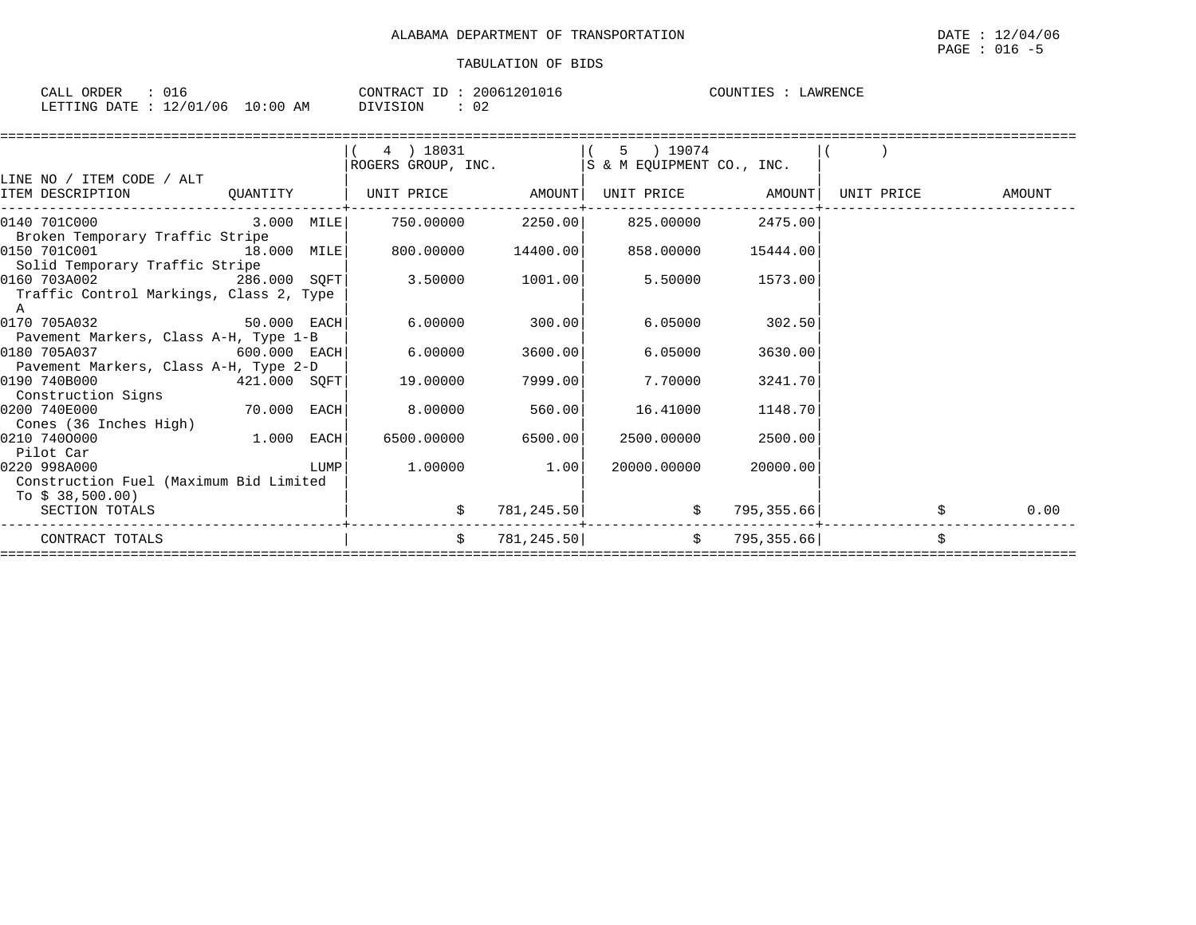ALABAMA DEPARTMENT OF TRANSPORTATION

DATE : 12/04/06
PAGE : 016 -5

TABULATION OF BIDS

CALL ORDER : 016 &nbsp;&nbsp;&nbsp; CONTRACT ID : 20061201016 &nbsp;&nbsp;&nbsp; COUNTIES : LAWRENCE
LETTING DATE : 12/01/06 10:00 AM &nbsp;&nbsp;&nbsp; DIVISION : 02

| LINE NO / ITEM CODE / ALT ITEM DESCRIPTION | QUANTITY | ( 4 ) 18031 ROGERS GROUP, INC. UNIT PRICE | AMOUNT | ( 5 ) 19074 S & M EQUIPMENT CO., INC. UNIT PRICE | AMOUNT | ( ) UNIT PRICE | AMOUNT |
|---|---|---|---|---|---|---|---|
| 0140 701C000 Broken Temporary Traffic Stripe | 3.000 MILE | 750.00000 | 2250.00 | 825.00000 | 2475.00 | | |
| 0150 701C001 Solid Temporary Traffic Stripe | 18.000 MILE | 800.00000 | 14400.00 | 858.00000 | 15444.00 | | |
| 0160 703A002 Traffic Control Markings, Class 2, Type A | 286.000 SQFT | 3.50000 | 1001.00 | 5.50000 | 1573.00 | | |
| 0170 705A032 Pavement Markers, Class A-H, Type 1-B | 50.000 EACH | 6.00000 | 300.00 | 6.05000 | 302.50 | | |
| 0180 705A037 Pavement Markers, Class A-H, Type 2-D | 600.000 EACH | 6.00000 | 3600.00 | 6.05000 | 3630.00 | | |
| 0190 740B000 Construction Signs | 421.000 SQFT | 19.00000 | 7999.00 | 7.70000 | 3241.70 | | |
| 0200 740E000 Cones (36 Inches High) | 70.000 EACH | 8.00000 | 560.00 | 16.41000 | 1148.70 | | |
| 0210 740O000 Pilot Car | 1.000 EACH | 6500.00000 | 6500.00 | 2500.00000 | 2500.00 | | |
| 0220 998A000 Construction Fuel (Maximum Bid Limited To $ 38,500.00) | LUMP | 1.00000 | 1.00 | 20000.00000 | 20000.00 | | |
| SECTION TOTALS | | $ | 781,245.50 | $ | 795,355.66 | $ | 0.00 |
| CONTRACT TOTALS | | $ | 781,245.50 | $ | 795,355.66 | $ | |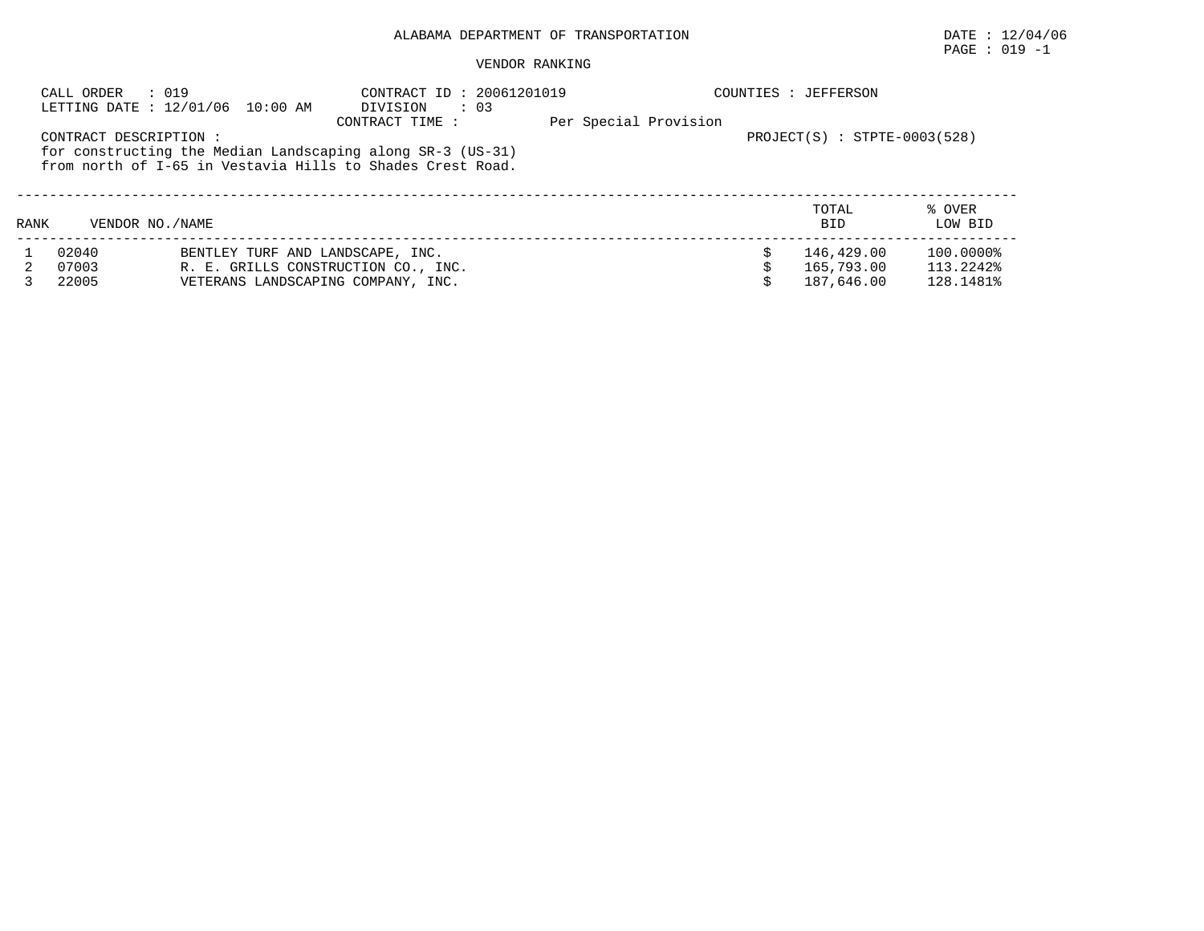# ALABAMA DEPARTMENT OF TRANSPORTATION

DATE : 12/04/06

PAGE : 019 -1

## VENDOR RANKING

CALL ORDER : 019
LETTING DATE : 12/01/06 10:00 AM

CONTRACT ID : 20061201019
DIVISION : 03
CONTRACT TIME : Per Special Provision

COUNTIES : JEFFERSON

PROJECT(S) : STPTE-0003(528)

CONTRACT DESCRIPTION :
for constructing the Median Landscaping along SR-3 (US-31) from north of I-65 in Vestavia Hills to Shades Crest Road.

| RANK | VENDOR NO. | NAME | TOTAL BID | % OVER LOW BID |
|---|---|---|---|---|
| 1 | 02040 | BENTLEY TURF AND LANDSCAPE, INC. | $ 146,429.00 | 100.0000% |
| 2 | 07003 | R. E. GRILLS CONSTRUCTION CO., INC. | $ 165,793.00 | 113.2242% |
| 3 | 22005 | VETERANS LANDSCAPING COMPANY, INC. | $ 187,646.00 | 128.1481% |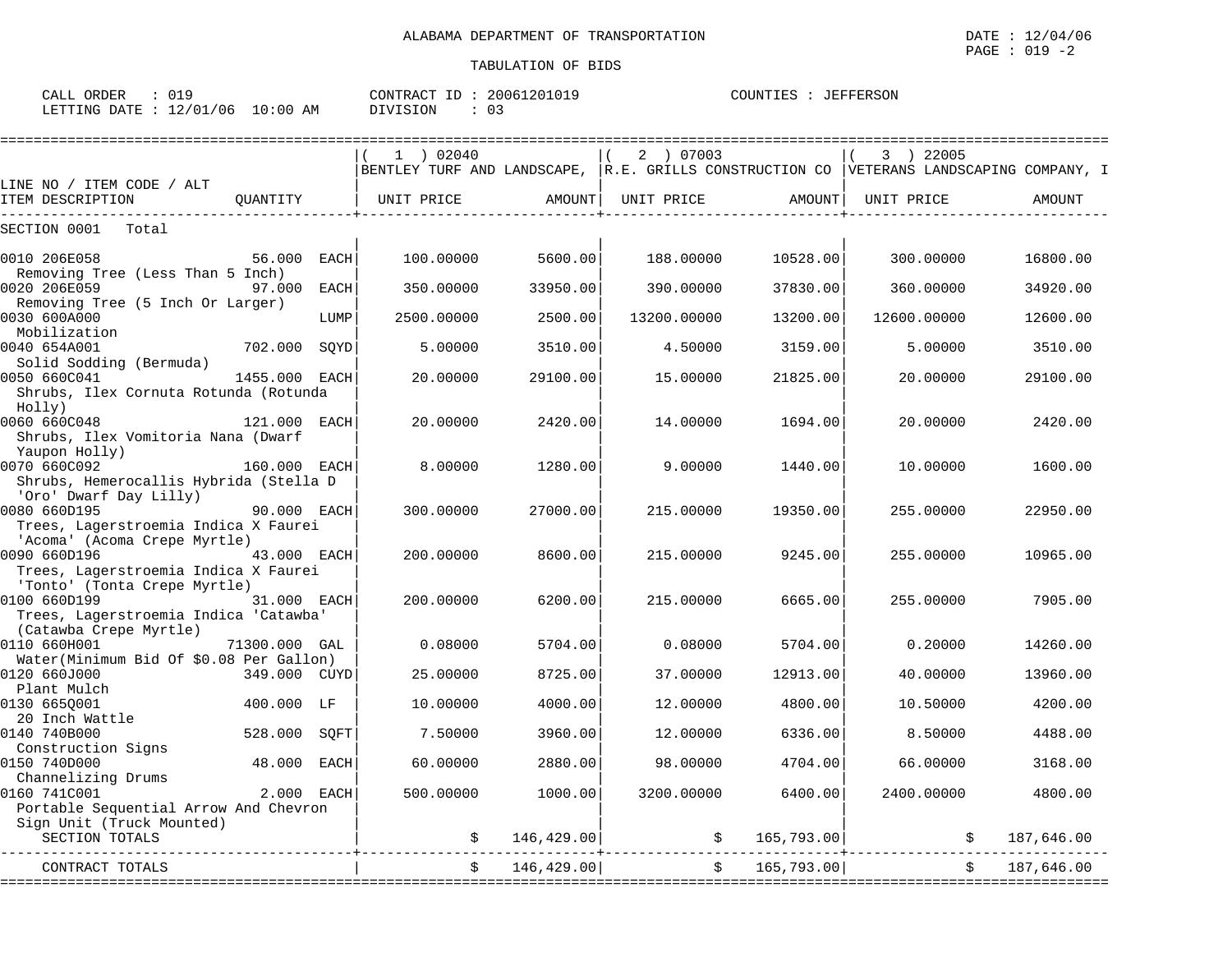ALABAMA DEPARTMENT OF TRANSPORTATION

TABULATION OF BIDS

DATE : 12/04/06
PAGE : 019 -2

CALL ORDER : 019
LETTING DATE : 12/01/06 10:00 AM

CONTRACT ID : 20061201019
DIVISION : 03

COUNTIES : JEFFERSON

| LINE NO / ITEM CODE / ALT ITEM DESCRIPTION | QUANTITY | ( 1 ) 02040 BENTLEY TURF AND LANDSCAPE, UNIT PRICE | AMOUNT | ( 2 ) 07003 R.E. GRILLS CONSTRUCTION CO UNIT PRICE | AMOUNT | ( 3 ) 22005 VETERANS LANDSCAPING COMPANY, I UNIT PRICE | AMOUNT |
|---|---|---|---|---|---|---|---|
| SECTION 0001 Total | | | | | | | |
| 0010 206E058 Removing Tree (Less Than 5 Inch) | 56.000 EACH | 100.00000 | 5600.00 | 188.00000 | 10528.00 | 300.00000 | 16800.00 |
| 0020 206E059 Removing Tree (5 Inch Or Larger) | 97.000 EACH | 350.00000 | 33950.00 | 390.00000 | 37830.00 | 360.00000 | 34920.00 |
| 0030 600A000 Mobilization | LUMP | 2500.00000 | 2500.00 | 13200.00000 | 13200.00 | 12600.00000 | 12600.00 |
| 0040 654A001 Solid Sodding (Bermuda) | 702.000 SQYD | 5.00000 | 3510.00 | 4.50000 | 3159.00 | 5.00000 | 3510.00 |
| 0050 660C041 Shrubs, Ilex Cornuta Rotunda (Rotunda Holly) | 1455.000 EACH | 20.00000 | 29100.00 | 15.00000 | 21825.00 | 20.00000 | 29100.00 |
| 0060 660C048 Shrubs, Ilex Vomitoria Nana (Dwarf Yaupon Holly) | 121.000 EACH | 20.00000 | 2420.00 | 14.00000 | 1694.00 | 20.00000 | 2420.00 |
| 0070 660C092 Shrubs, Hemerocallis Hybrida (Stella D 'Oro' Dwarf Day Lilly) | 160.000 EACH | 8.00000 | 1280.00 | 9.00000 | 1440.00 | 10.00000 | 1600.00 |
| 0080 660D195 Trees, Lagerstroemia Indica X Faurei 'Acoma' (Acoma Crepe Myrtle) | 90.000 EACH | 300.00000 | 27000.00 | 215.00000 | 19350.00 | 255.00000 | 22950.00 |
| 0090 660D196 Trees, Lagerstroemia Indica X Faurei 'Tonto' (Tonta Crepe Myrtle) | 43.000 EACH | 200.00000 | 8600.00 | 215.00000 | 9245.00 | 255.00000 | 10965.00 |
| 0100 660D199 Trees, Lagerstroemia Indica 'Catawba' (Catawba Crepe Myrtle) | 31.000 EACH | 200.00000 | 6200.00 | 215.00000 | 6665.00 | 255.00000 | 7905.00 |
| 0110 660H001 Water(Minimum Bid Of $0.08 Per Gallon) | 71300.000 GAL | 0.08000 | 5704.00 | 0.08000 | 5704.00 | 0.20000 | 14260.00 |
| 0120 660J000 Plant Mulch | 349.000 CUYD | 25.00000 | 8725.00 | 37.00000 | 12913.00 | 40.00000 | 13960.00 |
| 0130 665Q001 20 Inch Wattle | 400.000 LF | 10.00000 | 4000.00 | 12.00000 | 4800.00 | 10.50000 | 4200.00 |
| 0140 740B000 Construction Signs | 528.000 SQFT | 7.50000 | 3960.00 | 12.00000 | 6336.00 | 8.50000 | 4488.00 |
| 0150 740D000 Channelizing Drums | 48.000 EACH | 60.00000 | 2880.00 | 98.00000 | 4704.00 | 66.00000 | 3168.00 |
| 0160 741C001 Portable Sequential Arrow And Chevron Sign Unit (Truck Mounted) | 2.000 EACH | 500.00000 | 1000.00 | 3200.00000 | 6400.00 | 2400.00000 | 4800.00 |
| SECTION TOTALS | | | $ 146,429.00 | | $ 165,793.00 | | $ 187,646.00 |
| CONTRACT TOTALS | | | $ 146,429.00 | | $ 165,793.00 | | $ 187,646.00 |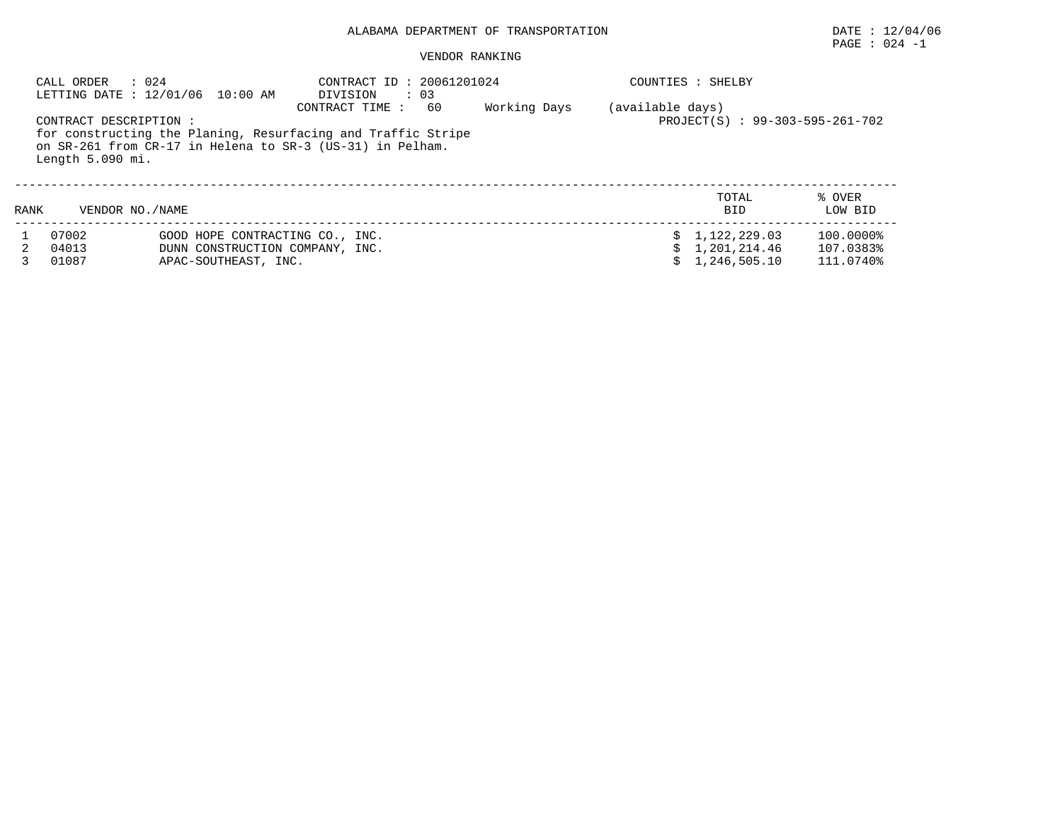ALABAMA DEPARTMENT OF TRANSPORTATION

DATE : 12/04/06

VENDOR RANKING

CALL ORDER : 024
LETTING DATE : 12/01/06 10:00 AM

CONTRACT ID : 20061201024
DIVISION : 03
CONTRACT TIME : 60 Working Days (available days)

COUNTIES : SHELBY

PROJECT(S) : 99-303-595-261-702

CONTRACT DESCRIPTION :
for constructing the Planing, Resurfacing and Traffic Stripe on SR-261 from CR-17 in Helena to SR-3 (US-31) in Pelham.
Length 5.090 mi.

| RANK | VENDOR NO./NAME | | TOTAL BID | % OVER LOW BID |
|---|---|---|---|---|
| 1 | 07002 | GOOD HOPE CONTRACTING CO., INC. | $ 1,122,229.03 | 100.0000% |
| 2 | 04013 | DUNN CONSTRUCTION COMPANY, INC. | $ 1,201,214.46 | 107.0383% |
| 3 | 01087 | APAC-SOUTHEAST, INC. | $ 1,246,505.10 | 111.0740% |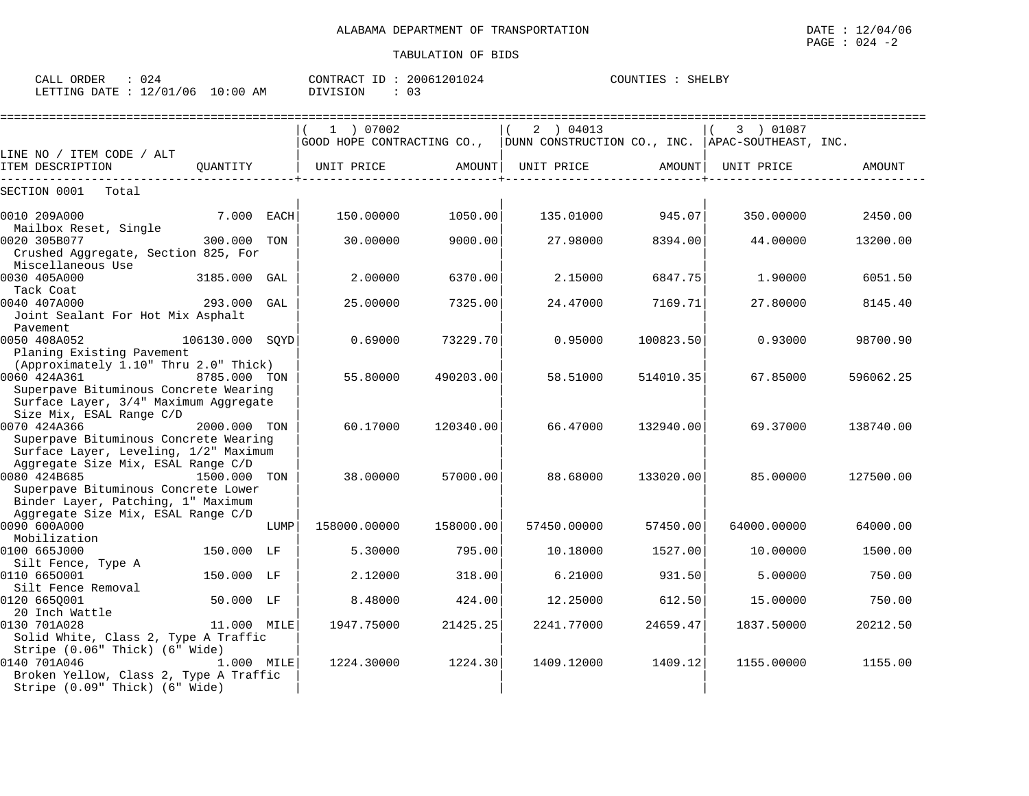ALABAMA DEPARTMENT OF TRANSPORTATION

TABULATION OF BIDS

DATE : 12/04/06
PAGE : 024 -2

CALL ORDER : 024
LETTING DATE : 12/01/06 10:00 AM

CONTRACT ID : 20061201024
DIVISION : 03

COUNTIES : SHELBY

| LINE NO / ITEM CODE / ALT<br>ITEM DESCRIPTION | QUANTITY | ( 1 ) 07002 GOOD HOPE CONTRACTING CO.,<br>UNIT PRICE | AMOUNT | ( 2 ) 04013 DUNN CONSTRUCTION CO., INC.<br>UNIT PRICE | AMOUNT | ( 3 ) 01087 APAC-SOUTHEAST, INC.<br>UNIT PRICE | AMOUNT |
|---|---|---|---|---|---|---|---|
| SECTION 0001 Total | | | | | | | |
| 0010 209A000<br>Mailbox Reset, Single | 7.000 EACH | 150.00000 | 1050.00 | 135.01000 | 945.07 | 350.00000 | 2450.00 |
| 0020 305B077<br>Crushed Aggregate, Section 825, For Miscellaneous Use | 300.000 TON | 30.00000 | 9000.00 | 27.98000 | 8394.00 | 44.00000 | 13200.00 |
| 0030 405A000<br>Tack Coat | 3185.000 GAL | 2.00000 | 6370.00 | 2.15000 | 6847.75 | 1.90000 | 6051.50 |
| 0040 407A000<br>Joint Sealant For Hot Mix Asphalt Pavement | 293.000 GAL | 25.00000 | 7325.00 | 24.47000 | 7169.71 | 27.80000 | 8145.40 |
| 0050 408A052<br>Planing Existing Pavement (Approximately 1.10" Thru 2.0" Thick) | 106130.000 SQYD | 0.69000 | 73229.70 | 0.95000 | 100823.50 | 0.93000 | 98700.90 |
| 0060 424A361<br>Superpave Bituminous Concrete Wearing Surface Layer, 3/4" Maximum Aggregate Size Mix, ESAL Range C/D | 8785.000 TON | 55.80000 | 490203.00 | 58.51000 | 514010.35 | 67.85000 | 596062.25 |
| 0070 424A366<br>Superpave Bituminous Concrete Wearing Surface Layer, Leveling, 1/2" Maximum Aggregate Size Mix, ESAL Range C/D | 2000.000 TON | 60.17000 | 120340.00 | 66.47000 | 132940.00 | 69.37000 | 138740.00 |
| 0080 424B685<br>Superpave Bituminous Concrete Lower Binder Layer, Patching, 1" Maximum Aggregate Size Mix, ESAL Range C/D | 1500.000 TON | 38.00000 | 57000.00 | 88.68000 | 133020.00 | 85.00000 | 127500.00 |
| 0090 600A000<br>Mobilization | LUMP | 158000.00000 | 158000.00 | 57450.00000 | 57450.00 | 64000.00000 | 64000.00 |
| 0100 665J000<br>Silt Fence, Type A | 150.000 LF | 5.30000 | 795.00 | 10.18000 | 1527.00 | 10.00000 | 1500.00 |
| 0110 665O001<br>Silt Fence Removal | 150.000 LF | 2.12000 | 318.00 | 6.21000 | 931.50 | 5.00000 | 750.00 |
| 0120 665Q001<br>20 Inch Wattle | 50.000 LF | 8.48000 | 424.00 | 12.25000 | 612.50 | 15.00000 | 750.00 |
| 0130 701A028<br>Solid White, Class 2, Type A Traffic Stripe (0.06" Thick) (6" Wide) | 11.000 MILE | 1947.75000 | 21425.25 | 2241.77000 | 24659.47 | 1837.50000 | 20212.50 |
| 0140 701A046<br>Broken Yellow, Class 2, Type A Traffic Stripe (0.09" Thick) (6" Wide) | 1.000 MILE | 1224.30000 | 1224.30 | 1409.12000 | 1409.12 | 1155.00000 | 1155.00 |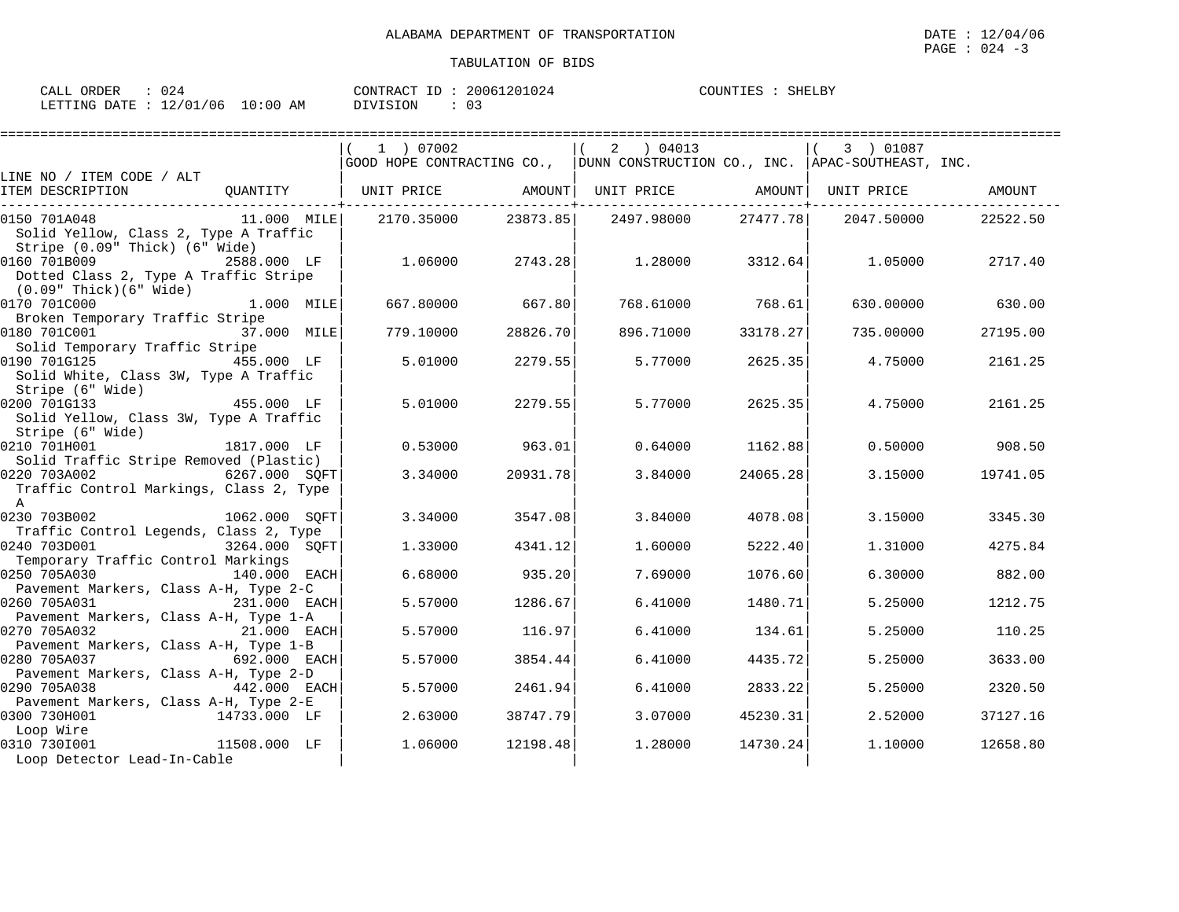ALABAMA DEPARTMENT OF TRANSPORTATION

DATE : 12/04/06
PAGE : 024 -3

TABULATION OF BIDS

CALL ORDER : 024 CONTRACT ID : 20061201024 COUNTIES : SHELBY
LETTING DATE : 12/01/06 10:00 AM DIVISION : 03

| LINE NO / ITEM CODE / ALT | | ( 1 ) 07002 GOOD HOPE CONTRACTING CO., | | ( 2 ) 04013 DUNN CONSTRUCTION CO., INC. | | ( 3 ) 01087 APAC-SOUTHEAST, INC. | |
|---|---|---|---|---|---|---|---|
| ITEM DESCRIPTION | QUANTITY | UNIT PRICE | AMOUNT | UNIT PRICE | AMOUNT | UNIT PRICE | AMOUNT |
| 0150 701A048 Solid Yellow, Class 2, Type A Traffic Stripe (0.09" Thick) (6" Wide) | 11.000 MILE | 2170.35000 | 23873.85 | 2497.98000 | 27477.78 | 2047.50000 | 22522.50 |
| 0160 701B009 Dotted Class 2, Type A Traffic Stripe (0.09" Thick)(6" Wide) | 2588.000 LF | 1.06000 | 2743.28 | 1.28000 | 3312.64 | 1.05000 | 2717.40 |
| 0170 701C000 Broken Temporary Traffic Stripe | 1.000 MILE | 667.80000 | 667.80 | 768.61000 | 768.61 | 630.00000 | 630.00 |
| 0180 701C001 Solid Temporary Traffic Stripe | 37.000 MILE | 779.10000 | 28826.70 | 896.71000 | 33178.27 | 735.00000 | 27195.00 |
| 0190 701G125 Solid White, Class 3W, Type A Traffic Stripe (6" Wide) | 455.000 LF | 5.01000 | 2279.55 | 5.77000 | 2625.35 | 4.75000 | 2161.25 |
| 0200 701G133 Solid Yellow, Class 3W, Type A Traffic Stripe (6" Wide) | 455.000 LF | 5.01000 | 2279.55 | 5.77000 | 2625.35 | 4.75000 | 2161.25 |
| 0210 701H001 Solid Traffic Stripe Removed (Plastic) | 1817.000 LF | 0.53000 | 963.01 | 0.64000 | 1162.88 | 0.50000 | 908.50 |
| 0220 703A002 Traffic Control Markings, Class 2, Type A | 6267.000 SQFT | 3.34000 | 20931.78 | 3.84000 | 24065.28 | 3.15000 | 19741.05 |
| 0230 703B002 Traffic Control Legends, Class 2, Type | 1062.000 SQFT | 3.34000 | 3547.08 | 3.84000 | 4078.08 | 3.15000 | 3345.30 |
| 0240 703D001 Temporary Traffic Control Markings | 3264.000 SQFT | 1.33000 | 4341.12 | 1.60000 | 5222.40 | 1.31000 | 4275.84 |
| 0250 705A030 Pavement Markers, Class A-H, Type 2-C | 140.000 EACH | 6.68000 | 935.20 | 7.69000 | 1076.60 | 6.30000 | 882.00 |
| 0260 705A031 Pavement Markers, Class A-H, Type 1-A | 231.000 EACH | 5.57000 | 1286.67 | 6.41000 | 1480.71 | 5.25000 | 1212.75 |
| 0270 705A032 Pavement Markers, Class A-H, Type 1-B | 21.000 EACH | 5.57000 | 116.97 | 6.41000 | 134.61 | 5.25000 | 110.25 |
| 0280 705A037 Pavement Markers, Class A-H, Type 2-D | 692.000 EACH | 5.57000 | 3854.44 | 6.41000 | 4435.72 | 5.25000 | 3633.00 |
| 0290 705A038 Pavement Markers, Class A-H, Type 2-E | 442.000 EACH | 5.57000 | 2461.94 | 6.41000 | 2833.22 | 5.25000 | 2320.50 |
| 0300 730H001 Loop Wire | 14733.000 LF | 2.63000 | 38747.79 | 3.07000 | 45230.31 | 2.52000 | 37127.16 |
| 0310 730I001 Loop Detector Lead-In-Cable | 11508.000 LF | 1.06000 | 12198.48 | 1.28000 | 14730.24 | 1.10000 | 12658.80 |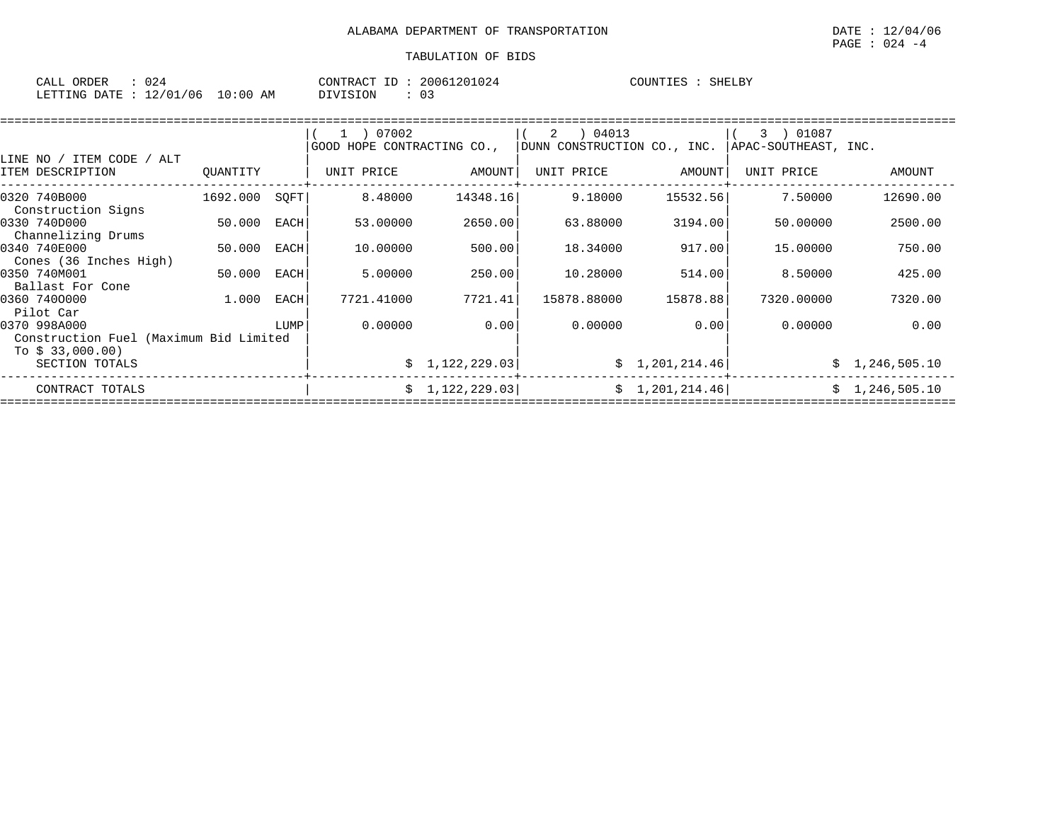ALABAMA DEPARTMENT OF TRANSPORTATION

DATE : 12/04/06
PAGE : 024 -4

TABULATION OF BIDS

CALL ORDER : 024
LETTING DATE : 12/01/06 10:00 AM

CONTRACT ID : 20061201024
DIVISION : 03

COUNTIES : SHELBY

| LINE NO / ITEM CODE / ALT ITEM DESCRIPTION | QUANTITY | | ( 1 ) 07002 GOOD HOPE CONTRACTING CO., UNIT PRICE | AMOUNT | ( 2 ) 04013 DUNN CONSTRUCTION CO., INC. UNIT PRICE | AMOUNT | ( 3 ) 01087 APAC-SOUTHEAST, INC. UNIT PRICE | AMOUNT |
|---|---|---|---|---|---|---|---|---|
| 0320 740B000 Construction Signs | 1692.000 | SQFT | 8.48000 | 14348.16 | 9.18000 | 15532.56 | 7.50000 | 12690.00 |
| 0330 740D000 Channelizing Drums | 50.000 | EACH | 53.00000 | 2650.00 | 63.88000 | 3194.00 | 50.00000 | 2500.00 |
| 0340 740E000 Cones (36 Inches High) | 50.000 | EACH | 10.00000 | 500.00 | 18.34000 | 917.00 | 15.00000 | 750.00 |
| 0350 740M001 Ballast For Cone | 50.000 | EACH | 5.00000 | 250.00 | 10.28000 | 514.00 | 8.50000 | 425.00 |
| 0360 740O000 Pilot Car | 1.000 | EACH | 7721.41000 | 7721.41 | 15878.88000 | 15878.88 | 7320.00000 | 7320.00 |
| 0370 998A000 Construction Fuel (Maximum Bid Limited To $ 33,000.00) | | LUMP | 0.00000 | 0.00 | 0.00000 | 0.00 | 0.00000 | 0.00 |
| SECTION TOTALS | | | | $ 1,122,229.03 | | $ 1,201,214.46 | | $ 1,246,505.10 |
| CONTRACT TOTALS | | | | $ 1,122,229.03 | | $ 1,201,214.46 | | $ 1,246,505.10 |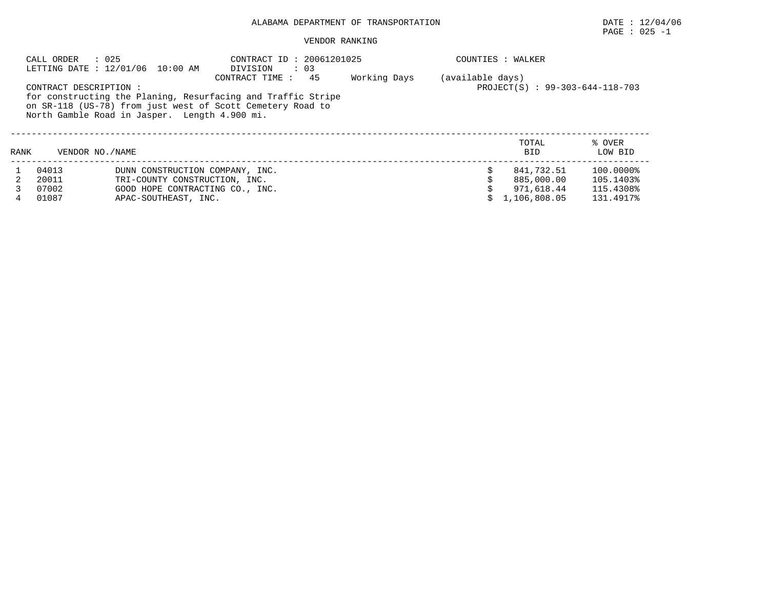ALABAMA DEPARTMENT OF TRANSPORTATION

DATE : 12/04/06

PAGE : 025 -1

VENDOR RANKING

CALL ORDER : 025  
LETTING DATE : 12/01/06 10:00 AM

CONTRACT ID : 20061201025  
DIVISION : 03  
CONTRACT TIME : 45 Working Days (available days)

COUNTIES : WALKER

PROJECT(S) : 99-303-644-118-703

CONTRACT DESCRIPTION :  
for constructing the Planing, Resurfacing and Traffic Stripe on SR-118 (US-78) from just west of Scott Cemetery Road to North Gamble Road in Jasper. Length 4.900 mi.

| RANK | VENDOR NO. | NAME | TOTAL BID | % OVER LOW BID |
|---|---|---|---|---|
| 1 | 04013 | DUNN CONSTRUCTION COMPANY, INC. | $ 841,732.51 | 100.0000% |
| 2 | 20011 | TRI-COUNTY CONSTRUCTION, INC. | $ 885,000.00 | 105.1403% |
| 3 | 07002 | GOOD HOPE CONTRACTING CO., INC. | $ 971,618.44 | 115.4308% |
| 4 | 01087 | APAC-SOUTHEAST, INC. | $ 1,106,808.05 | 131.4917% |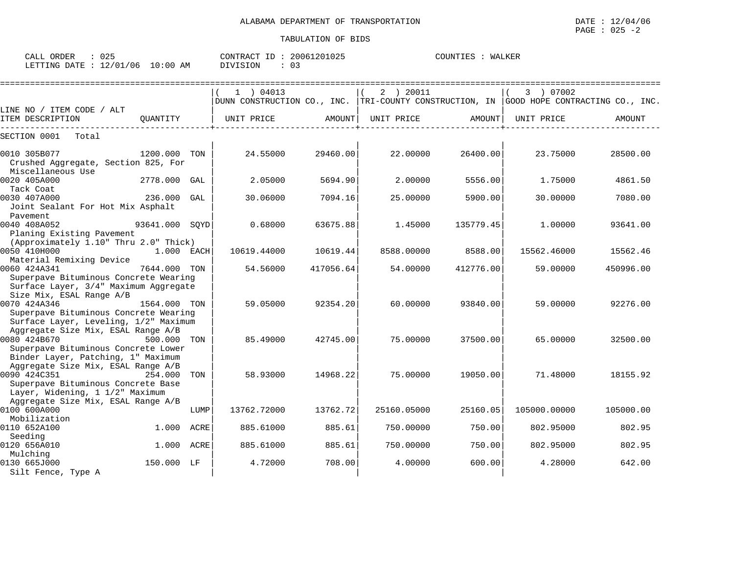ALABAMA DEPARTMENT OF TRANSPORTATION

TABULATION OF BIDS

DATE : 12/04/06
PAGE : 025 -2

CALL ORDER : 025 | CONTRACT ID : 20061201025 | COUNTIES : WALKER
LETTING DATE : 12/01/06 10:00 AM | DIVISION : 03

| LINE NO / ITEM CODE / ALT ITEM DESCRIPTION | QUANTITY | ( 1 ) 04013 DUNN CONSTRUCTION CO., INC. UNIT PRICE | AMOUNT | ( 2 ) 20011 TRI-COUNTY CONSTRUCTION, IN UNIT PRICE | AMOUNT | ( 3 ) 07002 GOOD HOPE CONTRACTING CO., INC. UNIT PRICE | AMOUNT |
|---|---|---|---|---|---|---|---|
| SECTION 0001 Total | | | | | | | |
| 0010 305B077 Crushed Aggregate, Section 825, For Miscellaneous Use | 1200.000 TON | 24.55000 | 29460.00 | 22.00000 | 26400.00 | 23.75000 | 28500.00 |
| 0020 405A000 Tack Coat | 2778.000 GAL | 2.05000 | 5694.90 | 2.00000 | 5556.00 | 1.75000 | 4861.50 |
| 0030 407A000 Joint Sealant For Hot Mix Asphalt Pavement | 236.000 GAL | 30.06000 | 7094.16 | 25.00000 | 5900.00 | 30.00000 | 7080.00 |
| 0040 408A052 Planing Existing Pavement (Approximately 1.10" Thru 2.0" Thick) | 93641.000 SQYD | 0.68000 | 63675.88 | 1.45000 | 135779.45 | 1.00000 | 93641.00 |
| 0050 410H000 Material Remixing Device | 1.000 EACH | 10619.44000 | 10619.44 | 8588.00000 | 8588.00 | 15562.46000 | 15562.46 |
| 0060 424A341 Superpave Bituminous Concrete Wearing Surface Layer, 3/4" Maximum Aggregate Size Mix, ESAL Range A/B | 7644.000 TON | 54.56000 | 417056.64 | 54.00000 | 412776.00 | 59.00000 | 450996.00 |
| 0070 424A346 Superpave Bituminous Concrete Wearing Surface Layer, Leveling, 1/2" Maximum Aggregate Size Mix, ESAL Range A/B | 1564.000 TON | 59.05000 | 92354.20 | 60.00000 | 93840.00 | 59.00000 | 92276.00 |
| 0080 424B670 Superpave Bituminous Concrete Lower Binder Layer, Patching, 1" Maximum Aggregate Size Mix, ESAL Range A/B | 500.000 TON | 85.49000 | 42745.00 | 75.00000 | 37500.00 | 65.00000 | 32500.00 |
| 0090 424C351 Superpave Bituminous Concrete Base Layer, Widening, 1 1/2" Maximum Aggregate Size Mix, ESAL Range A/B | 254.000 TON | 58.93000 | 14968.22 | 75.00000 | 19050.00 | 71.48000 | 18155.92 |
| 0100 600A000 Mobilization | LUMP | 13762.72000 | 13762.72 | 25160.05000 | 25160.05 | 105000.00000 | 105000.00 |
| 0110 652A100 Seeding | 1.000 ACRE | 885.61000 | 885.61 | 750.00000 | 750.00 | 802.95000 | 802.95 |
| 0120 656A010 Mulching | 1.000 ACRE | 885.61000 | 885.61 | 750.00000 | 750.00 | 802.95000 | 802.95 |
| 0130 665J000 Silt Fence, Type A | 150.000 LF | 4.72000 | 708.00 | 4.00000 | 600.00 | 4.28000 | 642.00 |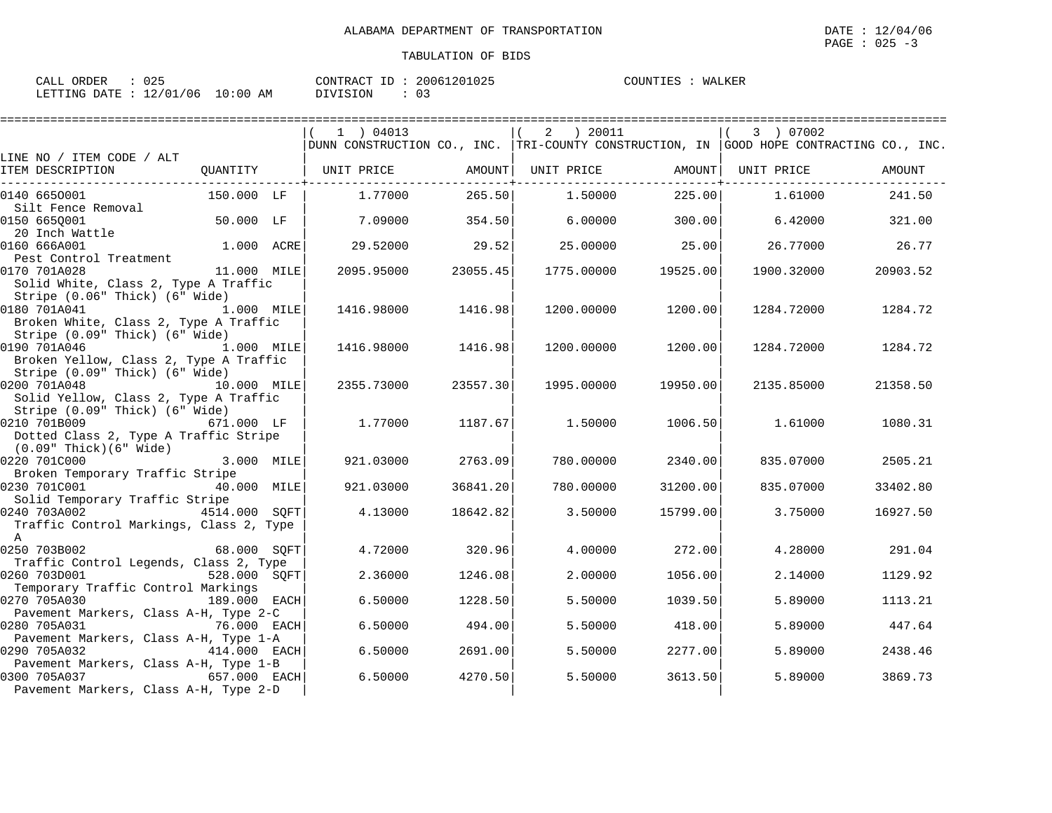ALABAMA DEPARTMENT OF TRANSPORTATION

DATE : 12/04/06

PAGE : 025 -3

TABULATION OF BIDS

CALL ORDER : 025 CONTRACT ID : 20061201025 COUNTIES : WALKER
LETTING DATE : 12/01/06 10:00 AM DIVISION : 03

| LINE NO / ITEM CODE / ALT ITEM DESCRIPTION | QUANTITY | ( 1 ) 04013 DUNN CONSTRUCTION CO., INC. UNIT PRICE | AMOUNT | ( 2 ) 20011 TRI-COUNTY CONSTRUCTION, IN UNIT PRICE | AMOUNT | ( 3 ) 07002 GOOD HOPE CONTRACTING CO., INC. UNIT PRICE | AMOUNT |
|---|---|---|---|---|---|---|---|
| 0140 665O001 Silt Fence Removal | 150.000 LF | 1.77000 | 265.50 | 1.50000 | 225.00 | 1.61000 | 241.50 |
| 0150 665Q001 20 Inch Wattle | 50.000 LF | 7.09000 | 354.50 | 6.00000 | 300.00 | 6.42000 | 321.00 |
| 0160 666A001 Pest Control Treatment | 1.000 ACRE | 29.52000 | 29.52 | 25.00000 | 25.00 | 26.77000 | 26.77 |
| 0170 701A028 Solid White, Class 2, Type A Traffic Stripe (0.06" Thick) (6" Wide) | 11.000 MILE | 2095.95000 | 23055.45 | 1775.00000 | 19525.00 | 1900.32000 | 20903.52 |
| 0180 701A041 Broken White, Class 2, Type A Traffic Stripe (0.09" Thick) (6" Wide) | 1.000 MILE | 1416.98000 | 1416.98 | 1200.00000 | 1200.00 | 1284.72000 | 1284.72 |
| 0190 701A046 Broken Yellow, Class 2, Type A Traffic Stripe (0.09" Thick) (6" Wide) | 1.000 MILE | 1416.98000 | 1416.98 | 1200.00000 | 1200.00 | 1284.72000 | 1284.72 |
| 0200 701A048 Solid Yellow, Class 2, Type A Traffic Stripe (0.09" Thick) (6" Wide) | 10.000 MILE | 2355.73000 | 23557.30 | 1995.00000 | 19950.00 | 2135.85000 | 21358.50 |
| 0210 701B009 Dotted Class 2, Type A Traffic Stripe (0.09" Thick)(6" Wide) | 671.000 LF | 1.77000 | 1187.67 | 1.50000 | 1006.50 | 1.61000 | 1080.31 |
| 0220 701C000 Broken Temporary Traffic Stripe | 3.000 MILE | 921.03000 | 2763.09 | 780.00000 | 2340.00 | 835.07000 | 2505.21 |
| 0230 701C001 Solid Temporary Traffic Stripe | 40.000 MILE | 921.03000 | 36841.20 | 780.00000 | 31200.00 | 835.07000 | 33402.80 |
| 0240 703A002 Traffic Control Markings, Class 2, Type A | 4514.000 SQFT | 4.13000 | 18642.82 | 3.50000 | 15799.00 | 3.75000 | 16927.50 |
| 0250 703B002 Traffic Control Legends, Class 2, Type | 68.000 SQFT | 4.72000 | 320.96 | 4.00000 | 272.00 | 4.28000 | 291.04 |
| 0260 703D001 Temporary Traffic Control Markings | 528.000 SQFT | 2.36000 | 1246.08 | 2.00000 | 1056.00 | 2.14000 | 1129.92 |
| 0270 705A030 Pavement Markers, Class A-H, Type 2-C | 189.000 EACH | 6.50000 | 1228.50 | 5.50000 | 1039.50 | 5.89000 | 1113.21 |
| 0280 705A031 Pavement Markers, Class A-H, Type 1-A | 76.000 EACH | 6.50000 | 494.00 | 5.50000 | 418.00 | 5.89000 | 447.64 |
| 0290 705A032 Pavement Markers, Class A-H, Type 1-B | 414.000 EACH | 6.50000 | 2691.00 | 5.50000 | 2277.00 | 5.89000 | 2438.46 |
| 0300 705A037 Pavement Markers, Class A-H, Type 2-D | 657.000 EACH | 6.50000 | 4270.50 | 5.50000 | 3613.50 | 5.89000 | 3869.73 |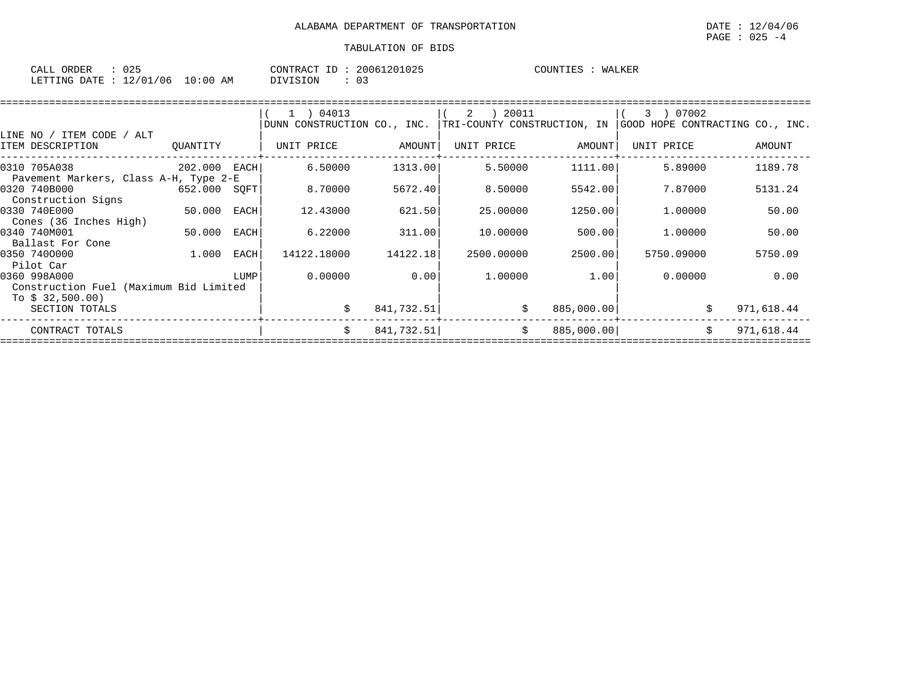ALABAMA DEPARTMENT OF TRANSPORTATION

DATE : 12/04/06
PAGE : 025 -4

TABULATION OF BIDS

CALL ORDER : 025 CONTRACT ID : 20061201025 COUNTIES : WALKER
LETTING DATE : 12/01/06 10:00 AM DIVISION : 03

| LINE NO / ITEM CODE / ALT ITEM DESCRIPTION | QUANTITY | ( 1 ) 04013 DUNN CONSTRUCTION CO., INC. UNIT PRICE | AMOUNT | ( 2 ) 20011 TRI-COUNTY CONSTRUCTION, IN UNIT PRICE | AMOUNT | ( 3 ) 07002 GOOD HOPE CONTRACTING CO., INC. UNIT PRICE | AMOUNT |
|---|---|---|---|---|---|---|---|
| 0310 705A038 Pavement Markers, Class A-H, Type 2-E | 202.000 EACH | 6.50000 | 1313.00 | 5.50000 | 1111.00 | 5.89000 | 1189.78 |
| 0320 740B000 Construction Signs | 652.000 SQFT | 8.70000 | 5672.40 | 8.50000 | 5542.00 | 7.87000 | 5131.24 |
| 0330 740E000 Cones (36 Inches High) | 50.000 EACH | 12.43000 | 621.50 | 25.00000 | 1250.00 | 1.00000 | 50.00 |
| 0340 740M001 Ballast For Cone | 50.000 EACH | 6.22000 | 311.00 | 10.00000 | 500.00 | 1.00000 | 50.00 |
| 0350 740O000 Pilot Car | 1.000 EACH | 14122.18000 | 14122.18 | 2500.00000 | 2500.00 | 5750.09000 | 5750.09 |
| 0360 998A000 Construction Fuel (Maximum Bid Limited To $ 32,500.00) | LUMP | 0.00000 | 0.00 | 1.00000 | 1.00 | 0.00000 | 0.00 |
| SECTION TOTALS | | | $ 841,732.51 | | $ 885,000.00 | | $ 971,618.44 |
| CONTRACT TOTALS | | | $ 841,732.51 | | $ 885,000.00 | | $ 971,618.44 |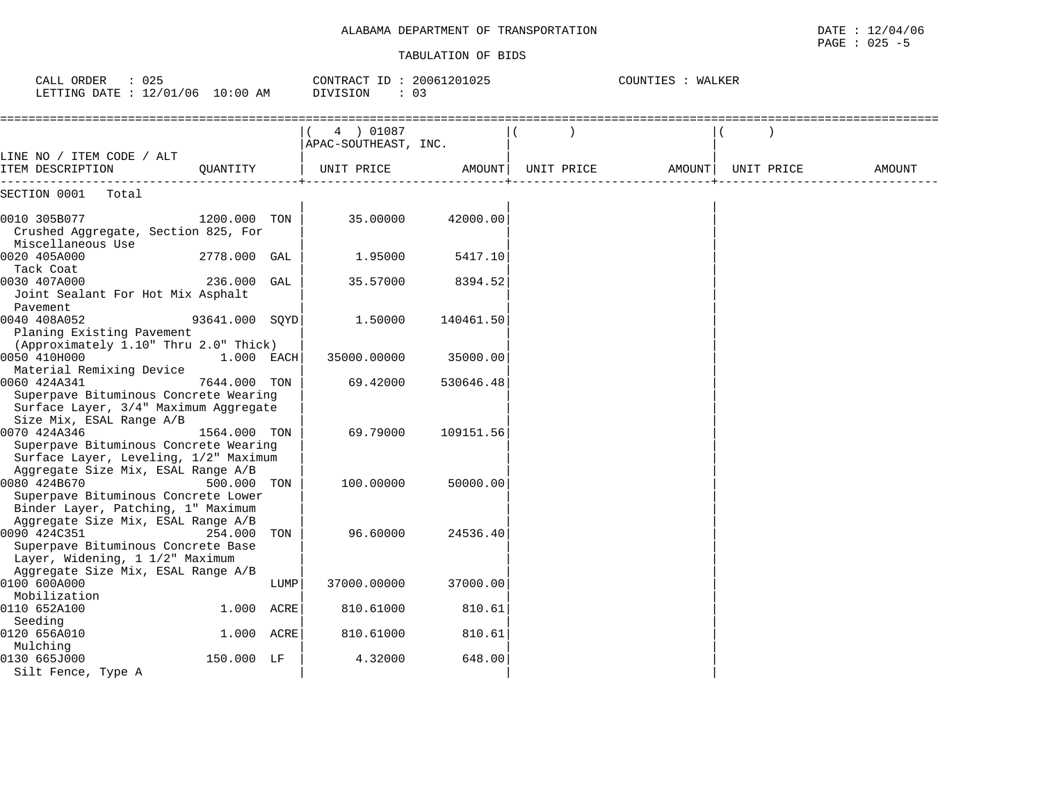ALABAMA DEPARTMENT OF TRANSPORTATION

DATE : 12/04/06

PAGE : 025 -5

TABULATION OF BIDS

CALL ORDER : 025 | CONTRACT ID : 20061201025 | COUNTIES : WALKER

LETTING DATE : 12/01/06 10:00 AM | DIVISION : 03

| LINE NO / ITEM CODE / ALT ITEM DESCRIPTION | QUANTITY | ( 4 ) 01087 APAC-SOUTHEAST, INC. UNIT PRICE | AMOUNT | ( ) UNIT PRICE | AMOUNT | ( ) UNIT PRICE | AMOUNT |
|---|---|---|---|---|---|---|---|
| SECTION 0001 Total | | | | | | | |
| 0010 305B077 Crushed Aggregate, Section 825, For Miscellaneous Use | 1200.000 TON | 35.00000 | 42000.00 | | | | |
| 0020 405A000 Tack Coat | 2778.000 GAL | 1.95000 | 5417.10 | | | | |
| 0030 407A000 Joint Sealant For Hot Mix Asphalt Pavement | 236.000 GAL | 35.57000 | 8394.52 | | | | |
| 0040 408A052 Planing Existing Pavement (Approximately 1.10" Thru 2.0" Thick) | 93641.000 SQYD | 1.50000 | 140461.50 | | | | |
| 0050 410H000 Material Remixing Device | 1.000 EACH | 35000.00000 | 35000.00 | | | | |
| 0060 424A341 Superpave Bituminous Concrete Wearing Surface Layer, 3/4" Maximum Aggregate Size Mix, ESAL Range A/B | 7644.000 TON | 69.42000 | 530646.48 | | | | |
| 0070 424A346 Superpave Bituminous Concrete Wearing Surface Layer, Leveling, 1/2" Maximum Aggregate Size Mix, ESAL Range A/B | 1564.000 TON | 69.79000 | 109151.56 | | | | |
| 0080 424B670 Superpave Bituminous Concrete Lower Binder Layer, Patching, 1" Maximum Aggregate Size Mix, ESAL Range A/B | 500.000 TON | 100.00000 | 50000.00 | | | | |
| 0090 424C351 Superpave Bituminous Concrete Base Layer, Widening, 1 1/2" Maximum Aggregate Size Mix, ESAL Range A/B | 254.000 TON | 96.60000 | 24536.40 | | | | |
| 0100 600A000 Mobilization | LUMP | 37000.00000 | 37000.00 | | | | |
| 0110 652A100 Seeding | 1.000 ACRE | 810.61000 | 810.61 | | | | |
| 0120 656A010 Mulching | 1.000 ACRE | 810.61000 | 810.61 | | | | |
| 0130 665J000 Silt Fence, Type A | 150.000 LF | 4.32000 | 648.00 | | | | |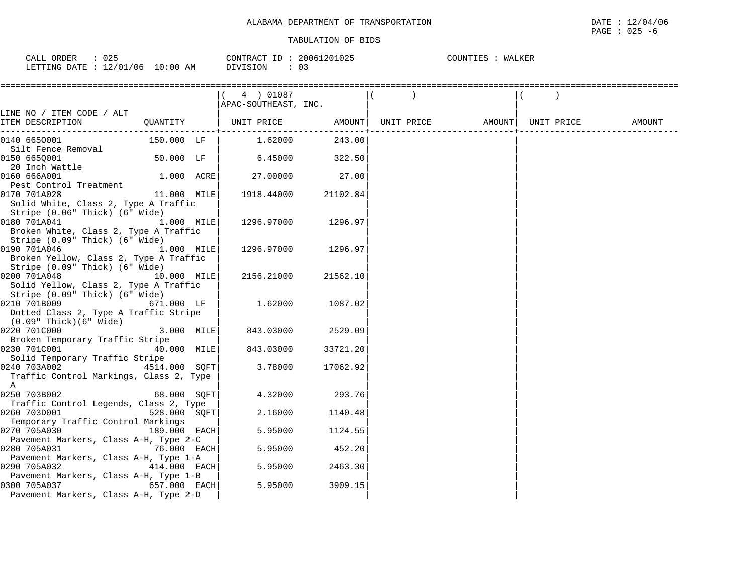ALABAMA DEPARTMENT OF TRANSPORTATION

TABULATION OF BIDS

CALL ORDER : 025 CONTRACT ID : 20061201025 COUNTIES : WALKER
LETTING DATE : 12/01/06 10:00 AM DIVISION : 03

| LINE NO / ITEM CODE / ALT ITEM DESCRIPTION | QUANTITY | ( 4 ) 01087 APAC-SOUTHEAST, INC. UNIT PRICE | AMOUNT | ( ) UNIT PRICE | AMOUNT | ( ) UNIT PRICE | AMOUNT |
|---|---|---|---|---|---|---|---|
| 0140 665O001 Silt Fence Removal | 150.000 LF | 1.62000 | 243.00 | | | | |
| 0150 665Q001 20 Inch Wattle | 50.000 LF | 6.45000 | 322.50 | | | | |
| 0160 666A001 Pest Control Treatment | 1.000 ACRE | 27.00000 | 27.00 | | | | |
| 0170 701A028 Solid White, Class 2, Type A Traffic Stripe (0.06" Thick) (6" Wide) | 11.000 MILE | 1918.44000 | 21102.84 | | | | |
| 0180 701A041 Broken White, Class 2, Type A Traffic Stripe (0.09" Thick) (6" Wide) | 1.000 MILE | 1296.97000 | 1296.97 | | | | |
| 0190 701A046 Broken Yellow, Class 2, Type A Traffic Stripe (0.09" Thick) (6" Wide) | 1.000 MILE | 1296.97000 | 1296.97 | | | | |
| 0200 701A048 Solid Yellow, Class 2, Type A Traffic Stripe (0.09" Thick) (6" Wide) | 10.000 MILE | 2156.21000 | 21562.10 | | | | |
| 0210 701B009 Dotted Class 2, Type A Traffic Stripe (0.09" Thick)(6" Wide) | 671.000 LF | 1.62000 | 1087.02 | | | | |
| 0220 701C000 Broken Temporary Traffic Stripe | 3.000 MILE | 843.03000 | 2529.09 | | | | |
| 0230 701C001 Solid Temporary Traffic Stripe | 40.000 MILE | 843.03000 | 33721.20 | | | | |
| 0240 703A002 Traffic Control Markings, Class 2, Type A | 4514.000 SQFT | 3.78000 | 17062.92 | | | | |
| 0250 703B002 Traffic Control Legends, Class 2, Type | 68.000 SQFT | 4.32000 | 293.76 | | | | |
| 0260 703D001 Temporary Traffic Control Markings | 528.000 SQFT | 2.16000 | 1140.48 | | | | |
| 0270 705A030 Pavement Markers, Class A-H, Type 2-C | 189.000 EACH | 5.95000 | 1124.55 | | | | |
| 0280 705A031 Pavement Markers, Class A-H, Type 1-A | 76.000 EACH | 5.95000 | 452.20 | | | | |
| 0290 705A032 Pavement Markers, Class A-H, Type 1-B | 414.000 EACH | 5.95000 | 2463.30 | | | | |
| 0300 705A037 Pavement Markers, Class A-H, Type 2-D | 657.000 EACH | 5.95000 | 3909.15 | | | | |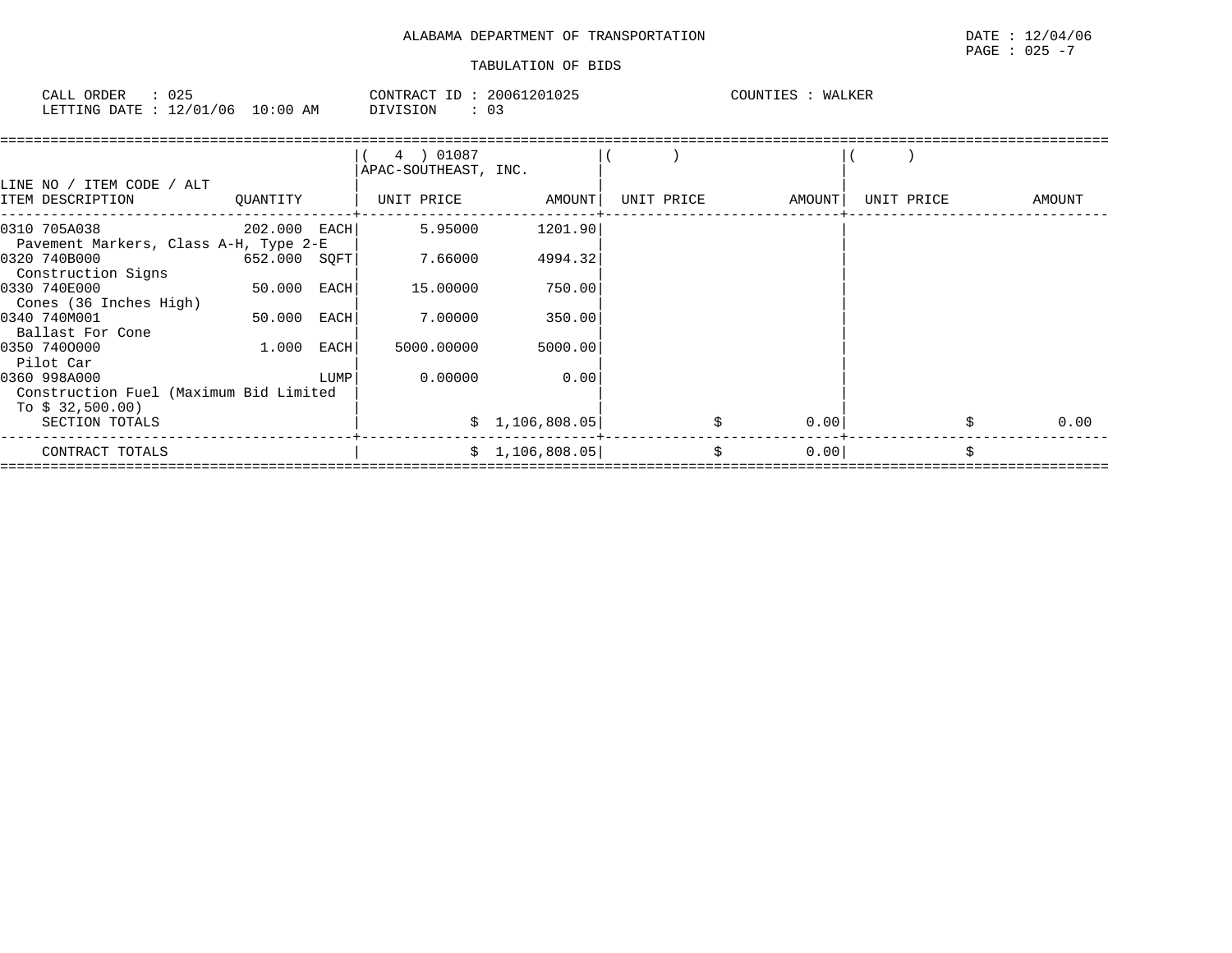ALABAMA DEPARTMENT OF TRANSPORTATION

TABULATION OF BIDS

DATE : 12/04/06
PAGE : 025 -7

CALL ORDER : 025
LETTING DATE : 12/01/06 10:00 AM

CONTRACT ID : 20061201025
DIVISION : 03

COUNTIES : WALKER

| LINE NO / ITEM CODE / ALT ITEM DESCRIPTION | QUANTITY | ( 4 ) 01087 APAC-SOUTHEAST, INC. UNIT PRICE | AMOUNT | ( ) UNIT PRICE | AMOUNT | ( ) UNIT PRICE | AMOUNT |
|---|---|---|---|---|---|---|---|
| 0310 705A038 Pavement Markers, Class A-H, Type 2-E | 202.000 EACH | 5.95000 | 1201.90 | | | | |
| 0320 740B000 Construction Signs | 652.000 SQFT | 7.66000 | 4994.32 | | | | |
| 0330 740E000 Cones (36 Inches High) | 50.000 EACH | 15.00000 | 750.00 | | | | |
| 0340 740M001 Ballast For Cone | 50.000 EACH | 7.00000 | 350.00 | | | | |
| 0350 740O000 Pilot Car | 1.000 EACH | 5000.00000 | 5000.00 | | | | |
| 0360 998A000 Construction Fuel (Maximum Bid Limited To $ 32,500.00) | LUMP | 0.00000 | 0.00 | | | | |
| SECTION TOTALS | | | $ 1,106,808.05 | | $ 0.00 | | $ 0.00 |
| CONTRACT TOTALS | | | $ 1,106,808.05 | | $ 0.00 | | $ |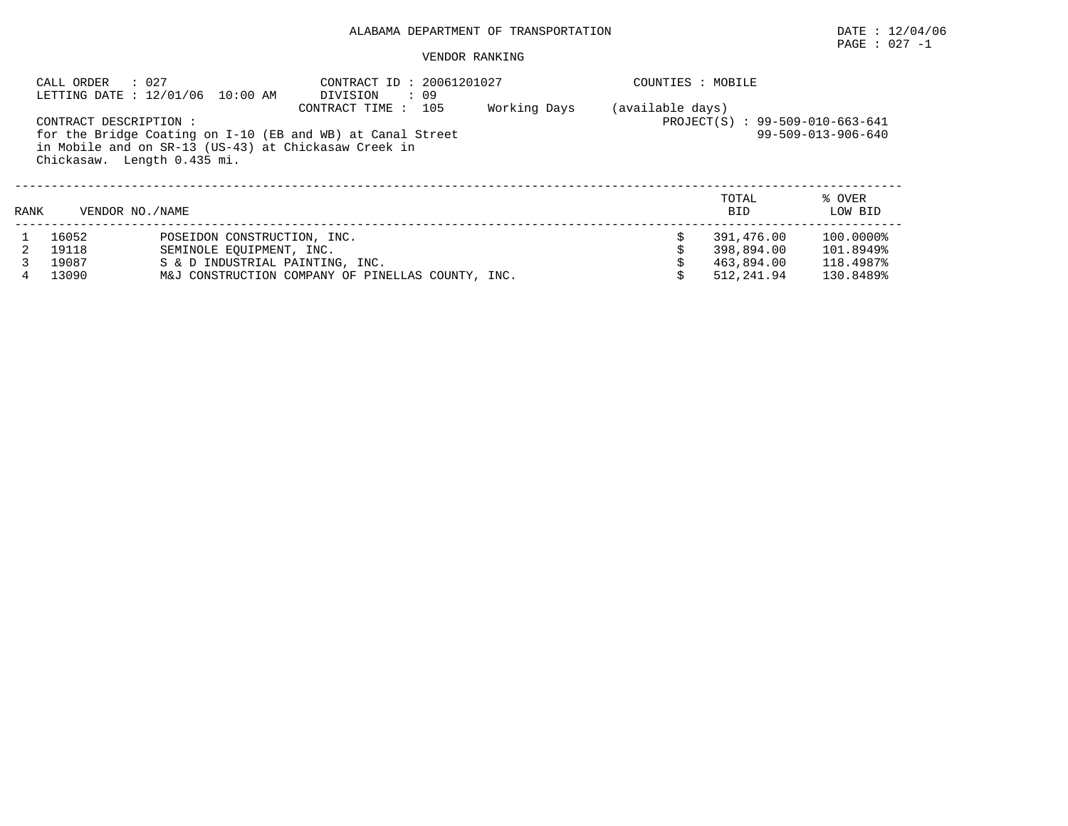ALABAMA DEPARTMENT OF TRANSPORTATION

DATE : 12/04/06

VENDOR RANKING

CALL ORDER : 027
LETTING DATE : 12/01/06 10:00 AM

CONTRACT ID : 20061201027
DIVISION : 09
CONTRACT TIME : 105 Working Days (available days)

COUNTIES : MOBILE

CONTRACT DESCRIPTION :
for the Bridge Coating on I-10 (EB and WB) at Canal Street in Mobile and on SR-13 (US-43) at Chickasaw Creek in Chickasaw. Length 0.435 mi.

PROJECT(S) : 99-509-010-663-641
99-509-013-906-640

| RANK | VENDOR NO./NAME | | TOTAL BID | % OVER LOW BID |
|---|---|---|---|---|
| 1 | 16052 | POSEIDON CONSTRUCTION, INC. | $ 391,476.00 | 100.0000% |
| 2 | 19118 | SEMINOLE EQUIPMENT, INC. | $ 398,894.00 | 101.8949% |
| 3 | 19087 | S & D INDUSTRIAL PAINTING, INC. | $ 463,894.00 | 118.4987% |
| 4 | 13090 | M&J CONSTRUCTION COMPANY OF PINELLAS COUNTY, INC. | $ 512,241.94 | 130.8489% |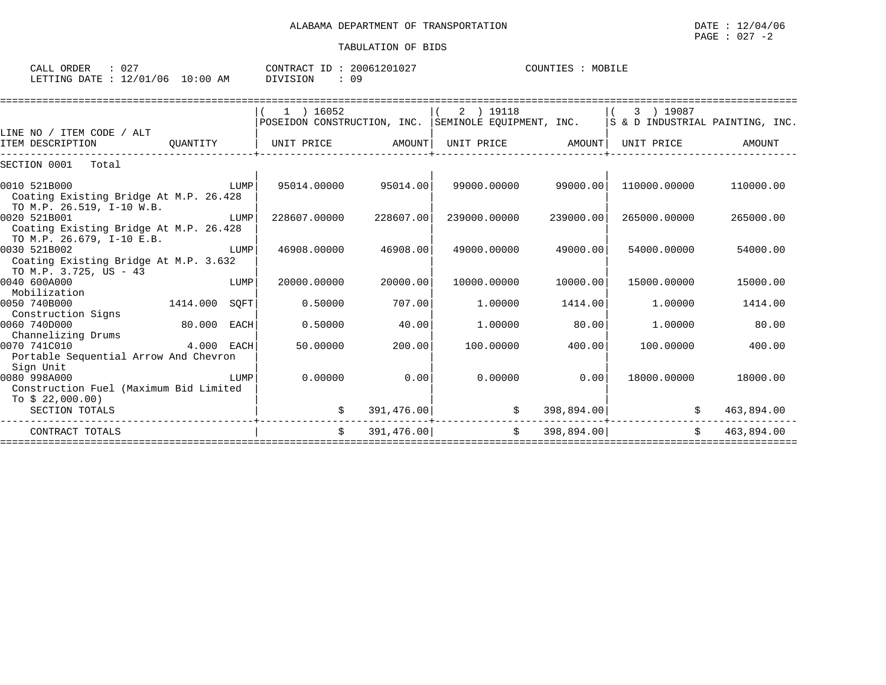ALABAMA DEPARTMENT OF TRANSPORTATION

TABULATION OF BIDS

CALL ORDER : 027　　CONTRACT ID : 20061201027　　COUNTIES : MOBILE
LETTING DATE : 12/01/06 10:00 AM　　DIVISION : 09

| LINE NO / ITEM CODE / ALT ITEM DESCRIPTION | QUANTITY | ( 1 ) 16052 POSEIDON CONSTRUCTION, INC. UNIT PRICE | AMOUNT | ( 2 ) 19118 SEMINOLE EQUIPMENT, INC. UNIT PRICE | AMOUNT | ( 3 ) 19087 S & D INDUSTRIAL PAINTING, INC. UNIT PRICE | AMOUNT |
|---|---|---|---|---|---|---|---|
| SECTION 0001 Total | | | | | | | |
| 0010 521B000 Coating Existing Bridge At M.P. 26.428 TO M.P. 26.519, I-10 W.B. | LUMP | 95014.00000 | 95014.00 | 99000.00000 | 99000.00 | 110000.00000 | 110000.00 |
| 0020 521B001 Coating Existing Bridge At M.P. 26.428 TO M.P. 26.679, I-10 E.B. | LUMP | 228607.00000 | 228607.00 | 239000.00000 | 239000.00 | 265000.00000 | 265000.00 |
| 0030 521B002 Coating Existing Bridge At M.P. 3.632 TO M.P. 3.725, US - 43 | LUMP | 46908.00000 | 46908.00 | 49000.00000 | 49000.00 | 54000.00000 | 54000.00 |
| 0040 600A000 Mobilization | LUMP | 20000.00000 | 20000.00 | 10000.00000 | 10000.00 | 15000.00000 | 15000.00 |
| 0050 740B000 Construction Signs | 1414.000 SQFT | 0.50000 | 707.00 | 1.00000 | 1414.00 | 1.00000 | 1414.00 |
| 0060 740D000 Channelizing Drums | 80.000 EACH | 0.50000 | 40.00 | 1.00000 | 80.00 | 1.00000 | 80.00 |
| 0070 741C010 Portable Sequential Arrow And Chevron Sign Unit | 4.000 EACH | 50.00000 | 200.00 | 100.00000 | 400.00 | 100.00000 | 400.00 |
| 0080 998A000 Construction Fuel (Maximum Bid Limited To $ 22,000.00) | LUMP | 0.00000 | 0.00 | 0.00000 | 0.00 | 18000.00000 | 18000.00 |
| SECTION TOTALS | | | $ 391,476.00 | | $ 398,894.00 | | $ 463,894.00 |
| CONTRACT TOTALS | | | $ 391,476.00 | | $ 398,894.00 | | $ 463,894.00 |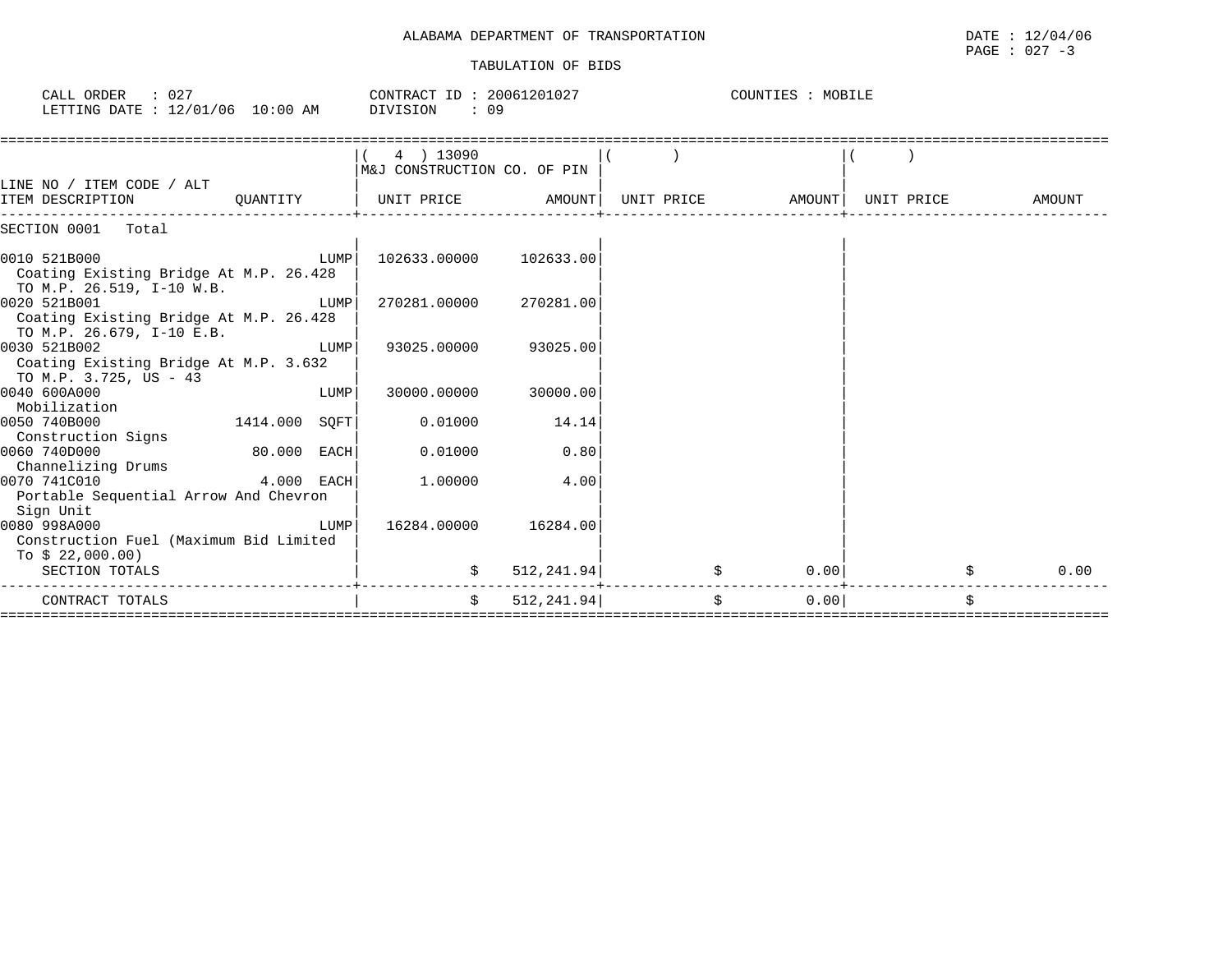ALABAMA DEPARTMENT OF TRANSPORTATION

DATE : 12/04/06
PAGE : 027 -3

TABULATION OF BIDS

CALL ORDER : 027
LETTING DATE : 12/01/06 10:00 AM

CONTRACT ID : 20061201027
DIVISION : 09

COUNTIES : MOBILE

| LINE NO / ITEM CODE / ALT ITEM DESCRIPTION | QUANTITY | ( 4 ) 13090 M&J CONSTRUCTION CO. OF PIN UNIT PRICE | AMOUNT | ( ) UNIT PRICE | AMOUNT | ( ) UNIT PRICE | AMOUNT |
|---|---|---|---|---|---|---|---|
| SECTION 0001 Total | | | | | | | |
| 0010 521B000 Coating Existing Bridge At M.P. 26.428 TO M.P. 26.519, I-10 W.B. | LUMP | 102633.00000 | 102633.00 | | | | |
| 0020 521B001 Coating Existing Bridge At M.P. 26.428 TO M.P. 26.679, I-10 E.B. | LUMP | 270281.00000 | 270281.00 | | | | |
| 0030 521B002 Coating Existing Bridge At M.P. 3.632 TO M.P. 3.725, US - 43 | LUMP | 93025.00000 | 93025.00 | | | | |
| 0040 600A000 Mobilization | LUMP | 30000.00000 | 30000.00 | | | | |
| 0050 740B000 Construction Signs | 1414.000 SQFT | 0.01000 | 14.14 | | | | |
| 0060 740D000 Channelizing Drums | 80.000 EACH | 0.01000 | 0.80 | | | | |
| 0070 741C010 Portable Sequential Arrow And Chevron Sign Unit | 4.000 EACH | 1.00000 | 4.00 | | | | |
| 0080 998A000 Construction Fuel (Maximum Bid Limited To $ 22,000.00) | LUMP | 16284.00000 | 16284.00 | | | | |
| SECTION TOTALS | | $ | 512,241.94 | $ | 0.00 | $ | 0.00 |
| CONTRACT TOTALS | | $ | 512,241.94 | $ | 0.00 | $ | |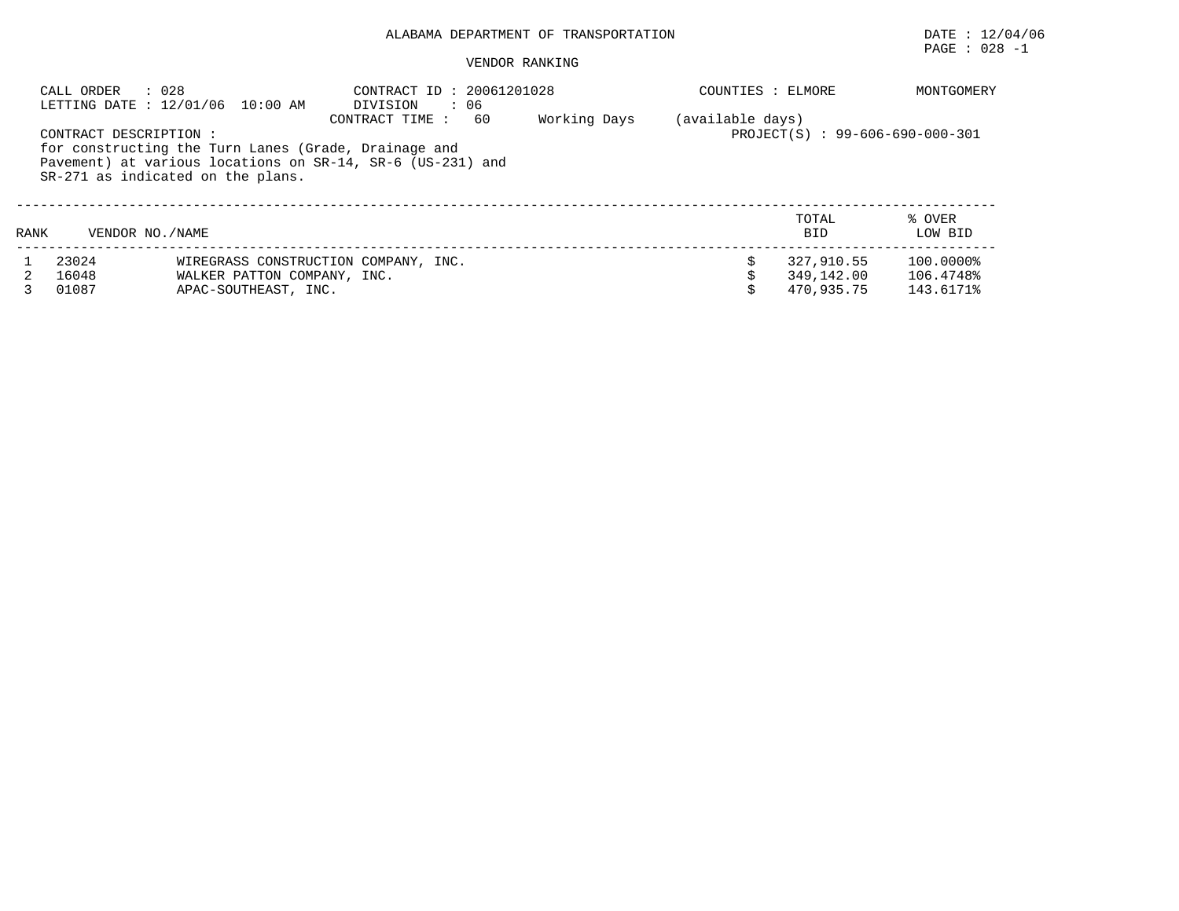# ALABAMA DEPARTMENT OF TRANSPORTATION

DATE : 12/04/06
PAGE : 028 -1

## VENDOR RANKING

CALL ORDER : 028
LETTING DATE : 12/01/06 10:00 AM

CONTRACT ID : 20061201028
DIVISION : 06
CONTRACT TIME : 60 Working Days (available days)

COUNTIES : ELMORE MONTGOMERY

PROJECT(S) : 99-606-690-000-301

CONTRACT DESCRIPTION :
for constructing the Turn Lanes (Grade, Drainage and Pavement) at various locations on SR-14, SR-6 (US-231) and SR-271 as indicated on the plans.

| RANK | VENDOR NO. | NAME | TOTAL BID | % OVER LOW BID |
|---|---|---|---|---|
| 1 | 23024 | WIREGRASS CONSTRUCTION COMPANY, INC. | $ 327,910.55 | 100.0000% |
| 2 | 16048 | WALKER PATTON COMPANY, INC. | $ 349,142.00 | 106.4748% |
| 3 | 01087 | APAC-SOUTHEAST, INC. | $ 470,935.75 | 143.6171% |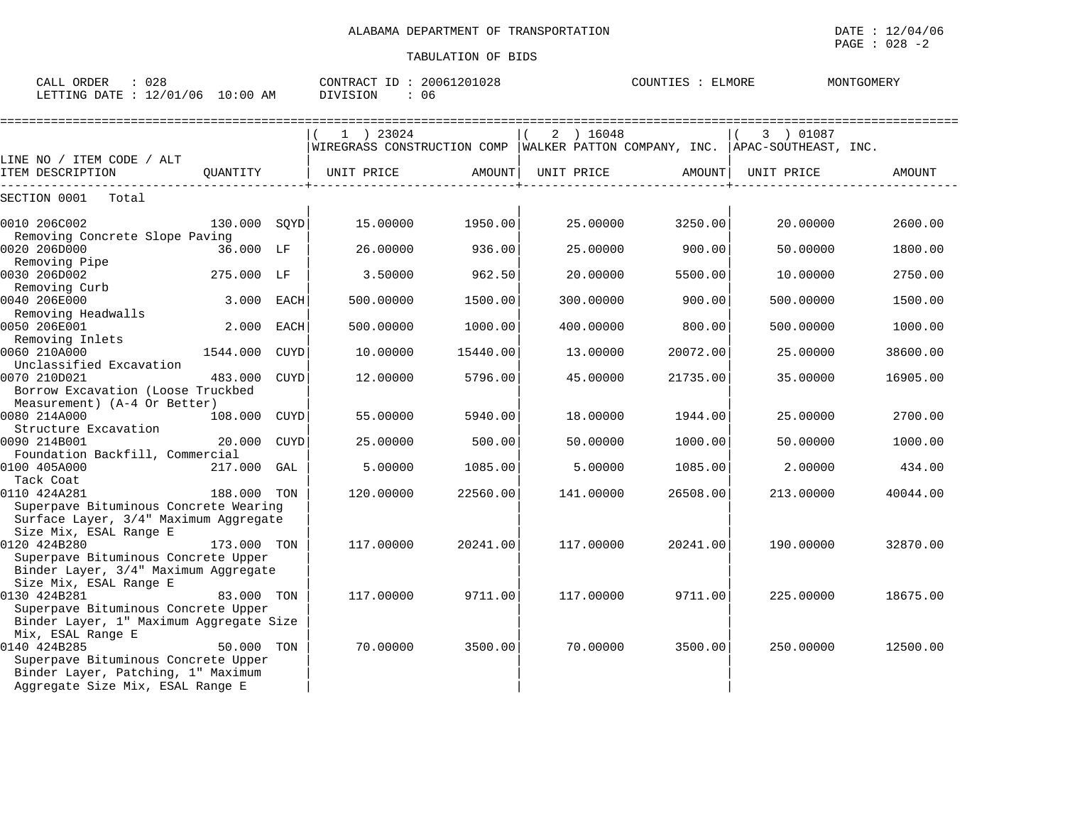ALABAMA DEPARTMENT OF TRANSPORTATION

TABULATION OF BIDS

DATE : 12/04/06
PAGE : 028 -2

CALL ORDER : 028
LETTING DATE : 12/01/06 10:00 AM

CONTRACT ID : 20061201028
DIVISION : 06

COUNTIES : ELMORE MONTGOMERY

| LINE NO / ITEM CODE / ALT ITEM DESCRIPTION | QUANTITY | | ( 1 ) 23024 WIREGRASS CONSTRUCTION COMP UNIT PRICE | AMOUNT | ( 2 ) 16048 WALKER PATTON COMPANY, INC. UNIT PRICE | AMOUNT | ( 3 ) 01087 APAC-SOUTHEAST, INC. UNIT PRICE | AMOUNT |
|---|---|---|---|---|---|---|---|---|
| SECTION 0001 Total | | | | | | | | |
| 0010 206C002 Removing Concrete Slope Paving | 130.000 | SQYD | 15.00000 | 1950.00 | 25.00000 | 3250.00 | 20.00000 | 2600.00 |
| 0020 206D000 Removing Pipe | 36.000 | LF | 26.00000 | 936.00 | 25.00000 | 900.00 | 50.00000 | 1800.00 |
| 0030 206D002 Removing Curb | 275.000 | LF | 3.50000 | 962.50 | 20.00000 | 5500.00 | 10.00000 | 2750.00 |
| 0040 206E000 Removing Headwalls | 3.000 | EACH | 500.00000 | 1500.00 | 300.00000 | 900.00 | 500.00000 | 1500.00 |
| 0050 206E001 Removing Inlets | 2.000 | EACH | 500.00000 | 1000.00 | 400.00000 | 800.00 | 500.00000 | 1000.00 |
| 0060 210A000 Unclassified Excavation | 1544.000 | CUYD | 10.00000 | 15440.00 | 13.00000 | 20072.00 | 25.00000 | 38600.00 |
| 0070 210D021 Borrow Excavation (Loose Truckbed Measurement) (A-4 Or Better) | 483.000 | CUYD | 12.00000 | 5796.00 | 45.00000 | 21735.00 | 35.00000 | 16905.00 |
| 0080 214A000 Structure Excavation | 108.000 | CUYD | 55.00000 | 5940.00 | 18.00000 | 1944.00 | 25.00000 | 2700.00 |
| 0090 214B001 Foundation Backfill, Commercial | 20.000 | CUYD | 25.00000 | 500.00 | 50.00000 | 1000.00 | 50.00000 | 1000.00 |
| 0100 405A000 Tack Coat | 217.000 | GAL | 5.00000 | 1085.00 | 5.00000 | 1085.00 | 2.00000 | 434.00 |
| 0110 424A281 Superpave Bituminous Concrete Wearing Surface Layer, 3/4" Maximum Aggregate Size Mix, ESAL Range E | 188.000 | TON | 120.00000 | 22560.00 | 141.00000 | 26508.00 | 213.00000 | 40044.00 |
| 0120 424B280 Superpave Bituminous Concrete Upper Binder Layer, 3/4" Maximum Aggregate Size Mix, ESAL Range E | 173.000 | TON | 117.00000 | 20241.00 | 117.00000 | 20241.00 | 190.00000 | 32870.00 |
| 0130 424B281 Superpave Bituminous Concrete Upper Binder Layer, 1" Maximum Aggregate Size Mix, ESAL Range E | 83.000 | TON | 117.00000 | 9711.00 | 117.00000 | 9711.00 | 225.00000 | 18675.00 |
| 0140 424B285 Superpave Bituminous Concrete Upper Binder Layer, Patching, 1" Maximum Aggregate Size Mix, ESAL Range E | 50.000 | TON | 70.00000 | 3500.00 | 70.00000 | 3500.00 | 250.00000 | 12500.00 |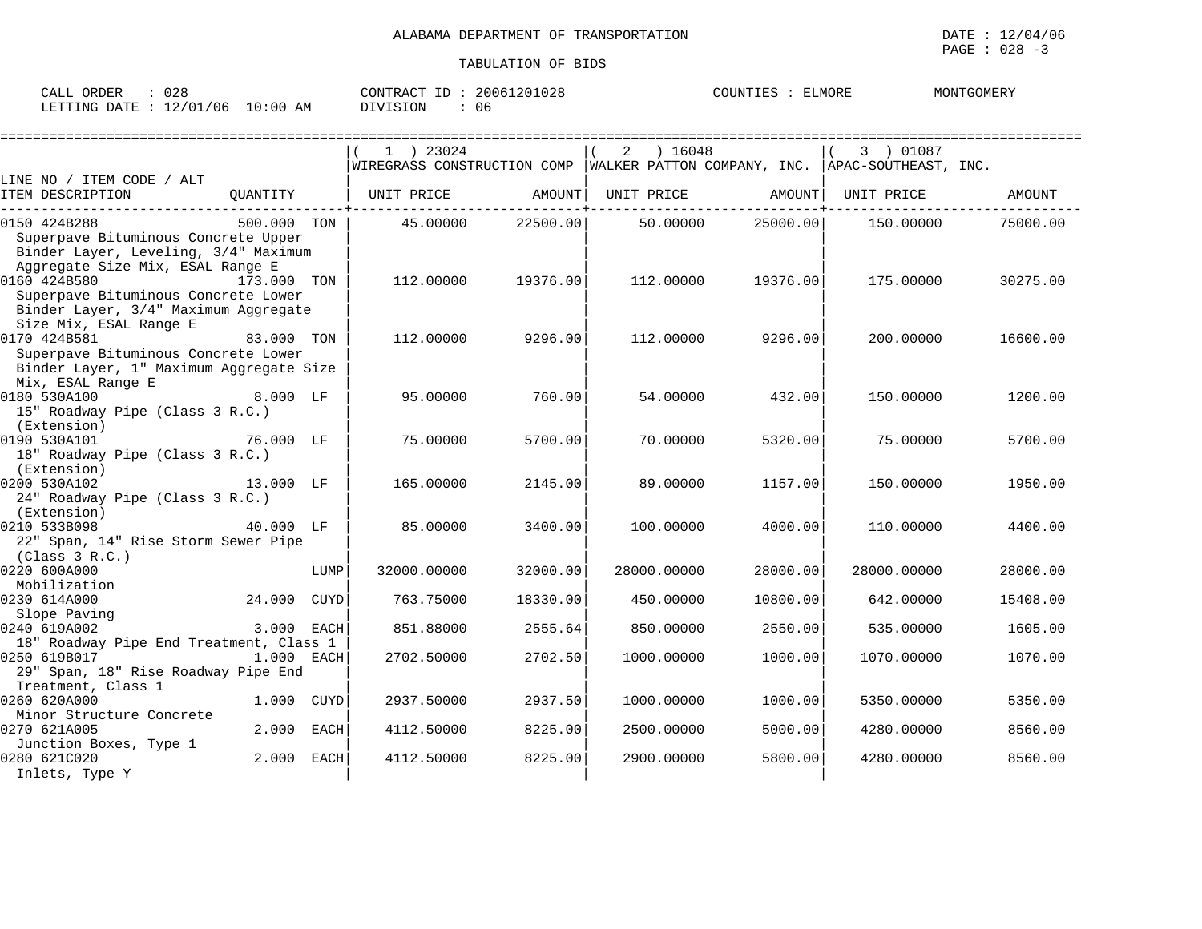ALABAMA DEPARTMENT OF TRANSPORTATION

TABULATION OF BIDS

CALL ORDER : 028 CONTRACT ID : 20061201028 COUNTIES : ELMORE MONTGOMERY
LETTING DATE : 12/01/06 10:00 AM DIVISION : 06

| LINE NO / ITEM CODE / ALT ITEM DESCRIPTION | QUANTITY | ( 1 ) 23024 WIREGRASS CONSTRUCTION COMP UNIT PRICE | AMOUNT | ( 2 ) 16048 WALKER PATTON COMPANY, INC. UNIT PRICE | AMOUNT | ( 3 ) 01087 APAC-SOUTHEAST, INC. UNIT PRICE | AMOUNT |
|---|---|---|---|---|---|---|---|
| 0150 424B288 Superpave Bituminous Concrete Upper Binder Layer, Leveling, 3/4" Maximum Aggregate Size Mix, ESAL Range E | 500.000 TON | 45.00000 | 22500.00 | 50.00000 | 25000.00 | 150.00000 | 75000.00 |
| 0160 424B580 Superpave Bituminous Concrete Lower Binder Layer, 3/4" Maximum Aggregate Size Mix, ESAL Range E | 173.000 TON | 112.00000 | 19376.00 | 112.00000 | 19376.00 | 175.00000 | 30275.00 |
| 0170 424B581 Superpave Bituminous Concrete Lower Binder Layer, 1" Maximum Aggregate Size Mix, ESAL Range E | 83.000 TON | 112.00000 | 9296.00 | 112.00000 | 9296.00 | 200.00000 | 16600.00 |
| 0180 530A100 15" Roadway Pipe (Class 3 R.C.) (Extension) | 8.000 LF | 95.00000 | 760.00 | 54.00000 | 432.00 | 150.00000 | 1200.00 |
| 0190 530A101 18" Roadway Pipe (Class 3 R.C.) (Extension) | 76.000 LF | 75.00000 | 5700.00 | 70.00000 | 5320.00 | 75.00000 | 5700.00 |
| 0200 530A102 24" Roadway Pipe (Class 3 R.C.) (Extension) | 13.000 LF | 165.00000 | 2145.00 | 89.00000 | 1157.00 | 150.00000 | 1950.00 |
| 0210 533B098 22" Span, 14" Rise Storm Sewer Pipe (Class 3 R.C.) | 40.000 LF | 85.00000 | 3400.00 | 100.00000 | 4000.00 | 110.00000 | 4400.00 |
| 0220 600A000 Mobilization | LUMP | 32000.00000 | 32000.00 | 28000.00000 | 28000.00 | 28000.00000 | 28000.00 |
| 0230 614A000 Slope Paving | 24.000 CUYD | 763.75000 | 18330.00 | 450.00000 | 10800.00 | 642.00000 | 15408.00 |
| 0240 619A002 18" Roadway Pipe End Treatment, Class 1 | 3.000 EACH | 851.88000 | 2555.64 | 850.00000 | 2550.00 | 535.00000 | 1605.00 |
| 0250 619B017 29" Span, 18" Rise Roadway Pipe End Treatment, Class 1 | 1.000 EACH | 2702.50000 | 2702.50 | 1000.00000 | 1000.00 | 1070.00000 | 1070.00 |
| 0260 620A000 Minor Structure Concrete | 1.000 CUYD | 2937.50000 | 2937.50 | 1000.00000 | 1000.00 | 5350.00000 | 5350.00 |
| 0270 621A005 Junction Boxes, Type 1 | 2.000 EACH | 4112.50000 | 8225.00 | 2500.00000 | 5000.00 | 4280.00000 | 8560.00 |
| 0280 621C020 Inlets, Type Y | 2.000 EACH | 4112.50000 | 8225.00 | 2900.00000 | 5800.00 | 4280.00000 | 8560.00 |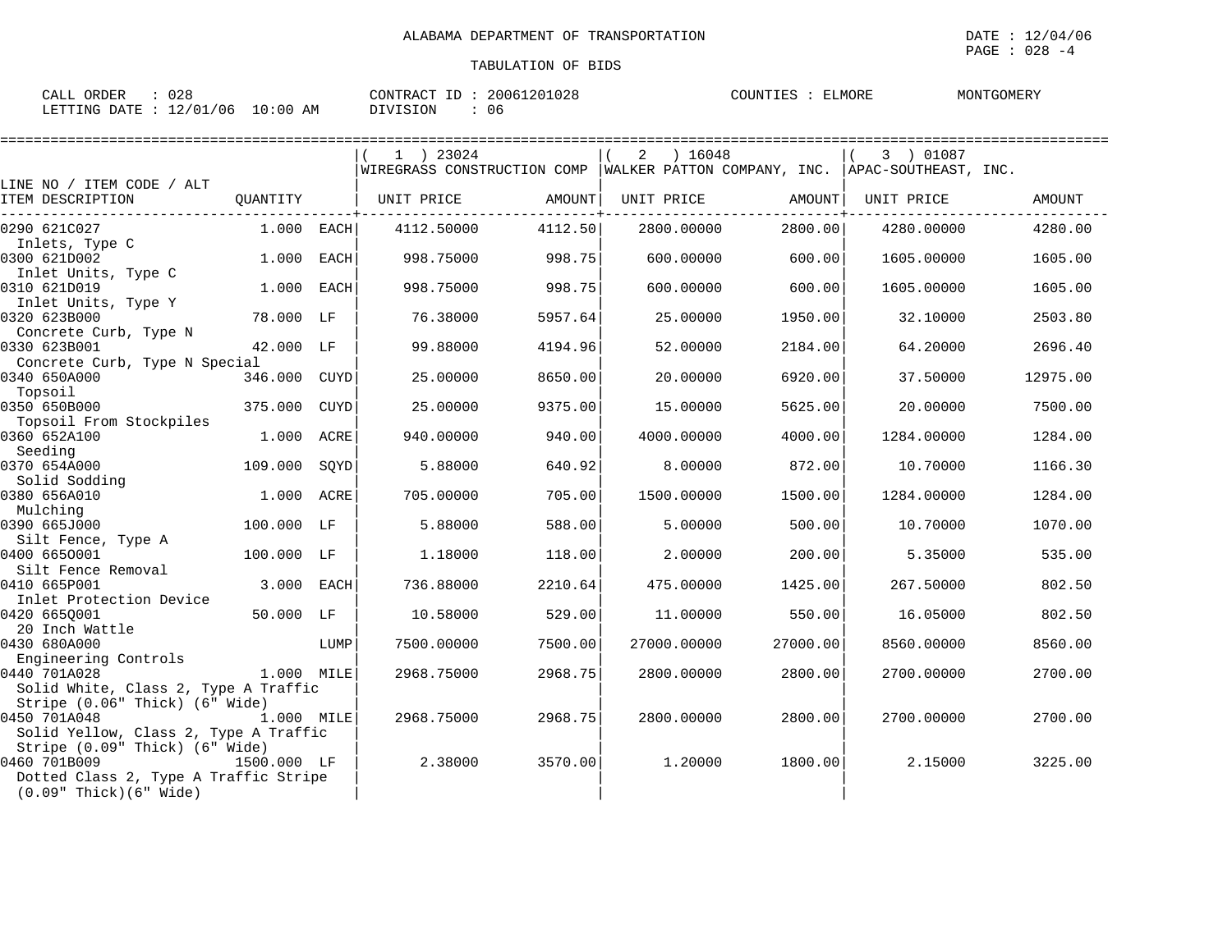ALABAMA DEPARTMENT OF TRANSPORTATION

TABULATION OF BIDS

DATE : 12/04/06
PAGE : 028 -4

CALL ORDER : 028 CONTRACT ID : 20061201028 COUNTIES : ELMORE MONTGOMERY
LETTING DATE : 12/01/06 10:00 AM DIVISION : 06

| LINE NO / ITEM CODE / ALT ITEM DESCRIPTION | QUANTITY | | ( 1 ) 23024 WIREGRASS CONSTRUCTION COMP UNIT PRICE | AMOUNT | ( 2 ) 16048 WALKER PATTON COMPANY, INC. UNIT PRICE | AMOUNT | ( 3 ) 01087 APAC-SOUTHEAST, INC. UNIT PRICE | AMOUNT |
|---|---|---|---|---|---|---|---|---|
| 0290 621C027 Inlets, Type C | 1.000 | EACH | 4112.50000 | 4112.50 | 2800.00000 | 2800.00 | 4280.00000 | 4280.00 |
| 0300 621D002 Inlet Units, Type C | 1.000 | EACH | 998.75000 | 998.75 | 600.00000 | 600.00 | 1605.00000 | 1605.00 |
| 0310 621D019 Inlet Units, Type Y | 1.000 | EACH | 998.75000 | 998.75 | 600.00000 | 600.00 | 1605.00000 | 1605.00 |
| 0320 623B000 Concrete Curb, Type N | 78.000 | LF | 76.38000 | 5957.64 | 25.00000 | 1950.00 | 32.10000 | 2503.80 |
| 0330 623B001 Concrete Curb, Type N Special | 42.000 | LF | 99.88000 | 4194.96 | 52.00000 | 2184.00 | 64.20000 | 2696.40 |
| 0340 650A000 Topsoil | 346.000 | CUYD | 25.00000 | 8650.00 | 20.00000 | 6920.00 | 37.50000 | 12975.00 |
| 0350 650B000 Topsoil From Stockpiles | 375.000 | CUYD | 25.00000 | 9375.00 | 15.00000 | 5625.00 | 20.00000 | 7500.00 |
| 0360 652A100 Seeding | 1.000 | ACRE | 940.00000 | 940.00 | 4000.00000 | 4000.00 | 1284.00000 | 1284.00 |
| 0370 654A000 Solid Sodding | 109.000 | SQYD | 5.88000 | 640.92 | 8.00000 | 872.00 | 10.70000 | 1166.30 |
| 0380 656A010 Mulching | 1.000 | ACRE | 705.00000 | 705.00 | 1500.00000 | 1500.00 | 1284.00000 | 1284.00 |
| 0390 665J000 Silt Fence, Type A | 100.000 | LF | 5.88000 | 588.00 | 5.00000 | 500.00 | 10.70000 | 1070.00 |
| 0400 665O001 Silt Fence Removal | 100.000 | LF | 1.18000 | 118.00 | 2.00000 | 200.00 | 5.35000 | 535.00 |
| 0410 665P001 Inlet Protection Device | 3.000 | EACH | 736.88000 | 2210.64 | 475.00000 | 1425.00 | 267.50000 | 802.50 |
| 0420 665Q001 20 Inch Wattle | 50.000 | LF | 10.58000 | 529.00 | 11.00000 | 550.00 | 16.05000 | 802.50 |
| 0430 680A000 Engineering Controls | | LUMP | 7500.00000 | 7500.00 | 27000.00000 | 27000.00 | 8560.00000 | 8560.00 |
| 0440 701A028 Solid White, Class 2, Type A Traffic Stripe (0.06" Thick) (6" Wide) | 1.000 | MILE | 2968.75000 | 2968.75 | 2800.00000 | 2800.00 | 2700.00000 | 2700.00 |
| 0450 701A048 Solid Yellow, Class 2, Type A Traffic Stripe (0.09" Thick) (6" Wide) | 1.000 | MILE | 2968.75000 | 2968.75 | 2800.00000 | 2800.00 | 2700.00000 | 2700.00 |
| 0460 701B009 Dotted Class 2, Type A Traffic Stripe (0.09" Thick)(6" Wide) | 1500.000 | LF | 2.38000 | 3570.00 | 1.20000 | 1800.00 | 2.15000 | 3225.00 |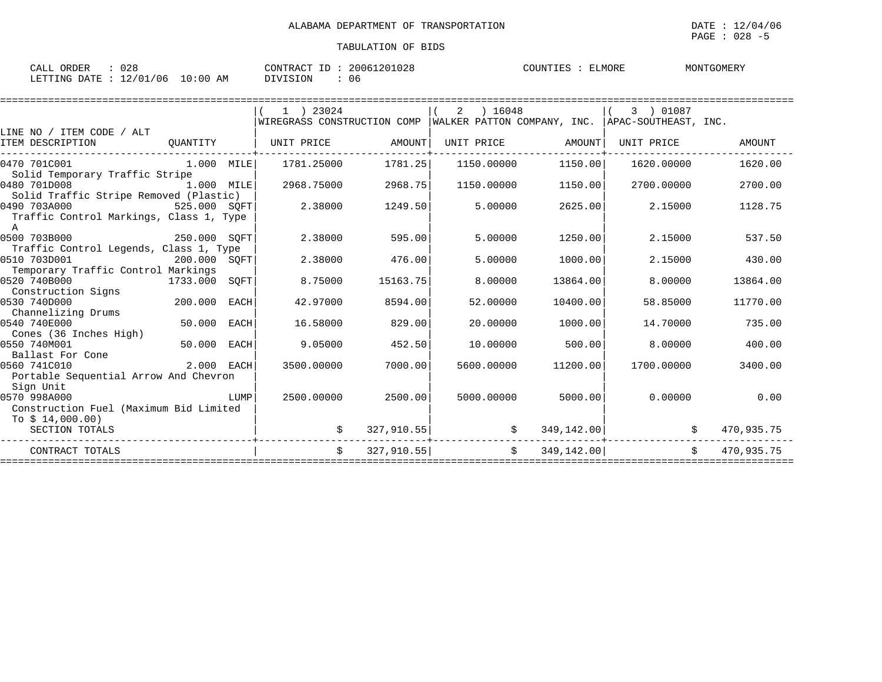ALABAMA DEPARTMENT OF TRANSPORTATION

TABULATION OF BIDS

DATE : 12/04/06
PAGE : 028 -5

CALL ORDER : 028
LETTING DATE : 12/01/06 10:00 AM

CONTRACT ID : 20061201028
DIVISION : 06

COUNTIES : ELMORE MONTGOMERY

| LINE NO / ITEM CODE / ALT ITEM DESCRIPTION | QUANTITY | (1) 23024 WIREGRASS CONSTRUCTION COMP UNIT PRICE | AMOUNT | (2) 16048 WALKER PATTON COMPANY, INC. UNIT PRICE | AMOUNT | (3) 01087 APAC-SOUTHEAST, INC. UNIT PRICE | AMOUNT |
|---|---|---|---|---|---|---|---|
| 0470 701C001 Solid Temporary Traffic Stripe | 1.000 MILE | 1781.25000 | 1781.25 | 1150.00000 | 1150.00 | 1620.00000 | 1620.00 |
| 0480 701D008 Solid Traffic Stripe Removed (Plastic) | 1.000 MILE | 2968.75000 | 2968.75 | 1150.00000 | 1150.00 | 2700.00000 | 2700.00 |
| 0490 703A000 Traffic Control Markings, Class 1, Type A | 525.000 SQFT | 2.38000 | 1249.50 | 5.00000 | 2625.00 | 2.15000 | 1128.75 |
| 0500 703B000 Traffic Control Legends, Class 1, Type | 250.000 SQFT | 2.38000 | 595.00 | 5.00000 | 1250.00 | 2.15000 | 537.50 |
| 0510 703D001 Temporary Traffic Control Markings | 200.000 SQFT | 2.38000 | 476.00 | 5.00000 | 1000.00 | 2.15000 | 430.00 |
| 0520 740B000 Construction Signs | 1733.000 SQFT | 8.75000 | 15163.75 | 8.00000 | 13864.00 | 8.00000 | 13864.00 |
| 0530 740D000 Channelizing Drums | 200.000 EACH | 42.97000 | 8594.00 | 52.00000 | 10400.00 | 58.85000 | 11770.00 |
| 0540 740E000 Cones (36 Inches High) | 50.000 EACH | 16.58000 | 829.00 | 20.00000 | 1000.00 | 14.70000 | 735.00 |
| 0550 740M001 Ballast For Cone | 50.000 EACH | 9.05000 | 452.50 | 10.00000 | 500.00 | 8.00000 | 400.00 |
| 0560 741C010 Portable Sequential Arrow And Chevron Sign Unit | 2.000 EACH | 3500.00000 | 7000.00 | 5600.00000 | 11200.00 | 1700.00000 | 3400.00 |
| 0570 998A000 Construction Fuel (Maximum Bid Limited To $ 14,000.00) | LUMP | 2500.00000 | 2500.00 | 5000.00000 | 5000.00 | 0.00000 | 0.00 |
| SECTION TOTALS | | $ | 327,910.55 | $ | 349,142.00 | $ | 470,935.75 |
| CONTRACT TOTALS | | $ | 327,910.55 | $ | 349,142.00 | $ | 470,935.75 |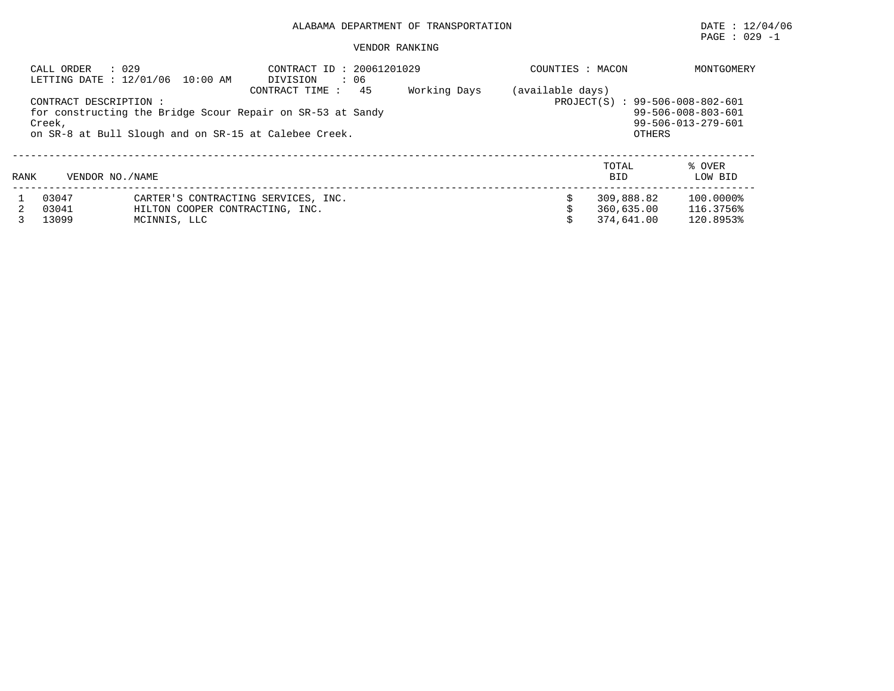ALABAMA DEPARTMENT OF TRANSPORTATION

DATE : 12/04/06

VENDOR RANKING

CALL ORDER : 029
LETTING DATE : 12/01/06 10:00 AM

CONTRACT ID : 20061201029
DIVISION : 06
CONTRACT TIME : 45 Working Days (available days)

COUNTIES : MACON MONTGOMERY

CONTRACT DESCRIPTION :
for constructing the Bridge Scour Repair on SR-53 at Sandy Creek,
on SR-8 at Bull Slough and on SR-15 at Calebee Creek.

PROJECT(S) : 99-506-008-802-601
99-506-008-803-601
99-506-013-279-601
OTHERS

| RANK | VENDOR NO./NAME | | TOTAL BID | % OVER LOW BID |
|---|---|---|---|---|
| 1 | 03047 | CARTER'S CONTRACTING SERVICES, INC. | $ 309,888.82 | 100.0000% |
| 2 | 03041 | HILTON COOPER CONTRACTING, INC. | $ 360,635.00 | 116.3756% |
| 3 | 13099 | MCINNIS, LLC | $ 374,641.00 | 120.8953% |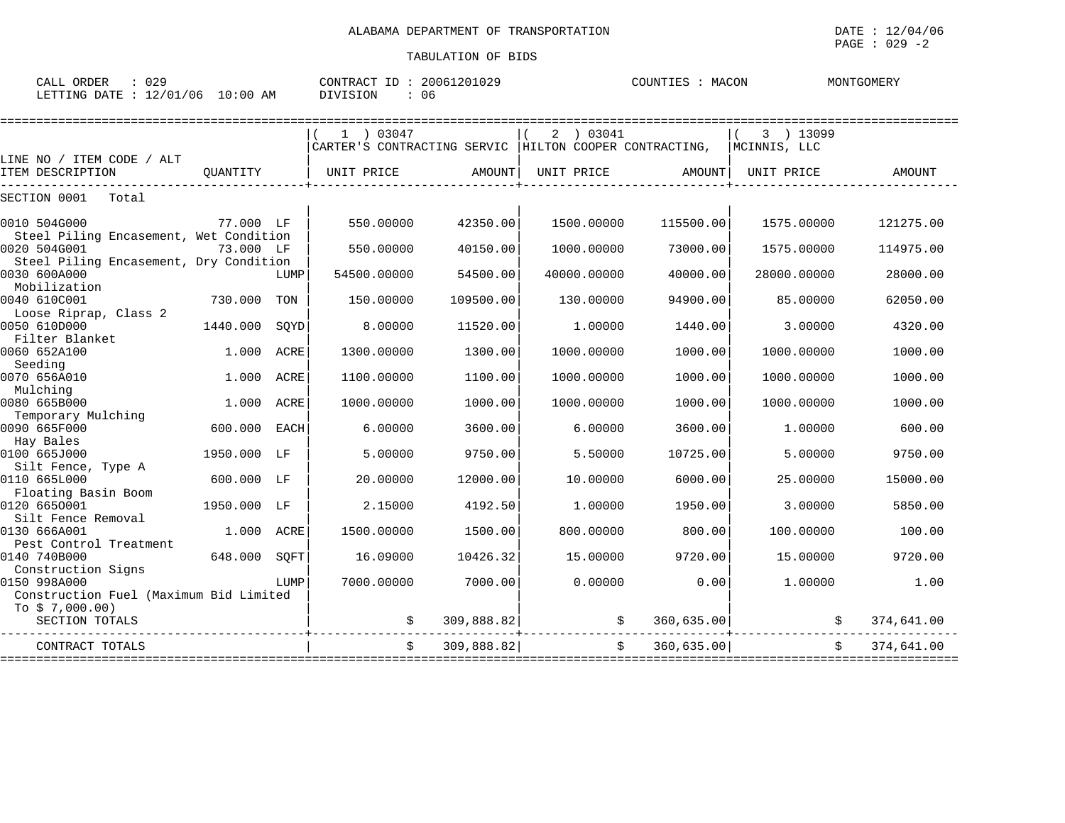ALABAMA DEPARTMENT OF TRANSPORTATION

TABULATION OF BIDS

CALL ORDER : 029 &nbsp;&nbsp; CONTRACT ID : 20061201029 &nbsp;&nbsp; COUNTIES : MACON &nbsp;&nbsp; MONTGOMERY

LETTING DATE : 12/01/06 10:00 AM &nbsp;&nbsp; DIVISION : 06

| LINE NO / ITEM CODE / ALT ITEM DESCRIPTION | QUANTITY | (1) 03047 CARTER'S CONTRACTING SERVIC UNIT PRICE | AMOUNT | (2) 03041 HILTON COOPER CONTRACTING, UNIT PRICE | AMOUNT | (3) 13099 MCINNIS, LLC UNIT PRICE | AMOUNT |
|---|---|---|---|---|---|---|---|
| SECTION 0001 Total | | | | | | | |
| 0010 504G000 Steel Piling Encasement, Wet Condition | 77.000 LF | 550.00000 | 42350.00 | 1500.00000 | 115500.00 | 1575.00000 | 121275.00 |
| 0020 504G001 Steel Piling Encasement, Dry Condition | 73.000 LF | 550.00000 | 40150.00 | 1000.00000 | 73000.00 | 1575.00000 | 114975.00 |
| 0030 600A000 Mobilization | LUMP | 54500.00000 | 54500.00 | 40000.00000 | 40000.00 | 28000.00000 | 28000.00 |
| 0040 610C001 Loose Riprap, Class 2 | 730.000 TON | 150.00000 | 109500.00 | 130.00000 | 94900.00 | 85.00000 | 62050.00 |
| 0050 610D000 Filter Blanket | 1440.000 SQYD | 8.00000 | 11520.00 | 1.00000 | 1440.00 | 3.00000 | 4320.00 |
| 0060 652A100 Seeding | 1.000 ACRE | 1300.00000 | 1300.00 | 1000.00000 | 1000.00 | 1000.00000 | 1000.00 |
| 0070 656A010 Mulching | 1.000 ACRE | 1100.00000 | 1100.00 | 1000.00000 | 1000.00 | 1000.00000 | 1000.00 |
| 0080 665B000 Temporary Mulching | 1.000 ACRE | 1000.00000 | 1000.00 | 1000.00000 | 1000.00 | 1000.00000 | 1000.00 |
| 0090 665F000 Hay Bales | 600.000 EACH | 6.00000 | 3600.00 | 6.00000 | 3600.00 | 1.00000 | 600.00 |
| 0100 665J000 Silt Fence, Type A | 1950.000 LF | 5.00000 | 9750.00 | 5.50000 | 10725.00 | 5.00000 | 9750.00 |
| 0110 665L000 Floating Basin Boom | 600.000 LF | 20.00000 | 12000.00 | 10.00000 | 6000.00 | 25.00000 | 15000.00 |
| 0120 665O001 Silt Fence Removal | 1950.000 LF | 2.15000 | 4192.50 | 1.00000 | 1950.00 | 3.00000 | 5850.00 |
| 0130 666A001 Pest Control Treatment | 1.000 ACRE | 1500.00000 | 1500.00 | 800.00000 | 800.00 | 100.00000 | 100.00 |
| 0140 740B000 Construction Signs | 648.000 SQFT | 16.09000 | 10426.32 | 15.00000 | 9720.00 | 15.00000 | 9720.00 |
| 0150 998A000 Construction Fuel (Maximum Bid Limited To $ 7,000.00) | LUMP | 7000.00000 | 7000.00 | 0.00000 | 0.00 | 1.00000 | 1.00 |
| SECTION TOTALS | | | $ 309,888.82 | | $ 360,635.00 | | $ 374,641.00 |
| CONTRACT TOTALS | | | $ 309,888.82 | | $ 360,635.00 | | $ 374,641.00 |